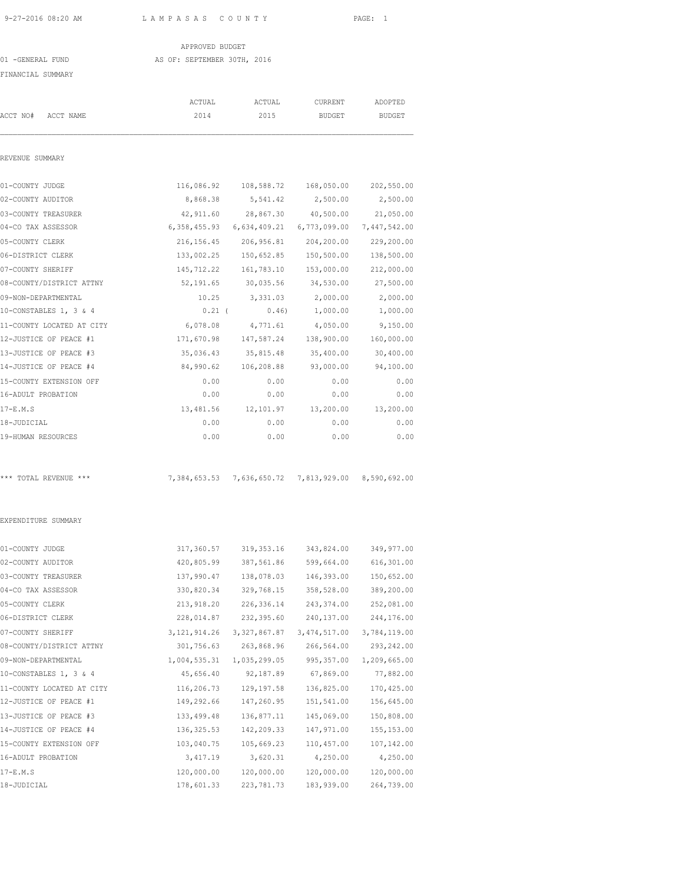LAMPASAS COUNTY

APPROVED BUDGET
AS OF: SEPTEMBER 30TH, 2016

01 -GENERAL FUND

FINANCIAL SUMMARY

| ACCT NO# ACCT NAME | ACTUAL 2014 | ACTUAL 2015 | CURRENT BUDGET | ADOPTED BUDGET |
|---|---|---|---|---|
| **REVENUE SUMMARY** | | | | |
| 01-COUNTY JUDGE | 116,086.92 | 108,588.72 | 168,050.00 | 202,550.00 |
| 02-COUNTY AUDITOR | 8,868.38 | 5,541.42 | 2,500.00 | 2,500.00 |
| 03-COUNTY TREASURER | 42,911.60 | 28,867.30 | 40,500.00 | 21,050.00 |
| 04-CO TAX ASSESSOR | 6,358,455.93 | 6,634,409.21 | 6,773,099.00 | 7,447,542.00 |
| 05-COUNTY CLERK | 216,156.45 | 206,956.81 | 204,200.00 | 229,200.00 |
| 06-DISTRICT CLERK | 133,002.25 | 150,652.85 | 150,500.00 | 138,500.00 |
| 07-COUNTY SHERIFF | 145,712.22 | 161,783.10 | 153,000.00 | 212,000.00 |
| 08-COUNTY/DISTRICT ATTNY | 52,191.65 | 30,035.56 | 34,530.00 | 27,500.00 |
| 09-NON-DEPARTMENTAL | 10.25 | 3,331.03 | 2,000.00 | 2,000.00 |
| 10-CONSTABLES 1, 3 & 4 | 0.21 | ( 0.46) | 1,000.00 | 1,000.00 |
| 11-COUNTY LOCATED AT CITY | 6,078.08 | 4,771.61 | 4,050.00 | 9,150.00 |
| 12-JUSTICE OF PEACE #1 | 171,670.98 | 147,587.24 | 138,900.00 | 160,000.00 |
| 13-JUSTICE OF PEACE #3 | 35,036.43 | 35,815.48 | 35,400.00 | 30,400.00 |
| 14-JUSTICE OF PEACE #4 | 84,990.62 | 106,208.88 | 93,000.00 | 94,100.00 |
| 15-COUNTY EXTENSION OFF | 0.00 | 0.00 | 0.00 | 0.00 |
| 16-ADULT PROBATION | 0.00 | 0.00 | 0.00 | 0.00 |
| 17-E.M.S | 13,481.56 | 12,101.97 | 13,200.00 | 13,200.00 |
| 18-JUDICIAL | 0.00 | 0.00 | 0.00 | 0.00 |
| 19-HUMAN RESOURCES | 0.00 | 0.00 | 0.00 | 0.00 |
| *** TOTAL REVENUE *** | 7,384,653.53 | 7,636,650.72 | 7,813,929.00 | 8,590,692.00 |
| **EXPENDITURE SUMMARY** | | | | |
| 01-COUNTY JUDGE | 317,360.57 | 319,353.16 | 343,824.00 | 349,977.00 |
| 02-COUNTY AUDITOR | 420,805.99 | 387,561.86 | 599,664.00 | 616,301.00 |
| 03-COUNTY TREASURER | 137,990.47 | 138,078.03 | 146,393.00 | 150,652.00 |
| 04-CO TAX ASSESSOR | 330,820.34 | 329,768.15 | 358,528.00 | 389,200.00 |
| 05-COUNTY CLERK | 213,918.20 | 226,336.14 | 243,374.00 | 252,081.00 |
| 06-DISTRICT CLERK | 228,014.87 | 232,395.60 | 240,137.00 | 244,176.00 |
| 07-COUNTY SHERIFF | 3,121,914.26 | 3,327,867.87 | 3,474,517.00 | 3,784,119.00 |
| 08-COUNTY/DISTRICT ATTNY | 301,756.63 | 263,868.96 | 266,564.00 | 293,242.00 |
| 09-NON-DEPARTMENTAL | 1,004,535.31 | 1,035,299.05 | 995,357.00 | 1,209,665.00 |
| 10-CONSTABLES 1, 3 & 4 | 45,656.40 | 92,187.89 | 67,869.00 | 77,882.00 |
| 11-COUNTY LOCATED AT CITY | 116,206.73 | 129,197.58 | 136,825.00 | 170,425.00 |
| 12-JUSTICE OF PEACE #1 | 149,292.66 | 147,260.95 | 151,541.00 | 156,645.00 |
| 13-JUSTICE OF PEACE #3 | 133,499.48 | 136,877.11 | 145,069.00 | 150,808.00 |
| 14-JUSTICE OF PEACE #4 | 136,325.53 | 142,209.33 | 147,971.00 | 155,153.00 |
| 15-COUNTY EXTENSION OFF | 103,040.75 | 105,669.23 | 110,457.00 | 107,142.00 |
| 16-ADULT PROBATION | 3,417.19 | 3,620.31 | 4,250.00 | 4,250.00 |
| 17-E.M.S | 120,000.00 | 120,000.00 | 120,000.00 | 120,000.00 |
| 18-JUDICIAL | 178,601.33 | 223,781.73 | 183,939.00 | 264,739.00 |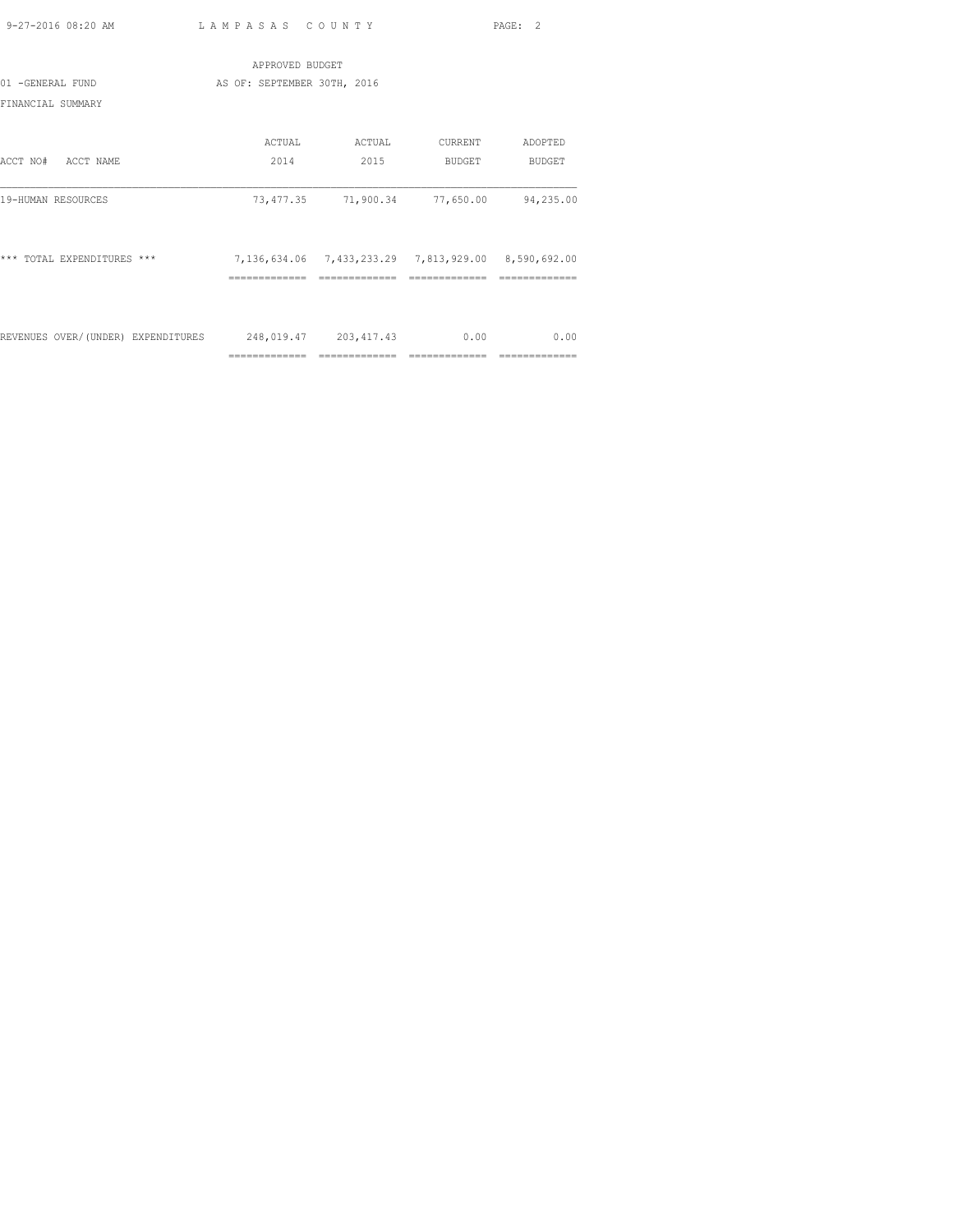APPROVED BUDGET

01 -GENERAL FUND AS OF: SEPTEMBER 30TH, 2016

FINANCIAL SUMMARY

| ACCT NO# ACCT NAME | ACTUAL 2014 | ACTUAL 2015 | CURRENT BUDGET | ADOPTED BUDGET |
|---|---|---|---|---|
| 19-HUMAN RESOURCES | 73,477.35 | 71,900.34 | 77,650.00 | 94,235.00 |
| *** TOTAL EXPENDITURES *** | 7,136,634.06 | 7,433,233.29 | 7,813,929.00 | 8,590,692.00 |
| REVENUES OVER/(UNDER) EXPENDITURES | 248,019.47 | 203,417.43 | 0.00 | 0.00 |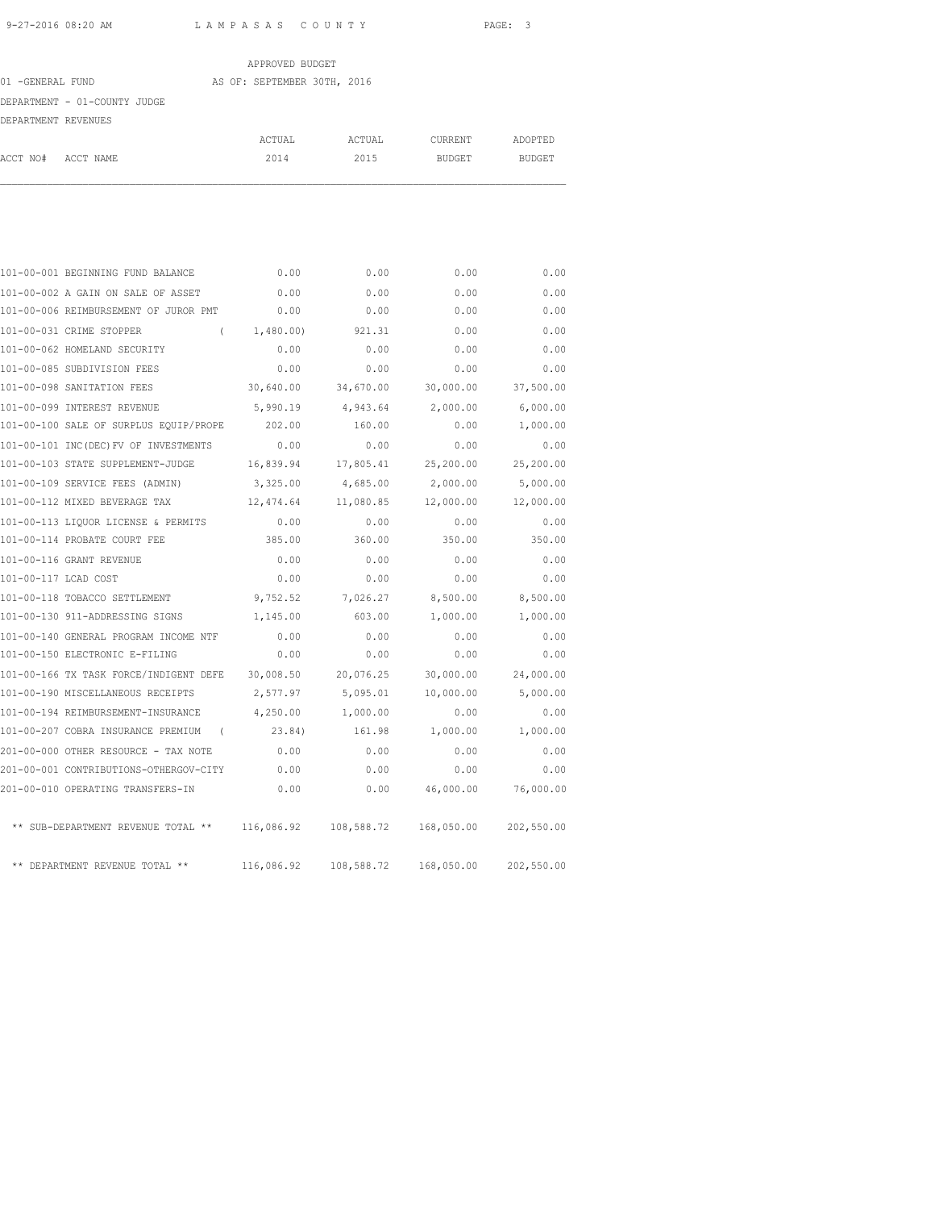APPROVED BUDGET

01 -GENERAL FUND AS OF: SEPTEMBER 30TH, 2016

DEPARTMENT - 01-COUNTY JUDGE

DEPARTMENT REVENUES

| ACCT NO# | ACCT NAME | ACTUAL 2014 | ACTUAL 2015 | CURRENT BUDGET | ADOPTED BUDGET |
|---|---|---|---|---|---|
| 101-00-001 | BEGINNING FUND BALANCE | 0.00 | 0.00 | 0.00 | 0.00 |
| 101-00-002 | A GAIN ON SALE OF ASSET | 0.00 | 0.00 | 0.00 | 0.00 |
| 101-00-006 | REIMBURSEMENT OF JUROR PMT | 0.00 | 0.00 | 0.00 | 0.00 |
| 101-00-031 | CRIME STOPPER | ( 1,480.00) | 921.31 | 0.00 | 0.00 |
| 101-00-062 | HOMELAND SECURITY | 0.00 | 0.00 | 0.00 | 0.00 |
| 101-00-085 | SUBDIVISION FEES | 0.00 | 0.00 | 0.00 | 0.00 |
| 101-00-098 | SANITATION FEES | 30,640.00 | 34,670.00 | 30,000.00 | 37,500.00 |
| 101-00-099 | INTEREST REVENUE | 5,990.19 | 4,943.64 | 2,000.00 | 6,000.00 |
| 101-00-100 | SALE OF SURPLUS EQUIP/PROPE | 202.00 | 160.00 | 0.00 | 1,000.00 |
| 101-00-101 | INC(DEC)FV OF INVESTMENTS | 0.00 | 0.00 | 0.00 | 0.00 |
| 101-00-103 | STATE SUPPLEMENT-JUDGE | 16,839.94 | 17,805.41 | 25,200.00 | 25,200.00 |
| 101-00-109 | SERVICE FEES (ADMIN) | 3,325.00 | 4,685.00 | 2,000.00 | 5,000.00 |
| 101-00-112 | MIXED BEVERAGE TAX | 12,474.64 | 11,080.85 | 12,000.00 | 12,000.00 |
| 101-00-113 | LIQUOR LICENSE & PERMITS | 0.00 | 0.00 | 0.00 | 0.00 |
| 101-00-114 | PROBATE COURT FEE | 385.00 | 360.00 | 350.00 | 350.00 |
| 101-00-116 | GRANT REVENUE | 0.00 | 0.00 | 0.00 | 0.00 |
| 101-00-117 | LCAD COST | 0.00 | 0.00 | 0.00 | 0.00 |
| 101-00-118 | TOBACCO SETTLEMENT | 9,752.52 | 7,026.27 | 8,500.00 | 8,500.00 |
| 101-00-130 | 911-ADDRESSING SIGNS | 1,145.00 | 603.00 | 1,000.00 | 1,000.00 |
| 101-00-140 | GENERAL PROGRAM INCOME NTF | 0.00 | 0.00 | 0.00 | 0.00 |
| 101-00-150 | ELECTRONIC E-FILING | 0.00 | 0.00 | 0.00 | 0.00 |
| 101-00-166 | TX TASK FORCE/INDIGENT DEFE | 30,008.50 | 20,076.25 | 30,000.00 | 24,000.00 |
| 101-00-190 | MISCELLANEOUS RECEIPTS | 2,577.97 | 5,095.01 | 10,000.00 | 5,000.00 |
| 101-00-194 | REIMBURSEMENT-INSURANCE | 4,250.00 | 1,000.00 | 0.00 | 0.00 |
| 101-00-207 | COBRA INSURANCE PREMIUM | ( 23.84) | 161.98 | 1,000.00 | 1,000.00 |
| 201-00-000 | OTHER RESOURCE - TAX NOTE | 0.00 | 0.00 | 0.00 | 0.00 |
| 201-00-001 | CONTRIBUTIONS-OTHERGOV-CITY | 0.00 | 0.00 | 0.00 | 0.00 |
| 201-00-010 | OPERATING TRANSFERS-IN | 0.00 | 0.00 | 46,000.00 | 76,000.00 |
| | ** SUB-DEPARTMENT REVENUE TOTAL ** | 116,086.92 | 108,588.72 | 168,050.00 | 202,550.00 |
| | ** DEPARTMENT REVENUE TOTAL ** | 116,086.92 | 108,588.72 | 168,050.00 | 202,550.00 |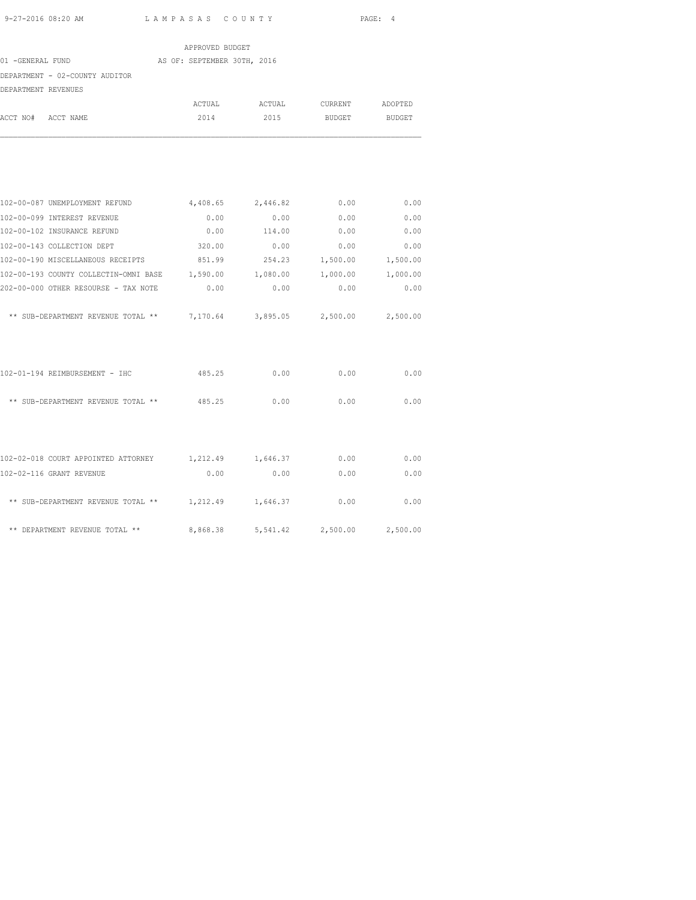APPROVED BUDGET

01 -GENERAL FUND AS OF: SEPTEMBER 30TH, 2016

DEPARTMENT - 02-COUNTY AUDITOR

DEPARTMENT REVENUES

| ACCT NO# ACCT NAME | ACTUAL 2014 | ACTUAL 2015 | CURRENT BUDGET | ADOPTED BUDGET |
|---|---|---|---|---|
| 102-00-087 UNEMPLOYMENT REFUND | 4,408.65 | 2,446.82 | 0.00 | 0.00 |
| 102-00-099 INTEREST REVENUE | 0.00 | 0.00 | 0.00 | 0.00 |
| 102-00-102 INSURANCE REFUND | 0.00 | 114.00 | 0.00 | 0.00 |
| 102-00-143 COLLECTION DEPT | 320.00 | 0.00 | 0.00 | 0.00 |
| 102-00-190 MISCELLANEOUS RECEIPTS | 851.99 | 254.23 | 1,500.00 | 1,500.00 |
| 102-00-193 COUNTY COLLECTIN-OMNI BASE | 1,590.00 | 1,080.00 | 1,000.00 | 1,000.00 |
| 202-00-000 OTHER RESOURSE - TAX NOTE | 0.00 | 0.00 | 0.00 | 0.00 |
| ** SUB-DEPARTMENT REVENUE TOTAL ** | 7,170.64 | 3,895.05 | 2,500.00 | 2,500.00 |
| 102-01-194 REIMBURSEMENT - IHC | 485.25 | 0.00 | 0.00 | 0.00 |
| ** SUB-DEPARTMENT REVENUE TOTAL ** | 485.25 | 0.00 | 0.00 | 0.00 |
| 102-02-018 COURT APPOINTED ATTORNEY | 1,212.49 | 1,646.37 | 0.00 | 0.00 |
| 102-02-116 GRANT REVENUE | 0.00 | 0.00 | 0.00 | 0.00 |
| ** SUB-DEPARTMENT REVENUE TOTAL ** | 1,212.49 | 1,646.37 | 0.00 | 0.00 |
| ** DEPARTMENT REVENUE TOTAL ** | 8,868.38 | 5,541.42 | 2,500.00 | 2,500.00 |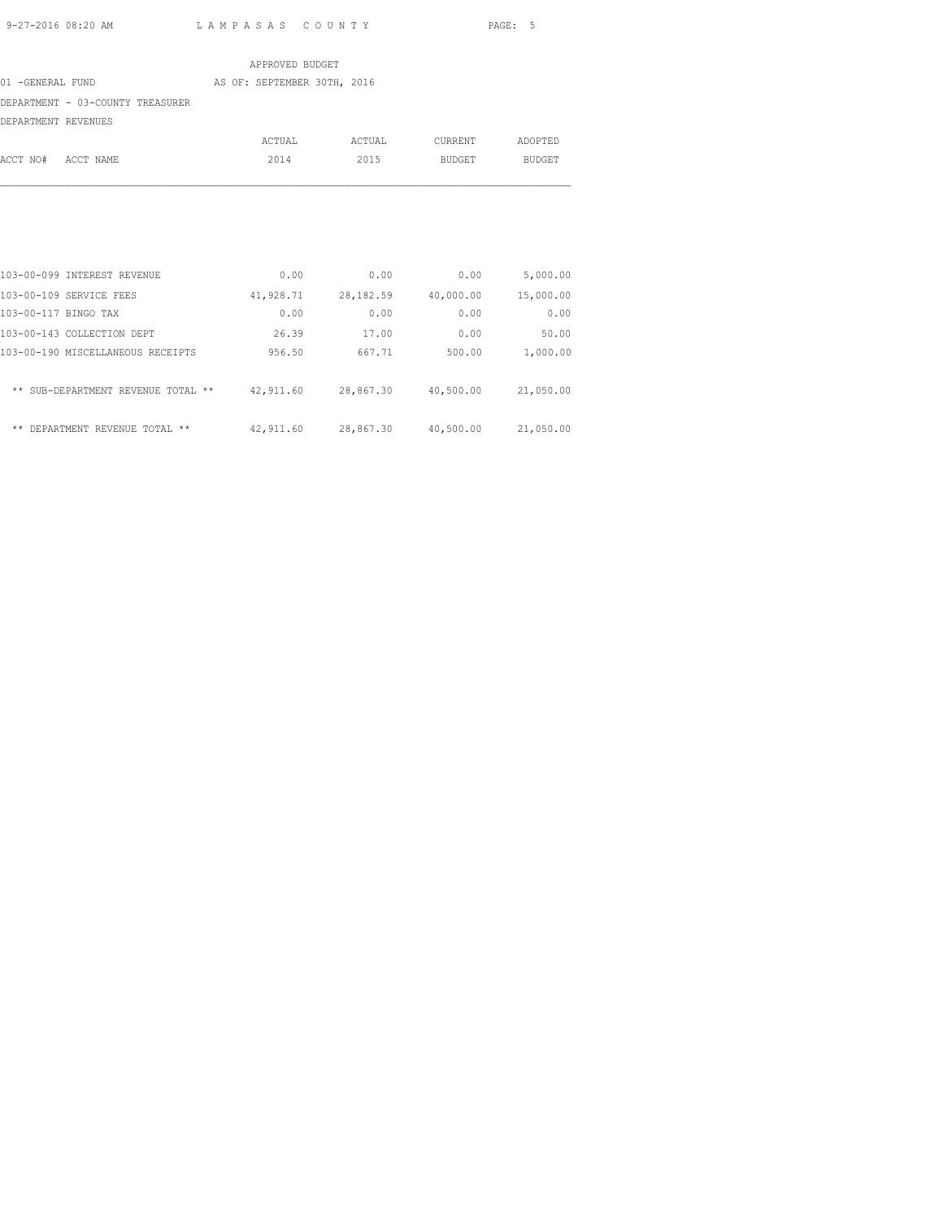APPROVED BUDGET

01 -GENERAL FUND AS OF: SEPTEMBER 30TH, 2016

DEPARTMENT - 03-COUNTY TREASURER

DEPARTMENT REVENUES

| ACCT NO# ACCT NAME | ACTUAL 2014 | ACTUAL 2015 | CURRENT BUDGET | ADOPTED BUDGET |
|---|---|---|---|---|
| 103-00-099 INTEREST REVENUE | 0.00 | 0.00 | 0.00 | 5,000.00 |
| 103-00-109 SERVICE FEES | 41,928.71 | 28,182.59 | 40,000.00 | 15,000.00 |
| 103-00-117 BINGO TAX | 0.00 | 0.00 | 0.00 | 0.00 |
| 103-00-143 COLLECTION DEPT | 26.39 | 17.00 | 0.00 | 50.00 |
| 103-00-190 MISCELLANEOUS RECEIPTS | 956.50 | 667.71 | 500.00 | 1,000.00 |
| ** SUB-DEPARTMENT REVENUE TOTAL ** | 42,911.60 | 28,867.30 | 40,500.00 | 21,050.00 |
| ** DEPARTMENT REVENUE TOTAL ** | 42,911.60 | 28,867.30 | 40,500.00 | 21,050.00 |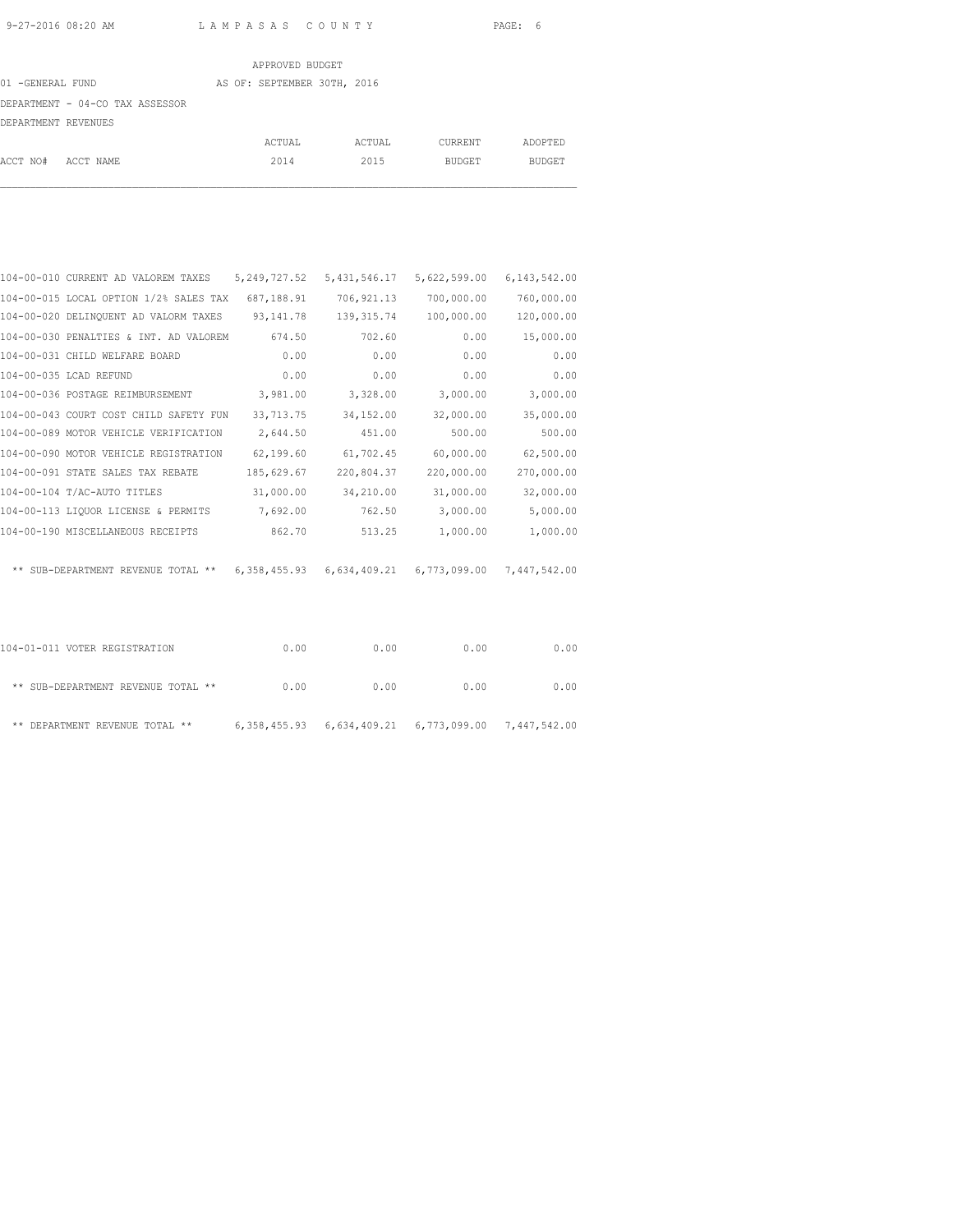LAMPASAS COUNTY

APPROVED BUDGET

01 -GENERAL FUND AS OF: SEPTEMBER 30TH, 2016

DEPARTMENT - 04-CO TAX ASSESSOR

DEPARTMENT REVENUES

| ACCT NO# | ACCT NAME | ACTUAL 2014 | ACTUAL 2015 | CURRENT BUDGET | ADOPTED BUDGET |
|---|---|---|---|---|---|
| 104-00-010 | CURRENT AD VALOREM TAXES | 5,249,727.52 | 5,431,546.17 | 5,622,599.00 | 6,143,542.00 |
| 104-00-015 | LOCAL OPTION 1/2% SALES TAX | 687,188.91 | 706,921.13 | 700,000.00 | 760,000.00 |
| 104-00-020 | DELINQUENT AD VALORM TAXES | 93,141.78 | 139,315.74 | 100,000.00 | 120,000.00 |
| 104-00-030 | PENALTIES & INT. AD VALOREM | 674.50 | 702.60 | 0.00 | 15,000.00 |
| 104-00-031 | CHILD WELFARE BOARD | 0.00 | 0.00 | 0.00 | 0.00 |
| 104-00-035 | LCAD REFUND | 0.00 | 0.00 | 0.00 | 0.00 |
| 104-00-036 | POSTAGE REIMBURSEMENT | 3,981.00 | 3,328.00 | 3,000.00 | 3,000.00 |
| 104-00-043 | COURT COST CHILD SAFETY FUN | 33,713.75 | 34,152.00 | 32,000.00 | 35,000.00 |
| 104-00-089 | MOTOR VEHICLE VERIFICATION | 2,644.50 | 451.00 | 500.00 | 500.00 |
| 104-00-090 | MOTOR VEHICLE REGISTRATION | 62,199.60 | 61,702.45 | 60,000.00 | 62,500.00 |
| 104-00-091 | STATE SALES TAX REBATE | 185,629.67 | 220,804.37 | 220,000.00 | 270,000.00 |
| 104-00-104 | T/AC-AUTO TITLES | 31,000.00 | 34,210.00 | 31,000.00 | 32,000.00 |
| 104-00-113 | LIQUOR LICENSE & PERMITS | 7,692.00 | 762.50 | 3,000.00 | 5,000.00 |
| 104-00-190 | MISCELLANEOUS RECEIPTS | 862.70 | 513.25 | 1,000.00 | 1,000.00 |
| | ** SUB-DEPARTMENT REVENUE TOTAL ** | 6,358,455.93 | 6,634,409.21 | 6,773,099.00 | 7,447,542.00 |
| 104-01-011 | VOTER REGISTRATION | 0.00 | 0.00 | 0.00 | 0.00 |
| | ** SUB-DEPARTMENT REVENUE TOTAL ** | 0.00 | 0.00 | 0.00 | 0.00 |
| | ** DEPARTMENT REVENUE TOTAL ** | 6,358,455.93 | 6,634,409.21 | 6,773,099.00 | 7,447,542.00 |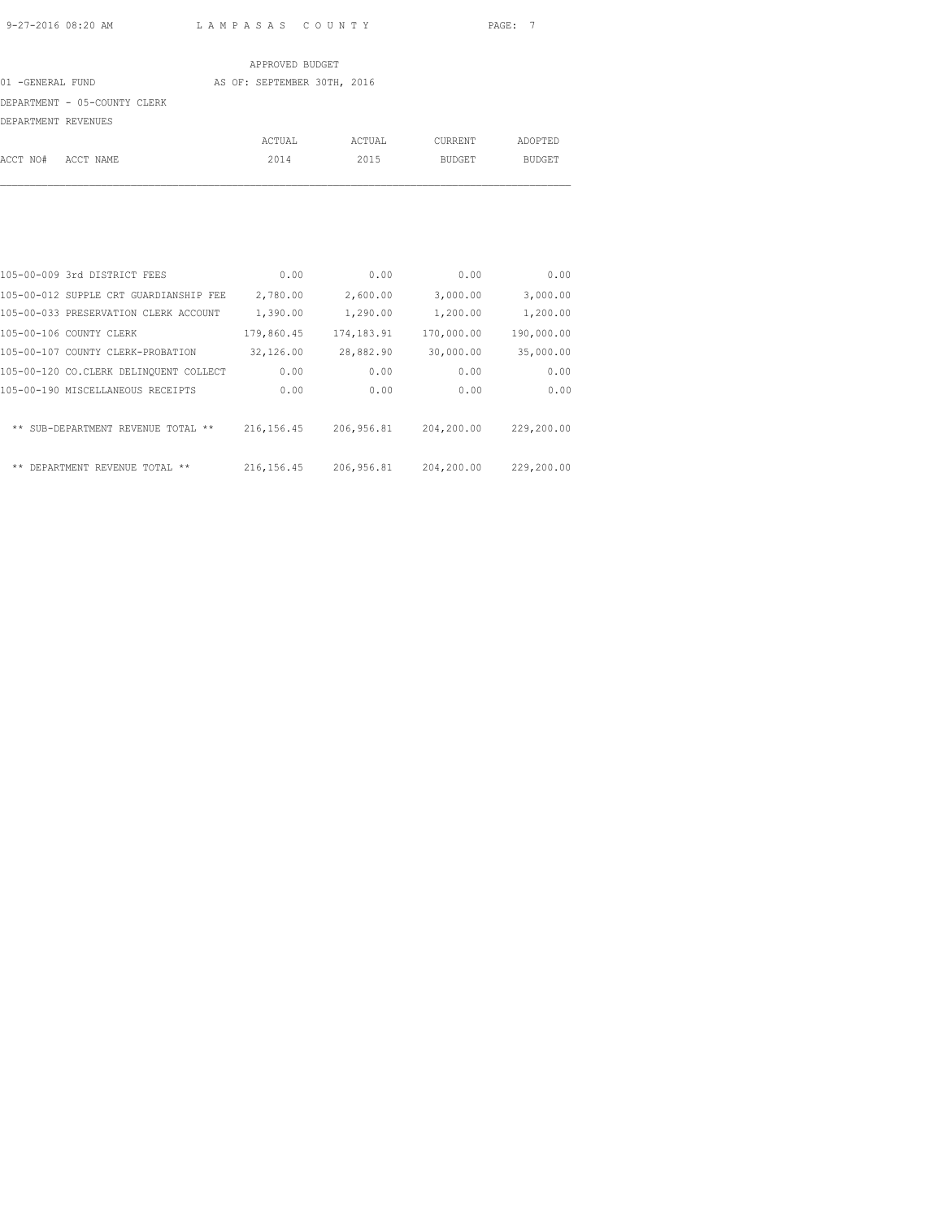APPROVED BUDGET

01 -GENERAL FUND AS OF: SEPTEMBER 30TH, 2016

DEPARTMENT - 05-COUNTY CLERK

DEPARTMENT REVENUES

| ACCT NO# ACCT NAME | ACTUAL 2014 | ACTUAL 2015 | CURRENT BUDGET | ADOPTED BUDGET |
|---|---|---|---|---|
| 105-00-009 3rd DISTRICT FEES | 0.00 | 0.00 | 0.00 | 0.00 |
| 105-00-012 SUPPLE CRT GUARDIANSHIP FEE | 2,780.00 | 2,600.00 | 3,000.00 | 3,000.00 |
| 105-00-033 PRESERVATION CLERK ACCOUNT | 1,390.00 | 1,290.00 | 1,200.00 | 1,200.00 |
| 105-00-106 COUNTY CLERK | 179,860.45 | 174,183.91 | 170,000.00 | 190,000.00 |
| 105-00-107 COUNTY CLERK-PROBATION | 32,126.00 | 28,882.90 | 30,000.00 | 35,000.00 |
| 105-00-120 CO.CLERK DELINQUENT COLLECT | 0.00 | 0.00 | 0.00 | 0.00 |
| 105-00-190 MISCELLANEOUS RECEIPTS | 0.00 | 0.00 | 0.00 | 0.00 |
| ** SUB-DEPARTMENT REVENUE TOTAL ** | 216,156.45 | 206,956.81 | 204,200.00 | 229,200.00 |
| ** DEPARTMENT REVENUE TOTAL ** | 216,156.45 | 206,956.81 | 204,200.00 | 229,200.00 |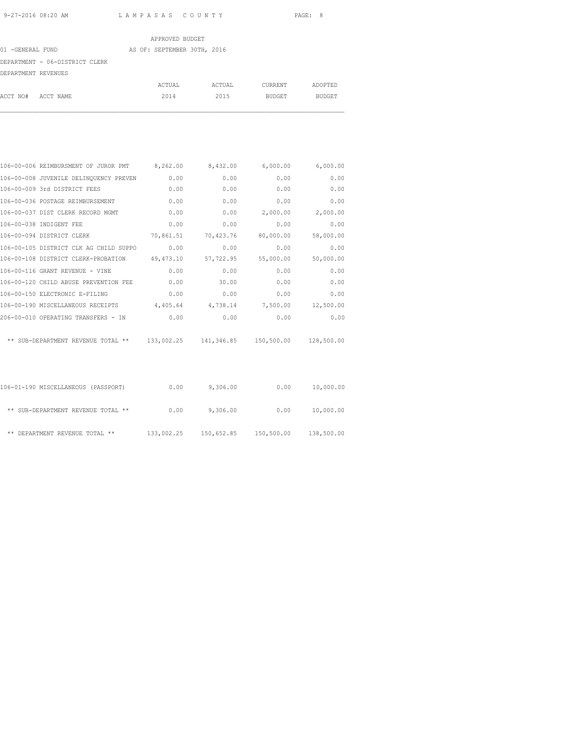APPROVED BUDGET

01 -GENERAL FUND AS OF: SEPTEMBER 30TH, 2016

DEPARTMENT - 06-DISTRICT CLERK

DEPARTMENT REVENUES

| ACCT NO# ACCT NAME | ACTUAL 2014 | ACTUAL 2015 | CURRENT BUDGET | ADOPTED BUDGET |
|---|---|---|---|---|
| 106-00-006 REIMBURSMENT OF JUROR PMT | 8,262.00 | 8,432.00 | 6,000.00 | 6,000.00 |
| 106-00-008 JUVENILE DELINQUENCY PREVEN | 0.00 | 0.00 | 0.00 | 0.00 |
| 106-00-009 3rd DISTRICT FEES | 0.00 | 0.00 | 0.00 | 0.00 |
| 106-00-036 POSTAGE REIMBURSEMENT | 0.00 | 0.00 | 0.00 | 0.00 |
| 106-00-037 DIST CLERK RECORD MGMT | 0.00 | 0.00 | 2,000.00 | 2,000.00 |
| 106-00-038 INDIGENT FEE | 0.00 | 0.00 | 0.00 | 0.00 |
| 106-00-094 DISTRICT CLERK | 70,861.51 | 70,423.76 | 80,000.00 | 58,000.00 |
| 106-00-105 DISTRICT CLK AG CHILD SUPPO | 0.00 | 0.00 | 0.00 | 0.00 |
| 106-00-108 DISTRICT CLERK-PROBATION | 49,473.10 | 57,722.95 | 55,000.00 | 50,000.00 |
| 106-00-116 GRANT REVENUE - VINE | 0.00 | 0.00 | 0.00 | 0.00 |
| 106-00-120 CHILD ABUSE PREVENTION FEE | 0.00 | 30.00 | 0.00 | 0.00 |
| 106-00-150 ELECTRONIC E-FILING | 0.00 | 0.00 | 0.00 | 0.00 |
| 106-00-190 MISCELLANEOUS RECEIPTS | 4,405.64 | 4,738.14 | 7,500.00 | 12,500.00 |
| 206-00-010 OPERATING TRANSFERS - IN | 0.00 | 0.00 | 0.00 | 0.00 |
| ** SUB-DEPARTMENT REVENUE TOTAL ** | 133,002.25 | 141,346.85 | 150,500.00 | 128,500.00 |
| 106-01-190 MISCELLANEOUS (PASSPORT) | 0.00 | 9,306.00 | 0.00 | 10,000.00 |
| ** SUB-DEPARTMENT REVENUE TOTAL ** | 0.00 | 9,306.00 | 0.00 | 10,000.00 |
| ** DEPARTMENT REVENUE TOTAL ** | 133,002.25 | 150,652.85 | 150,500.00 | 138,500.00 |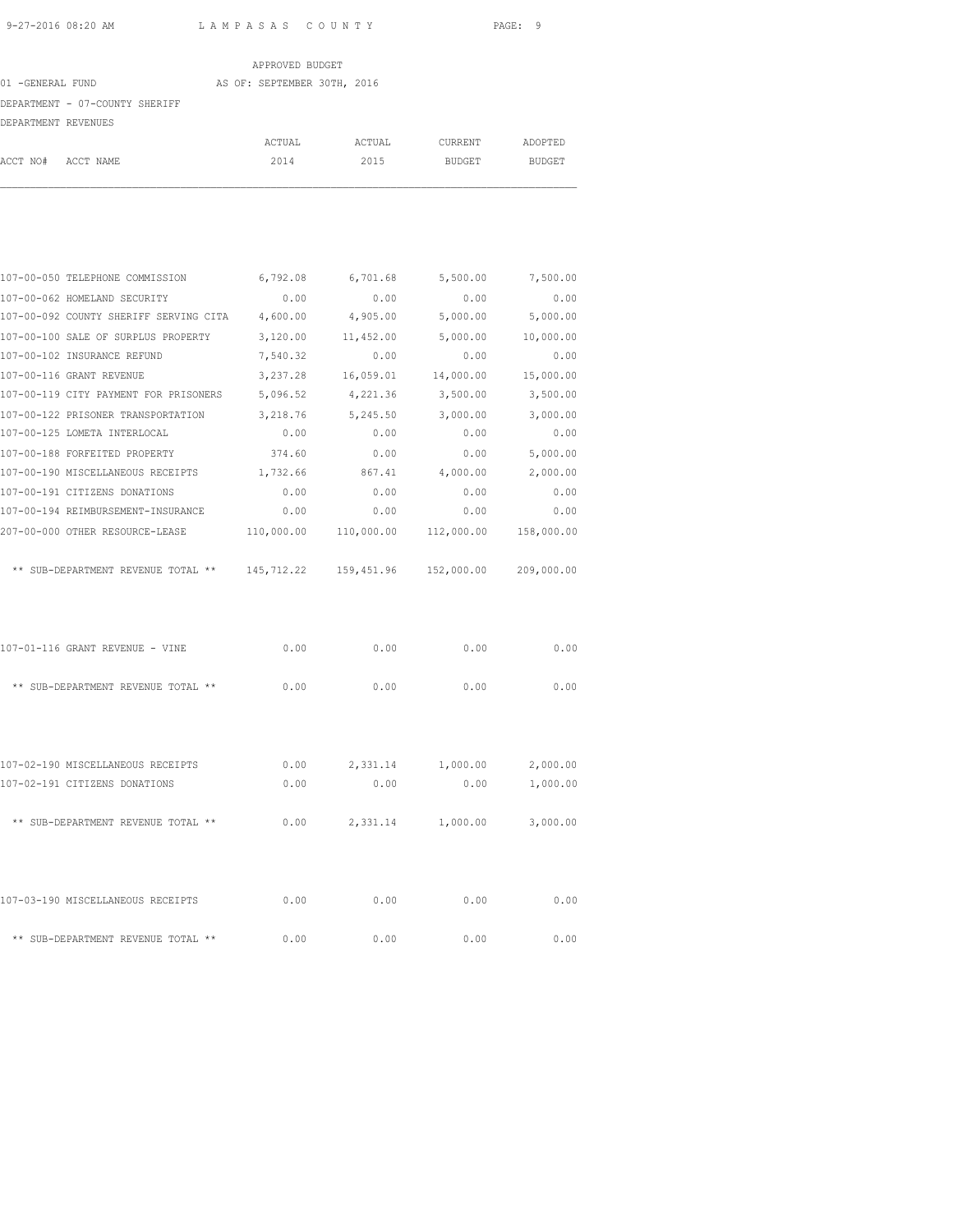APPROVED BUDGET

01 -GENERAL FUND AS OF: SEPTEMBER 30TH, 2016

DEPARTMENT - 07-COUNTY SHERIFF

DEPARTMENT REVENUES

| ACCT NO# ACCT NAME | ACTUAL 2014 | ACTUAL 2015 | CURRENT BUDGET | ADOPTED BUDGET |
|---|---|---|---|---|
| 107-00-050 TELEPHONE COMMISSION | 6,792.08 | 6,701.68 | 5,500.00 | 7,500.00 |
| 107-00-062 HOMELAND SECURITY | 0.00 | 0.00 | 0.00 | 0.00 |
| 107-00-092 COUNTY SHERIFF SERVING CITA | 4,600.00 | 4,905.00 | 5,000.00 | 5,000.00 |
| 107-00-100 SALE OF SURPLUS PROPERTY | 3,120.00 | 11,452.00 | 5,000.00 | 10,000.00 |
| 107-00-102 INSURANCE REFUND | 7,540.32 | 0.00 | 0.00 | 0.00 |
| 107-00-116 GRANT REVENUE | 3,237.28 | 16,059.01 | 14,000.00 | 15,000.00 |
| 107-00-119 CITY PAYMENT FOR PRISONERS | 5,096.52 | 4,221.36 | 3,500.00 | 3,500.00 |
| 107-00-122 PRISONER TRANSPORTATION | 3,218.76 | 5,245.50 | 3,000.00 | 3,000.00 |
| 107-00-125 LOMETA INTERLOCAL | 0.00 | 0.00 | 0.00 | 0.00 |
| 107-00-188 FORFEITED PROPERTY | 374.60 | 0.00 | 0.00 | 5,000.00 |
| 107-00-190 MISCELLANEOUS RECEIPTS | 1,732.66 | 867.41 | 4,000.00 | 2,000.00 |
| 107-00-191 CITIZENS DONATIONS | 0.00 | 0.00 | 0.00 | 0.00 |
| 107-00-194 REIMBURSEMENT-INSURANCE | 0.00 | 0.00 | 0.00 | 0.00 |
| 207-00-000 OTHER RESOURCE-LEASE | 110,000.00 | 110,000.00 | 112,000.00 | 158,000.00 |
| ** SUB-DEPARTMENT REVENUE TOTAL ** | 145,712.22 | 159,451.96 | 152,000.00 | 209,000.00 |
| | | | | |
| 107-01-116 GRANT REVENUE - VINE | 0.00 | 0.00 | 0.00 | 0.00 |
| ** SUB-DEPARTMENT REVENUE TOTAL ** | 0.00 | 0.00 | 0.00 | 0.00 |
| | | | | |
| 107-02-190 MISCELLANEOUS RECEIPTS | 0.00 | 2,331.14 | 1,000.00 | 2,000.00 |
| 107-02-191 CITIZENS DONATIONS | 0.00 | 0.00 | 0.00 | 1,000.00 |
| ** SUB-DEPARTMENT REVENUE TOTAL ** | 0.00 | 2,331.14 | 1,000.00 | 3,000.00 |
| | | | | |
| 107-03-190 MISCELLANEOUS RECEIPTS | 0.00 | 0.00 | 0.00 | 0.00 |
| ** SUB-DEPARTMENT REVENUE TOTAL ** | 0.00 | 0.00 | 0.00 | 0.00 |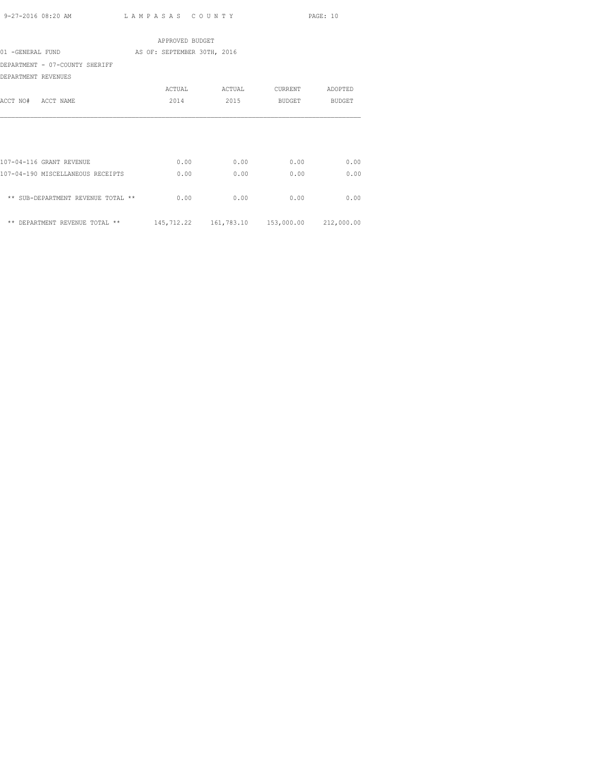APPROVED BUDGET

01 -GENERAL FUND AS OF: SEPTEMBER 30TH, 2016

DEPARTMENT - 07-COUNTY SHERIFF

DEPARTMENT REVENUES

| ACCT NO# ACCT NAME | ACTUAL 2014 | ACTUAL 2015 | CURRENT BUDGET | ADOPTED BUDGET |
|---|---|---|---|---|
| 107-04-116 GRANT REVENUE | 0.00 | 0.00 | 0.00 | 0.00 |
| 107-04-190 MISCELLANEOUS RECEIPTS | 0.00 | 0.00 | 0.00 | 0.00 |
| ** SUB-DEPARTMENT REVENUE TOTAL ** | 0.00 | 0.00 | 0.00 | 0.00 |
| ** DEPARTMENT REVENUE TOTAL ** | 145,712.22 | 161,783.10 | 153,000.00 | 212,000.00 |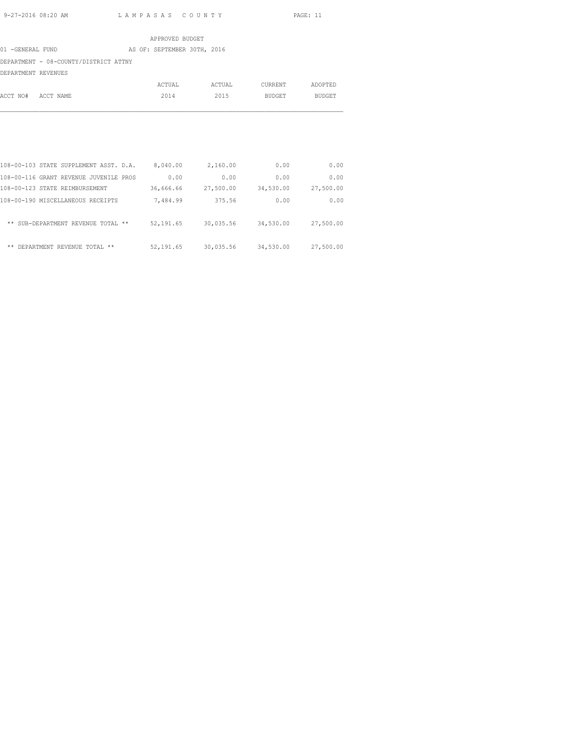APPROVED BUDGET

01 -GENERAL FUND AS OF: SEPTEMBER 30TH, 2016

DEPARTMENT - 08-COUNTY/DISTRICT ATTNY

DEPARTMENT REVENUES

| ACCT NO# ACCT NAME | ACTUAL 2014 | ACTUAL 2015 | CURRENT BUDGET | ADOPTED BUDGET |
|---|---|---|---|---|
| 108-00-103 STATE SUPPLEMENT ASST. D.A. | 8,040.00 | 2,160.00 | 0.00 | 0.00 |
| 108-00-116 GRANT REVENUE JUVENILE PROS | 0.00 | 0.00 | 0.00 | 0.00 |
| 108-00-123 STATE REIMBURSEMENT | 36,666.66 | 27,500.00 | 34,530.00 | 27,500.00 |
| 108-00-190 MISCELLANEOUS RECEIPTS | 7,484.99 | 375.56 | 0.00 | 0.00 |
| ** SUB-DEPARTMENT REVENUE TOTAL ** | 52,191.65 | 30,035.56 | 34,530.00 | 27,500.00 |
| ** DEPARTMENT REVENUE TOTAL ** | 52,191.65 | 30,035.56 | 34,530.00 | 27,500.00 |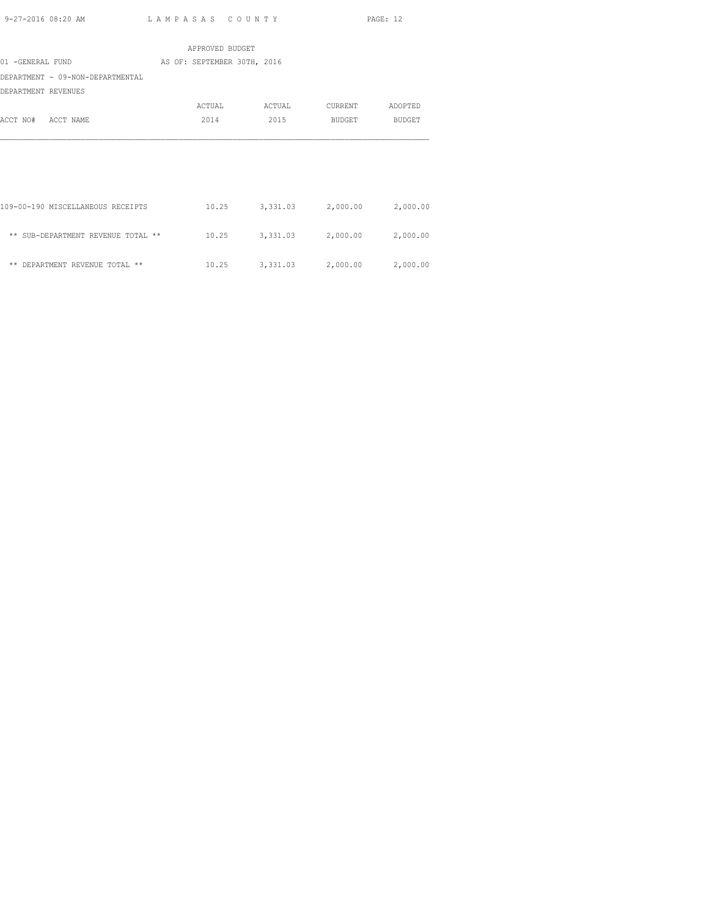APPROVED BUDGET

01 -GENERAL FUND    AS OF: SEPTEMBER 30TH, 2016

DEPARTMENT - 09-NON-DEPARTMENTAL

DEPARTMENT REVENUES

| ACCT NO# ACCT NAME | ACTUAL 2014 | ACTUAL 2015 | CURRENT BUDGET | ADOPTED BUDGET |
|---|---|---|---|---|
| 109-00-190 MISCELLANEOUS RECEIPTS | 10.25 | 3,331.03 | 2,000.00 | 2,000.00 |
| ** SUB-DEPARTMENT REVENUE TOTAL ** | 10.25 | 3,331.03 | 2,000.00 | 2,000.00 |
| ** DEPARTMENT REVENUE TOTAL ** | 10.25 | 3,331.03 | 2,000.00 | 2,000.00 |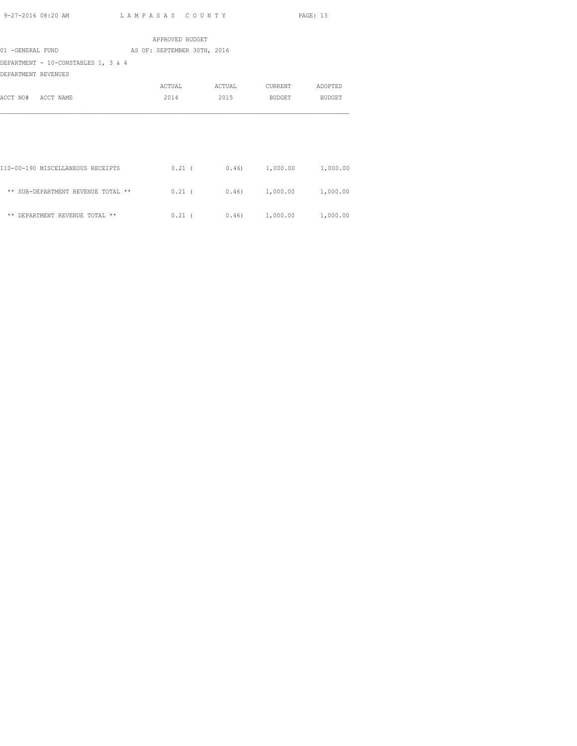APPROVED BUDGET

01 -GENERAL FUND AS OF: SEPTEMBER 30TH, 2016

DEPARTMENT - 10-CONSTABLES 1, 3 & 4

DEPARTMENT REVENUES

| ACCT NO# ACCT NAME | ACTUAL 2014 | ACTUAL 2015 | CURRENT BUDGET | ADOPTED BUDGET |
|---|---|---|---|---|
| 110-00-190 MISCELLANEOUS RECEIPTS | 0.21 | ( 0.46) | 1,000.00 | 1,000.00 |
| ** SUB-DEPARTMENT REVENUE TOTAL ** | 0.21 | ( 0.46) | 1,000.00 | 1,000.00 |
| ** DEPARTMENT REVENUE TOTAL ** | 0.21 | ( 0.46) | 1,000.00 | 1,000.00 |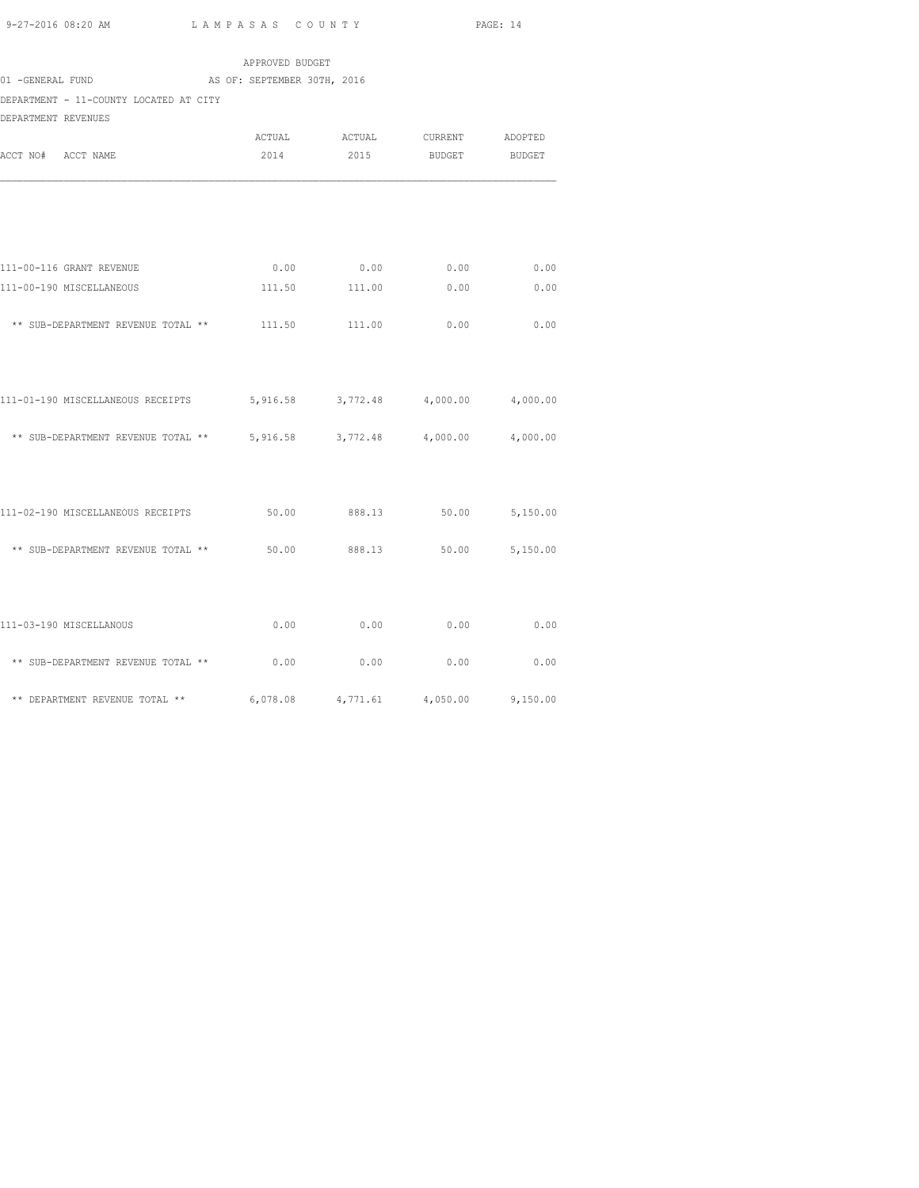APPROVED BUDGET

01 -GENERAL FUND AS OF: SEPTEMBER 30TH, 2016

DEPARTMENT - 11-COUNTY LOCATED AT CITY

DEPARTMENT REVENUES

| ACCT NO# ACCT NAME | ACTUAL 2014 | ACTUAL 2015 | CURRENT BUDGET | ADOPTED BUDGET |
|---|---|---|---|---|
| 111-00-116 GRANT REVENUE | 0.00 | 0.00 | 0.00 | 0.00 |
| 111-00-190 MISCELLANEOUS | 111.50 | 111.00 | 0.00 | 0.00 |
| ** SUB-DEPARTMENT REVENUE TOTAL ** | 111.50 | 111.00 | 0.00 | 0.00 |
| 111-01-190 MISCELLANEOUS RECEIPTS | 5,916.58 | 3,772.48 | 4,000.00 | 4,000.00 |
| ** SUB-DEPARTMENT REVENUE TOTAL ** | 5,916.58 | 3,772.48 | 4,000.00 | 4,000.00 |
| 111-02-190 MISCELLANEOUS RECEIPTS | 50.00 | 888.13 | 50.00 | 5,150.00 |
| ** SUB-DEPARTMENT REVENUE TOTAL ** | 50.00 | 888.13 | 50.00 | 5,150.00 |
| 111-03-190 MISCELLANOUS | 0.00 | 0.00 | 0.00 | 0.00 |
| ** SUB-DEPARTMENT REVENUE TOTAL ** | 0.00 | 0.00 | 0.00 | 0.00 |
| ** DEPARTMENT REVENUE TOTAL ** | 6,078.08 | 4,771.61 | 4,050.00 | 9,150.00 |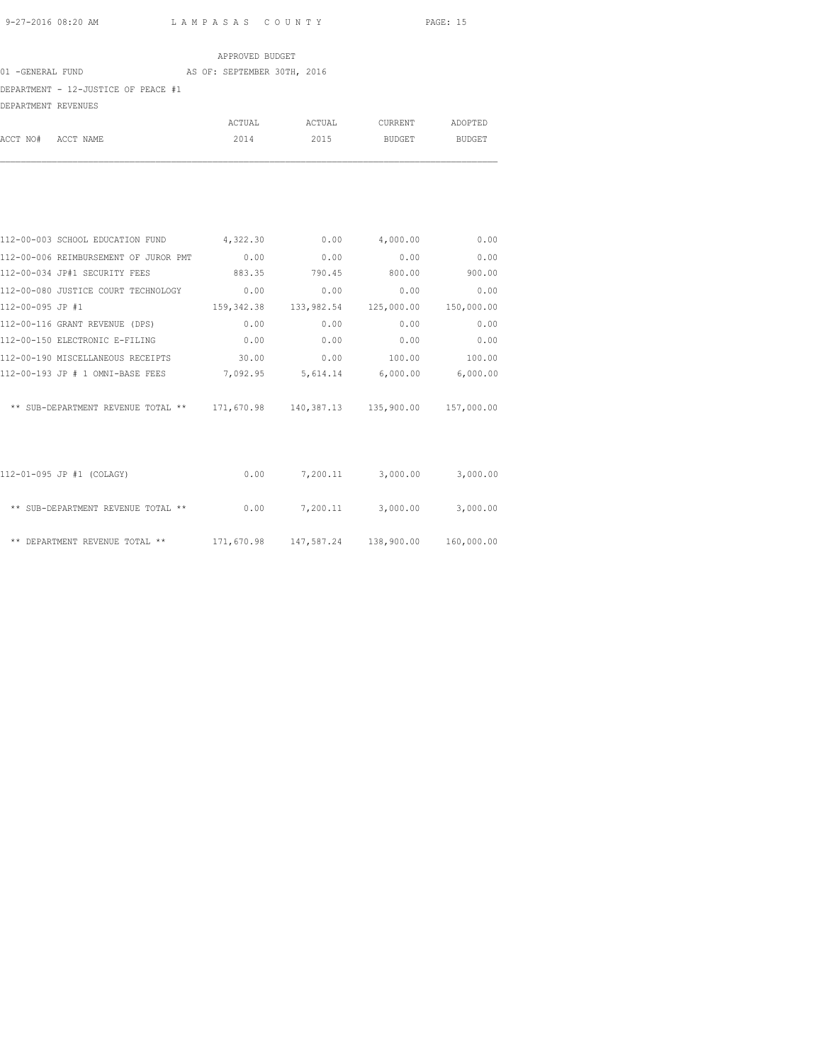APPROVED BUDGET

01 -GENERAL FUND AS OF: SEPTEMBER 30TH, 2016

DEPARTMENT - 12-JUSTICE OF PEACE #1

DEPARTMENT REVENUES

| ACCT NO# ACCT NAME | ACTUAL 2014 | ACTUAL 2015 | CURRENT BUDGET | ADOPTED BUDGET |
|---|---|---|---|---|
| 112-00-003 SCHOOL EDUCATION FUND | 4,322.30 | 0.00 | 4,000.00 | 0.00 |
| 112-00-006 REIMBURSEMENT OF JUROR PMT | 0.00 | 0.00 | 0.00 | 0.00 |
| 112-00-034 JP#1 SECURITY FEES | 883.35 | 790.45 | 800.00 | 900.00 |
| 112-00-080 JUSTICE COURT TECHNOLOGY | 0.00 | 0.00 | 0.00 | 0.00 |
| 112-00-095 JP #1 | 159,342.38 | 133,982.54 | 125,000.00 | 150,000.00 |
| 112-00-116 GRANT REVENUE (DPS) | 0.00 | 0.00 | 0.00 | 0.00 |
| 112-00-150 ELECTRONIC E-FILING | 0.00 | 0.00 | 0.00 | 0.00 |
| 112-00-190 MISCELLANEOUS RECEIPTS | 30.00 | 0.00 | 100.00 | 100.00 |
| 112-00-193 JP # 1 OMNI-BASE FEES | 7,092.95 | 5,614.14 | 6,000.00 | 6,000.00 |
| ** SUB-DEPARTMENT REVENUE TOTAL ** | 171,670.98 | 140,387.13 | 135,900.00 | 157,000.00 |
| 112-01-095 JP #1 (COLAGY) | 0.00 | 7,200.11 | 3,000.00 | 3,000.00 |
| ** SUB-DEPARTMENT REVENUE TOTAL ** | 0.00 | 7,200.11 | 3,000.00 | 3,000.00 |
| ** DEPARTMENT REVENUE TOTAL ** | 171,670.98 | 147,587.24 | 138,900.00 | 160,000.00 |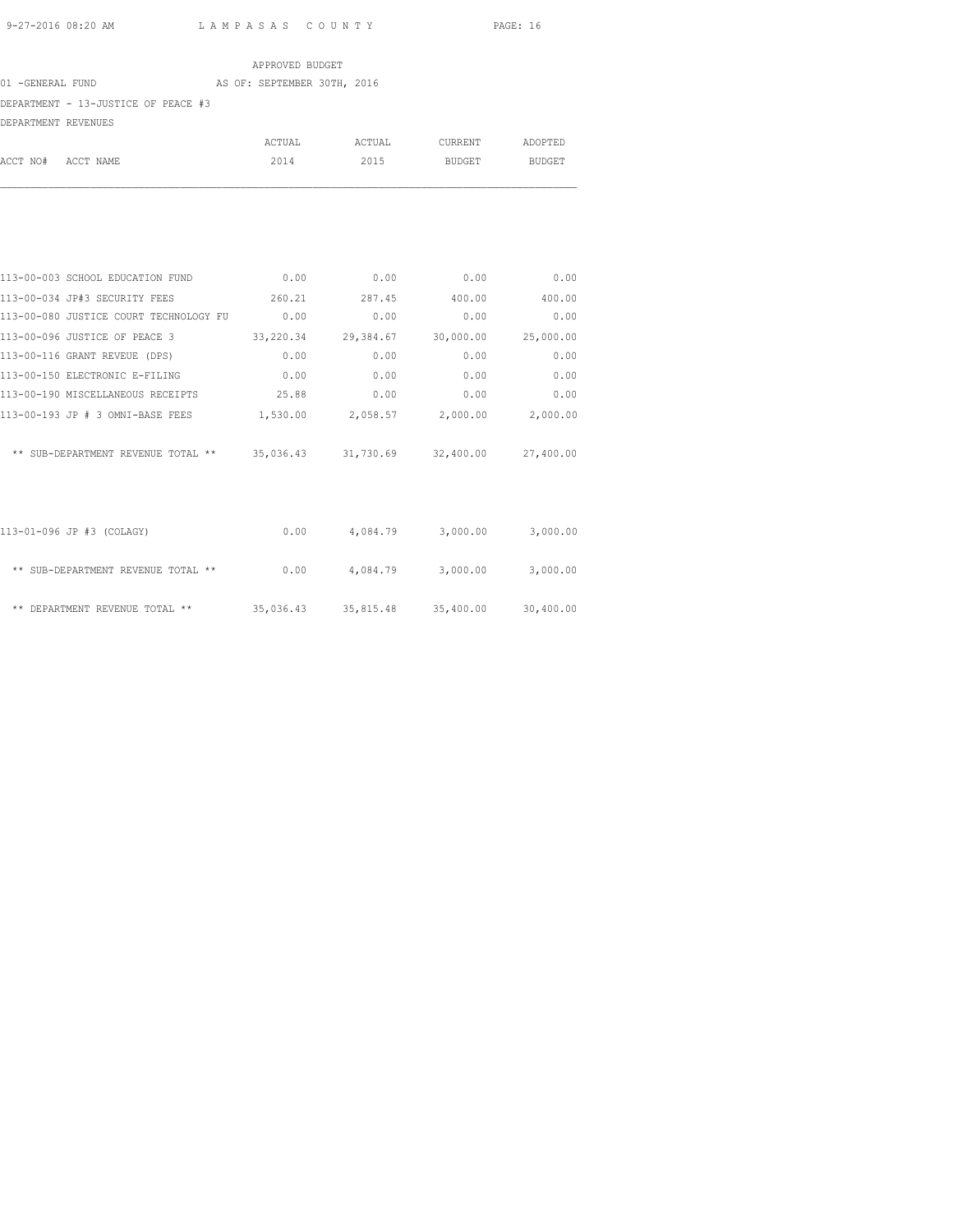APPROVED BUDGET

01 -GENERAL FUND AS OF: SEPTEMBER 30TH, 2016

DEPARTMENT - 13-JUSTICE OF PEACE #3

DEPARTMENT REVENUES

| ACCT NO# | ACCT NAME | ACTUAL 2014 | ACTUAL 2015 | CURRENT BUDGET | ADOPTED BUDGET |
|---|---|---|---|---|---|
| 113-00-003 | SCHOOL EDUCATION FUND | 0.00 | 0.00 | 0.00 | 0.00 |
| 113-00-034 | JP#3 SECURITY FEES | 260.21 | 287.45 | 400.00 | 400.00 |
| 113-00-080 | JUSTICE COURT TECHNOLOGY FU | 0.00 | 0.00 | 0.00 | 0.00 |
| 113-00-096 | JUSTICE OF PEACE 3 | 33,220.34 | 29,384.67 | 30,000.00 | 25,000.00 |
| 113-00-116 | GRANT REVEUE (DPS) | 0.00 | 0.00 | 0.00 | 0.00 |
| 113-00-150 | ELECTRONIC E-FILING | 0.00 | 0.00 | 0.00 | 0.00 |
| 113-00-190 | MISCELLANEOUS RECEIPTS | 25.88 | 0.00 | 0.00 | 0.00 |
| 113-00-193 | JP # 3 OMNI-BASE FEES | 1,530.00 | 2,058.57 | 2,000.00 | 2,000.00 |
| | ** SUB-DEPARTMENT REVENUE TOTAL ** | 35,036.43 | 31,730.69 | 32,400.00 | 27,400.00 |
| 113-01-096 | JP #3 (COLAGY) | 0.00 | 4,084.79 | 3,000.00 | 3,000.00 |
| | ** SUB-DEPARTMENT REVENUE TOTAL ** | 0.00 | 4,084.79 | 3,000.00 | 3,000.00 |
| | ** DEPARTMENT REVENUE TOTAL ** | 35,036.43 | 35,815.48 | 35,400.00 | 30,400.00 |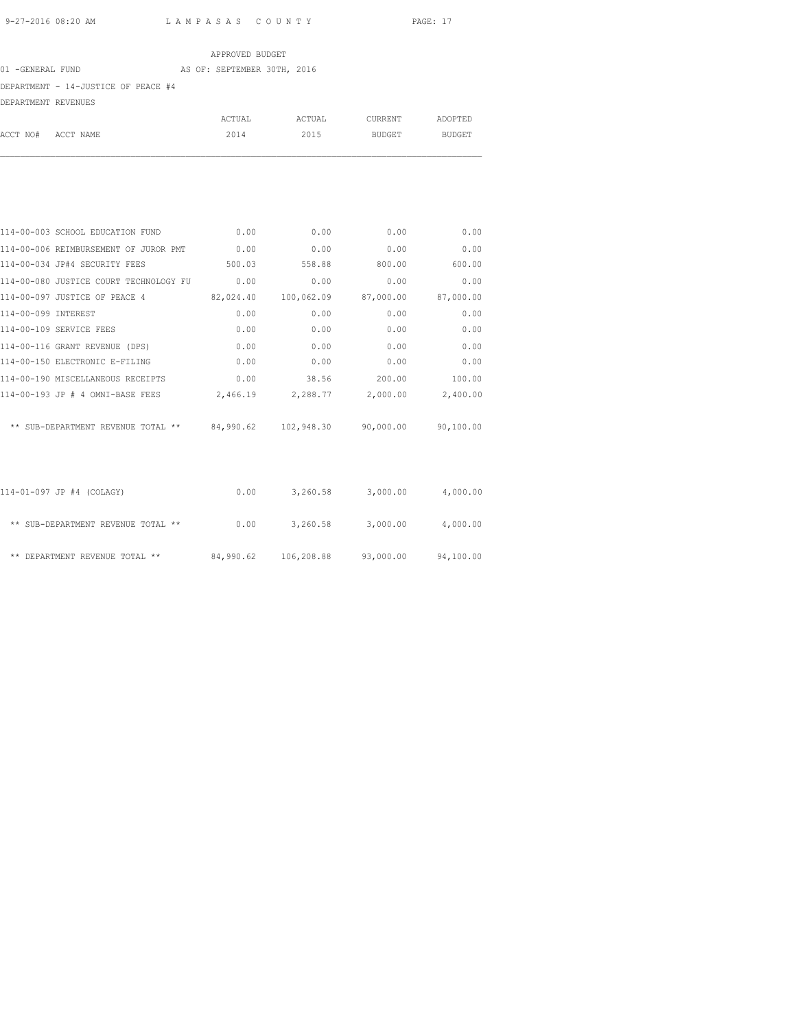APPROVED BUDGET

01 -GENERAL FUND AS OF: SEPTEMBER 30TH, 2016

DEPARTMENT - 14-JUSTICE OF PEACE #4

DEPARTMENT REVENUES

| ACCT NO# | ACCT NAME | ACTUAL 2014 | ACTUAL 2015 | CURRENT BUDGET | ADOPTED BUDGET |
|---|---|---|---|---|---|
| 114-00-003 | SCHOOL EDUCATION FUND | 0.00 | 0.00 | 0.00 | 0.00 |
| 114-00-006 | REIMBURSEMENT OF JUROR PMT | 0.00 | 0.00 | 0.00 | 0.00 |
| 114-00-034 | JP#4 SECURITY FEES | 500.03 | 558.88 | 800.00 | 600.00 |
| 114-00-080 | JUSTICE COURT TECHNOLOGY FU | 0.00 | 0.00 | 0.00 | 0.00 |
| 114-00-097 | JUSTICE OF PEACE 4 | 82,024.40 | 100,062.09 | 87,000.00 | 87,000.00 |
| 114-00-099 | INTEREST | 0.00 | 0.00 | 0.00 | 0.00 |
| 114-00-109 | SERVICE FEES | 0.00 | 0.00 | 0.00 | 0.00 |
| 114-00-116 | GRANT REVENUE (DPS) | 0.00 | 0.00 | 0.00 | 0.00 |
| 114-00-150 | ELECTRONIC E-FILING | 0.00 | 0.00 | 0.00 | 0.00 |
| 114-00-190 | MISCELLANEOUS RECEIPTS | 0.00 | 38.56 | 200.00 | 100.00 |
| 114-00-193 | JP # 4 OMNI-BASE FEES | 2,466.19 | 2,288.77 | 2,000.00 | 2,400.00 |
| | ** SUB-DEPARTMENT REVENUE TOTAL ** | 84,990.62 | 102,948.30 | 90,000.00 | 90,100.00 |
| 114-01-097 | JP #4 (COLAGY) | 0.00 | 3,260.58 | 3,000.00 | 4,000.00 |
| | ** SUB-DEPARTMENT REVENUE TOTAL ** | 0.00 | 3,260.58 | 3,000.00 | 4,000.00 |
| | ** DEPARTMENT REVENUE TOTAL ** | 84,990.62 | 106,208.88 | 93,000.00 | 94,100.00 |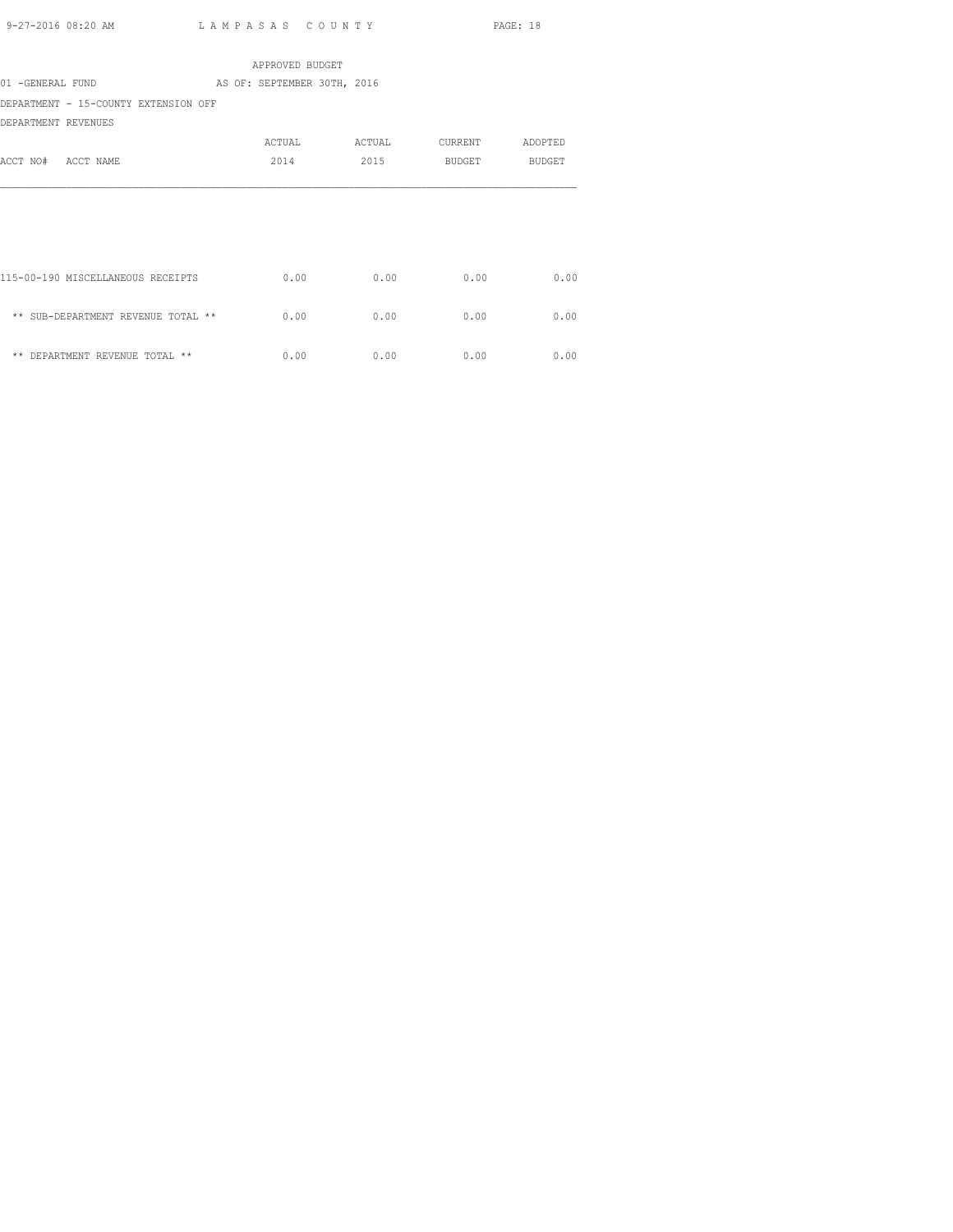APPROVED BUDGET

01 -GENERAL FUND AS OF: SEPTEMBER 30TH, 2016

DEPARTMENT - 15-COUNTY EXTENSION OFF

DEPARTMENT REVENUES

| ACCT NO# ACCT NAME | ACTUAL 2014 | ACTUAL 2015 | CURRENT BUDGET | ADOPTED BUDGET |
|---|---|---|---|---|
| 115-00-190 MISCELLANEOUS RECEIPTS | 0.00 | 0.00 | 0.00 | 0.00 |
| ** SUB-DEPARTMENT REVENUE TOTAL ** | 0.00 | 0.00 | 0.00 | 0.00 |
| ** DEPARTMENT REVENUE TOTAL ** | 0.00 | 0.00 | 0.00 | 0.00 |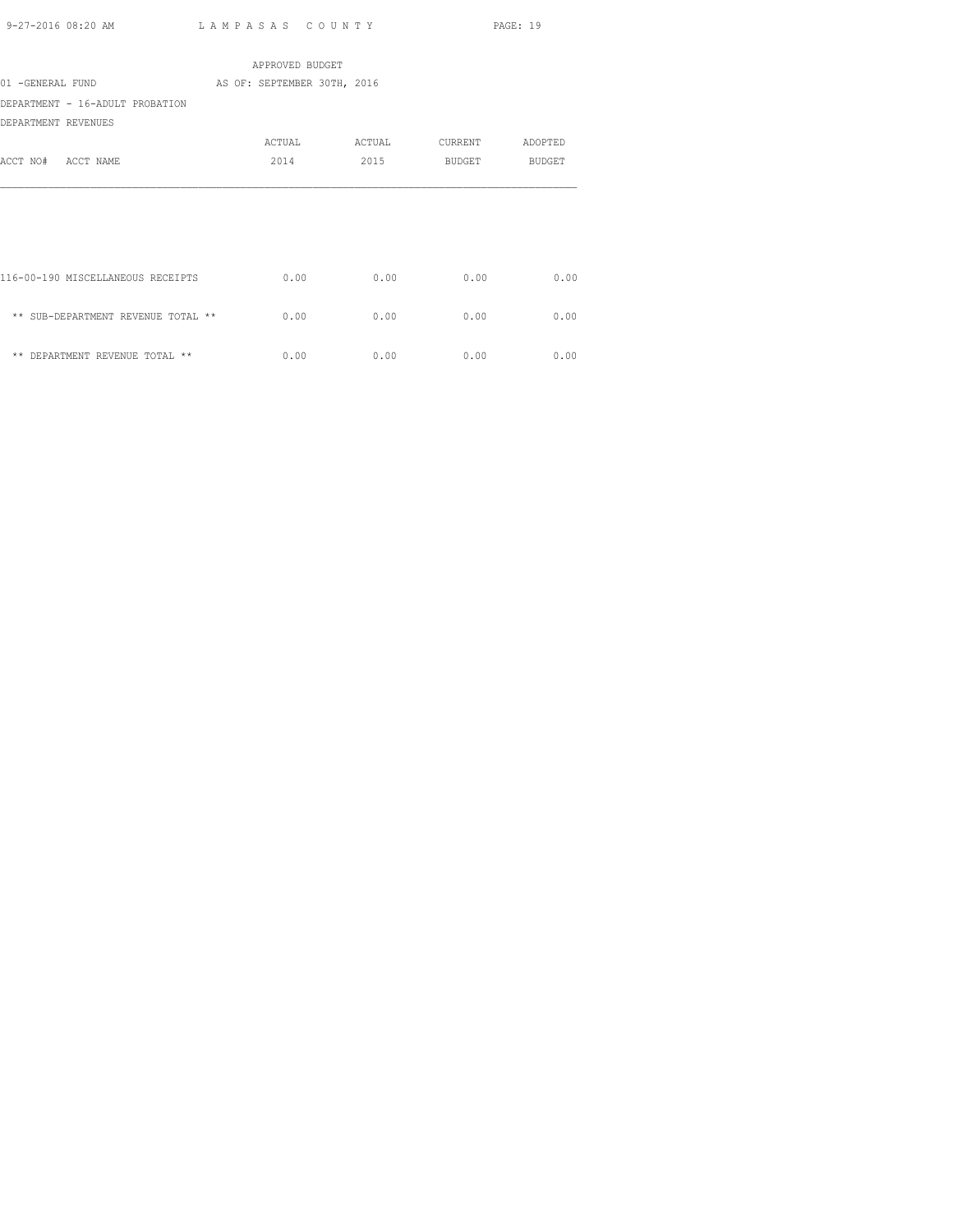APPROVED BUDGET

01 -GENERAL FUND AS OF: SEPTEMBER 30TH, 2016

DEPARTMENT - 16-ADULT PROBATION

DEPARTMENT REVENUES

| ACCT NO# ACCT NAME | ACTUAL 2014 | ACTUAL 2015 | CURRENT BUDGET | ADOPTED BUDGET |
|---|---|---|---|---|
| 116-00-190 MISCELLANEOUS RECEIPTS | 0.00 | 0.00 | 0.00 | 0.00 |
| ** SUB-DEPARTMENT REVENUE TOTAL ** | 0.00 | 0.00 | 0.00 | 0.00 |
| ** DEPARTMENT REVENUE TOTAL ** | 0.00 | 0.00 | 0.00 | 0.00 |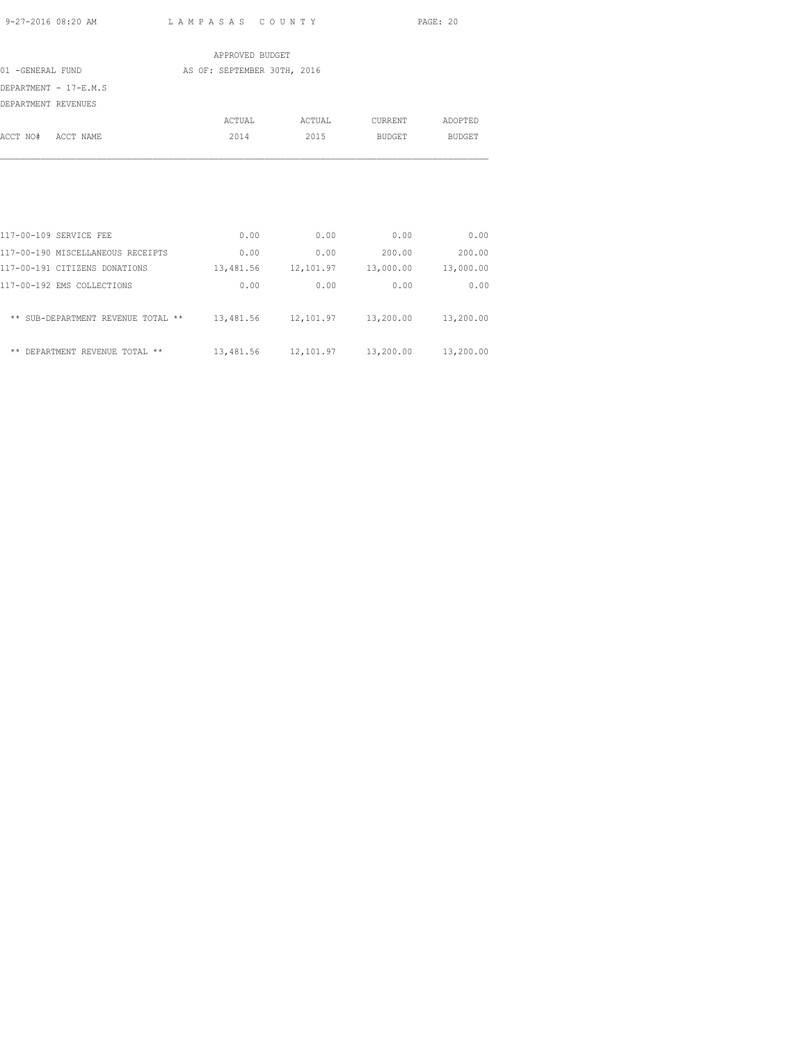APPROVED BUDGET

01 -GENERAL FUND AS OF: SEPTEMBER 30TH, 2016

DEPARTMENT - 17-E.M.S

DEPARTMENT REVENUES

| ACCT NO# | ACCT NAME | ACTUAL 2014 | ACTUAL 2015 | CURRENT BUDGET | ADOPTED BUDGET |
|---|---|---|---|---|---|
| 117-00-109 | SERVICE FEE | 0.00 | 0.00 | 0.00 | 0.00 |
| 117-00-190 | MISCELLANEOUS RECEIPTS | 0.00 | 0.00 | 200.00 | 200.00 |
| 117-00-191 | CITIZENS DONATIONS | 13,481.56 | 12,101.97 | 13,000.00 | 13,000.00 |
| 117-00-192 | EMS COLLECTIONS | 0.00 | 0.00 | 0.00 | 0.00 |
| | ** SUB-DEPARTMENT REVENUE TOTAL ** | 13,481.56 | 12,101.97 | 13,200.00 | 13,200.00 |
| | ** DEPARTMENT REVENUE TOTAL ** | 13,481.56 | 12,101.97 | 13,200.00 | 13,200.00 |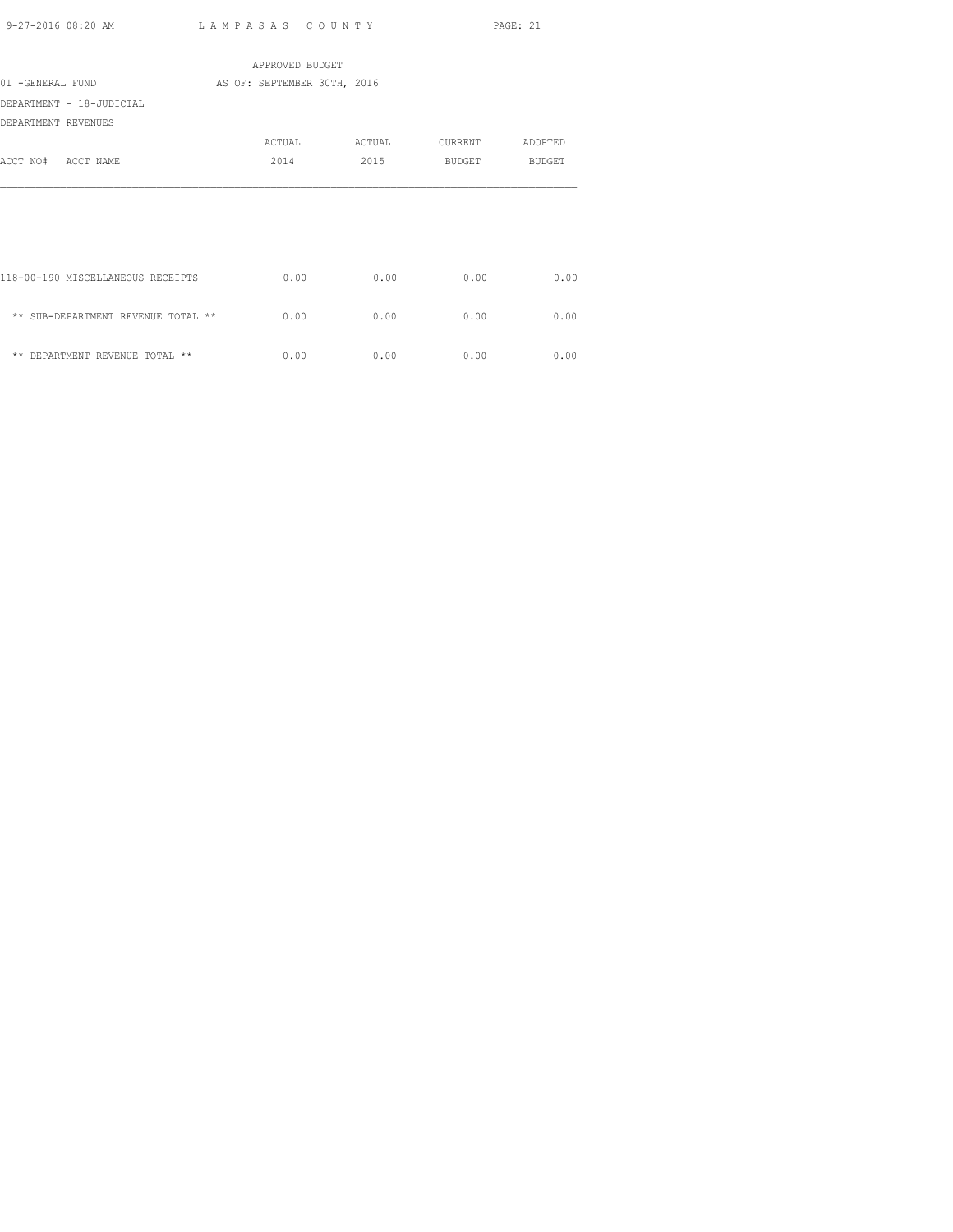APPROVED BUDGET

01 -GENERAL FUND AS OF: SEPTEMBER 30TH, 2016

DEPARTMENT - 18-JUDICIAL

DEPARTMENT REVENUES

| ACCT NO# ACCT NAME | ACTUAL 2014 | ACTUAL 2015 | CURRENT BUDGET | ADOPTED BUDGET |
|---|---|---|---|---|
| 118-00-190 MISCELLANEOUS RECEIPTS | 0.00 | 0.00 | 0.00 | 0.00 |
| ** SUB-DEPARTMENT REVENUE TOTAL ** | 0.00 | 0.00 | 0.00 | 0.00 |
| ** DEPARTMENT REVENUE TOTAL ** | 0.00 | 0.00 | 0.00 | 0.00 |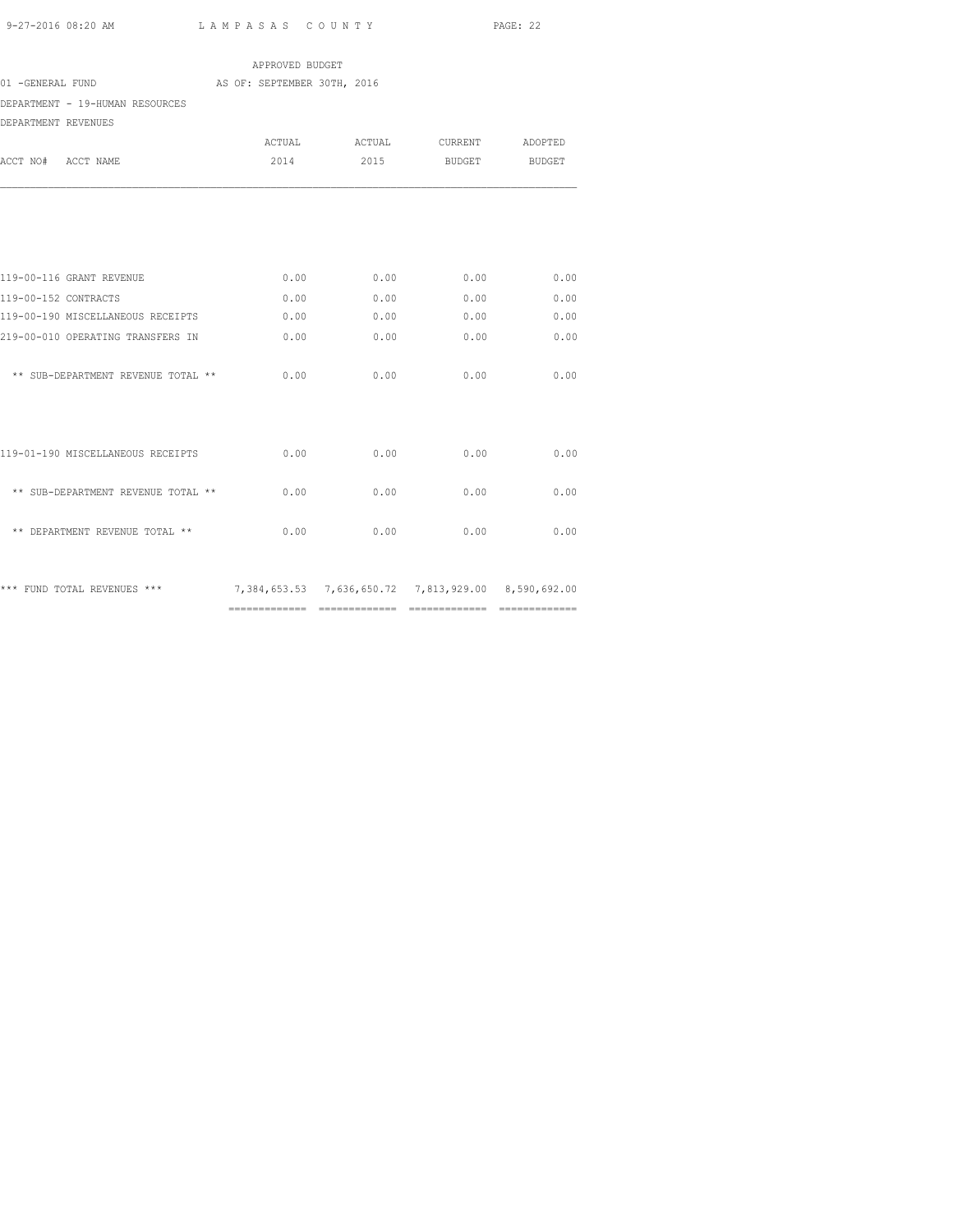APPROVED BUDGET

01 -GENERAL FUND AS OF: SEPTEMBER 30TH, 2016

DEPARTMENT - 19-HUMAN RESOURCES

DEPARTMENT REVENUES

| ACCT NO# ACCT NAME | ACTUAL 2014 | ACTUAL 2015 | CURRENT BUDGET | ADOPTED BUDGET |
|---|---|---|---|---|
| 119-00-116 GRANT REVENUE | 0.00 | 0.00 | 0.00 | 0.00 |
| 119-00-152 CONTRACTS | 0.00 | 0.00 | 0.00 | 0.00 |
| 119-00-190 MISCELLANEOUS RECEIPTS | 0.00 | 0.00 | 0.00 | 0.00 |
| 219-00-010 OPERATING TRANSFERS IN | 0.00 | 0.00 | 0.00 | 0.00 |
| ** SUB-DEPARTMENT REVENUE TOTAL ** | 0.00 | 0.00 | 0.00 | 0.00 |
| 119-01-190 MISCELLANEOUS RECEIPTS | 0.00 | 0.00 | 0.00 | 0.00 |
| ** SUB-DEPARTMENT REVENUE TOTAL ** | 0.00 | 0.00 | 0.00 | 0.00 |
| ** DEPARTMENT REVENUE TOTAL ** | 0.00 | 0.00 | 0.00 | 0.00 |
| *** FUND TOTAL REVENUES *** | 7,384,653.53 | 7,636,650.72 | 7,813,929.00 | 8,590,692.00 |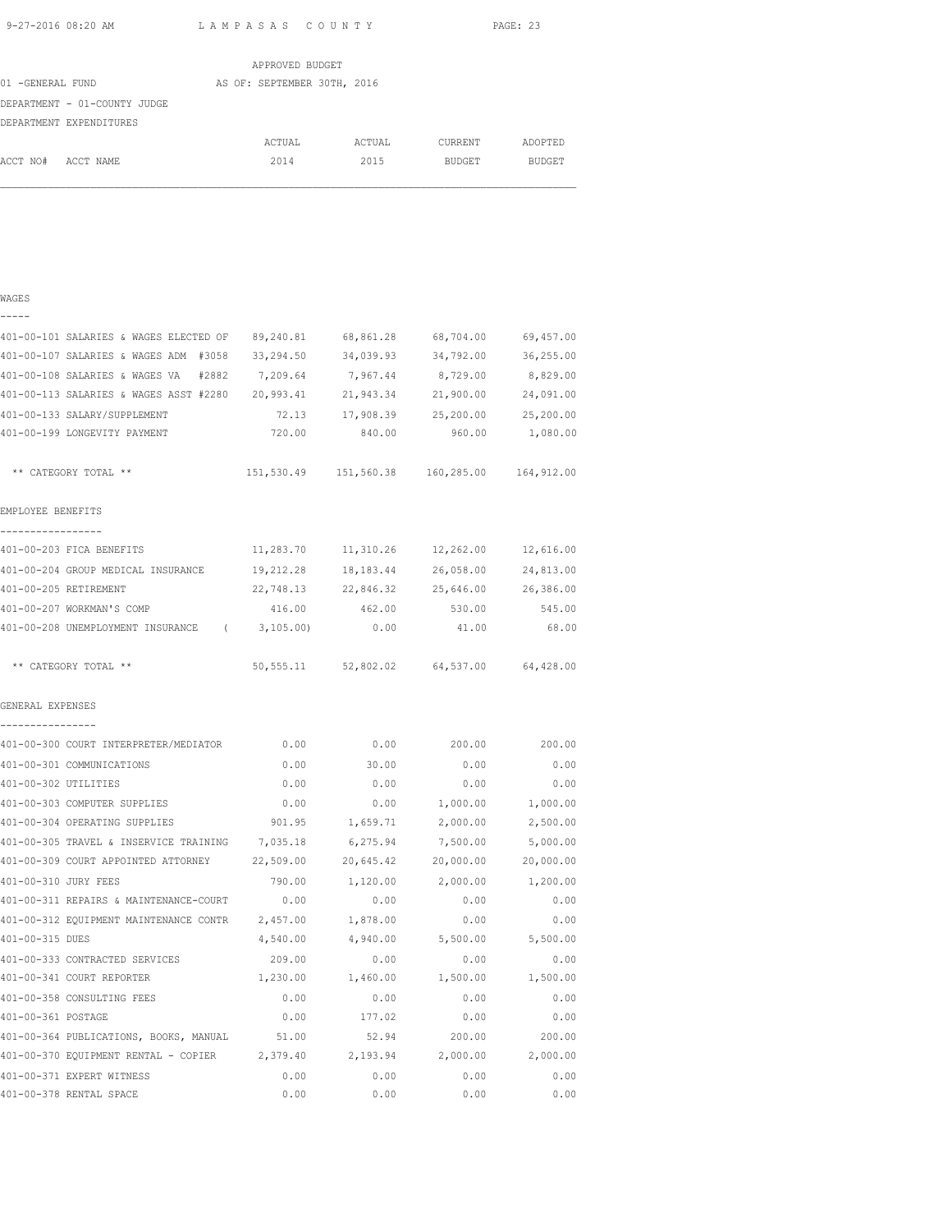LAMPASAS COUNTY

APPROVED BUDGET

01 -GENERAL FUND — AS OF: SEPTEMBER 30TH, 2016

DEPARTMENT - 01-COUNTY JUDGE

DEPARTMENT EXPENDITURES

| ACCT NO# ACCT NAME | ACTUAL 2014 | ACTUAL 2015 | CURRENT BUDGET | ADOPTED BUDGET |
|---|---|---|---|---|
| **WAGES** | | | | |
| 401-00-101 SALARIES & WAGES ELECTED OF | 89,240.81 | 68,861.28 | 68,704.00 | 69,457.00 |
| 401-00-107 SALARIES & WAGES ADM #3058 | 33,294.50 | 34,039.93 | 34,792.00 | 36,255.00 |
| 401-00-108 SALARIES & WAGES VA #2882 | 7,209.64 | 7,967.44 | 8,729.00 | 8,829.00 |
| 401-00-113 SALARIES & WAGES ASST #2280 | 20,993.41 | 21,943.34 | 21,900.00 | 24,091.00 |
| 401-00-133 SALARY/SUPPLEMENT | 72.13 | 17,908.39 | 25,200.00 | 25,200.00 |
| 401-00-199 LONGEVITY PAYMENT | 720.00 | 840.00 | 960.00 | 1,080.00 |
| ** CATEGORY TOTAL ** | 151,530.49 | 151,560.38 | 160,285.00 | 164,912.00 |
| **EMPLOYEE BENEFITS** | | | | |
| 401-00-203 FICA BENEFITS | 11,283.70 | 11,310.26 | 12,262.00 | 12,616.00 |
| 401-00-204 GROUP MEDICAL INSURANCE | 19,212.28 | 18,183.44 | 26,058.00 | 24,813.00 |
| 401-00-205 RETIREMENT | 22,748.13 | 22,846.32 | 25,646.00 | 26,386.00 |
| 401-00-207 WORKMAN'S COMP | 416.00 | 462.00 | 530.00 | 545.00 |
| 401-00-208 UNEMPLOYMENT INSURANCE | ( 3,105.00) | 0.00 | 41.00 | 68.00 |
| ** CATEGORY TOTAL ** | 50,555.11 | 52,802.02 | 64,537.00 | 64,428.00 |
| **GENERAL EXPENSES** | | | | |
| 401-00-300 COURT INTERPRETER/MEDIATOR | 0.00 | 0.00 | 200.00 | 200.00 |
| 401-00-301 COMMUNICATIONS | 0.00 | 30.00 | 0.00 | 0.00 |
| 401-00-302 UTILITIES | 0.00 | 0.00 | 0.00 | 0.00 |
| 401-00-303 COMPUTER SUPPLIES | 0.00 | 0.00 | 1,000.00 | 1,000.00 |
| 401-00-304 OPERATING SUPPLIES | 901.95 | 1,659.71 | 2,000.00 | 2,500.00 |
| 401-00-305 TRAVEL & INSERVICE TRAINING | 7,035.18 | 6,275.94 | 7,500.00 | 5,000.00 |
| 401-00-309 COURT APPOINTED ATTORNEY | 22,509.00 | 20,645.42 | 20,000.00 | 20,000.00 |
| 401-00-310 JURY FEES | 790.00 | 1,120.00 | 2,000.00 | 1,200.00 |
| 401-00-311 REPAIRS & MAINTENANCE-COURT | 0.00 | 0.00 | 0.00 | 0.00 |
| 401-00-312 EQUIPMENT MAINTENANCE CONTR | 2,457.00 | 1,878.00 | 0.00 | 0.00 |
| 401-00-315 DUES | 4,540.00 | 4,940.00 | 5,500.00 | 5,500.00 |
| 401-00-333 CONTRACTED SERVICES | 209.00 | 0.00 | 0.00 | 0.00 |
| 401-00-341 COURT REPORTER | 1,230.00 | 1,460.00 | 1,500.00 | 1,500.00 |
| 401-00-358 CONSULTING FEES | 0.00 | 0.00 | 0.00 | 0.00 |
| 401-00-361 POSTAGE | 0.00 | 177.02 | 0.00 | 0.00 |
| 401-00-364 PUBLICATIONS, BOOKS, MANUAL | 51.00 | 52.94 | 200.00 | 200.00 |
| 401-00-370 EQUIPMENT RENTAL - COPIER | 2,379.40 | 2,193.94 | 2,000.00 | 2,000.00 |
| 401-00-371 EXPERT WITNESS | 0.00 | 0.00 | 0.00 | 0.00 |
| 401-00-378 RENTAL SPACE | 0.00 | 0.00 | 0.00 | 0.00 |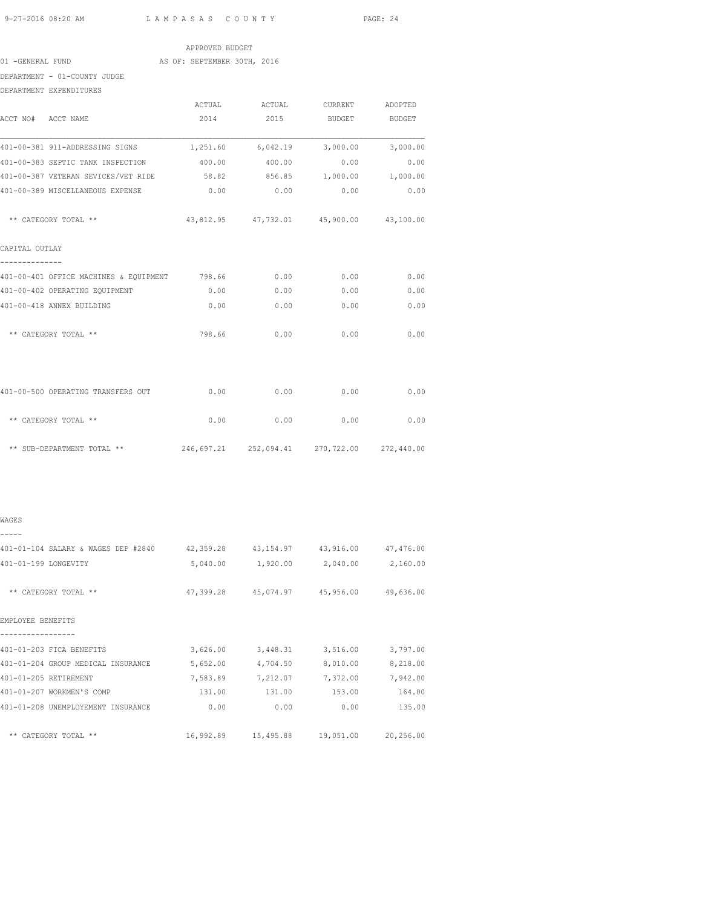APPROVED BUDGET

01 -GENERAL FUND AS OF: SEPTEMBER 30TH, 2016

DEPARTMENT - 01-COUNTY JUDGE

DEPARTMENT EXPENDITURES

| ACCT NO# ACCT NAME | ACTUAL 2014 | ACTUAL 2015 | CURRENT BUDGET | ADOPTED BUDGET |
|---|---|---|---|---|
| 401-00-381 911-ADDRESSING SIGNS | 1,251.60 | 6,042.19 | 3,000.00 | 3,000.00 |
| 401-00-383 SEPTIC TANK INSPECTION | 400.00 | 400.00 | 0.00 | 0.00 |
| 401-00-387 VETERAN SEVICES/VET RIDE | 58.82 | 856.85 | 1,000.00 | 1,000.00 |
| 401-00-389 MISCELLANEOUS EXPENSE | 0.00 | 0.00 | 0.00 | 0.00 |
| ** CATEGORY TOTAL ** | 43,812.95 | 47,732.01 | 45,900.00 | 43,100.00 |
| **CAPITAL OUTLAY** | | | | |
| 401-00-401 OFFICE MACHINES & EQUIPMENT | 798.66 | 0.00 | 0.00 | 0.00 |
| 401-00-402 OPERATING EQUIPMENT | 0.00 | 0.00 | 0.00 | 0.00 |
| 401-00-418 ANNEX BUILDING | 0.00 | 0.00 | 0.00 | 0.00 |
| ** CATEGORY TOTAL ** | 798.66 | 0.00 | 0.00 | 0.00 |
| 401-00-500 OPERATING TRANSFERS OUT | 0.00 | 0.00 | 0.00 | 0.00 |
| ** CATEGORY TOTAL ** | 0.00 | 0.00 | 0.00 | 0.00 |
| ** SUB-DEPARTMENT TOTAL ** | 246,697.21 | 252,094.41 | 270,722.00 | 272,440.00 |

| ACCT NO# ACCT NAME | ACTUAL 2014 | ACTUAL 2015 | CURRENT BUDGET | ADOPTED BUDGET |
|---|---|---|---|---|
| **WAGES** | | | | |
| 401-01-104 SALARY & WAGES DEP #2840 | 42,359.28 | 43,154.97 | 43,916.00 | 47,476.00 |
| 401-01-199 LONGEVITY | 5,040.00 | 1,920.00 | 2,040.00 | 2,160.00 |
| ** CATEGORY TOTAL ** | 47,399.28 | 45,074.97 | 45,956.00 | 49,636.00 |
| **EMPLOYEE BENEFITS** | | | | |
| 401-01-203 FICA BENEFITS | 3,626.00 | 3,448.31 | 3,516.00 | 3,797.00 |
| 401-01-204 GROUP MEDICAL INSURANCE | 5,652.00 | 4,704.50 | 8,010.00 | 8,218.00 |
| 401-01-205 RETIREMENT | 7,583.89 | 7,212.07 | 7,372.00 | 7,942.00 |
| 401-01-207 WORKMEN'S COMP | 131.00 | 131.00 | 153.00 | 164.00 |
| 401-01-208 UNEMPLOYEMENT INSURANCE | 0.00 | 0.00 | 0.00 | 135.00 |
| ** CATEGORY TOTAL ** | 16,992.89 | 15,495.88 | 19,051.00 | 20,256.00 |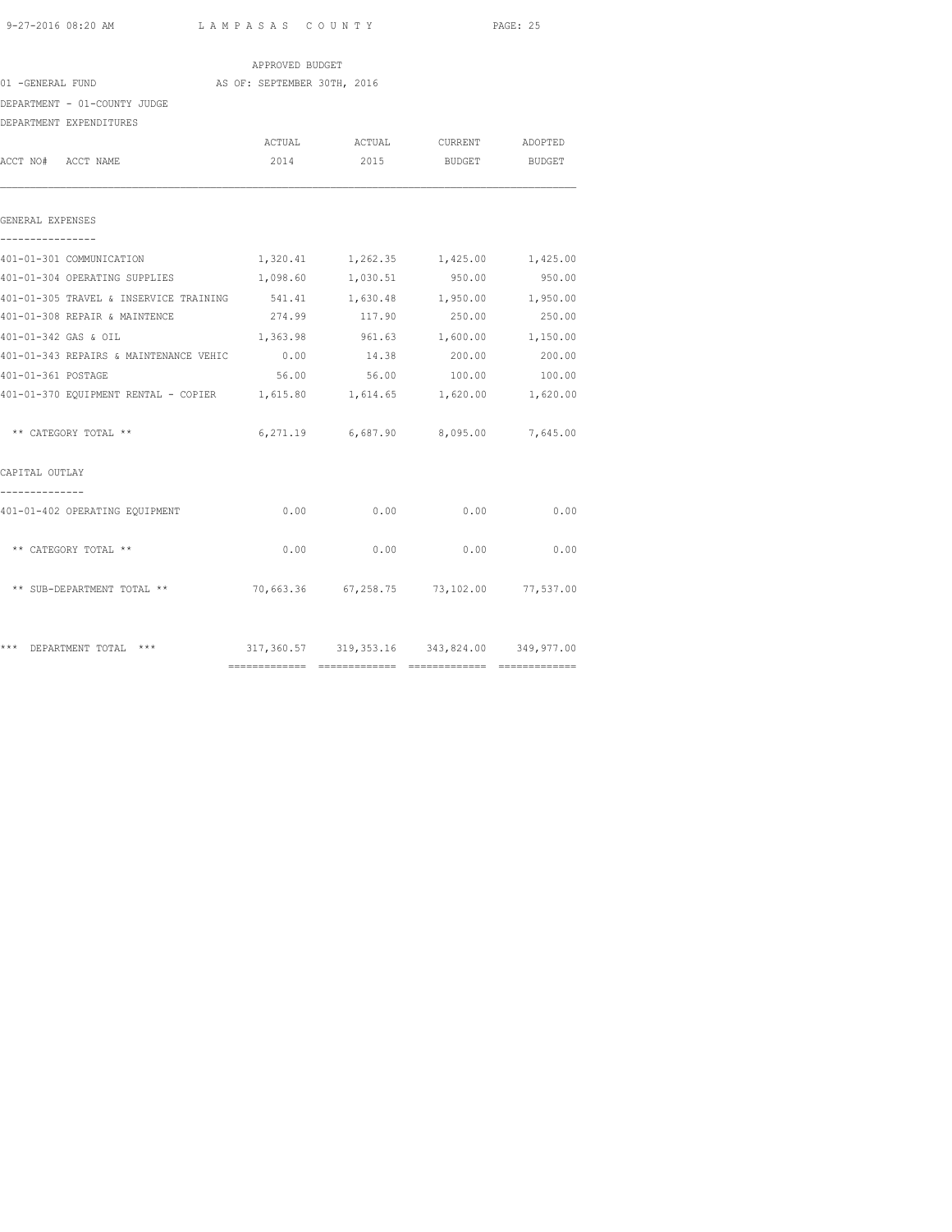APPROVED BUDGET

01 -GENERAL FUND AS OF: SEPTEMBER 30TH, 2016

DEPARTMENT - 01-COUNTY JUDGE

DEPARTMENT EXPENDITURES

| ACCT NO# ACCT NAME | ACTUAL 2014 | ACTUAL 2015 | CURRENT BUDGET | ADOPTED BUDGET |
|---|---|---|---|---|
| **GENERAL EXPENSES** | | | | |
| 401-01-301 COMMUNICATION | 1,320.41 | 1,262.35 | 1,425.00 | 1,425.00 |
| 401-01-304 OPERATING SUPPLIES | 1,098.60 | 1,030.51 | 950.00 | 950.00 |
| 401-01-305 TRAVEL & INSERVICE TRAINING | 541.41 | 1,630.48 | 1,950.00 | 1,950.00 |
| 401-01-308 REPAIR & MAINTENCE | 274.99 | 117.90 | 250.00 | 250.00 |
| 401-01-342 GAS & OIL | 1,363.98 | 961.63 | 1,600.00 | 1,150.00 |
| 401-01-343 REPAIRS & MAINTENANCE VEHIC | 0.00 | 14.38 | 200.00 | 200.00 |
| 401-01-361 POSTAGE | 56.00 | 56.00 | 100.00 | 100.00 |
| 401-01-370 EQUIPMENT RENTAL - COPIER | 1,615.80 | 1,614.65 | 1,620.00 | 1,620.00 |
| ** CATEGORY TOTAL ** | 6,271.19 | 6,687.90 | 8,095.00 | 7,645.00 |
| **CAPITAL OUTLAY** | | | | |
| 401-01-402 OPERATING EQUIPMENT | 0.00 | 0.00 | 0.00 | 0.00 |
| ** CATEGORY TOTAL ** | 0.00 | 0.00 | 0.00 | 0.00 |
| ** SUB-DEPARTMENT TOTAL ** | 70,663.36 | 67,258.75 | 73,102.00 | 77,537.00 |
| *** DEPARTMENT TOTAL *** | 317,360.57 | 319,353.16 | 343,824.00 | 349,977.00 |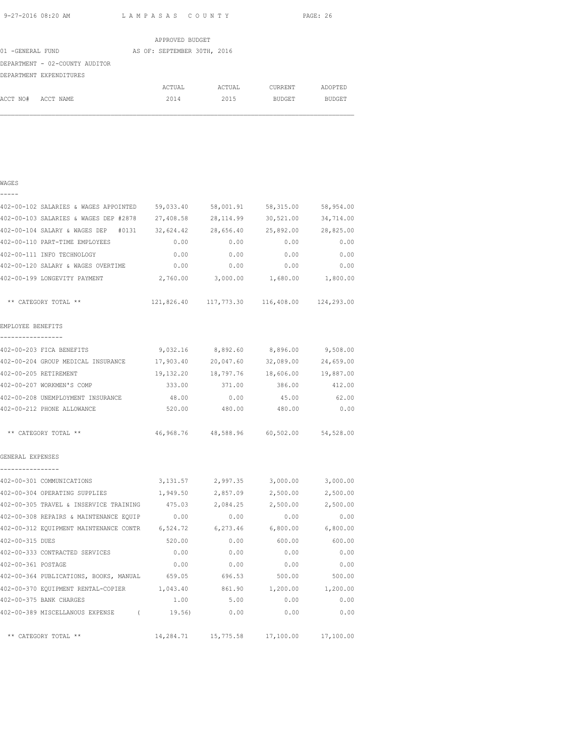APPROVED BUDGET

01 -GENERAL FUND AS OF: SEPTEMBER 30TH, 2016

DEPARTMENT - 02-COUNTY AUDITOR

DEPARTMENT EXPENDITURES

| ACCT NO# ACCT NAME | ACTUAL 2014 | ACTUAL 2015 | CURRENT BUDGET | ADOPTED BUDGET |
|---|---|---|---|---|
| **WAGES** | | | | |
| 402-00-102 SALARIES & WAGES APPOINTED | 59,033.40 | 58,001.91 | 58,315.00 | 58,954.00 |
| 402-00-103 SALARIES & WAGES DEP #2878 | 27,408.58 | 28,114.99 | 30,521.00 | 34,714.00 |
| 402-00-104 SALARY & WAGES DEP #0131 | 32,624.42 | 28,656.40 | 25,892.00 | 28,825.00 |
| 402-00-110 PART-TIME EMPLOYEES | 0.00 | 0.00 | 0.00 | 0.00 |
| 402-00-111 INFO TECHNOLOGY | 0.00 | 0.00 | 0.00 | 0.00 |
| 402-00-120 SALARY & WAGES OVERTIME | 0.00 | 0.00 | 0.00 | 0.00 |
| 402-00-199 LONGEVITY PAYMENT | 2,760.00 | 3,000.00 | 1,680.00 | 1,800.00 |
| ** CATEGORY TOTAL ** | 121,826.40 | 117,773.30 | 116,408.00 | 124,293.00 |
| **EMPLOYEE BENEFITS** | | | | |
| 402-00-203 FICA BENEFITS | 9,032.16 | 8,892.60 | 8,896.00 | 9,508.00 |
| 402-00-204 GROUP MEDICAL INSURANCE | 17,903.40 | 20,047.60 | 32,089.00 | 24,659.00 |
| 402-00-205 RETIREMENT | 19,132.20 | 18,797.76 | 18,606.00 | 19,887.00 |
| 402-00-207 WORKMEN'S COMP | 333.00 | 371.00 | 386.00 | 412.00 |
| 402-00-208 UNEMPLOYMENT INSURANCE | 48.00 | 0.00 | 45.00 | 62.00 |
| 402-00-212 PHONE ALLOWANCE | 520.00 | 480.00 | 480.00 | 0.00 |
| ** CATEGORY TOTAL ** | 46,968.76 | 48,588.96 | 60,502.00 | 54,528.00 |
| **GENERAL EXPENSES** | | | | |
| 402-00-301 COMMUNICATIONS | 3,131.57 | 2,997.35 | 3,000.00 | 3,000.00 |
| 402-00-304 OPERATING SUPPLIES | 1,949.50 | 2,857.09 | 2,500.00 | 2,500.00 |
| 402-00-305 TRAVEL & INSERVICE TRAINING | 475.03 | 2,084.25 | 2,500.00 | 2,500.00 |
| 402-00-308 REPAIRS & MAINTENANCE EQUIP | 0.00 | 0.00 | 0.00 | 0.00 |
| 402-00-312 EQUIPMENT MAINTENANCE CONTR | 6,524.72 | 6,273.46 | 6,800.00 | 6,800.00 |
| 402-00-315 DUES | 520.00 | 0.00 | 600.00 | 600.00 |
| 402-00-333 CONTRACTED SERVICES | 0.00 | 0.00 | 0.00 | 0.00 |
| 402-00-361 POSTAGE | 0.00 | 0.00 | 0.00 | 0.00 |
| 402-00-364 PUBLICATIONS, BOOKS, MANUAL | 659.05 | 696.53 | 500.00 | 500.00 |
| 402-00-370 EQUIPMENT RENTAL-COPIER | 1,043.40 | 861.90 | 1,200.00 | 1,200.00 |
| 402-00-375 BANK CHARGES | 1.00 | 5.00 | 0.00 | 0.00 |
| 402-00-389 MISCELLANOUS EXPENSE | ( 19.56) | 0.00 | 0.00 | 0.00 |
| ** CATEGORY TOTAL ** | 14,284.71 | 15,775.58 | 17,100.00 | 17,100.00 |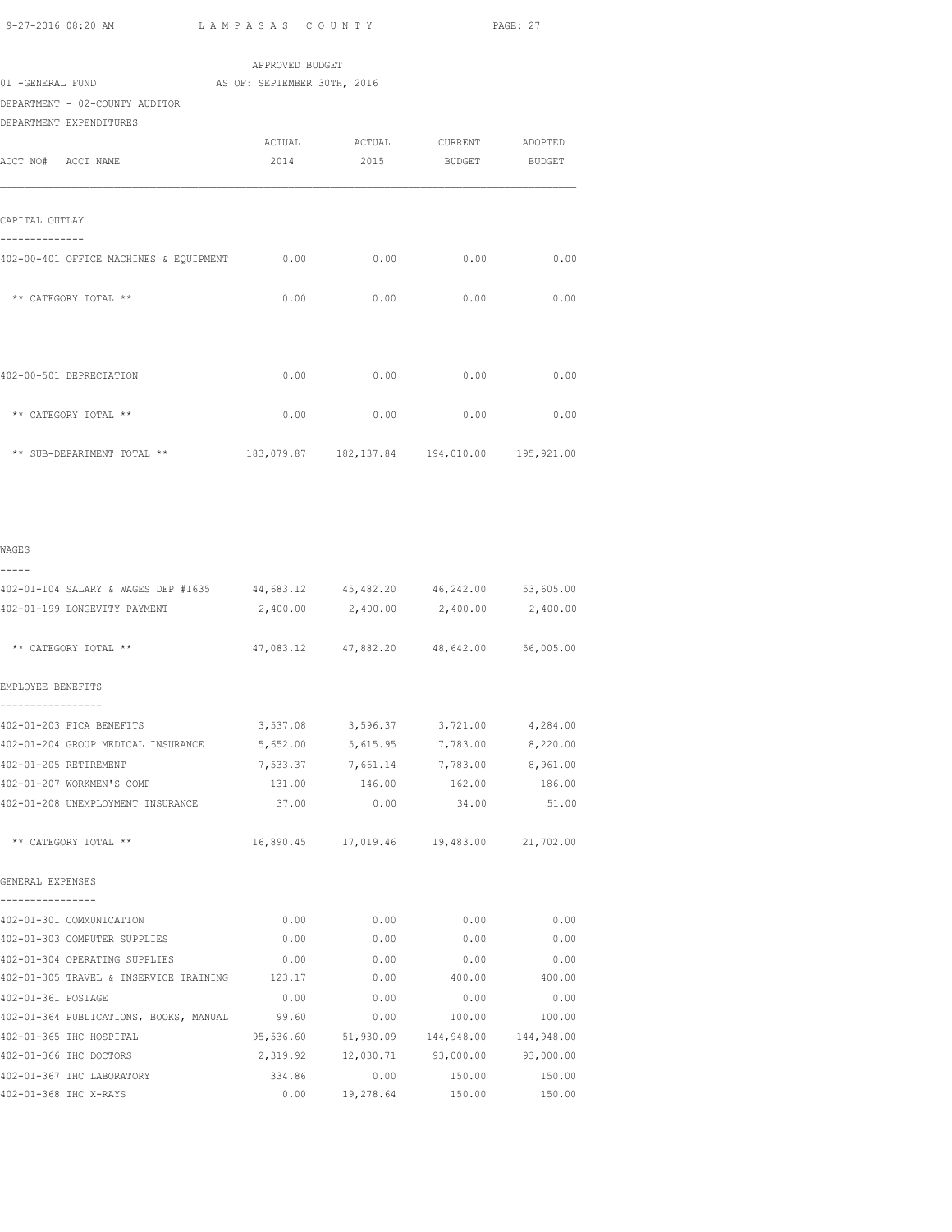APPROVED BUDGET

01 -GENERAL FUND AS OF: SEPTEMBER 30TH, 2016

DEPARTMENT - 02-COUNTY AUDITOR

DEPARTMENT EXPENDITURES

| ACCT NO# ACCT NAME | ACTUAL 2014 | ACTUAL 2015 | CURRENT BUDGET | ADOPTED BUDGET |
|---|---|---|---|---|
| **CAPITAL OUTLAY** | | | | |
| 402-00-401 OFFICE MACHINES & EQUIPMENT | 0.00 | 0.00 | 0.00 | 0.00 |
| ** CATEGORY TOTAL ** | 0.00 | 0.00 | 0.00 | 0.00 |
| 402-00-501 DEPRECIATION | 0.00 | 0.00 | 0.00 | 0.00 |
| ** CATEGORY TOTAL ** | 0.00 | 0.00 | 0.00 | 0.00 |
| ** SUB-DEPARTMENT TOTAL ** | 183,079.87 | 182,137.84 | 194,010.00 | 195,921.00 |
| **WAGES** | | | | |
| 402-01-104 SALARY & WAGES DEP #1635 | 44,683.12 | 45,482.20 | 46,242.00 | 53,605.00 |
| 402-01-199 LONGEVITY PAYMENT | 2,400.00 | 2,400.00 | 2,400.00 | 2,400.00 |
| ** CATEGORY TOTAL ** | 47,083.12 | 47,882.20 | 48,642.00 | 56,005.00 |
| **EMPLOYEE BENEFITS** | | | | |
| 402-01-203 FICA BENEFITS | 3,537.08 | 3,596.37 | 3,721.00 | 4,284.00 |
| 402-01-204 GROUP MEDICAL INSURANCE | 5,652.00 | 5,615.95 | 7,783.00 | 8,220.00 |
| 402-01-205 RETIREMENT | 7,533.37 | 7,661.14 | 7,783.00 | 8,961.00 |
| 402-01-207 WORKMEN'S COMP | 131.00 | 146.00 | 162.00 | 186.00 |
| 402-01-208 UNEMPLOYMENT INSURANCE | 37.00 | 0.00 | 34.00 | 51.00 |
| ** CATEGORY TOTAL ** | 16,890.45 | 17,019.46 | 19,483.00 | 21,702.00 |
| **GENERAL EXPENSES** | | | | |
| 402-01-301 COMMUNICATION | 0.00 | 0.00 | 0.00 | 0.00 |
| 402-01-303 COMPUTER SUPPLIES | 0.00 | 0.00 | 0.00 | 0.00 |
| 402-01-304 OPERATING SUPPLIES | 0.00 | 0.00 | 0.00 | 0.00 |
| 402-01-305 TRAVEL & INSERVICE TRAINING | 123.17 | 0.00 | 400.00 | 400.00 |
| 402-01-361 POSTAGE | 0.00 | 0.00 | 0.00 | 0.00 |
| 402-01-364 PUBLICATIONS, BOOKS, MANUAL | 99.60 | 0.00 | 100.00 | 100.00 |
| 402-01-365 IHC HOSPITAL | 95,536.60 | 51,930.09 | 144,948.00 | 144,948.00 |
| 402-01-366 IHC DOCTORS | 2,319.92 | 12,030.71 | 93,000.00 | 93,000.00 |
| 402-01-367 IHC LABORATORY | 334.86 | 0.00 | 150.00 | 150.00 |
| 402-01-368 IHC X-RAYS | 0.00 | 19,278.64 | 150.00 | 150.00 |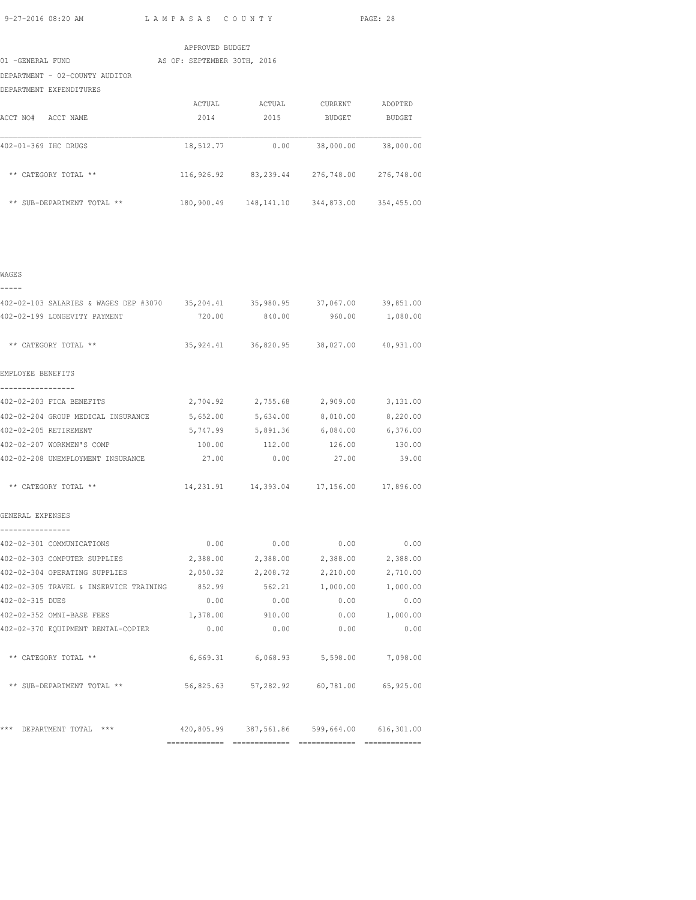APPROVED BUDGET

01 -GENERAL FUND AS OF: SEPTEMBER 30TH, 2016

DEPARTMENT - 02-COUNTY AUDITOR

DEPARTMENT EXPENDITURES

| ACCT NO# ACCT NAME | ACTUAL 2014 | ACTUAL 2015 | CURRENT BUDGET | ADOPTED BUDGET |
|---|---|---|---|---|
| 402-01-369 IHC DRUGS | 18,512.77 | 0.00 | 38,000.00 | 38,000.00 |
| ** CATEGORY TOTAL ** | 116,926.92 | 83,239.44 | 276,748.00 | 276,748.00 |
| ** SUB-DEPARTMENT TOTAL ** | 180,900.49 | 148,141.10 | 344,873.00 | 354,455.00 |

WAGES

| ACCT NO# ACCT NAME | ACTUAL 2014 | ACTUAL 2015 | CURRENT BUDGET | ADOPTED BUDGET |
|---|---|---|---|---|
| 402-02-103 SALARIES & WAGES DEP #3070 | 35,204.41 | 35,980.95 | 37,067.00 | 39,851.00 |
| 402-02-199 LONGEVITY PAYMENT | 720.00 | 840.00 | 960.00 | 1,080.00 |
| ** CATEGORY TOTAL ** | 35,924.41 | 36,820.95 | 38,027.00 | 40,931.00 |

EMPLOYEE BENEFITS

| ACCT NO# ACCT NAME | ACTUAL 2014 | ACTUAL 2015 | CURRENT BUDGET | ADOPTED BUDGET |
|---|---|---|---|---|
| 402-02-203 FICA BENEFITS | 2,704.92 | 2,755.68 | 2,909.00 | 3,131.00 |
| 402-02-204 GROUP MEDICAL INSURANCE | 5,652.00 | 5,634.00 | 8,010.00 | 8,220.00 |
| 402-02-205 RETIREMENT | 5,747.99 | 5,891.36 | 6,084.00 | 6,376.00 |
| 402-02-207 WORKMEN'S COMP | 100.00 | 112.00 | 126.00 | 130.00 |
| 402-02-208 UNEMPLOYMENT INSURANCE | 27.00 | 0.00 | 27.00 | 39.00 |
| ** CATEGORY TOTAL ** | 14,231.91 | 14,393.04 | 17,156.00 | 17,896.00 |

GENERAL EXPENSES

| ACCT NO# ACCT NAME | ACTUAL 2014 | ACTUAL 2015 | CURRENT BUDGET | ADOPTED BUDGET |
|---|---|---|---|---|
| 402-02-301 COMMUNICATIONS | 0.00 | 0.00 | 0.00 | 0.00 |
| 402-02-303 COMPUTER SUPPLIES | 2,388.00 | 2,388.00 | 2,388.00 | 2,388.00 |
| 402-02-304 OPERATING SUPPLIES | 2,050.32 | 2,208.72 | 2,210.00 | 2,710.00 |
| 402-02-305 TRAVEL & INSERVICE TRAINING | 852.99 | 562.21 | 1,000.00 | 1,000.00 |
| 402-02-315 DUES | 0.00 | 0.00 | 0.00 | 0.00 |
| 402-02-352 OMNI-BASE FEES | 1,378.00 | 910.00 | 0.00 | 1,000.00 |
| 402-02-370 EQUIPMENT RENTAL-COPIER | 0.00 | 0.00 | 0.00 | 0.00 |
| ** CATEGORY TOTAL ** | 6,669.31 | 6,068.93 | 5,598.00 | 7,098.00 |
| ** SUB-DEPARTMENT TOTAL ** | 56,825.63 | 57,282.92 | 60,781.00 | 65,925.00 |
| *** DEPARTMENT TOTAL *** | 420,805.99 | 387,561.86 | 599,664.00 | 616,301.00 |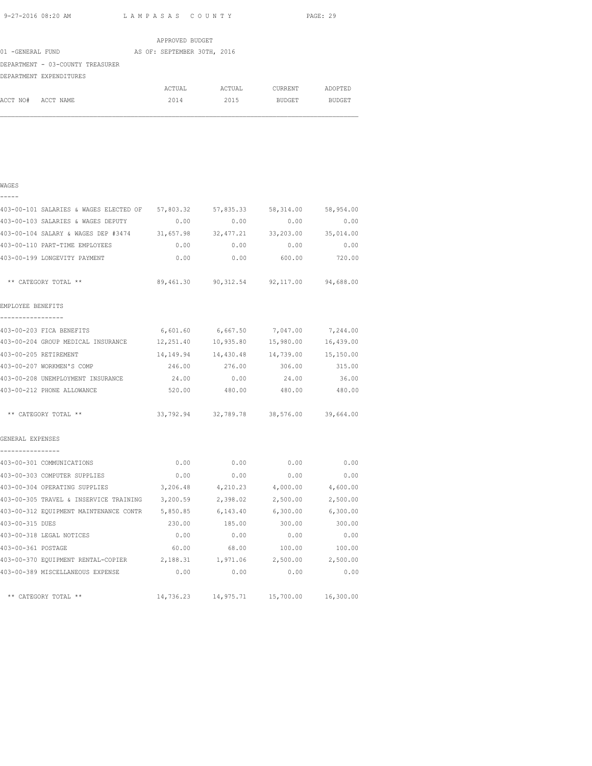APPROVED BUDGET

01 -GENERAL FUND AS OF: SEPTEMBER 30TH, 2016

DEPARTMENT - 03-COUNTY TREASURER

DEPARTMENT EXPENDITURES

| ACCT NO# ACCT NAME | ACTUAL 2014 | ACTUAL 2015 | CURRENT BUDGET | ADOPTED BUDGET |
|---|---|---|---|---|
| **WAGES** | | | | |
| 403-00-101 SALARIES & WAGES ELECTED OF | 57,803.32 | 57,835.33 | 58,314.00 | 58,954.00 |
| 403-00-103 SALARIES & WAGES DEPUTY | 0.00 | 0.00 | 0.00 | 0.00 |
| 403-00-104 SALARY & WAGES DEP #3474 | 31,657.98 | 32,477.21 | 33,203.00 | 35,014.00 |
| 403-00-110 PART-TIME EMPLOYEES | 0.00 | 0.00 | 0.00 | 0.00 |
| 403-00-199 LONGEVITY PAYMENT | 0.00 | 0.00 | 600.00 | 720.00 |
| ** CATEGORY TOTAL ** | 89,461.30 | 90,312.54 | 92,117.00 | 94,688.00 |
| **EMPLOYEE BENEFITS** | | | | |
| 403-00-203 FICA BENEFITS | 6,601.60 | 6,667.50 | 7,047.00 | 7,244.00 |
| 403-00-204 GROUP MEDICAL INSURANCE | 12,251.40 | 10,935.80 | 15,980.00 | 16,439.00 |
| 403-00-205 RETIREMENT | 14,149.94 | 14,430.48 | 14,739.00 | 15,150.00 |
| 403-00-207 WORKMEN'S COMP | 246.00 | 276.00 | 306.00 | 315.00 |
| 403-00-208 UNEMPLOYMENT INSURANCE | 24.00 | 0.00 | 24.00 | 36.00 |
| 403-00-212 PHONE ALLOWANCE | 520.00 | 480.00 | 480.00 | 480.00 |
| ** CATEGORY TOTAL ** | 33,792.94 | 32,789.78 | 38,576.00 | 39,664.00 |
| **GENERAL EXPENSES** | | | | |
| 403-00-301 COMMUNICATIONS | 0.00 | 0.00 | 0.00 | 0.00 |
| 403-00-303 COMPUTER SUPPLIES | 0.00 | 0.00 | 0.00 | 0.00 |
| 403-00-304 OPERATING SUPPLIES | 3,206.48 | 4,210.23 | 4,000.00 | 4,600.00 |
| 403-00-305 TRAVEL & INSERVICE TRAINING | 3,200.59 | 2,398.02 | 2,500.00 | 2,500.00 |
| 403-00-312 EQUIPMENT MAINTENANCE CONTR | 5,850.85 | 6,143.40 | 6,300.00 | 6,300.00 |
| 403-00-315 DUES | 230.00 | 185.00 | 300.00 | 300.00 |
| 403-00-318 LEGAL NOTICES | 0.00 | 0.00 | 0.00 | 0.00 |
| 403-00-361 POSTAGE | 60.00 | 68.00 | 100.00 | 100.00 |
| 403-00-370 EQUIPMENT RENTAL-COPIER | 2,188.31 | 1,971.06 | 2,500.00 | 2,500.00 |
| 403-00-389 MISCELLANEOUS EXPENSE | 0.00 | 0.00 | 0.00 | 0.00 |
| ** CATEGORY TOTAL ** | 14,736.23 | 14,975.71 | 15,700.00 | 16,300.00 |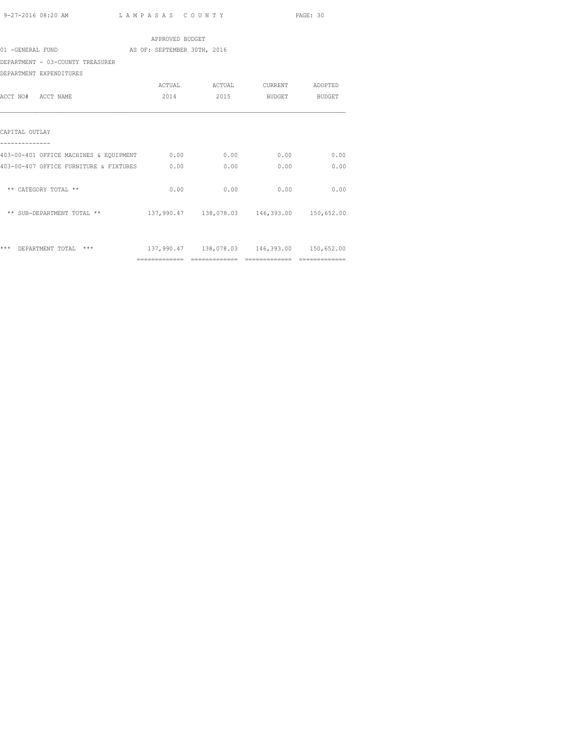APPROVED BUDGET

01 -GENERAL FUND AS OF: SEPTEMBER 30TH, 2016

DEPARTMENT - 03-COUNTY TREASURER

DEPARTMENT EXPENDITURES

| ACCT NO# ACCT NAME | ACTUAL 2014 | ACTUAL 2015 | CURRENT BUDGET | ADOPTED BUDGET |
|---|---|---|---|---|
| **CAPITAL OUTLAY** | | | | |
| 403-00-401 OFFICE MACHINES & EQUIPMENT | 0.00 | 0.00 | 0.00 | 0.00 |
| 403-00-407 OFFICE FURNITURE & FIXTURES | 0.00 | 0.00 | 0.00 | 0.00 |
| ** CATEGORY TOTAL ** | 0.00 | 0.00 | 0.00 | 0.00 |
| ** SUB-DEPARTMENT TOTAL ** | 137,990.47 | 138,078.03 | 146,393.00 | 150,652.00 |
| *** DEPARTMENT TOTAL *** | 137,990.47 | 138,078.03 | 146,393.00 | 150,652.00 |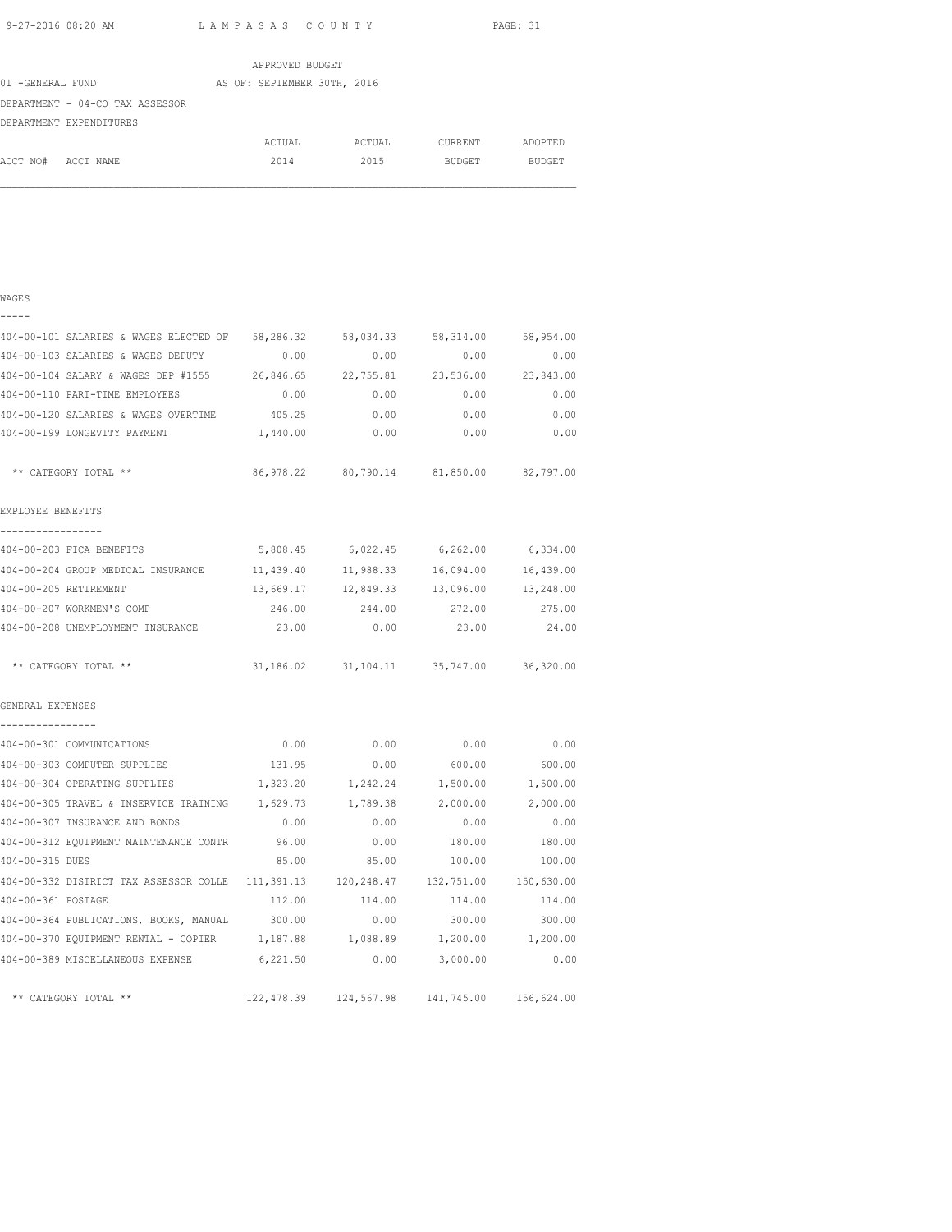APPROVED BUDGET

01 -GENERAL FUND AS OF: SEPTEMBER 30TH, 2016

DEPARTMENT - 04-CO TAX ASSESSOR

DEPARTMENT EXPENDITURES

| ACCT NO# | ACCT NAME | ACTUAL 2014 | ACTUAL 2015 | CURRENT BUDGET | ADOPTED BUDGET |
|---|---|---|---|---|---|
| **WAGES** | | | | | |
| 404-00-101 | SALARIES & WAGES ELECTED OF | 58,286.32 | 58,034.33 | 58,314.00 | 58,954.00 |
| 404-00-103 | SALARIES & WAGES DEPUTY | 0.00 | 0.00 | 0.00 | 0.00 |
| 404-00-104 | SALARY & WAGES DEP #1555 | 26,846.65 | 22,755.81 | 23,536.00 | 23,843.00 |
| 404-00-110 | PART-TIME EMPLOYEES | 0.00 | 0.00 | 0.00 | 0.00 |
| 404-00-120 | SALARIES & WAGES OVERTIME | 405.25 | 0.00 | 0.00 | 0.00 |
| 404-00-199 | LONGEVITY PAYMENT | 1,440.00 | 0.00 | 0.00 | 0.00 |
| | ** CATEGORY TOTAL ** | 86,978.22 | 80,790.14 | 81,850.00 | 82,797.00 |
| **EMPLOYEE BENEFITS** | | | | | |
| 404-00-203 | FICA BENEFITS | 5,808.45 | 6,022.45 | 6,262.00 | 6,334.00 |
| 404-00-204 | GROUP MEDICAL INSURANCE | 11,439.40 | 11,988.33 | 16,094.00 | 16,439.00 |
| 404-00-205 | RETIREMENT | 13,669.17 | 12,849.33 | 13,096.00 | 13,248.00 |
| 404-00-207 | WORKMEN'S COMP | 246.00 | 244.00 | 272.00 | 275.00 |
| 404-00-208 | UNEMPLOYMENT INSURANCE | 23.00 | 0.00 | 23.00 | 24.00 |
| | ** CATEGORY TOTAL ** | 31,186.02 | 31,104.11 | 35,747.00 | 36,320.00 |
| **GENERAL EXPENSES** | | | | | |
| 404-00-301 | COMMUNICATIONS | 0.00 | 0.00 | 0.00 | 0.00 |
| 404-00-303 | COMPUTER SUPPLIES | 131.95 | 0.00 | 600.00 | 600.00 |
| 404-00-304 | OPERATING SUPPLIES | 1,323.20 | 1,242.24 | 1,500.00 | 1,500.00 |
| 404-00-305 | TRAVEL & INSERVICE TRAINING | 1,629.73 | 1,789.38 | 2,000.00 | 2,000.00 |
| 404-00-307 | INSURANCE AND BONDS | 0.00 | 0.00 | 0.00 | 0.00 |
| 404-00-312 | EQUIPMENT MAINTENANCE CONTR | 96.00 | 0.00 | 180.00 | 180.00 |
| 404-00-315 | DUES | 85.00 | 85.00 | 100.00 | 100.00 |
| 404-00-332 | DISTRICT TAX ASSESSOR COLLE | 111,391.13 | 120,248.47 | 132,751.00 | 150,630.00 |
| 404-00-361 | POSTAGE | 112.00 | 114.00 | 114.00 | 114.00 |
| 404-00-364 | PUBLICATIONS, BOOKS, MANUAL | 300.00 | 0.00 | 300.00 | 300.00 |
| 404-00-370 | EQUIPMENT RENTAL - COPIER | 1,187.88 | 1,088.89 | 1,200.00 | 1,200.00 |
| 404-00-389 | MISCELLANEOUS EXPENSE | 6,221.50 | 0.00 | 3,000.00 | 0.00 |
| | ** CATEGORY TOTAL ** | 122,478.39 | 124,567.98 | 141,745.00 | 156,624.00 |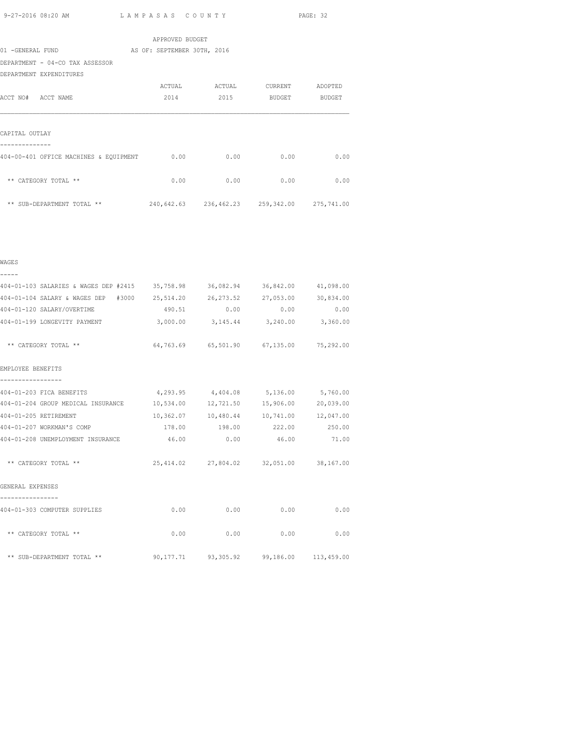APPROVED BUDGET

01 -GENERAL FUND AS OF: SEPTEMBER 30TH, 2016

DEPARTMENT - 04-CO TAX ASSESSOR

DEPARTMENT EXPENDITURES

| ACCT NO# ACCT NAME | ACTUAL 2014 | ACTUAL 2015 | CURRENT BUDGET | ADOPTED BUDGET |
|---|---|---|---|---|
| **CAPITAL OUTLAY** | | | | |
| 404-00-401 OFFICE MACHINES & EQUIPMENT | 0.00 | 0.00 | 0.00 | 0.00 |
| ** CATEGORY TOTAL ** | 0.00 | 0.00 | 0.00 | 0.00 |
| ** SUB-DEPARTMENT TOTAL ** | 240,642.63 | 236,462.23 | 259,342.00 | 275,741.00 |
| **WAGES** | | | | |
| 404-01-103 SALARIES & WAGES DEP #2415 | 35,758.98 | 36,082.94 | 36,842.00 | 41,098.00 |
| 404-01-104 SALARY & WAGES DEP #3000 | 25,514.20 | 26,273.52 | 27,053.00 | 30,834.00 |
| 404-01-120 SALARY/OVERTIME | 490.51 | 0.00 | 0.00 | 0.00 |
| 404-01-199 LONGEVITY PAYMENT | 3,000.00 | 3,145.44 | 3,240.00 | 3,360.00 |
| ** CATEGORY TOTAL ** | 64,763.69 | 65,501.90 | 67,135.00 | 75,292.00 |
| **EMPLOYEE BENEFITS** | | | | |
| 404-01-203 FICA BENEFITS | 4,293.95 | 4,404.08 | 5,136.00 | 5,760.00 |
| 404-01-204 GROUP MEDICAL INSURANCE | 10,534.00 | 12,721.50 | 15,906.00 | 20,039.00 |
| 404-01-205 RETIREMENT | 10,362.07 | 10,480.44 | 10,741.00 | 12,047.00 |
| 404-01-207 WORKMAN'S COMP | 178.00 | 198.00 | 222.00 | 250.00 |
| 404-01-208 UNEMPLOYMENT INSURANCE | 46.00 | 0.00 | 46.00 | 71.00 |
| ** CATEGORY TOTAL ** | 25,414.02 | 27,804.02 | 32,051.00 | 38,167.00 |
| **GENERAL EXPENSES** | | | | |
| 404-01-303 COMPUTER SUPPLIES | 0.00 | 0.00 | 0.00 | 0.00 |
| ** CATEGORY TOTAL ** | 0.00 | 0.00 | 0.00 | 0.00 |
| ** SUB-DEPARTMENT TOTAL ** | 90,177.71 | 93,305.92 | 99,186.00 | 113,459.00 |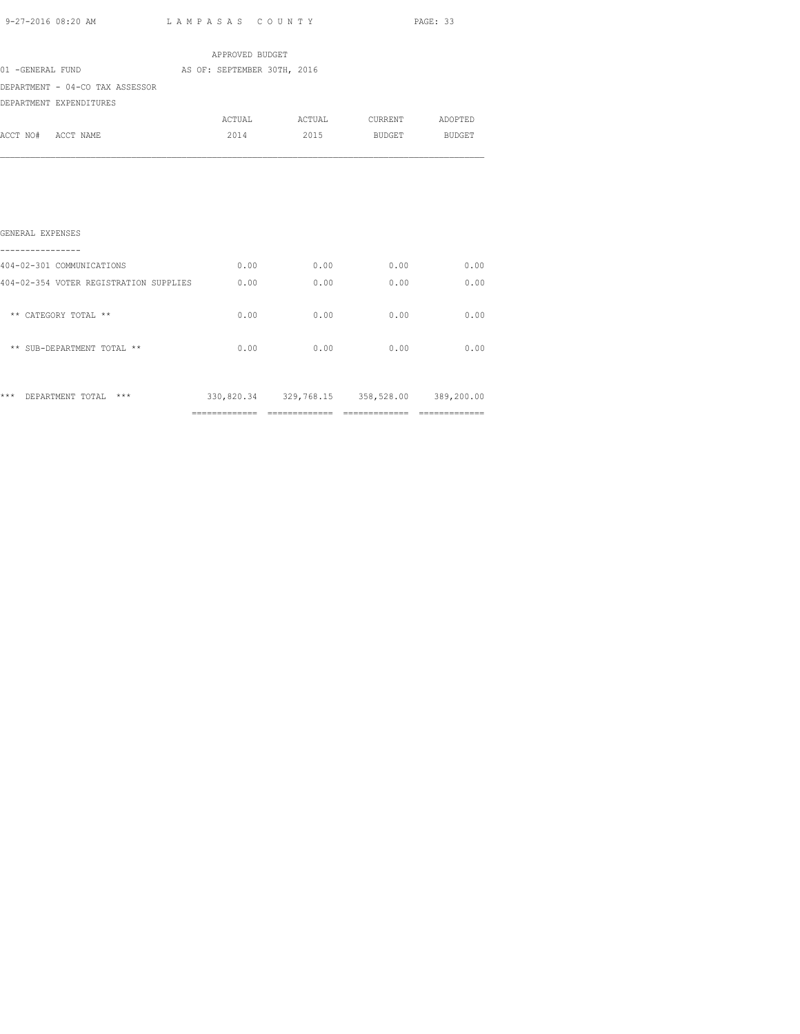APPROVED BUDGET

01 -GENERAL FUND AS OF: SEPTEMBER 30TH, 2016

DEPARTMENT - 04-CO TAX ASSESSOR

DEPARTMENT EXPENDITURES

| ACCT NO# ACCT NAME | ACTUAL 2014 | ACTUAL 2015 | CURRENT BUDGET | ADOPTED BUDGET |
|---|---|---|---|---|
| **GENERAL EXPENSES** | | | | |
| 404-02-301 COMMUNICATIONS | 0.00 | 0.00 | 0.00 | 0.00 |
| 404-02-354 VOTER REGISTRATION SUPPLIES | 0.00 | 0.00 | 0.00 | 0.00 |
| ** CATEGORY TOTAL ** | 0.00 | 0.00 | 0.00 | 0.00 |
| ** SUB-DEPARTMENT TOTAL ** | 0.00 | 0.00 | 0.00 | 0.00 |
| *** DEPARTMENT TOTAL *** | 330,820.34 | 329,768.15 | 358,528.00 | 389,200.00 |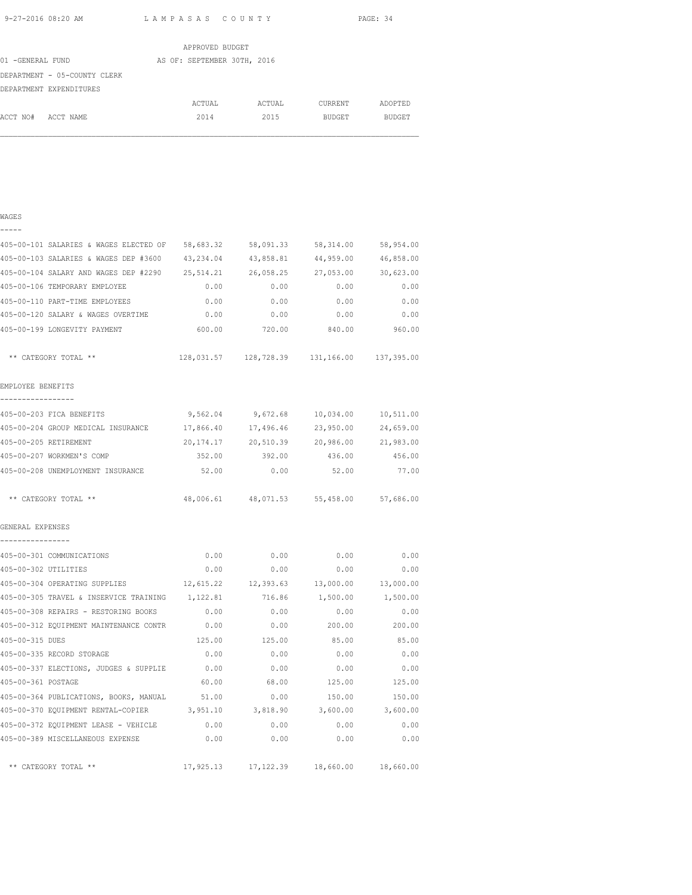APPROVED BUDGET

01 -GENERAL FUND    AS OF: SEPTEMBER 30TH, 2016

DEPARTMENT - 05-COUNTY CLERK

DEPARTMENT EXPENDITURES

| ACCT NO# ACCT NAME | ACTUAL 2014 | ACTUAL 2015 | CURRENT BUDGET | ADOPTED BUDGET |
|---|---|---|---|---|
| **WAGES** | | | | |
| 405-00-101 SALARIES & WAGES ELECTED OF | 58,683.32 | 58,091.33 | 58,314.00 | 58,954.00 |
| 405-00-103 SALARIES & WAGES DEP #3600 | 43,234.04 | 43,858.81 | 44,959.00 | 46,858.00 |
| 405-00-104 SALARY AND WAGES DEP #2290 | 25,514.21 | 26,058.25 | 27,053.00 | 30,623.00 |
| 405-00-106 TEMPORARY EMPLOYEE | 0.00 | 0.00 | 0.00 | 0.00 |
| 405-00-110 PART-TIME EMPLOYEES | 0.00 | 0.00 | 0.00 | 0.00 |
| 405-00-120 SALARY & WAGES OVERTIME | 0.00 | 0.00 | 0.00 | 0.00 |
| 405-00-199 LONGEVITY PAYMENT | 600.00 | 720.00 | 840.00 | 960.00 |
| ** CATEGORY TOTAL ** | 128,031.57 | 128,728.39 | 131,166.00 | 137,395.00 |
| **EMPLOYEE BENEFITS** | | | | |
| 405-00-203 FICA BENEFITS | 9,562.04 | 9,672.68 | 10,034.00 | 10,511.00 |
| 405-00-204 GROUP MEDICAL INSURANCE | 17,866.40 | 17,496.46 | 23,950.00 | 24,659.00 |
| 405-00-205 RETIREMENT | 20,174.17 | 20,510.39 | 20,986.00 | 21,983.00 |
| 405-00-207 WORKMEN'S COMP | 352.00 | 392.00 | 436.00 | 456.00 |
| 405-00-208 UNEMPLOYMENT INSURANCE | 52.00 | 0.00 | 52.00 | 77.00 |
| ** CATEGORY TOTAL ** | 48,006.61 | 48,071.53 | 55,458.00 | 57,686.00 |
| **GENERAL EXPENSES** | | | | |
| 405-00-301 COMMUNICATIONS | 0.00 | 0.00 | 0.00 | 0.00 |
| 405-00-302 UTILITIES | 0.00 | 0.00 | 0.00 | 0.00 |
| 405-00-304 OPERATING SUPPLIES | 12,615.22 | 12,393.63 | 13,000.00 | 13,000.00 |
| 405-00-305 TRAVEL & INSERVICE TRAINING | 1,122.81 | 716.86 | 1,500.00 | 1,500.00 |
| 405-00-308 REPAIRS - RESTORING BOOKS | 0.00 | 0.00 | 0.00 | 0.00 |
| 405-00-312 EQUIPMENT MAINTENANCE CONTR | 0.00 | 0.00 | 200.00 | 200.00 |
| 405-00-315 DUES | 125.00 | 125.00 | 85.00 | 85.00 |
| 405-00-335 RECORD STORAGE | 0.00 | 0.00 | 0.00 | 0.00 |
| 405-00-337 ELECTIONS, JUDGES & SUPPLIE | 0.00 | 0.00 | 0.00 | 0.00 |
| 405-00-361 POSTAGE | 60.00 | 68.00 | 125.00 | 125.00 |
| 405-00-364 PUBLICATIONS, BOOKS, MANUAL | 51.00 | 0.00 | 150.00 | 150.00 |
| 405-00-370 EQUIPMENT RENTAL-COPIER | 3,951.10 | 3,818.90 | 3,600.00 | 3,600.00 |
| 405-00-372 EQUIPMENT LEASE - VEHICLE | 0.00 | 0.00 | 0.00 | 0.00 |
| 405-00-389 MISCELLANEOUS EXPENSE | 0.00 | 0.00 | 0.00 | 0.00 |
| ** CATEGORY TOTAL ** | 17,925.13 | 17,122.39 | 18,660.00 | 18,660.00 |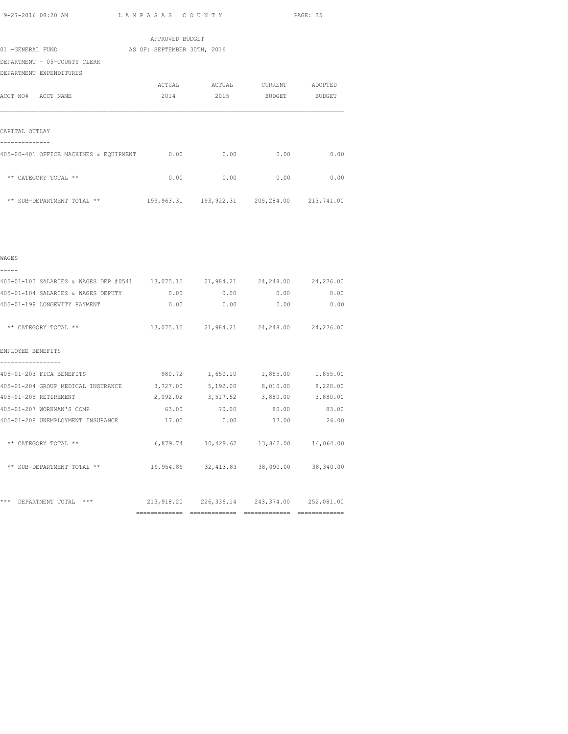APPROVED BUDGET

01 -GENERAL FUND AS OF: SEPTEMBER 30TH, 2016

DEPARTMENT - 05-COUNTY CLERK

DEPARTMENT EXPENDITURES

| ACCT NO# ACCT NAME | ACTUAL 2014 | ACTUAL 2015 | CURRENT BUDGET | ADOPTED BUDGET |
|---|---|---|---|---|
| CAPITAL OUTLAY | | | | |
| 405-00-401 OFFICE MACHINES & EQUIPMENT | 0.00 | 0.00 | 0.00 | 0.00 |
| ** CATEGORY TOTAL ** | 0.00 | 0.00 | 0.00 | 0.00 |
| ** SUB-DEPARTMENT TOTAL ** | 193,963.31 | 193,922.31 | 205,284.00 | 213,741.00 |
| WAGES | | | | |
| 405-01-103 SALARIES & WAGES DEP #0541 | 13,075.15 | 21,984.21 | 24,248.00 | 24,276.00 |
| 405-01-104 SALARIES & WAGES DEPUTY | 0.00 | 0.00 | 0.00 | 0.00 |
| 405-01-199 LONGEVITY PAYMENT | 0.00 | 0.00 | 0.00 | 0.00 |
| ** CATEGORY TOTAL ** | 13,075.15 | 21,984.21 | 24,248.00 | 24,276.00 |
| EMPLOYEE BENEFITS | | | | |
| 405-01-203 FICA BENEFITS | 980.72 | 1,650.10 | 1,855.00 | 1,855.00 |
| 405-01-204 GROUP MEDICAL INSURANCE | 3,727.00 | 5,192.00 | 8,010.00 | 8,220.00 |
| 405-01-205 RETIREMENT | 2,092.02 | 3,517.52 | 3,880.00 | 3,880.00 |
| 405-01-207 WORKMAN'S COMP | 63.00 | 70.00 | 80.00 | 83.00 |
| 405-01-208 UNEMPLOYMENT INSURANCE | 17.00 | 0.00 | 17.00 | 26.00 |
| ** CATEGORY TOTAL ** | 6,879.74 | 10,429.62 | 13,842.00 | 14,064.00 |
| ** SUB-DEPARTMENT TOTAL ** | 19,954.89 | 32,413.83 | 38,090.00 | 38,340.00 |
| *** DEPARTMENT TOTAL *** | 213,918.20 | 226,336.14 | 243,374.00 | 252,081.00 |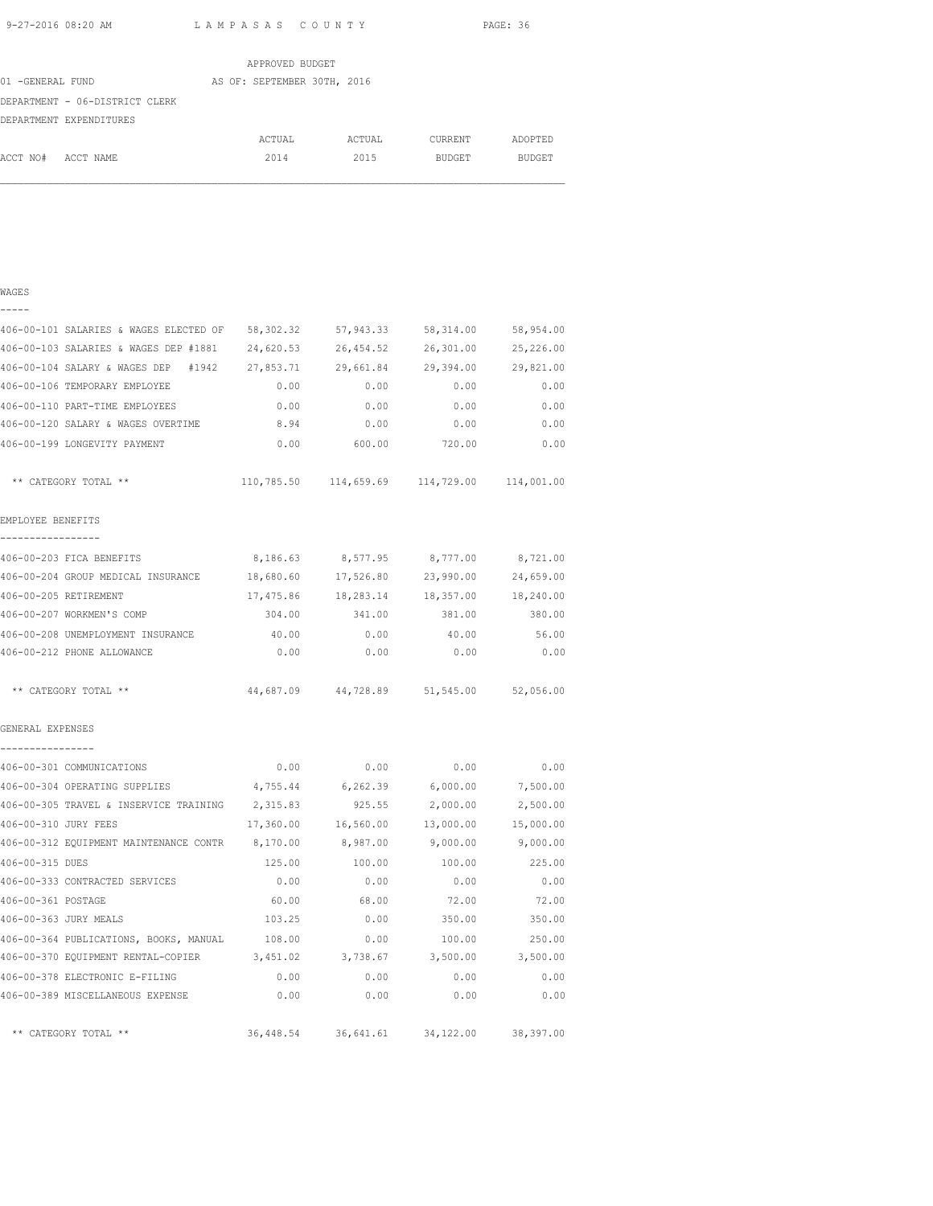APPROVED BUDGET

01 -GENERAL FUND AS OF: SEPTEMBER 30TH, 2016

DEPARTMENT - 06-DISTRICT CLERK

DEPARTMENT EXPENDITURES

| ACCT NO# ACCT NAME | ACTUAL 2014 | ACTUAL 2015 | CURRENT BUDGET | ADOPTED BUDGET |
|---|---|---|---|---|
| **WAGES** | | | | |
| 406-00-101 SALARIES & WAGES ELECTED OF | 58,302.32 | 57,943.33 | 58,314.00 | 58,954.00 |
| 406-00-103 SALARIES & WAGES DEP #1881 | 24,620.53 | 26,454.52 | 26,301.00 | 25,226.00 |
| 406-00-104 SALARY & WAGES DEP #1942 | 27,853.71 | 29,661.84 | 29,394.00 | 29,821.00 |
| 406-00-106 TEMPORARY EMPLOYEE | 0.00 | 0.00 | 0.00 | 0.00 |
| 406-00-110 PART-TIME EMPLOYEES | 0.00 | 0.00 | 0.00 | 0.00 |
| 406-00-120 SALARY & WAGES OVERTIME | 8.94 | 0.00 | 0.00 | 0.00 |
| 406-00-199 LONGEVITY PAYMENT | 0.00 | 600.00 | 720.00 | 0.00 |
| ** CATEGORY TOTAL ** | 110,785.50 | 114,659.69 | 114,729.00 | 114,001.00 |
| **EMPLOYEE BENEFITS** | | | | |
| 406-00-203 FICA BENEFITS | 8,186.63 | 8,577.95 | 8,777.00 | 8,721.00 |
| 406-00-204 GROUP MEDICAL INSURANCE | 18,680.60 | 17,526.80 | 23,990.00 | 24,659.00 |
| 406-00-205 RETIREMENT | 17,475.86 | 18,283.14 | 18,357.00 | 18,240.00 |
| 406-00-207 WORKMEN'S COMP | 304.00 | 341.00 | 381.00 | 380.00 |
| 406-00-208 UNEMPLOYMENT INSURANCE | 40.00 | 0.00 | 40.00 | 56.00 |
| 406-00-212 PHONE ALLOWANCE | 0.00 | 0.00 | 0.00 | 0.00 |
| ** CATEGORY TOTAL ** | 44,687.09 | 44,728.89 | 51,545.00 | 52,056.00 |
| **GENERAL EXPENSES** | | | | |
| 406-00-301 COMMUNICATIONS | 0.00 | 0.00 | 0.00 | 0.00 |
| 406-00-304 OPERATING SUPPLIES | 4,755.44 | 6,262.39 | 6,000.00 | 7,500.00 |
| 406-00-305 TRAVEL & INSERVICE TRAINING | 2,315.83 | 925.55 | 2,000.00 | 2,500.00 |
| 406-00-310 JURY FEES | 17,360.00 | 16,560.00 | 13,000.00 | 15,000.00 |
| 406-00-312 EQUIPMENT MAINTENANCE CONTR | 8,170.00 | 8,987.00 | 9,000.00 | 9,000.00 |
| 406-00-315 DUES | 125.00 | 100.00 | 100.00 | 225.00 |
| 406-00-333 CONTRACTED SERVICES | 0.00 | 0.00 | 0.00 | 0.00 |
| 406-00-361 POSTAGE | 60.00 | 68.00 | 72.00 | 72.00 |
| 406-00-363 JURY MEALS | 103.25 | 0.00 | 350.00 | 350.00 |
| 406-00-364 PUBLICATIONS, BOOKS, MANUAL | 108.00 | 0.00 | 100.00 | 250.00 |
| 406-00-370 EQUIPMENT RENTAL-COPIER | 3,451.02 | 3,738.67 | 3,500.00 | 3,500.00 |
| 406-00-378 ELECTRONIC E-FILING | 0.00 | 0.00 | 0.00 | 0.00 |
| 406-00-389 MISCELLANEOUS EXPENSE | 0.00 | 0.00 | 0.00 | 0.00 |
| ** CATEGORY TOTAL ** | 36,448.54 | 36,641.61 | 34,122.00 | 38,397.00 |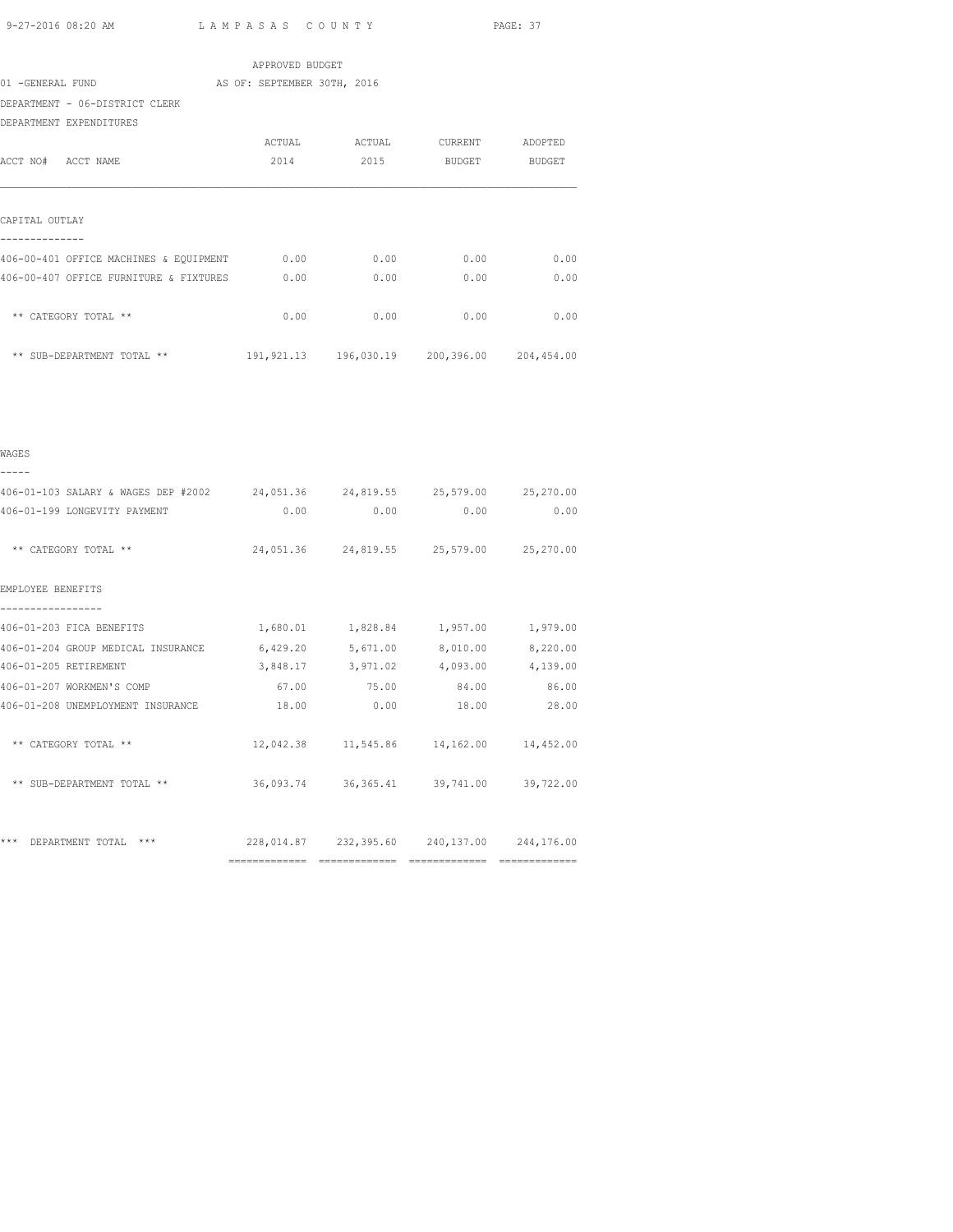APPROVED BUDGET

01 -GENERAL FUND AS OF: SEPTEMBER 30TH, 2016

DEPARTMENT - 06-DISTRICT CLERK

DEPARTMENT EXPENDITURES

| ACCT NO# ACCT NAME | ACTUAL 2014 | ACTUAL 2015 | CURRENT BUDGET | ADOPTED BUDGET |
|---|---|---|---|---|
| **CAPITAL OUTLAY** | | | | |
| 406-00-401 OFFICE MACHINES & EQUIPMENT | 0.00 | 0.00 | 0.00 | 0.00 |
| 406-00-407 OFFICE FURNITURE & FIXTURES | 0.00 | 0.00 | 0.00 | 0.00 |
| ** CATEGORY TOTAL ** | 0.00 | 0.00 | 0.00 | 0.00 |
| ** SUB-DEPARTMENT TOTAL ** | 191,921.13 | 196,030.19 | 200,396.00 | 204,454.00 |
| **WAGES** | | | | |
| 406-01-103 SALARY & WAGES DEP #2002 | 24,051.36 | 24,819.55 | 25,579.00 | 25,270.00 |
| 406-01-199 LONGEVITY PAYMENT | 0.00 | 0.00 | 0.00 | 0.00 |
| ** CATEGORY TOTAL ** | 24,051.36 | 24,819.55 | 25,579.00 | 25,270.00 |
| **EMPLOYEE BENEFITS** | | | | |
| 406-01-203 FICA BENEFITS | 1,680.01 | 1,828.84 | 1,957.00 | 1,979.00 |
| 406-01-204 GROUP MEDICAL INSURANCE | 6,429.20 | 5,671.00 | 8,010.00 | 8,220.00 |
| 406-01-205 RETIREMENT | 3,848.17 | 3,971.02 | 4,093.00 | 4,139.00 |
| 406-01-207 WORKMEN'S COMP | 67.00 | 75.00 | 84.00 | 86.00 |
| 406-01-208 UNEMPLOYMENT INSURANCE | 18.00 | 0.00 | 18.00 | 28.00 |
| ** CATEGORY TOTAL ** | 12,042.38 | 11,545.86 | 14,162.00 | 14,452.00 |
| ** SUB-DEPARTMENT TOTAL ** | 36,093.74 | 36,365.41 | 39,741.00 | 39,722.00 |
| *** DEPARTMENT TOTAL *** | 228,014.87 | 232,395.60 | 240,137.00 | 244,176.00 |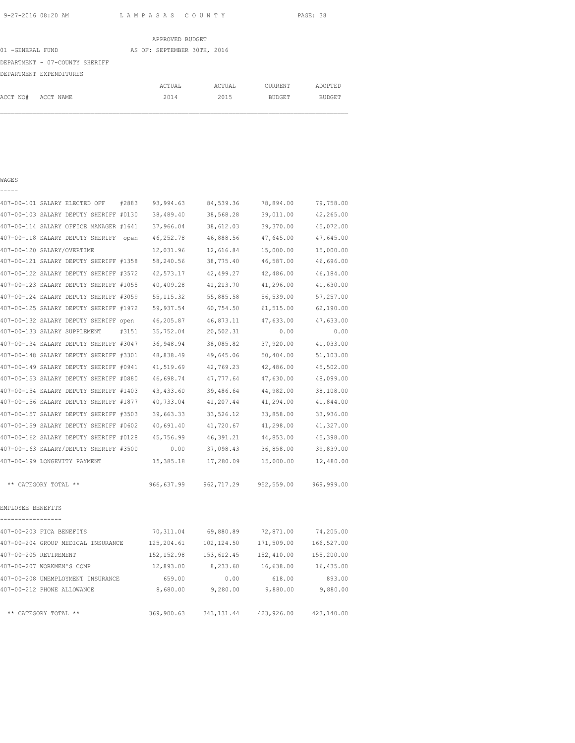APPROVED BUDGET

01 -GENERAL FUND AS OF: SEPTEMBER 30TH, 2016

DEPARTMENT - 07-COUNTY SHERIFF

DEPARTMENT EXPENDITURES

| ACCT NO# ACCT NAME | ACTUAL 2014 | ACTUAL 2015 | CURRENT BUDGET | ADOPTED BUDGET |
|---|---|---|---|---|
| **WAGES** | | | | |
| 407-00-101 SALARY ELECTED OFF #2883 | 93,994.63 | 84,539.36 | 78,894.00 | 79,758.00 |
| 407-00-103 SALARY DEPUTY SHERIFF #0130 | 38,489.40 | 38,568.28 | 39,011.00 | 42,265.00 |
| 407-00-114 SALARY OFFICE MANAGER #1641 | 37,966.04 | 38,612.03 | 39,370.00 | 45,072.00 |
| 407-00-118 SALARY DEPUTY SHERIFF open | 46,252.78 | 46,888.56 | 47,645.00 | 47,645.00 |
| 407-00-120 SALARY/OVERTIME | 12,031.96 | 12,616.84 | 15,000.00 | 15,000.00 |
| 407-00-121 SALARY DEPUTY SHERIFF #1358 | 58,240.56 | 38,775.40 | 46,587.00 | 46,696.00 |
| 407-00-122 SALARY DEPUTY SHERIFF #3572 | 42,573.17 | 42,499.27 | 42,486.00 | 46,184.00 |
| 407-00-123 SALARY DEPUTY SHERIFF #1055 | 40,409.28 | 41,213.70 | 41,296.00 | 41,630.00 |
| 407-00-124 SALARY DEPUTY SHERIFF #3059 | 55,115.32 | 55,885.58 | 56,539.00 | 57,257.00 |
| 407-00-125 SALARY DEPUTY SHERIFF #1972 | 59,937.54 | 60,754.50 | 61,515.00 | 62,190.00 |
| 407-00-132 SALARY DEPUTY SHERIFF open | 46,205.87 | 46,873.11 | 47,633.00 | 47,633.00 |
| 407-00-133 SALARY SUPPLEMENT #3151 | 35,752.04 | 20,502.31 | 0.00 | 0.00 |
| 407-00-134 SALARY DEPUTY SHERIFF #3047 | 36,948.94 | 38,085.82 | 37,920.00 | 41,033.00 |
| 407-00-148 SALARY DEPUTY SHERIFF #3301 | 48,838.49 | 49,645.06 | 50,404.00 | 51,103.00 |
| 407-00-149 SALARY DEPUTY SHERIFF #0941 | 41,519.69 | 42,769.23 | 42,486.00 | 45,502.00 |
| 407-00-153 SALARY DEPUTY SHERIFF #0880 | 46,698.74 | 47,777.64 | 47,630.00 | 48,099.00 |
| 407-00-154 SALARY DEPUTY SHERIFF #1403 | 43,433.60 | 39,486.64 | 44,982.00 | 38,108.00 |
| 407-00-156 SALARY DEPUTY SHERIFF #1877 | 40,733.04 | 41,207.44 | 41,294.00 | 41,844.00 |
| 407-00-157 SALARY DEPUTY SHERIFF #3503 | 39,663.33 | 33,526.12 | 33,858.00 | 33,936.00 |
| 407-00-159 SALARY DEPUTY SHERIFF #0602 | 40,691.40 | 41,720.67 | 41,298.00 | 41,327.00 |
| 407-00-162 SALARY DEPUTY SHERIFF #0128 | 45,756.99 | 46,391.21 | 44,853.00 | 45,398.00 |
| 407-00-163 SALARY/DEPUTY SHERIFF #3500 | 0.00 | 37,098.43 | 36,858.00 | 39,839.00 |
| 407-00-199 LONGEVITY PAYMENT | 15,385.18 | 17,280.09 | 15,000.00 | 12,480.00 |
| ** CATEGORY TOTAL ** | 966,637.99 | 962,717.29 | 952,559.00 | 969,999.00 |
| **EMPLOYEE BENEFITS** | | | | |
| 407-00-203 FICA BENEFITS | 70,311.04 | 69,880.89 | 72,871.00 | 74,205.00 |
| 407-00-204 GROUP MEDICAL INSURANCE | 125,204.61 | 102,124.50 | 171,509.00 | 166,527.00 |
| 407-00-205 RETIREMENT | 152,152.98 | 153,612.45 | 152,410.00 | 155,200.00 |
| 407-00-207 WORKMEN'S COMP | 12,893.00 | 8,233.60 | 16,638.00 | 16,435.00 |
| 407-00-208 UNEMPLOYMENT INSURANCE | 659.00 | 0.00 | 618.00 | 893.00 |
| 407-00-212 PHONE ALLOWANCE | 8,680.00 | 9,280.00 | 9,880.00 | 9,880.00 |
| ** CATEGORY TOTAL ** | 369,900.63 | 343,131.44 | 423,926.00 | 423,140.00 |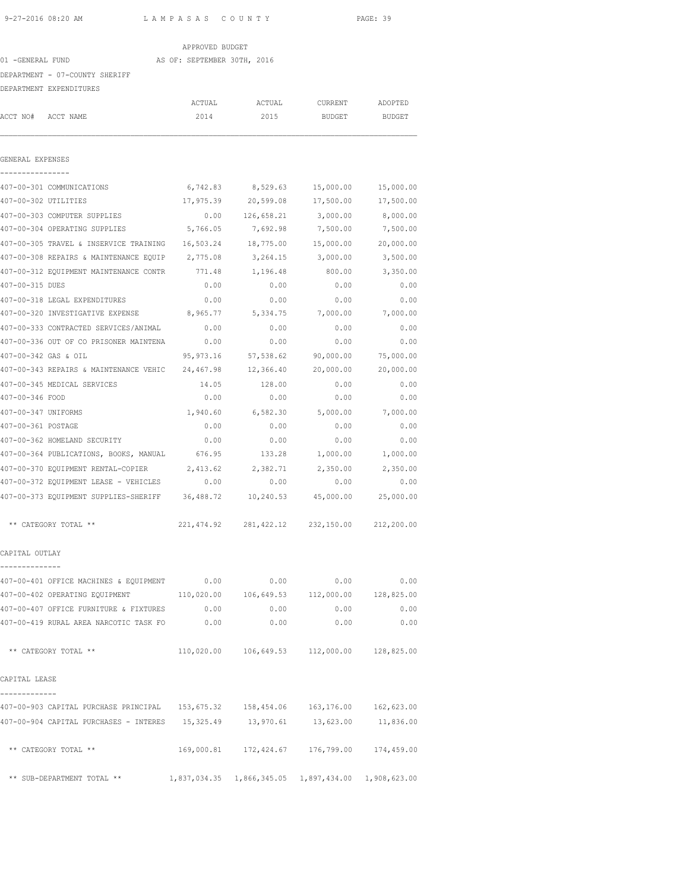APPROVED BUDGET

01 -GENERAL FUND AS OF: SEPTEMBER 30TH, 2016

DEPARTMENT - 07-COUNTY SHERIFF

DEPARTMENT EXPENDITURES

| ACCT NO# ACCT NAME | ACTUAL 2014 | ACTUAL 2015 | CURRENT BUDGET | ADOPTED BUDGET |
|---|---|---|---|---|
| **GENERAL EXPENSES** | | | | |
| 407-00-301 COMMUNICATIONS | 6,742.83 | 8,529.63 | 15,000.00 | 15,000.00 |
| 407-00-302 UTILITIES | 17,975.39 | 20,599.08 | 17,500.00 | 17,500.00 |
| 407-00-303 COMPUTER SUPPLIES | 0.00 | 126,658.21 | 3,000.00 | 8,000.00 |
| 407-00-304 OPERATING SUPPLIES | 5,766.05 | 7,692.98 | 7,500.00 | 7,500.00 |
| 407-00-305 TRAVEL & INSERVICE TRAINING | 16,503.24 | 18,775.00 | 15,000.00 | 20,000.00 |
| 407-00-308 REPAIRS & MAINTENANCE EQUIP | 2,775.08 | 3,264.15 | 3,000.00 | 3,500.00 |
| 407-00-312 EQUIPMENT MAINTENANCE CONTR | 771.48 | 1,196.48 | 800.00 | 3,350.00 |
| 407-00-315 DUES | 0.00 | 0.00 | 0.00 | 0.00 |
| 407-00-318 LEGAL EXPENDITURES | 0.00 | 0.00 | 0.00 | 0.00 |
| 407-00-320 INVESTIGATIVE EXPENSE | 8,965.77 | 5,334.75 | 7,000.00 | 7,000.00 |
| 407-00-333 CONTRACTED SERVICES/ANIMAL | 0.00 | 0.00 | 0.00 | 0.00 |
| 407-00-336 OUT OF CO PRISONER MAINTENA | 0.00 | 0.00 | 0.00 | 0.00 |
| 407-00-342 GAS & OIL | 95,973.16 | 57,538.62 | 90,000.00 | 75,000.00 |
| 407-00-343 REPAIRS & MAINTENANCE VEHIC | 24,467.98 | 12,366.40 | 20,000.00 | 20,000.00 |
| 407-00-345 MEDICAL SERVICES | 14.05 | 128.00 | 0.00 | 0.00 |
| 407-00-346 FOOD | 0.00 | 0.00 | 0.00 | 0.00 |
| 407-00-347 UNIFORMS | 1,940.60 | 6,582.30 | 5,000.00 | 7,000.00 |
| 407-00-361 POSTAGE | 0.00 | 0.00 | 0.00 | 0.00 |
| 407-00-362 HOMELAND SECURITY | 0.00 | 0.00 | 0.00 | 0.00 |
| 407-00-364 PUBLICATIONS, BOOKS, MANUAL | 676.95 | 133.28 | 1,000.00 | 1,000.00 |
| 407-00-370 EQUIPMENT RENTAL-COPIER | 2,413.62 | 2,382.71 | 2,350.00 | 2,350.00 |
| 407-00-372 EQUIPMENT LEASE - VEHICLES | 0.00 | 0.00 | 0.00 | 0.00 |
| 407-00-373 EQUIPMENT SUPPLIES-SHERIFF | 36,488.72 | 10,240.53 | 45,000.00 | 25,000.00 |
| ** CATEGORY TOTAL ** | 221,474.92 | 281,422.12 | 232,150.00 | 212,200.00 |
| **CAPITAL OUTLAY** | | | | |
| 407-00-401 OFFICE MACHINES & EQUIPMENT | 0.00 | 0.00 | 0.00 | 0.00 |
| 407-00-402 OPERATING EQUIPMENT | 110,020.00 | 106,649.53 | 112,000.00 | 128,825.00 |
| 407-00-407 OFFICE FURNITURE & FIXTURES | 0.00 | 0.00 | 0.00 | 0.00 |
| 407-00-419 RURAL AREA NARCOTIC TASK FO | 0.00 | 0.00 | 0.00 | 0.00 |
| ** CATEGORY TOTAL ** | 110,020.00 | 106,649.53 | 112,000.00 | 128,825.00 |
| **CAPITAL LEASE** | | | | |
| 407-00-903 CAPITAL PURCHASE PRINCIPAL | 153,675.32 | 158,454.06 | 163,176.00 | 162,623.00 |
| 407-00-904 CAPITAL PURCHASES - INTERES | 15,325.49 | 13,970.61 | 13,623.00 | 11,836.00 |
| ** CATEGORY TOTAL ** | 169,000.81 | 172,424.67 | 176,799.00 | 174,459.00 |
| ** SUB-DEPARTMENT TOTAL ** | 1,837,034.35 | 1,866,345.05 | 1,897,434.00 | 1,908,623.00 |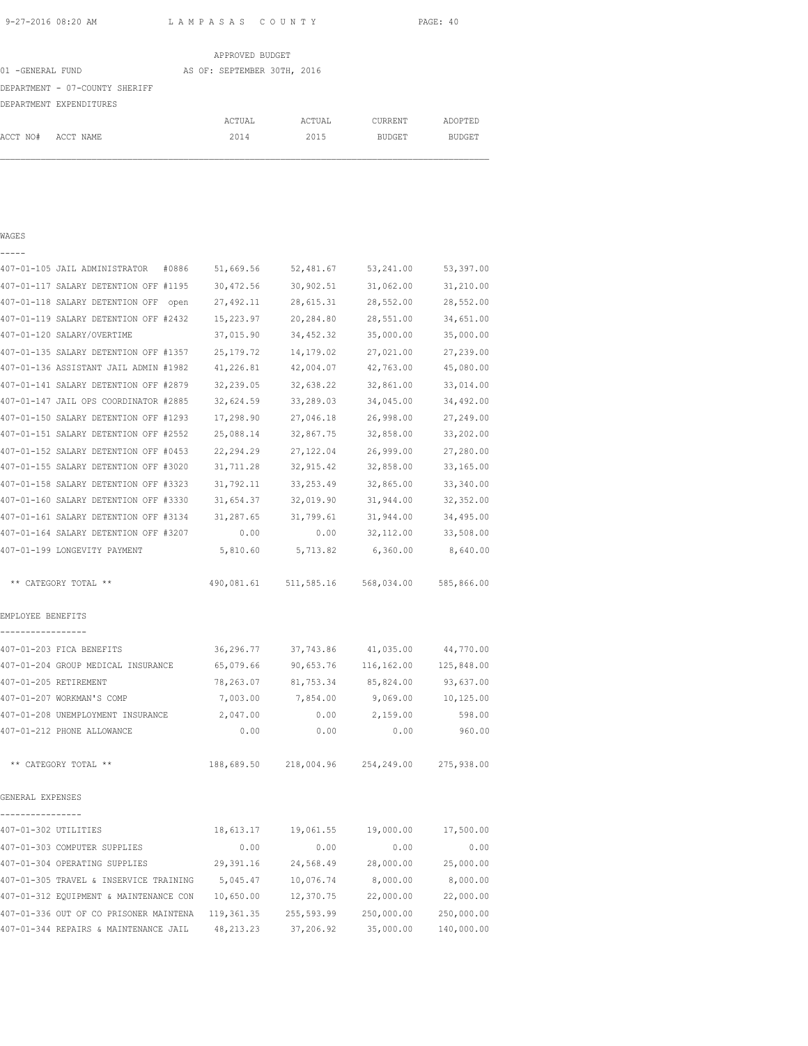APPROVED BUDGET

01 -GENERAL FUND AS OF: SEPTEMBER 30TH, 2016

DEPARTMENT - 07-COUNTY SHERIFF

DEPARTMENT EXPENDITURES

| ACCT NO# ACCT NAME | ACTUAL 2014 | ACTUAL 2015 | CURRENT BUDGET | ADOPTED BUDGET |
|---|---|---|---|---|
| **WAGES** | | | | |
| 407-01-105 JAIL ADMINISTRATOR #0886 | 51,669.56 | 52,481.67 | 53,241.00 | 53,397.00 |
| 407-01-117 SALARY DETENTION OFF #1195 | 30,472.56 | 30,902.51 | 31,062.00 | 31,210.00 |
| 407-01-118 SALARY DETENTION OFF open | 27,492.11 | 28,615.31 | 28,552.00 | 28,552.00 |
| 407-01-119 SALARY DETENTION OFF #2432 | 15,223.97 | 20,284.80 | 28,551.00 | 34,651.00 |
| 407-01-120 SALARY/OVERTIME | 37,015.90 | 34,452.32 | 35,000.00 | 35,000.00 |
| 407-01-135 SALARY DETENTION OFF #1357 | 25,179.72 | 14,179.02 | 27,021.00 | 27,239.00 |
| 407-01-136 ASSISTANT JAIL ADMIN #1982 | 41,226.81 | 42,004.07 | 42,763.00 | 45,080.00 |
| 407-01-141 SALARY DETENTION OFF #2879 | 32,239.05 | 32,638.22 | 32,861.00 | 33,014.00 |
| 407-01-147 JAIL OPS COORDINATOR #2885 | 32,624.59 | 33,289.03 | 34,045.00 | 34,492.00 |
| 407-01-150 SALARY DETENTION OFF #1293 | 17,298.90 | 27,046.18 | 26,998.00 | 27,249.00 |
| 407-01-151 SALARY DETENTION OFF #2552 | 25,088.14 | 32,867.75 | 32,858.00 | 33,202.00 |
| 407-01-152 SALARY DETENTION OFF #0453 | 22,294.29 | 27,122.04 | 26,999.00 | 27,280.00 |
| 407-01-155 SALARY DETENTION OFF #3020 | 31,711.28 | 32,915.42 | 32,858.00 | 33,165.00 |
| 407-01-158 SALARY DETENTION OFF #3323 | 31,792.11 | 33,253.49 | 32,865.00 | 33,340.00 |
| 407-01-160 SALARY DETENTION OFF #3330 | 31,654.37 | 32,019.90 | 31,944.00 | 32,352.00 |
| 407-01-161 SALARY DETENTION OFF #3134 | 31,287.65 | 31,799.61 | 31,944.00 | 34,495.00 |
| 407-01-164 SALARY DETENTION OFF #3207 | 0.00 | 0.00 | 32,112.00 | 33,508.00 |
| 407-01-199 LONGEVITY PAYMENT | 5,810.60 | 5,713.82 | 6,360.00 | 8,640.00 |
| ** CATEGORY TOTAL ** | 490,081.61 | 511,585.16 | 568,034.00 | 585,866.00 |
| **EMPLOYEE BENEFITS** | | | | |
| 407-01-203 FICA BENEFITS | 36,296.77 | 37,743.86 | 41,035.00 | 44,770.00 |
| 407-01-204 GROUP MEDICAL INSURANCE | 65,079.66 | 90,653.76 | 116,162.00 | 125,848.00 |
| 407-01-205 RETIREMENT | 78,263.07 | 81,753.34 | 85,824.00 | 93,637.00 |
| 407-01-207 WORKMAN'S COMP | 7,003.00 | 7,854.00 | 9,069.00 | 10,125.00 |
| 407-01-208 UNEMPLOYMENT INSURANCE | 2,047.00 | 0.00 | 2,159.00 | 598.00 |
| 407-01-212 PHONE ALLOWANCE | 0.00 | 0.00 | 0.00 | 960.00 |
| ** CATEGORY TOTAL ** | 188,689.50 | 218,004.96 | 254,249.00 | 275,938.00 |
| **GENERAL EXPENSES** | | | | |
| 407-01-302 UTILITIES | 18,613.17 | 19,061.55 | 19,000.00 | 17,500.00 |
| 407-01-303 COMPUTER SUPPLIES | 0.00 | 0.00 | 0.00 | 0.00 |
| 407-01-304 OPERATING SUPPLIES | 29,391.16 | 24,568.49 | 28,000.00 | 25,000.00 |
| 407-01-305 TRAVEL & INSERVICE TRAINING | 5,045.47 | 10,076.74 | 8,000.00 | 8,000.00 |
| 407-01-312 EQUIPMENT & MAINTENANCE CON | 10,650.00 | 12,370.75 | 22,000.00 | 22,000.00 |
| 407-01-336 OUT OF CO PRISONER MAINTENA | 119,361.35 | 255,593.99 | 250,000.00 | 250,000.00 |
| 407-01-344 REPAIRS & MAINTENANCE JAIL | 48,213.23 | 37,206.92 | 35,000.00 | 140,000.00 |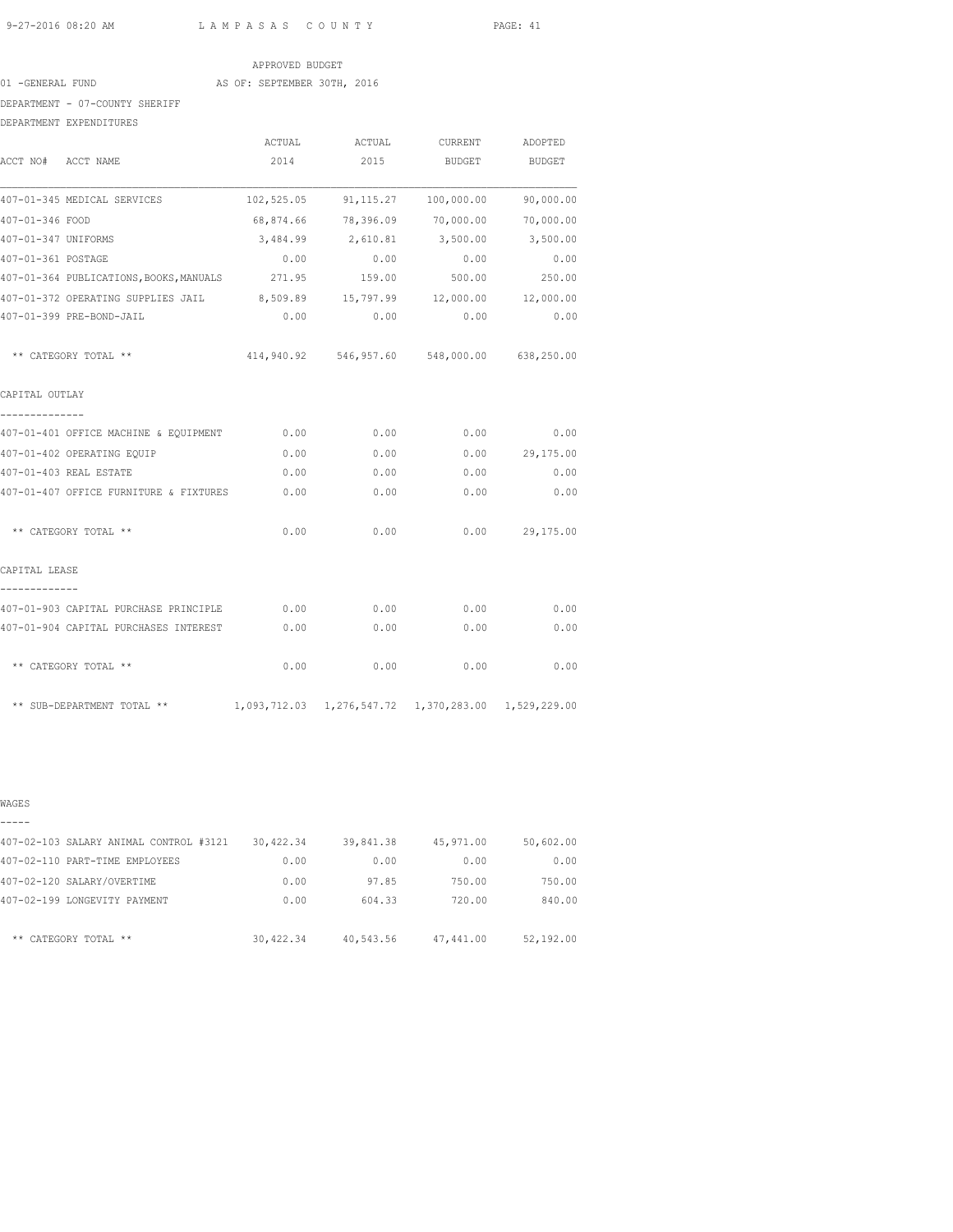APPROVED BUDGET

01 -GENERAL FUND AS OF: SEPTEMBER 30TH, 2016

DEPARTMENT - 07-COUNTY SHERIFF

DEPARTMENT EXPENDITURES

| ACCT NO# ACCT NAME | ACTUAL 2014 | ACTUAL 2015 | CURRENT BUDGET | ADOPTED BUDGET |
|---|---|---|---|---|
| 407-01-345 MEDICAL SERVICES | 102,525.05 | 91,115.27 | 100,000.00 | 90,000.00 |
| 407-01-346 FOOD | 68,874.66 | 78,396.09 | 70,000.00 | 70,000.00 |
| 407-01-347 UNIFORMS | 3,484.99 | 2,610.81 | 3,500.00 | 3,500.00 |
| 407-01-361 POSTAGE | 0.00 | 0.00 | 0.00 | 0.00 |
| 407-01-364 PUBLICATIONS,BOOKS,MANUALS | 271.95 | 159.00 | 500.00 | 250.00 |
| 407-01-372 OPERATING SUPPLIES JAIL | 8,509.89 | 15,797.99 | 12,000.00 | 12,000.00 |
| 407-01-399 PRE-BOND-JAIL | 0.00 | 0.00 | 0.00 | 0.00 |
| ** CATEGORY TOTAL ** | 414,940.92 | 546,957.60 | 548,000.00 | 638,250.00 |
| **CAPITAL OUTLAY** | | | | |
| 407-01-401 OFFICE MACHINE & EQUIPMENT | 0.00 | 0.00 | 0.00 | 0.00 |
| 407-01-402 OPERATING EQUIP | 0.00 | 0.00 | 0.00 | 29,175.00 |
| 407-01-403 REAL ESTATE | 0.00 | 0.00 | 0.00 | 0.00 |
| 407-01-407 OFFICE FURNITURE & FIXTURES | 0.00 | 0.00 | 0.00 | 0.00 |
| ** CATEGORY TOTAL ** | 0.00 | 0.00 | 0.00 | 29,175.00 |
| **CAPITAL LEASE** | | | | |
| 407-01-903 CAPITAL PURCHASE PRINCIPLE | 0.00 | 0.00 | 0.00 | 0.00 |
| 407-01-904 CAPITAL PURCHASES INTEREST | 0.00 | 0.00 | 0.00 | 0.00 |
| ** CATEGORY TOTAL ** | 0.00 | 0.00 | 0.00 | 0.00 |
| ** SUB-DEPARTMENT TOTAL ** | 1,093,712.03 | 1,276,547.72 | 1,370,283.00 | 1,529,229.00 |
| **WAGES** | | | | |
| 407-02-103 SALARY ANIMAL CONTROL #3121 | 30,422.34 | 39,841.38 | 45,971.00 | 50,602.00 |
| 407-02-110 PART-TIME EMPLOYEES | 0.00 | 0.00 | 0.00 | 0.00 |
| 407-02-120 SALARY/OVERTIME | 0.00 | 97.85 | 750.00 | 750.00 |
| 407-02-199 LONGEVITY PAYMENT | 0.00 | 604.33 | 720.00 | 840.00 |
| ** CATEGORY TOTAL ** | 30,422.34 | 40,543.56 | 47,441.00 | 52,192.00 |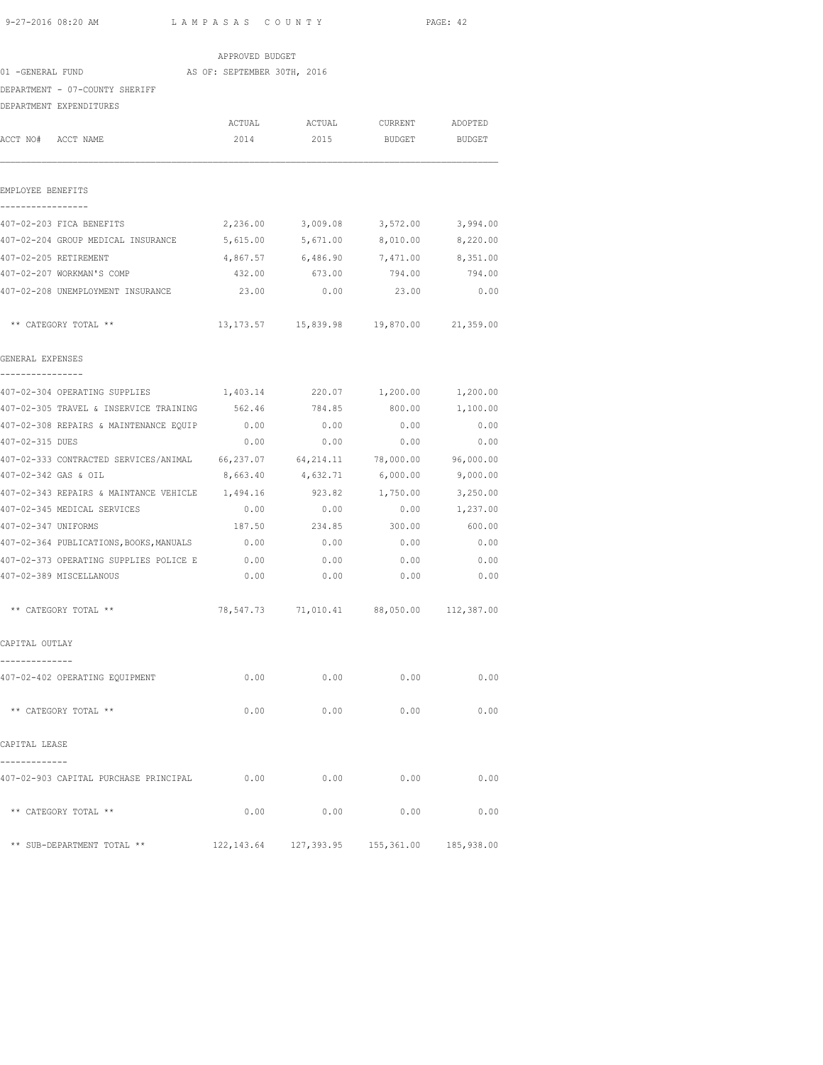APPROVED BUDGET

01 -GENERAL FUND AS OF: SEPTEMBER 30TH, 2016

DEPARTMENT - 07-COUNTY SHERIFF

DEPARTMENT EXPENDITURES

| ACCT NO# ACCT NAME | ACTUAL 2014 | ACTUAL 2015 | CURRENT BUDGET | ADOPTED BUDGET |
|---|---|---|---|---|
| **EMPLOYEE BENEFITS** | | | | |
| 407-02-203 FICA BENEFITS | 2,236.00 | 3,009.08 | 3,572.00 | 3,994.00 |
| 407-02-204 GROUP MEDICAL INSURANCE | 5,615.00 | 5,671.00 | 8,010.00 | 8,220.00 |
| 407-02-205 RETIREMENT | 4,867.57 | 6,486.90 | 7,471.00 | 8,351.00 |
| 407-02-207 WORKMAN'S COMP | 432.00 | 673.00 | 794.00 | 794.00 |
| 407-02-208 UNEMPLOYMENT INSURANCE | 23.00 | 0.00 | 23.00 | 0.00 |
| ** CATEGORY TOTAL ** | 13,173.57 | 15,839.98 | 19,870.00 | 21,359.00 |
| **GENERAL EXPENSES** | | | | |
| 407-02-304 OPERATING SUPPLIES | 1,403.14 | 220.07 | 1,200.00 | 1,200.00 |
| 407-02-305 TRAVEL & INSERVICE TRAINING | 562.46 | 784.85 | 800.00 | 1,100.00 |
| 407-02-308 REPAIRS & MAINTENANCE EQUIP | 0.00 | 0.00 | 0.00 | 0.00 |
| 407-02-315 DUES | 0.00 | 0.00 | 0.00 | 0.00 |
| 407-02-333 CONTRACTED SERVICES/ANIMAL | 66,237.07 | 64,214.11 | 78,000.00 | 96,000.00 |
| 407-02-342 GAS & OIL | 8,663.40 | 4,632.71 | 6,000.00 | 9,000.00 |
| 407-02-343 REPAIRS & MAINTANCE VEHICLE | 1,494.16 | 923.82 | 1,750.00 | 3,250.00 |
| 407-02-345 MEDICAL SERVICES | 0.00 | 0.00 | 0.00 | 1,237.00 |
| 407-02-347 UNIFORMS | 187.50 | 234.85 | 300.00 | 600.00 |
| 407-02-364 PUBLICATIONS,BOOKS,MANUALS | 0.00 | 0.00 | 0.00 | 0.00 |
| 407-02-373 OPERATING SUPPLIES POLICE E | 0.00 | 0.00 | 0.00 | 0.00 |
| 407-02-389 MISCELLANOUS | 0.00 | 0.00 | 0.00 | 0.00 |
| ** CATEGORY TOTAL ** | 78,547.73 | 71,010.41 | 88,050.00 | 112,387.00 |
| **CAPITAL OUTLAY** | | | | |
| 407-02-402 OPERATING EQUIPMENT | 0.00 | 0.00 | 0.00 | 0.00 |
| ** CATEGORY TOTAL ** | 0.00 | 0.00 | 0.00 | 0.00 |
| **CAPITAL LEASE** | | | | |
| 407-02-903 CAPITAL PURCHASE PRINCIPAL | 0.00 | 0.00 | 0.00 | 0.00 |
| ** CATEGORY TOTAL ** | 0.00 | 0.00 | 0.00 | 0.00 |
| ** SUB-DEPARTMENT TOTAL ** | 122,143.64 | 127,393.95 | 155,361.00 | 185,938.00 |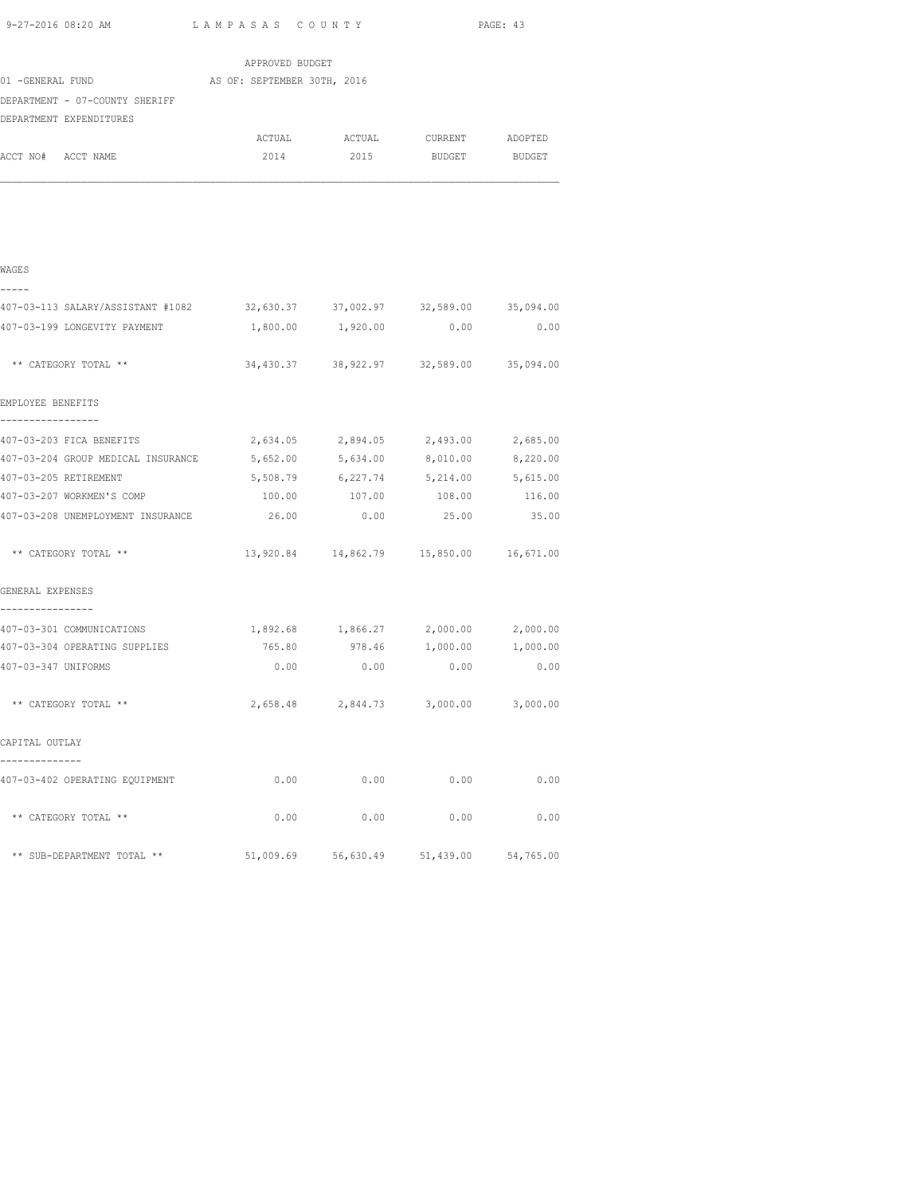APPROVED BUDGET

01 -GENERAL FUND AS OF: SEPTEMBER 30TH, 2016

DEPARTMENT - 07-COUNTY SHERIFF

DEPARTMENT EXPENDITURES

| ACCT NO# ACCT NAME | ACTUAL 2014 | ACTUAL 2015 | CURRENT BUDGET | ADOPTED BUDGET |
|---|---|---|---|---|
| **WAGES** | | | | |
| 407-03-113 SALARY/ASSISTANT #1082 | 32,630.37 | 37,002.97 | 32,589.00 | 35,094.00 |
| 407-03-199 LONGEVITY PAYMENT | 1,800.00 | 1,920.00 | 0.00 | 0.00 |
| ** CATEGORY TOTAL ** | 34,430.37 | 38,922.97 | 32,589.00 | 35,094.00 |
| **EMPLOYEE BENEFITS** | | | | |
| 407-03-203 FICA BENEFITS | 2,634.05 | 2,894.05 | 2,493.00 | 2,685.00 |
| 407-03-204 GROUP MEDICAL INSURANCE | 5,652.00 | 5,634.00 | 8,010.00 | 8,220.00 |
| 407-03-205 RETIREMENT | 5,508.79 | 6,227.74 | 5,214.00 | 5,615.00 |
| 407-03-207 WORKMEN'S COMP | 100.00 | 107.00 | 108.00 | 116.00 |
| 407-03-208 UNEMPLOYMENT INSURANCE | 26.00 | 0.00 | 25.00 | 35.00 |
| ** CATEGORY TOTAL ** | 13,920.84 | 14,862.79 | 15,850.00 | 16,671.00 |
| **GENERAL EXPENSES** | | | | |
| 407-03-301 COMMUNICATIONS | 1,892.68 | 1,866.27 | 2,000.00 | 2,000.00 |
| 407-03-304 OPERATING SUPPLIES | 765.80 | 978.46 | 1,000.00 | 1,000.00 |
| 407-03-347 UNIFORMS | 0.00 | 0.00 | 0.00 | 0.00 |
| ** CATEGORY TOTAL ** | 2,658.48 | 2,844.73 | 3,000.00 | 3,000.00 |
| **CAPITAL OUTLAY** | | | | |
| 407-03-402 OPERATING EQUIPMENT | 0.00 | 0.00 | 0.00 | 0.00 |
| ** CATEGORY TOTAL ** | 0.00 | 0.00 | 0.00 | 0.00 |
| ** SUB-DEPARTMENT TOTAL ** | 51,009.69 | 56,630.49 | 51,439.00 | 54,765.00 |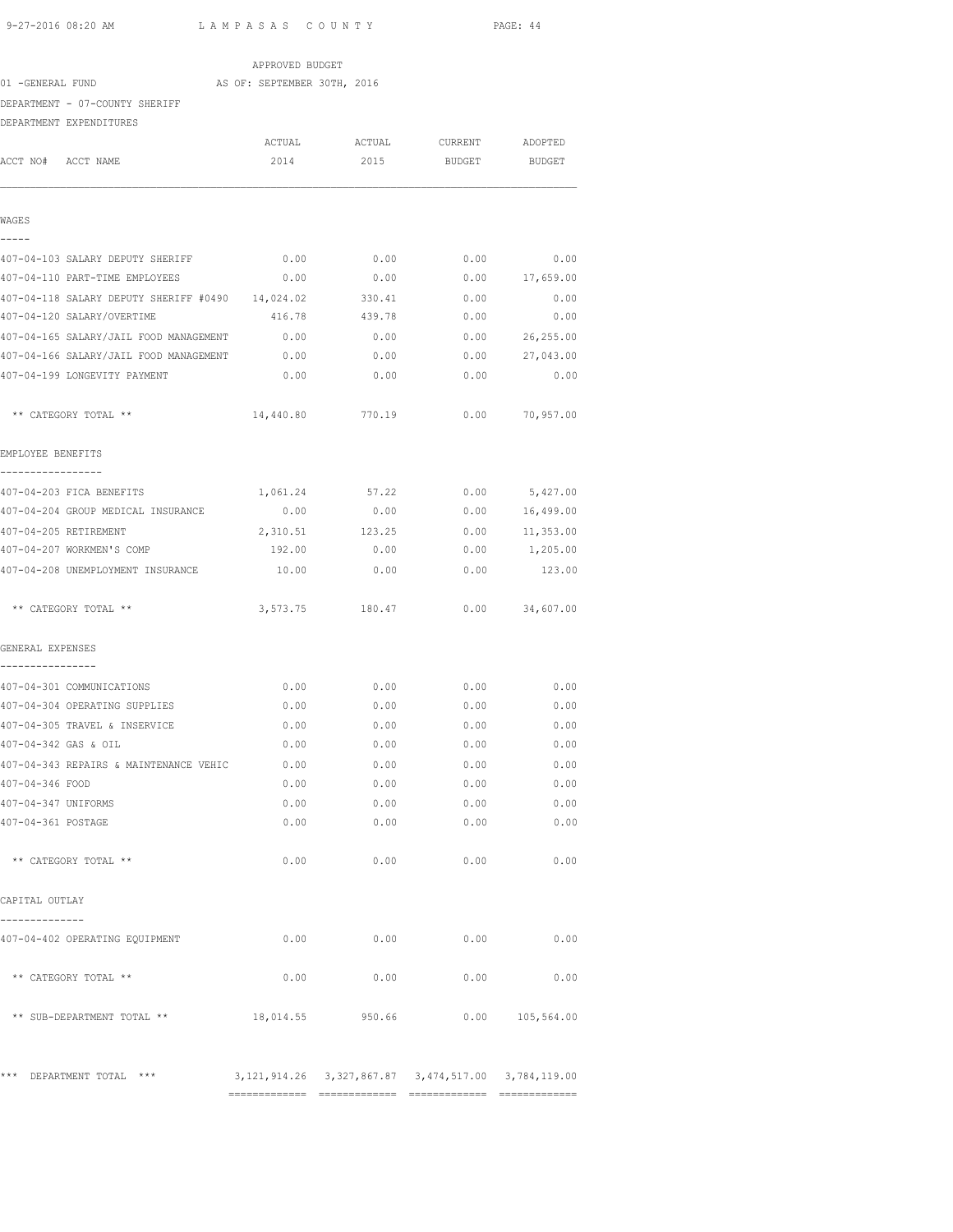APPROVED BUDGET

01 -GENERAL FUND AS OF: SEPTEMBER 30TH, 2016

DEPARTMENT - 07-COUNTY SHERIFF

DEPARTMENT EXPENDITURES

| ACCT NO# ACCT NAME | ACTUAL 2014 | ACTUAL 2015 | CURRENT BUDGET | ADOPTED BUDGET |
|---|---|---|---|---|
| **WAGES** | | | | |
| 407-04-103 SALARY DEPUTY SHERIFF | 0.00 | 0.00 | 0.00 | 0.00 |
| 407-04-110 PART-TIME EMPLOYEES | 0.00 | 0.00 | 0.00 | 17,659.00 |
| 407-04-118 SALARY DEPUTY SHERIFF #0490 | 14,024.02 | 330.41 | 0.00 | 0.00 |
| 407-04-120 SALARY/OVERTIME | 416.78 | 439.78 | 0.00 | 0.00 |
| 407-04-165 SALARY/JAIL FOOD MANAGEMENT | 0.00 | 0.00 | 0.00 | 26,255.00 |
| 407-04-166 SALARY/JAIL FOOD MANAGEMENT | 0.00 | 0.00 | 0.00 | 27,043.00 |
| 407-04-199 LONGEVITY PAYMENT | 0.00 | 0.00 | 0.00 | 0.00 |
| ** CATEGORY TOTAL ** | 14,440.80 | 770.19 | 0.00 | 70,957.00 |
| **EMPLOYEE BENEFITS** | | | | |
| 407-04-203 FICA BENEFITS | 1,061.24 | 57.22 | 0.00 | 5,427.00 |
| 407-04-204 GROUP MEDICAL INSURANCE | 0.00 | 0.00 | 0.00 | 16,499.00 |
| 407-04-205 RETIREMENT | 2,310.51 | 123.25 | 0.00 | 11,353.00 |
| 407-04-207 WORKMEN'S COMP | 192.00 | 0.00 | 0.00 | 1,205.00 |
| 407-04-208 UNEMPLOYMENT INSURANCE | 10.00 | 0.00 | 0.00 | 123.00 |
| ** CATEGORY TOTAL ** | 3,573.75 | 180.47 | 0.00 | 34,607.00 |
| **GENERAL EXPENSES** | | | | |
| 407-04-301 COMMUNICATIONS | 0.00 | 0.00 | 0.00 | 0.00 |
| 407-04-304 OPERATING SUPPLIES | 0.00 | 0.00 | 0.00 | 0.00 |
| 407-04-305 TRAVEL & INSERVICE | 0.00 | 0.00 | 0.00 | 0.00 |
| 407-04-342 GAS & OIL | 0.00 | 0.00 | 0.00 | 0.00 |
| 407-04-343 REPAIRS & MAINTENANCE VEHIC | 0.00 | 0.00 | 0.00 | 0.00 |
| 407-04-346 FOOD | 0.00 | 0.00 | 0.00 | 0.00 |
| 407-04-347 UNIFORMS | 0.00 | 0.00 | 0.00 | 0.00 |
| 407-04-361 POSTAGE | 0.00 | 0.00 | 0.00 | 0.00 |
| ** CATEGORY TOTAL ** | 0.00 | 0.00 | 0.00 | 0.00 |
| **CAPITAL OUTLAY** | | | | |
| 407-04-402 OPERATING EQUIPMENT | 0.00 | 0.00 | 0.00 | 0.00 |
| ** CATEGORY TOTAL ** | 0.00 | 0.00 | 0.00 | 0.00 |
| ** SUB-DEPARTMENT TOTAL ** | 18,014.55 | 950.66 | 0.00 | 105,564.00 |
| *** DEPARTMENT TOTAL *** | 3,121,914.26 | 3,327,867.87 | 3,474,517.00 | 3,784,119.00 |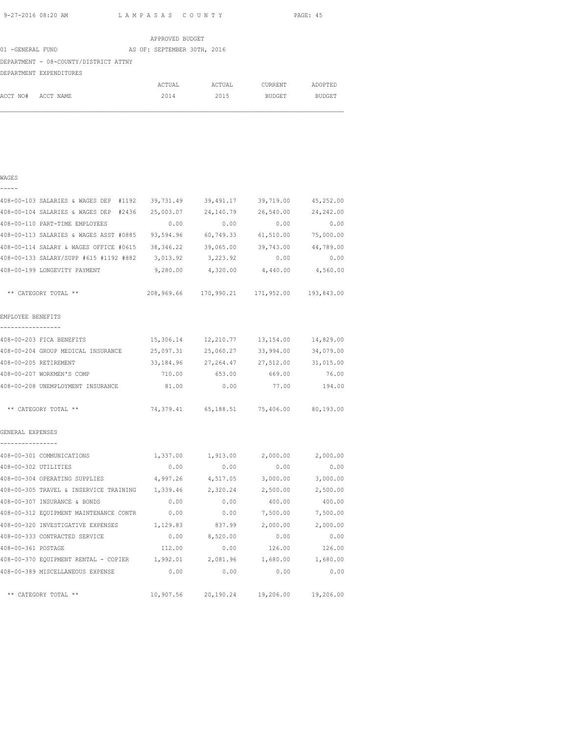APPROVED BUDGET

01 -GENERAL FUND AS OF: SEPTEMBER 30TH, 2016

DEPARTMENT - 08-COUNTY/DISTRICT ATTNY

DEPARTMENT EXPENDITURES

| ACCT NO# ACCT NAME | ACTUAL 2014 | ACTUAL 2015 | CURRENT BUDGET | ADOPTED BUDGET |
|---|---|---|---|---|
| **WAGES** | | | | |
| 408-00-103 SALARIES & WAGES DEP #1192 | 39,731.49 | 39,491.17 | 39,719.00 | 45,252.00 |
| 408-00-104 SALARIES & WAGES DEP #2436 | 25,003.07 | 24,140.79 | 26,540.00 | 24,242.00 |
| 408-00-110 PART-TIME EMPLOYEES | 0.00 | 0.00 | 0.00 | 0.00 |
| 408-00-113 SALARIES & WAGES ASST #0885 | 93,594.96 | 60,749.33 | 61,510.00 | 75,000.00 |
| 408-00-114 SALARY & WAGES OFFICE #0615 | 38,346.22 | 39,065.00 | 39,743.00 | 44,789.00 |
| 408-00-133 SALARY/SUPP #615 #1192 #882 | 3,013.92 | 3,223.92 | 0.00 | 0.00 |
| 408-00-199 LONGEVITY PAYMENT | 9,280.00 | 4,320.00 | 4,440.00 | 4,560.00 |
| ** CATEGORY TOTAL ** | 208,969.66 | 170,990.21 | 171,952.00 | 193,843.00 |
| **EMPLOYEE BENEFITS** | | | | |
| 408-00-203 FICA BENEFITS | 15,306.14 | 12,210.77 | 13,154.00 | 14,829.00 |
| 408-00-204 GROUP MEDICAL INSURANCE | 25,097.31 | 25,060.27 | 33,994.00 | 34,079.00 |
| 408-00-205 RETIREMENT | 33,184.96 | 27,264.47 | 27,512.00 | 31,015.00 |
| 408-00-207 WORKMEN'S COMP | 710.00 | 653.00 | 669.00 | 76.00 |
| 408-00-208 UNEMPLOYMENT INSURANCE | 81.00 | 0.00 | 77.00 | 194.00 |
| ** CATEGORY TOTAL ** | 74,379.41 | 65,188.51 | 75,406.00 | 80,193.00 |
| **GENERAL EXPENSES** | | | | |
| 408-00-301 COMMUNICATIONS | 1,337.00 | 1,913.00 | 2,000.00 | 2,000.00 |
| 408-00-302 UTILITIES | 0.00 | 0.00 | 0.00 | 0.00 |
| 408-00-304 OPERATING SUPPLIES | 4,997.26 | 4,517.05 | 3,000.00 | 3,000.00 |
| 408-00-305 TRAVEL & INSERVICE TRAINING | 1,339.46 | 2,320.24 | 2,500.00 | 2,500.00 |
| 408-00-307 INSURANCE & BONDS | 0.00 | 0.00 | 400.00 | 400.00 |
| 408-00-312 EQUIPMENT MAINTENANCE CONTR | 0.00 | 0.00 | 7,500.00 | 7,500.00 |
| 408-00-320 INVESTIGATIVE EXPENSES | 1,129.83 | 837.99 | 2,000.00 | 2,000.00 |
| 408-00-333 CONTRACTED SERVICE | 0.00 | 8,520.00 | 0.00 | 0.00 |
| 408-00-361 POSTAGE | 112.00 | 0.00 | 126.00 | 126.00 |
| 408-00-370 EQUIPMENT RENTAL - COPIER | 1,992.01 | 2,081.96 | 1,680.00 | 1,680.00 |
| 408-00-389 MISCELLANEOUS EXPENSE | 0.00 | 0.00 | 0.00 | 0.00 |
| ** CATEGORY TOTAL ** | 10,907.56 | 20,190.24 | 19,206.00 | 19,206.00 |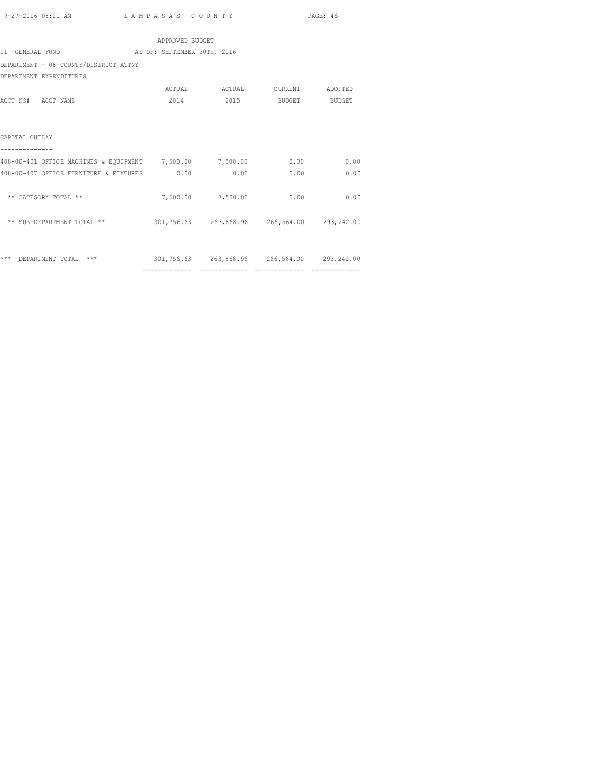APPROVED BUDGET

01 -GENERAL FUND AS OF: SEPTEMBER 30TH, 2016

DEPARTMENT - 08-COUNTY/DISTRICT ATTNY

DEPARTMENT EXPENDITURES

| ACCT NO# ACCT NAME | ACTUAL 2014 | ACTUAL 2015 | CURRENT BUDGET | ADOPTED BUDGET |
|---|---|---|---|---|
| **CAPITAL OUTLAY** | | | | |
| 408-00-401 OFFICE MACHINES & EQUIPMENT | 7,500.00 | 7,500.00 | 0.00 | 0.00 |
| 408-00-407 OFFICE FURNITURE & FIXTURES | 0.00 | 0.00 | 0.00 | 0.00 |
| ** CATEGORY TOTAL ** | 7,500.00 | 7,500.00 | 0.00 | 0.00 |
| ** SUB-DEPARTMENT TOTAL ** | 301,756.63 | 263,868.96 | 266,564.00 | 293,242.00 |
| *** DEPARTMENT TOTAL *** | 301,756.63 | 263,868.96 | 266,564.00 | 293,242.00 |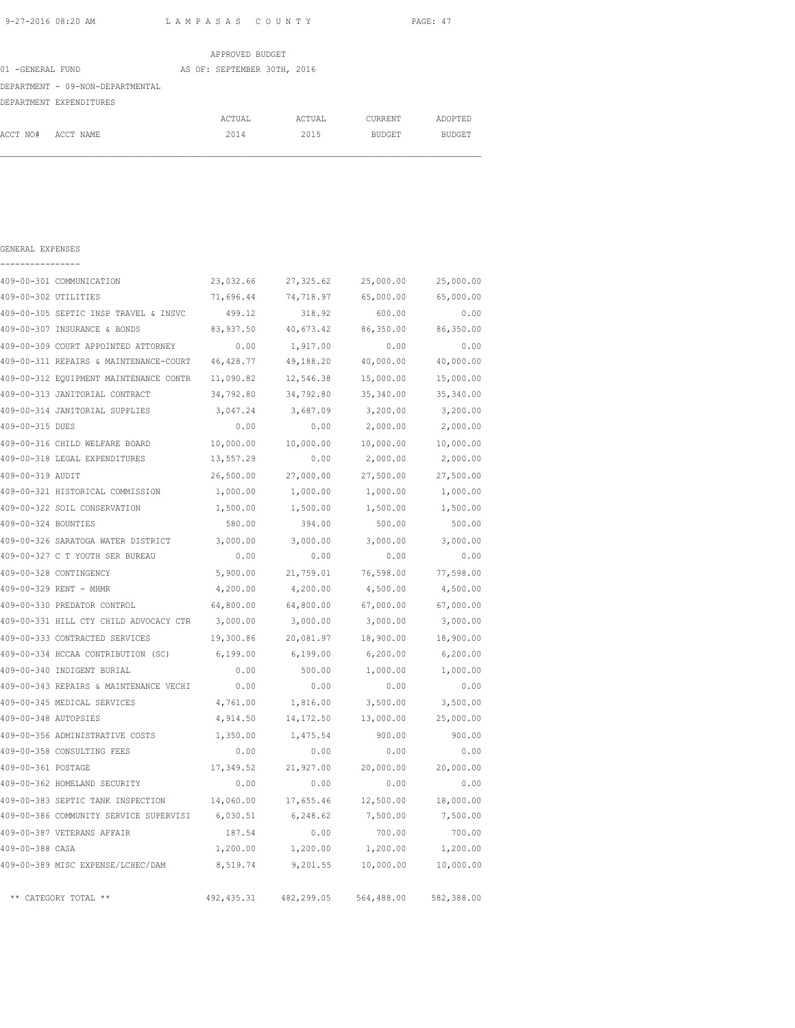APPROVED BUDGET

01 -GENERAL FUND AS OF: SEPTEMBER 30TH, 2016

DEPARTMENT - 09-NON-DEPARTMENTAL

DEPARTMENT EXPENDITURES

GENERAL EXPENSES

| ACCT NO# | ACCT NAME | ACTUAL 2014 | ACTUAL 2015 | CURRENT BUDGET | ADOPTED BUDGET |
|---|---|---|---|---|---|
| 409-00-301 | COMMUNICATION | 23,032.66 | 27,325.62 | 25,000.00 | 25,000.00 |
| 409-00-302 | UTILITIES | 71,696.44 | 74,718.97 | 65,000.00 | 65,000.00 |
| 409-00-305 | SEPTIC INSP TRAVEL & INSVC | 499.12 | 318.92 | 600.00 | 0.00 |
| 409-00-307 | INSURANCE & BONDS | 83,937.50 | 40,673.42 | 86,350.00 | 86,350.00 |
| 409-00-309 | COURT APPOINTED ATTORNEY | 0.00 | 1,917.00 | 0.00 | 0.00 |
| 409-00-311 | REPAIRS & MAINTENANCE-COURT | 46,428.77 | 49,188.20 | 40,000.00 | 40,000.00 |
| 409-00-312 | EQUIPMENT MAINTENANCE CONTR | 11,090.82 | 12,546.38 | 15,000.00 | 15,000.00 |
| 409-00-313 | JANITORIAL CONTRACT | 34,792.80 | 34,792.80 | 35,340.00 | 35,340.00 |
| 409-00-314 | JANITORIAL SUPPLIES | 3,047.24 | 3,687.09 | 3,200.00 | 3,200.00 |
| 409-00-315 | DUES | 0.00 | 0.00 | 2,000.00 | 2,000.00 |
| 409-00-316 | CHILD WELFARE BOARD | 10,000.00 | 10,000.00 | 10,000.00 | 10,000.00 |
| 409-00-318 | LEGAL EXPENDITURES | 13,557.29 | 0.00 | 2,000.00 | 2,000.00 |
| 409-00-319 | AUDIT | 26,500.00 | 27,000.00 | 27,500.00 | 27,500.00 |
| 409-00-321 | HISTORICAL COMMISSION | 1,000.00 | 1,000.00 | 1,000.00 | 1,000.00 |
| 409-00-322 | SOIL CONSERVATION | 1,500.00 | 1,500.00 | 1,500.00 | 1,500.00 |
| 409-00-324 | BOUNTIES | 580.00 | 394.00 | 500.00 | 500.00 |
| 409-00-326 | SARATOGA WATER DISTRICT | 3,000.00 | 3,000.00 | 3,000.00 | 3,000.00 |
| 409-00-327 | C T YOUTH SER BUREAU | 0.00 | 0.00 | 0.00 | 0.00 |
| 409-00-328 | CONTINGENCY | 5,900.00 | 21,759.01 | 76,598.00 | 77,598.00 |
| 409-00-329 | RENT - MHMR | 4,200.00 | 4,200.00 | 4,500.00 | 4,500.00 |
| 409-00-330 | PREDATOR CONTROL | 64,800.00 | 64,800.00 | 67,000.00 | 67,000.00 |
| 409-00-331 | HILL CTY CHILD ADVOCACY CTR | 3,000.00 | 3,000.00 | 3,000.00 | 3,000.00 |
| 409-00-333 | CONTRACTED SERVICES | 19,300.86 | 20,081.97 | 18,900.00 | 18,900.00 |
| 409-00-334 | HCCAA CONTRIBUTION (SC) | 6,199.00 | 6,199.00 | 6,200.00 | 6,200.00 |
| 409-00-340 | INDIGENT BURIAL | 0.00 | 500.00 | 1,000.00 | 1,000.00 |
| 409-00-343 | REPAIRS & MAINTENANCE VECHI | 0.00 | 0.00 | 0.00 | 0.00 |
| 409-00-345 | MEDICAL SERVICES | 4,761.00 | 1,816.00 | 3,500.00 | 3,500.00 |
| 409-00-348 | AUTOPSIES | 4,914.50 | 14,172.50 | 13,000.00 | 25,000.00 |
| 409-00-356 | ADMINISTRATIVE COSTS | 1,350.00 | 1,475.54 | 900.00 | 900.00 |
| 409-00-358 | CONSULTING FEES | 0.00 | 0.00 | 0.00 | 0.00 |
| 409-00-361 | POSTAGE | 17,349.52 | 21,927.00 | 20,000.00 | 20,000.00 |
| 409-00-362 | HOMELAND SECURITY | 0.00 | 0.00 | 0.00 | 0.00 |
| 409-00-383 | SEPTIC TANK INSPECTION | 14,060.00 | 17,655.46 | 12,500.00 | 18,000.00 |
| 409-00-386 | COMMUNITY SERVICE SUPERVISI | 6,030.51 | 6,248.62 | 7,500.00 | 7,500.00 |
| 409-00-387 | VETERANS AFFAIR | 187.54 | 0.00 | 700.00 | 700.00 |
| 409-00-388 | CASA | 1,200.00 | 1,200.00 | 1,200.00 | 1,200.00 |
| 409-00-389 | MISC EXPENSE/LCHEC/DAM | 8,519.74 | 9,201.55 | 10,000.00 | 10,000.00 |
| | ** CATEGORY TOTAL ** | 492,435.31 | 482,299.05 | 564,488.00 | 582,388.00 |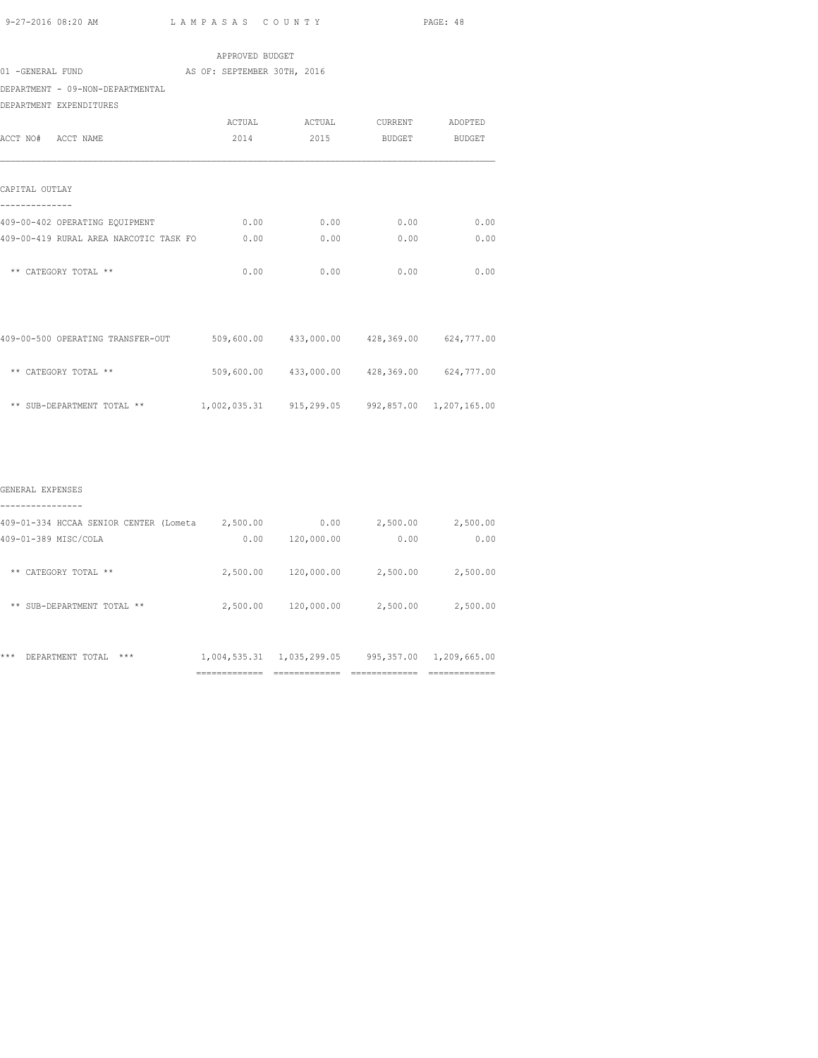APPROVED BUDGET

01 -GENERAL FUND AS OF: SEPTEMBER 30TH, 2016

DEPARTMENT - 09-NON-DEPARTMENTAL

DEPARTMENT EXPENDITURES

| ACCT NO# ACCT NAME | ACTUAL 2014 | ACTUAL 2015 | CURRENT BUDGET | ADOPTED BUDGET |
|---|---|---|---|---|
| **CAPITAL OUTLAY** | | | | |
| 409-00-402 OPERATING EQUIPMENT | 0.00 | 0.00 | 0.00 | 0.00 |
| 409-00-419 RURAL AREA NARCOTIC TASK FO | 0.00 | 0.00 | 0.00 | 0.00 |
| ** CATEGORY TOTAL ** | 0.00 | 0.00 | 0.00 | 0.00 |
| 409-00-500 OPERATING TRANSFER-OUT | 509,600.00 | 433,000.00 | 428,369.00 | 624,777.00 |
| ** CATEGORY TOTAL ** | 509,600.00 | 433,000.00 | 428,369.00 | 624,777.00 |
| ** SUB-DEPARTMENT TOTAL ** | 1,002,035.31 | 915,299.05 | 992,857.00 | 1,207,165.00 |
| **GENERAL EXPENSES** | | | | |
| 409-01-334 HCCAA SENIOR CENTER (Lometa | 2,500.00 | 0.00 | 2,500.00 | 2,500.00 |
| 409-01-389 MISC/COLA | 0.00 | 120,000.00 | 0.00 | 0.00 |
| ** CATEGORY TOTAL ** | 2,500.00 | 120,000.00 | 2,500.00 | 2,500.00 |
| ** SUB-DEPARTMENT TOTAL ** | 2,500.00 | 120,000.00 | 2,500.00 | 2,500.00 |
| *** DEPARTMENT TOTAL *** | 1,004,535.31 | 1,035,299.05 | 995,357.00 | 1,209,665.00 |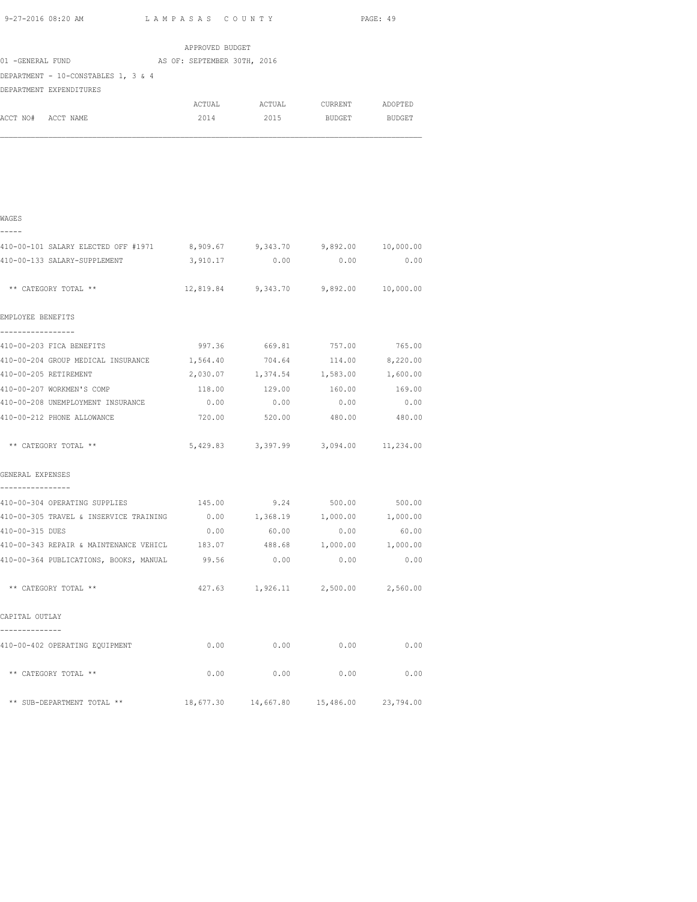APPROVED BUDGET

01 -GENERAL FUND AS OF: SEPTEMBER 30TH, 2016

DEPARTMENT - 10-CONSTABLES 1, 3 & 4

DEPARTMENT EXPENDITURES

| ACCT NO# ACCT NAME | ACTUAL 2014 | ACTUAL 2015 | CURRENT BUDGET | ADOPTED BUDGET |
|---|---|---|---|---|
| **WAGES** | | | | |
| 410-00-101 SALARY ELECTED OFF #1971 | 8,909.67 | 9,343.70 | 9,892.00 | 10,000.00 |
| 410-00-133 SALARY-SUPPLEMENT | 3,910.17 | 0.00 | 0.00 | 0.00 |
| ** CATEGORY TOTAL ** | 12,819.84 | 9,343.70 | 9,892.00 | 10,000.00 |
| **EMPLOYEE BENEFITS** | | | | |
| 410-00-203 FICA BENEFITS | 997.36 | 669.81 | 757.00 | 765.00 |
| 410-00-204 GROUP MEDICAL INSURANCE | 1,564.40 | 704.64 | 114.00 | 8,220.00 |
| 410-00-205 RETIREMENT | 2,030.07 | 1,374.54 | 1,583.00 | 1,600.00 |
| 410-00-207 WORKMEN'S COMP | 118.00 | 129.00 | 160.00 | 169.00 |
| 410-00-208 UNEMPLOYMENT INSURANCE | 0.00 | 0.00 | 0.00 | 0.00 |
| 410-00-212 PHONE ALLOWANCE | 720.00 | 520.00 | 480.00 | 480.00 |
| ** CATEGORY TOTAL ** | 5,429.83 | 3,397.99 | 3,094.00 | 11,234.00 |
| **GENERAL EXPENSES** | | | | |
| 410-00-304 OPERATING SUPPLIES | 145.00 | 9.24 | 500.00 | 500.00 |
| 410-00-305 TRAVEL & INSERVICE TRAINING | 0.00 | 1,368.19 | 1,000.00 | 1,000.00 |
| 410-00-315 DUES | 0.00 | 60.00 | 0.00 | 60.00 |
| 410-00-343 REPAIR & MAINTENANCE VEHICL | 183.07 | 488.68 | 1,000.00 | 1,000.00 |
| 410-00-364 PUBLICATIONS, BOOKS, MANUAL | 99.56 | 0.00 | 0.00 | 0.00 |
| ** CATEGORY TOTAL ** | 427.63 | 1,926.11 | 2,500.00 | 2,560.00 |
| **CAPITAL OUTLAY** | | | | |
| 410-00-402 OPERATING EQUIPMENT | 0.00 | 0.00 | 0.00 | 0.00 |
| ** CATEGORY TOTAL ** | 0.00 | 0.00 | 0.00 | 0.00 |
| ** SUB-DEPARTMENT TOTAL ** | 18,677.30 | 14,667.80 | 15,486.00 | 23,794.00 |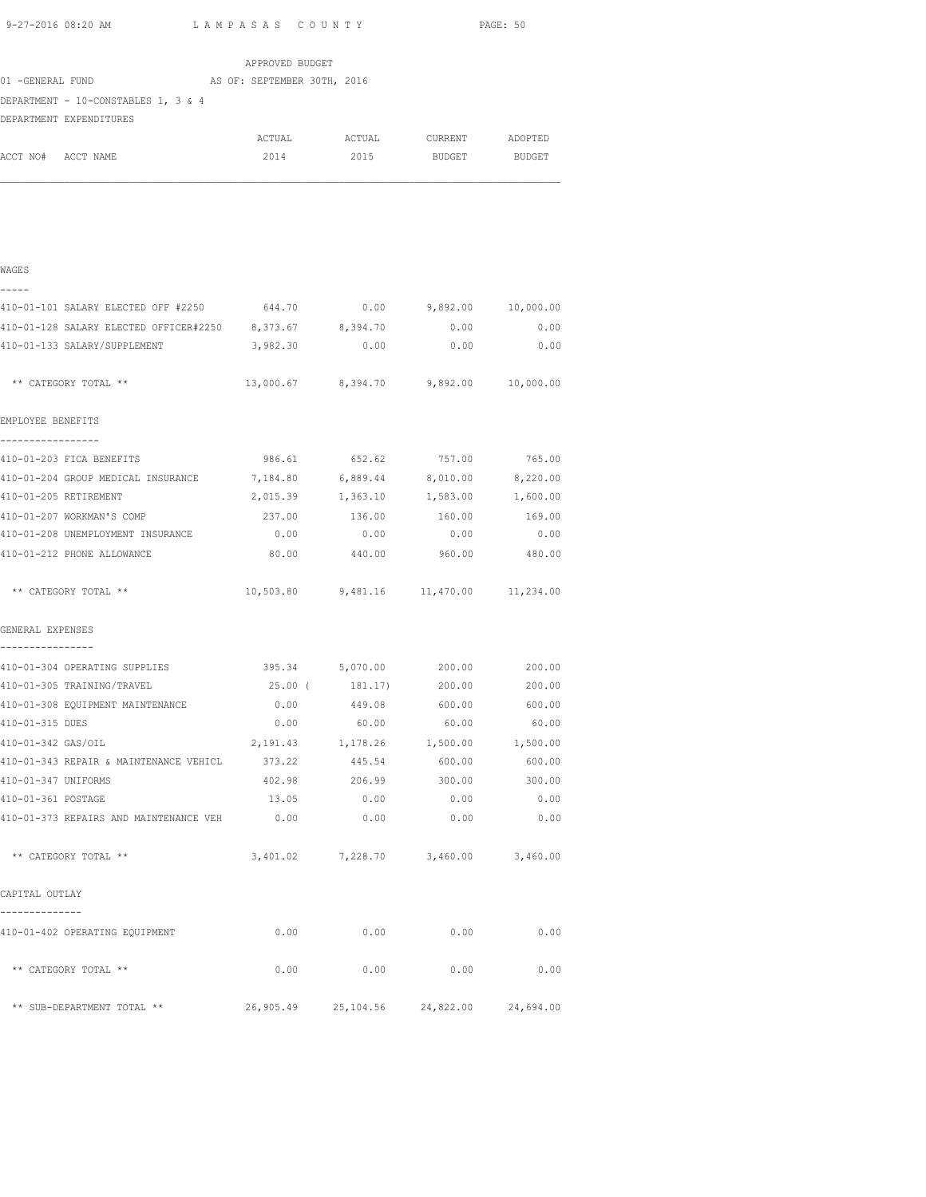APPROVED BUDGET

01 -GENERAL FUND AS OF: SEPTEMBER 30TH, 2016

DEPARTMENT - 10-CONSTABLES 1, 3 & 4

DEPARTMENT EXPENDITURES

| ACCT NO# ACCT NAME | ACTUAL 2014 | ACTUAL 2015 | CURRENT BUDGET | ADOPTED BUDGET |
|---|---|---|---|---|
| **WAGES** | | | | |
| 410-01-101 SALARY ELECTED OFF #2250 | 644.70 | 0.00 | 9,892.00 | 10,000.00 |
| 410-01-128 SALARY ELECTED OFFICER#2250 | 8,373.67 | 8,394.70 | 0.00 | 0.00 |
| 410-01-133 SALARY/SUPPLEMENT | 3,982.30 | 0.00 | 0.00 | 0.00 |
| ** CATEGORY TOTAL ** | 13,000.67 | 8,394.70 | 9,892.00 | 10,000.00 |
| **EMPLOYEE BENEFITS** | | | | |
| 410-01-203 FICA BENEFITS | 986.61 | 652.62 | 757.00 | 765.00 |
| 410-01-204 GROUP MEDICAL INSURANCE | 7,184.80 | 6,889.44 | 8,010.00 | 8,220.00 |
| 410-01-205 RETIREMENT | 2,015.39 | 1,363.10 | 1,583.00 | 1,600.00 |
| 410-01-207 WORKMAN'S COMP | 237.00 | 136.00 | 160.00 | 169.00 |
| 410-01-208 UNEMPLOYMENT INSURANCE | 0.00 | 0.00 | 0.00 | 0.00 |
| 410-01-212 PHONE ALLOWANCE | 80.00 | 440.00 | 960.00 | 480.00 |
| ** CATEGORY TOTAL ** | 10,503.80 | 9,481.16 | 11,470.00 | 11,234.00 |
| **GENERAL EXPENSES** | | | | |
| 410-01-304 OPERATING SUPPLIES | 395.34 | 5,070.00 | 200.00 | 200.00 |
| 410-01-305 TRAINING/TRAVEL | 25.00 | ( 181.17) | 200.00 | 200.00 |
| 410-01-308 EQUIPMENT MAINTENANCE | 0.00 | 449.08 | 600.00 | 600.00 |
| 410-01-315 DUES | 0.00 | 60.00 | 60.00 | 60.00 |
| 410-01-342 GAS/OIL | 2,191.43 | 1,178.26 | 1,500.00 | 1,500.00 |
| 410-01-343 REPAIR & MAINTENANCE VEHICL | 373.22 | 445.54 | 600.00 | 600.00 |
| 410-01-347 UNIFORMS | 402.98 | 206.99 | 300.00 | 300.00 |
| 410-01-361 POSTAGE | 13.05 | 0.00 | 0.00 | 0.00 |
| 410-01-373 REPAIRS AND MAINTENANCE VEH | 0.00 | 0.00 | 0.00 | 0.00 |
| ** CATEGORY TOTAL ** | 3,401.02 | 7,228.70 | 3,460.00 | 3,460.00 |
| **CAPITAL OUTLAY** | | | | |
| 410-01-402 OPERATING EQUIPMENT | 0.00 | 0.00 | 0.00 | 0.00 |
| ** CATEGORY TOTAL ** | 0.00 | 0.00 | 0.00 | 0.00 |
| ** SUB-DEPARTMENT TOTAL ** | 26,905.49 | 25,104.56 | 24,822.00 | 24,694.00 |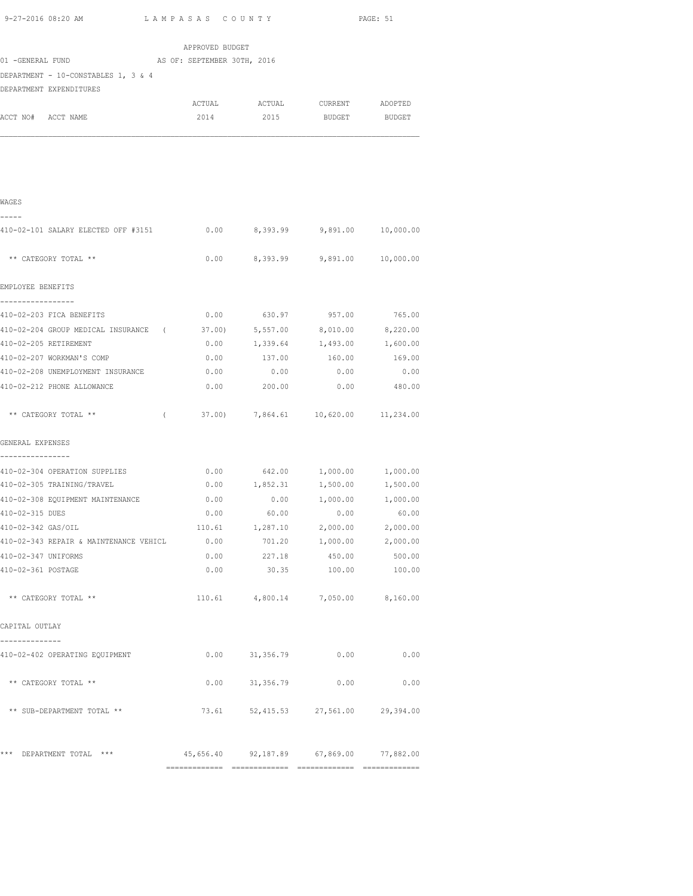APPROVED BUDGET

01 -GENERAL FUND AS OF: SEPTEMBER 30TH, 2016

DEPARTMENT - 10-CONSTABLES 1, 3 & 4

DEPARTMENT EXPENDITURES

| ACCT NO# ACCT NAME | ACTUAL 2014 | ACTUAL 2015 | CURRENT BUDGET | ADOPTED BUDGET |
|---|---|---|---|---|
| **WAGES** | | | | |
| 410-02-101 SALARY ELECTED OFF #3151 | 0.00 | 8,393.99 | 9,891.00 | 10,000.00 |
| ** CATEGORY TOTAL ** | 0.00 | 8,393.99 | 9,891.00 | 10,000.00 |
| **EMPLOYEE BENEFITS** | | | | |
| 410-02-203 FICA BENEFITS | 0.00 | 630.97 | 957.00 | 765.00 |
| 410-02-204 GROUP MEDICAL INSURANCE | ( 37.00) | 5,557.00 | 8,010.00 | 8,220.00 |
| 410-02-205 RETIREMENT | 0.00 | 1,339.64 | 1,493.00 | 1,600.00 |
| 410-02-207 WORKMAN'S COMP | 0.00 | 137.00 | 160.00 | 169.00 |
| 410-02-208 UNEMPLOYMENT INSURANCE | 0.00 | 0.00 | 0.00 | 0.00 |
| 410-02-212 PHONE ALLOWANCE | 0.00 | 200.00 | 0.00 | 480.00 |
| ** CATEGORY TOTAL ** | ( 37.00) | 7,864.61 | 10,620.00 | 11,234.00 |
| **GENERAL EXPENSES** | | | | |
| 410-02-304 OPERATION SUPPLIES | 0.00 | 642.00 | 1,000.00 | 1,000.00 |
| 410-02-305 TRAINING/TRAVEL | 0.00 | 1,852.31 | 1,500.00 | 1,500.00 |
| 410-02-308 EQUIPMENT MAINTENANCE | 0.00 | 0.00 | 1,000.00 | 1,000.00 |
| 410-02-315 DUES | 0.00 | 60.00 | 0.00 | 60.00 |
| 410-02-342 GAS/OIL | 110.61 | 1,287.10 | 2,000.00 | 2,000.00 |
| 410-02-343 REPAIR & MAINTENANCE VEHICL | 0.00 | 701.20 | 1,000.00 | 2,000.00 |
| 410-02-347 UNIFORMS | 0.00 | 227.18 | 450.00 | 500.00 |
| 410-02-361 POSTAGE | 0.00 | 30.35 | 100.00 | 100.00 |
| ** CATEGORY TOTAL ** | 110.61 | 4,800.14 | 7,050.00 | 8,160.00 |
| **CAPITAL OUTLAY** | | | | |
| 410-02-402 OPERATING EQUIPMENT | 0.00 | 31,356.79 | 0.00 | 0.00 |
| ** CATEGORY TOTAL ** | 0.00 | 31,356.79 | 0.00 | 0.00 |
| ** SUB-DEPARTMENT TOTAL ** | 73.61 | 52,415.53 | 27,561.00 | 29,394.00 |
| *** DEPARTMENT TOTAL *** | 45,656.40 | 92,187.89 | 67,869.00 | 77,882.00 |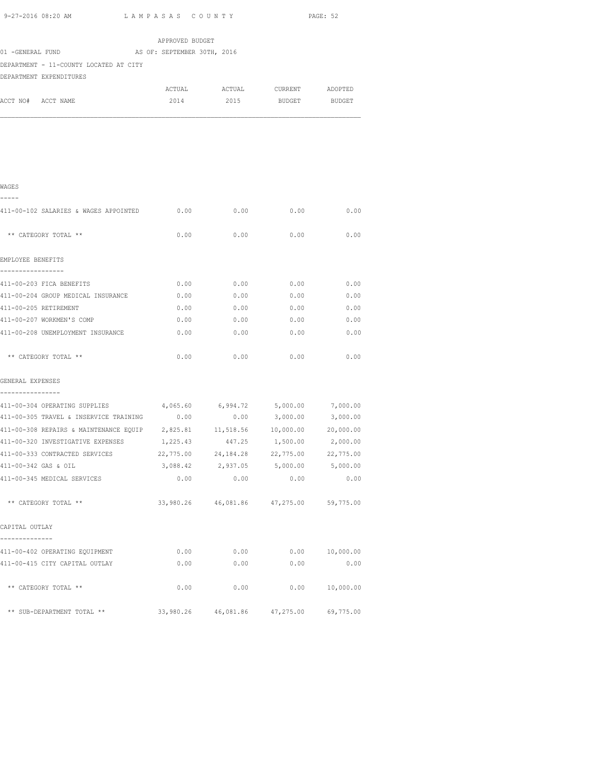APPROVED BUDGET
01 -GENERAL FUND AS OF: SEPTEMBER 30TH, 2016
DEPARTMENT - 11-COUNTY LOCATED AT CITY
DEPARTMENT EXPENDITURES

| ACCT NO# ACCT NAME | ACTUAL 2014 | ACTUAL 2015 | CURRENT BUDGET | ADOPTED BUDGET |
|---|---|---|---|---|
| **WAGES** | | | | |
| 411-00-102 SALARIES & WAGES APPOINTED | 0.00 | 0.00 | 0.00 | 0.00 |
| ** CATEGORY TOTAL ** | 0.00 | 0.00 | 0.00 | 0.00 |
| **EMPLOYEE BENEFITS** | | | | |
| 411-00-203 FICA BENEFITS | 0.00 | 0.00 | 0.00 | 0.00 |
| 411-00-204 GROUP MEDICAL INSURANCE | 0.00 | 0.00 | 0.00 | 0.00 |
| 411-00-205 RETIREMENT | 0.00 | 0.00 | 0.00 | 0.00 |
| 411-00-207 WORKMEN'S COMP | 0.00 | 0.00 | 0.00 | 0.00 |
| 411-00-208 UNEMPLOYMENT INSURANCE | 0.00 | 0.00 | 0.00 | 0.00 |
| ** CATEGORY TOTAL ** | 0.00 | 0.00 | 0.00 | 0.00 |
| **GENERAL EXPENSES** | | | | |
| 411-00-304 OPERATING SUPPLIES | 4,065.60 | 6,994.72 | 5,000.00 | 7,000.00 |
| 411-00-305 TRAVEL & INSERVICE TRAINING | 0.00 | 0.00 | 3,000.00 | 3,000.00 |
| 411-00-308 REPAIRS & MAINTENANCE EQUIP | 2,825.81 | 11,518.56 | 10,000.00 | 20,000.00 |
| 411-00-320 INVESTIGATIVE EXPENSES | 1,225.43 | 447.25 | 1,500.00 | 2,000.00 |
| 411-00-333 CONTRACTED SERVICES | 22,775.00 | 24,184.28 | 22,775.00 | 22,775.00 |
| 411-00-342 GAS & OIL | 3,088.42 | 2,937.05 | 5,000.00 | 5,000.00 |
| 411-00-345 MEDICAL SERVICES | 0.00 | 0.00 | 0.00 | 0.00 |
| ** CATEGORY TOTAL ** | 33,980.26 | 46,081.86 | 47,275.00 | 59,775.00 |
| **CAPITAL OUTLAY** | | | | |
| 411-00-402 OPERATING EQUIPMENT | 0.00 | 0.00 | 0.00 | 10,000.00 |
| 411-00-415 CITY CAPITAL OUTLAY | 0.00 | 0.00 | 0.00 | 0.00 |
| ** CATEGORY TOTAL ** | 0.00 | 0.00 | 0.00 | 10,000.00 |
| ** SUB-DEPARTMENT TOTAL ** | 33,980.26 | 46,081.86 | 47,275.00 | 69,775.00 |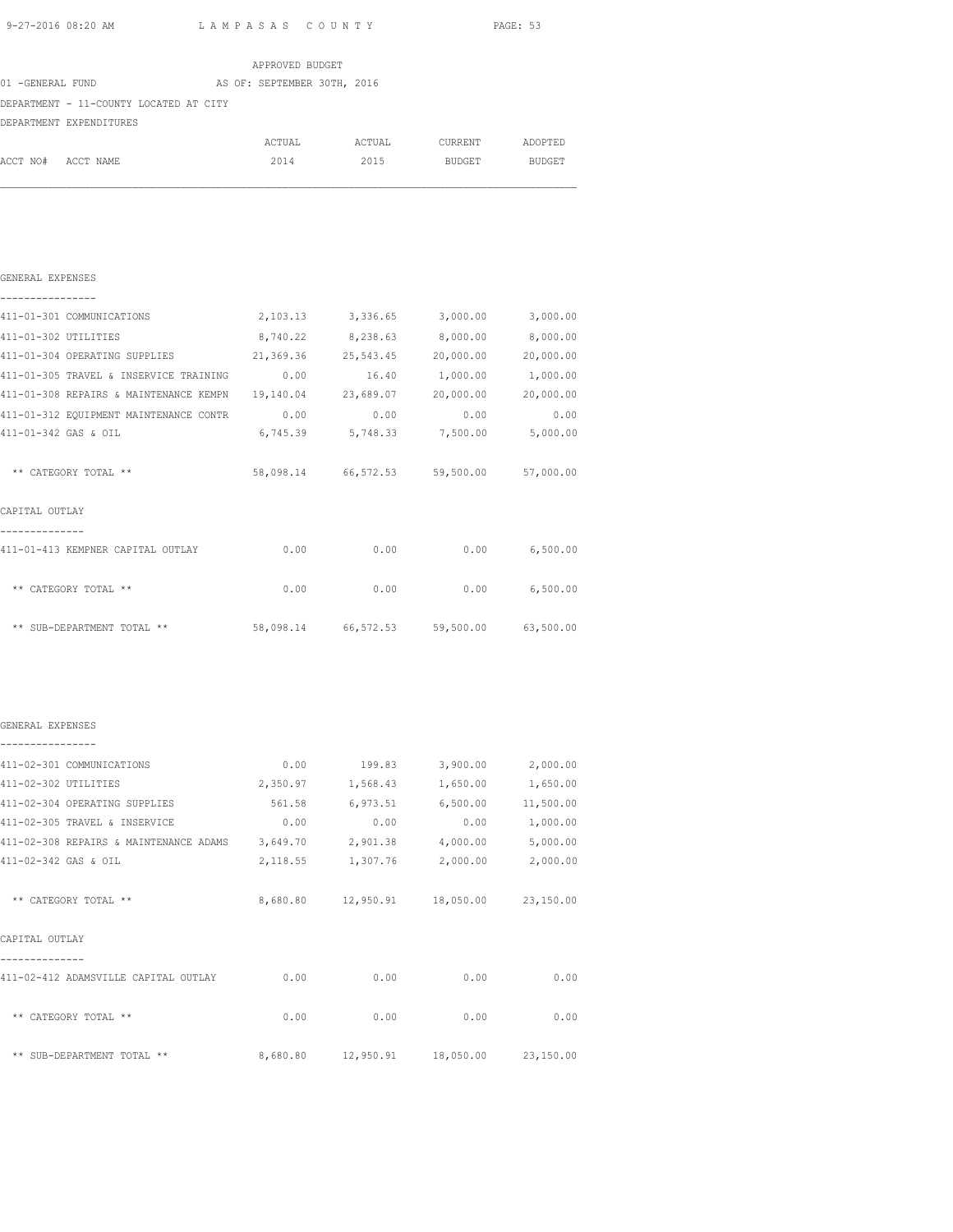APPROVED BUDGET

01 -GENERAL FUND AS OF: SEPTEMBER 30TH, 2016

DEPARTMENT - 11-COUNTY LOCATED AT CITY

DEPARTMENT EXPENDITURES

| ACCT NO# ACCT NAME | ACTUAL 2014 | ACTUAL 2015 | CURRENT BUDGET | ADOPTED BUDGET |
|---|---|---|---|---|
| **GENERAL EXPENSES** | | | | |
| 411-01-301 COMMUNICATIONS | 2,103.13 | 3,336.65 | 3,000.00 | 3,000.00 |
| 411-01-302 UTILITIES | 8,740.22 | 8,238.63 | 8,000.00 | 8,000.00 |
| 411-01-304 OPERATING SUPPLIES | 21,369.36 | 25,543.45 | 20,000.00 | 20,000.00 |
| 411-01-305 TRAVEL & INSERVICE TRAINING | 0.00 | 16.40 | 1,000.00 | 1,000.00 |
| 411-01-308 REPAIRS & MAINTENANCE KEMPN | 19,140.04 | 23,689.07 | 20,000.00 | 20,000.00 |
| 411-01-312 EQUIPMENT MAINTENANCE CONTR | 0.00 | 0.00 | 0.00 | 0.00 |
| 411-01-342 GAS & OIL | 6,745.39 | 5,748.33 | 7,500.00 | 5,000.00 |
| ** CATEGORY TOTAL ** | 58,098.14 | 66,572.53 | 59,500.00 | 57,000.00 |
| **CAPITAL OUTLAY** | | | | |
| 411-01-413 KEMPNER CAPITAL OUTLAY | 0.00 | 0.00 | 0.00 | 6,500.00 |
| ** CATEGORY TOTAL ** | 0.00 | 0.00 | 0.00 | 6,500.00 |
| ** SUB-DEPARTMENT TOTAL ** | 58,098.14 | 66,572.53 | 59,500.00 | 63,500.00 |
| **GENERAL EXPENSES** | | | | |
| 411-02-301 COMMUNICATIONS | 0.00 | 199.83 | 3,900.00 | 2,000.00 |
| 411-02-302 UTILITIES | 2,350.97 | 1,568.43 | 1,650.00 | 1,650.00 |
| 411-02-304 OPERATING SUPPLIES | 561.58 | 6,973.51 | 6,500.00 | 11,500.00 |
| 411-02-305 TRAVEL & INSERVICE | 0.00 | 0.00 | 0.00 | 1,000.00 |
| 411-02-308 REPAIRS & MAINTENANCE ADAMS | 3,649.70 | 2,901.38 | 4,000.00 | 5,000.00 |
| 411-02-342 GAS & OIL | 2,118.55 | 1,307.76 | 2,000.00 | 2,000.00 |
| ** CATEGORY TOTAL ** | 8,680.80 | 12,950.91 | 18,050.00 | 23,150.00 |
| **CAPITAL OUTLAY** | | | | |
| 411-02-412 ADAMSVILLE CAPITAL OUTLAY | 0.00 | 0.00 | 0.00 | 0.00 |
| ** CATEGORY TOTAL ** | 0.00 | 0.00 | 0.00 | 0.00 |
| ** SUB-DEPARTMENT TOTAL ** | 8,680.80 | 12,950.91 | 18,050.00 | 23,150.00 |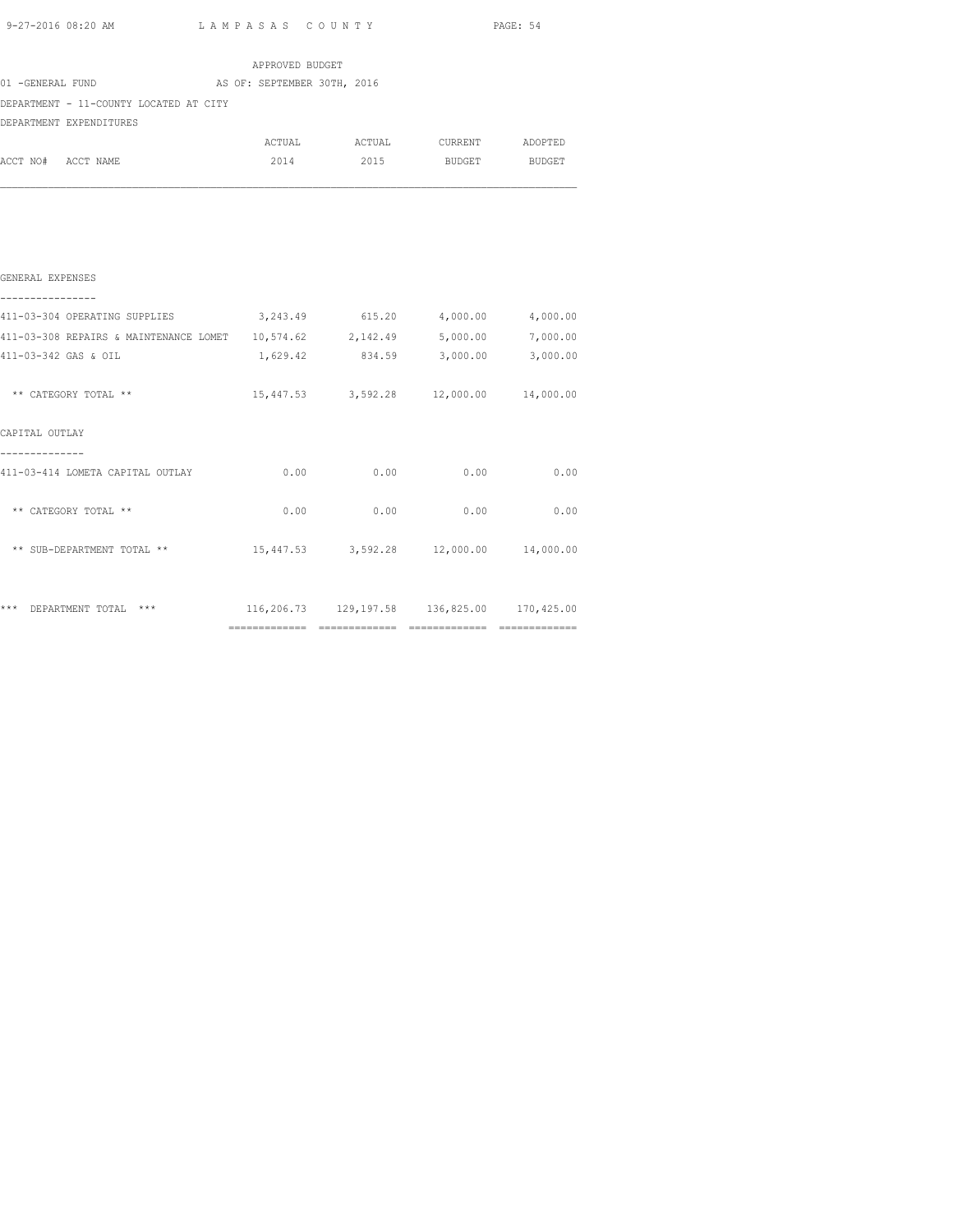APPROVED BUDGET

01 -GENERAL FUND AS OF: SEPTEMBER 30TH, 2016

DEPARTMENT - 11-COUNTY LOCATED AT CITY

DEPARTMENT EXPENDITURES

| ACCT NO# ACCT NAME | ACTUAL 2014 | ACTUAL 2015 | CURRENT BUDGET | ADOPTED BUDGET |
|---|---|---|---|---|
| **GENERAL EXPENSES** | | | | |
| 411-03-304 OPERATING SUPPLIES | 3,243.49 | 615.20 | 4,000.00 | 4,000.00 |
| 411-03-308 REPAIRS & MAINTENANCE LOMET | 10,574.62 | 2,142.49 | 5,000.00 | 7,000.00 |
| 411-03-342 GAS & OIL | 1,629.42 | 834.59 | 3,000.00 | 3,000.00 |
| ** CATEGORY TOTAL ** | 15,447.53 | 3,592.28 | 12,000.00 | 14,000.00 |
| **CAPITAL OUTLAY** | | | | |
| 411-03-414 LOMETA CAPITAL OUTLAY | 0.00 | 0.00 | 0.00 | 0.00 |
| ** CATEGORY TOTAL ** | 0.00 | 0.00 | 0.00 | 0.00 |
| ** SUB-DEPARTMENT TOTAL ** | 15,447.53 | 3,592.28 | 12,000.00 | 14,000.00 |
| *** DEPARTMENT TOTAL *** | 116,206.73 | 129,197.58 | 136,825.00 | 170,425.00 |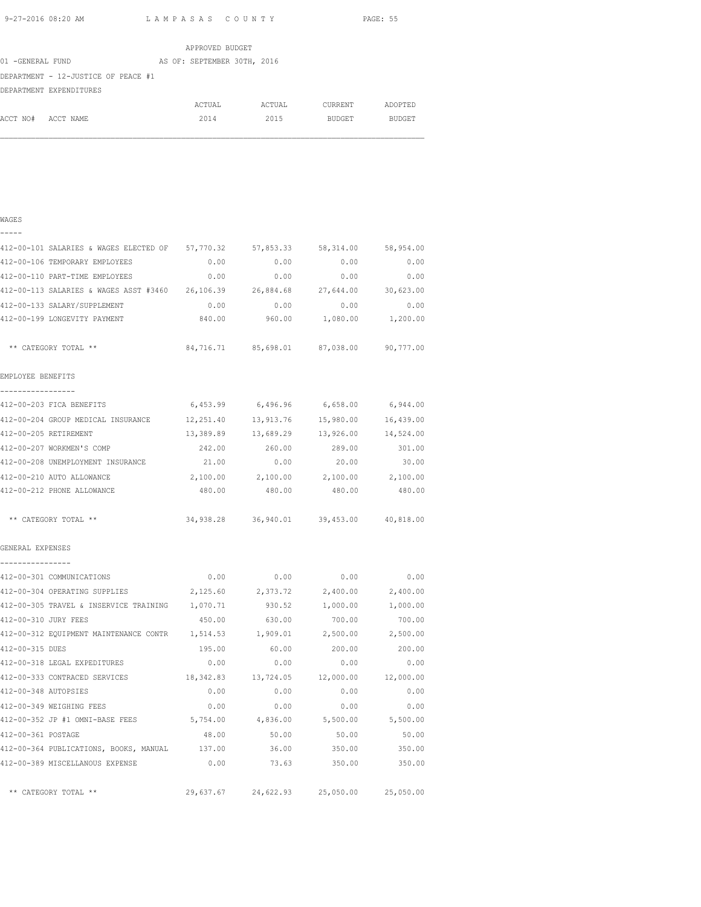LAMPASAS COUNTY

APPROVED BUDGET

01 -GENERAL FUND AS OF: SEPTEMBER 30TH, 2016

DEPARTMENT - 12-JUSTICE OF PEACE #1

DEPARTMENT EXPENDITURES

| ACCT NO# | ACCT NAME | ACTUAL 2014 | ACTUAL 2015 | CURRENT BUDGET | ADOPTED BUDGET |
|---|---|---|---|---|---|
| **WAGES** | | | | | |
| 412-00-101 | SALARIES & WAGES ELECTED OF | 57,770.32 | 57,853.33 | 58,314.00 | 58,954.00 |
| 412-00-106 | TEMPORARY EMPLOYEES | 0.00 | 0.00 | 0.00 | 0.00 |
| 412-00-110 | PART-TIME EMPLOYEES | 0.00 | 0.00 | 0.00 | 0.00 |
| 412-00-113 | SALARIES & WAGES ASST #3460 | 26,106.39 | 26,884.68 | 27,644.00 | 30,623.00 |
| 412-00-133 | SALARY/SUPPLEMENT | 0.00 | 0.00 | 0.00 | 0.00 |
| 412-00-199 | LONGEVITY PAYMENT | 840.00 | 960.00 | 1,080.00 | 1,200.00 |
| | ** CATEGORY TOTAL ** | 84,716.71 | 85,698.01 | 87,038.00 | 90,777.00 |
| **EMPLOYEE BENEFITS** | | | | | |
| 412-00-203 | FICA BENEFITS | 6,453.99 | 6,496.96 | 6,658.00 | 6,944.00 |
| 412-00-204 | GROUP MEDICAL INSURANCE | 12,251.40 | 13,913.76 | 15,980.00 | 16,439.00 |
| 412-00-205 | RETIREMENT | 13,389.89 | 13,689.29 | 13,926.00 | 14,524.00 |
| 412-00-207 | WORKMEN'S COMP | 242.00 | 260.00 | 289.00 | 301.00 |
| 412-00-208 | UNEMPLOYMENT INSURANCE | 21.00 | 0.00 | 20.00 | 30.00 |
| 412-00-210 | AUTO ALLOWANCE | 2,100.00 | 2,100.00 | 2,100.00 | 2,100.00 |
| 412-00-212 | PHONE ALLOWANCE | 480.00 | 480.00 | 480.00 | 480.00 |
| | ** CATEGORY TOTAL ** | 34,938.28 | 36,940.01 | 39,453.00 | 40,818.00 |
| **GENERAL EXPENSES** | | | | | |
| 412-00-301 | COMMUNICATIONS | 0.00 | 0.00 | 0.00 | 0.00 |
| 412-00-304 | OPERATING SUPPLIES | 2,125.60 | 2,373.72 | 2,400.00 | 2,400.00 |
| 412-00-305 | TRAVEL & INSERVICE TRAINING | 1,070.71 | 930.52 | 1,000.00 | 1,000.00 |
| 412-00-310 | JURY FEES | 450.00 | 630.00 | 700.00 | 700.00 |
| 412-00-312 | EQUIPMENT MAINTENANCE CONTR | 1,514.53 | 1,909.01 | 2,500.00 | 2,500.00 |
| 412-00-315 | DUES | 195.00 | 60.00 | 200.00 | 200.00 |
| 412-00-318 | LEGAL EXPEDITURES | 0.00 | 0.00 | 0.00 | 0.00 |
| 412-00-333 | CONTRACED SERVICES | 18,342.83 | 13,724.05 | 12,000.00 | 12,000.00 |
| 412-00-348 | AUTOPSIES | 0.00 | 0.00 | 0.00 | 0.00 |
| 412-00-349 | WEIGHING FEES | 0.00 | 0.00 | 0.00 | 0.00 |
| 412-00-352 | JP #1 OMNI-BASE FEES | 5,754.00 | 4,836.00 | 5,500.00 | 5,500.00 |
| 412-00-361 | POSTAGE | 48.00 | 50.00 | 50.00 | 50.00 |
| 412-00-364 | PUBLICATIONS, BOOKS, MANUAL | 137.00 | 36.00 | 350.00 | 350.00 |
| 412-00-389 | MISCELLANOUS EXPENSE | 0.00 | 73.63 | 350.00 | 350.00 |
| | ** CATEGORY TOTAL ** | 29,637.67 | 24,622.93 | 25,050.00 | 25,050.00 |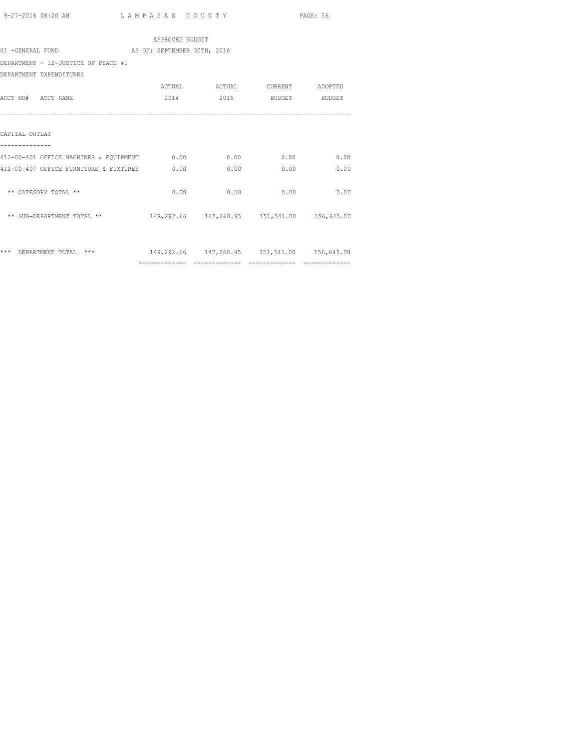APPROVED BUDGET

01 -GENERAL FUND AS OF: SEPTEMBER 30TH, 2016

DEPARTMENT - 12-JUSTICE OF PEACE #1

DEPARTMENT EXPENDITURES

| ACCT NO# ACCT NAME | ACTUAL 2014 | ACTUAL 2015 | CURRENT BUDGET | ADOPTED BUDGET |
|---|---|---|---|---|
| **CAPITAL OUTLAY** | | | | |
| 412-00-401 OFFICE MACHINES & EQUIPMENT | 0.00 | 0.00 | 0.00 | 0.00 |
| 412-00-407 OFFICE FURNITURE & FIXTURES | 0.00 | 0.00 | 0.00 | 0.00 |
| ** CATEGORY TOTAL ** | 0.00 | 0.00 | 0.00 | 0.00 |
| ** SUB-DEPARTMENT TOTAL ** | 149,292.66 | 147,260.95 | 151,541.00 | 156,645.00 |
| *** DEPARTMENT TOTAL *** | 149,292.66 | 147,260.95 | 151,541.00 | 156,645.00 |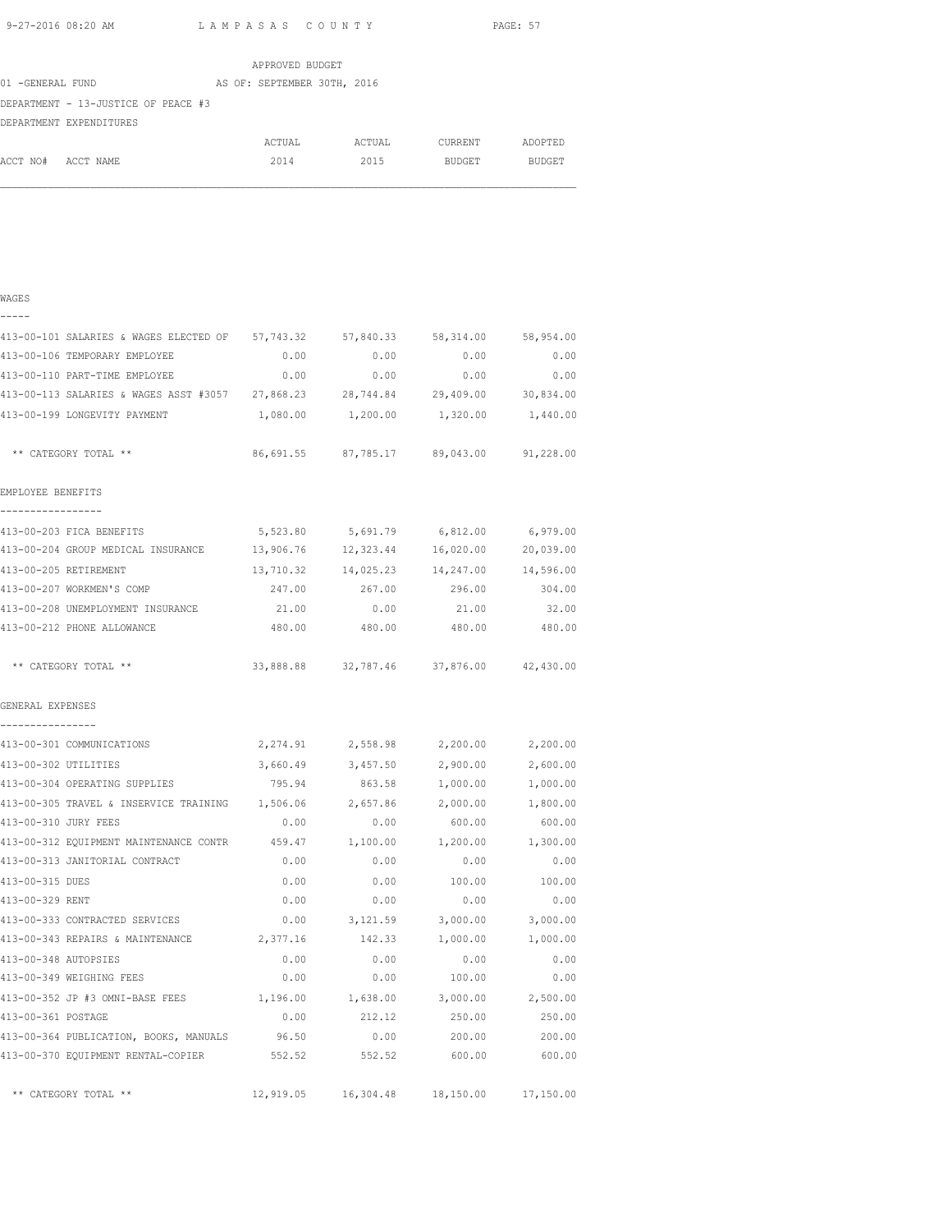APPROVED BUDGET

01 -GENERAL FUND — AS OF: SEPTEMBER 30TH, 2016

DEPARTMENT - 13-JUSTICE OF PEACE #3

DEPARTMENT EXPENDITURES

| ACCT NO# ACCT NAME | ACTUAL 2014 | ACTUAL 2015 | CURRENT BUDGET | ADOPTED BUDGET |
|---|---|---|---|---|
| **WAGES** | | | | |
| 413-00-101 SALARIES & WAGES ELECTED OF | 57,743.32 | 57,840.33 | 58,314.00 | 58,954.00 |
| 413-00-106 TEMPORARY EMPLOYEE | 0.00 | 0.00 | 0.00 | 0.00 |
| 413-00-110 PART-TIME EMPLOYEE | 0.00 | 0.00 | 0.00 | 0.00 |
| 413-00-113 SALARIES & WAGES ASST #3057 | 27,868.23 | 28,744.84 | 29,409.00 | 30,834.00 |
| 413-00-199 LONGEVITY PAYMENT | 1,080.00 | 1,200.00 | 1,320.00 | 1,440.00 |
| ** CATEGORY TOTAL ** | 86,691.55 | 87,785.17 | 89,043.00 | 91,228.00 |
| **EMPLOYEE BENEFITS** | | | | |
| 413-00-203 FICA BENEFITS | 5,523.80 | 5,691.79 | 6,812.00 | 6,979.00 |
| 413-00-204 GROUP MEDICAL INSURANCE | 13,906.76 | 12,323.44 | 16,020.00 | 20,039.00 |
| 413-00-205 RETIREMENT | 13,710.32 | 14,025.23 | 14,247.00 | 14,596.00 |
| 413-00-207 WORKMEN'S COMP | 247.00 | 267.00 | 296.00 | 304.00 |
| 413-00-208 UNEMPLOYMENT INSURANCE | 21.00 | 0.00 | 21.00 | 32.00 |
| 413-00-212 PHONE ALLOWANCE | 480.00 | 480.00 | 480.00 | 480.00 |
| ** CATEGORY TOTAL ** | 33,888.88 | 32,787.46 | 37,876.00 | 42,430.00 |
| **GENERAL EXPENSES** | | | | |
| 413-00-301 COMMUNICATIONS | 2,274.91 | 2,558.98 | 2,200.00 | 2,200.00 |
| 413-00-302 UTILITIES | 3,660.49 | 3,457.50 | 2,900.00 | 2,600.00 |
| 413-00-304 OPERATING SUPPLIES | 795.94 | 863.58 | 1,000.00 | 1,000.00 |
| 413-00-305 TRAVEL & INSERVICE TRAINING | 1,506.06 | 2,657.86 | 2,000.00 | 1,800.00 |
| 413-00-310 JURY FEES | 0.00 | 0.00 | 600.00 | 600.00 |
| 413-00-312 EQUIPMENT MAINTENANCE CONTR | 459.47 | 1,100.00 | 1,200.00 | 1,300.00 |
| 413-00-313 JANITORIAL CONTRACT | 0.00 | 0.00 | 0.00 | 0.00 |
| 413-00-315 DUES | 0.00 | 0.00 | 100.00 | 100.00 |
| 413-00-329 RENT | 0.00 | 0.00 | 0.00 | 0.00 |
| 413-00-333 CONTRACTED SERVICES | 0.00 | 3,121.59 | 3,000.00 | 3,000.00 |
| 413-00-343 REPAIRS & MAINTENANCE | 2,377.16 | 142.33 | 1,000.00 | 1,000.00 |
| 413-00-348 AUTOPSIES | 0.00 | 0.00 | 0.00 | 0.00 |
| 413-00-349 WEIGHING FEES | 0.00 | 0.00 | 100.00 | 0.00 |
| 413-00-352 JP #3 OMNI-BASE FEES | 1,196.00 | 1,638.00 | 3,000.00 | 2,500.00 |
| 413-00-361 POSTAGE | 0.00 | 212.12 | 250.00 | 250.00 |
| 413-00-364 PUBLICATION, BOOKS, MANUALS | 96.50 | 0.00 | 200.00 | 200.00 |
| 413-00-370 EQUIPMENT RENTAL-COPIER | 552.52 | 552.52 | 600.00 | 600.00 |
| ** CATEGORY TOTAL ** | 12,919.05 | 16,304.48 | 18,150.00 | 17,150.00 |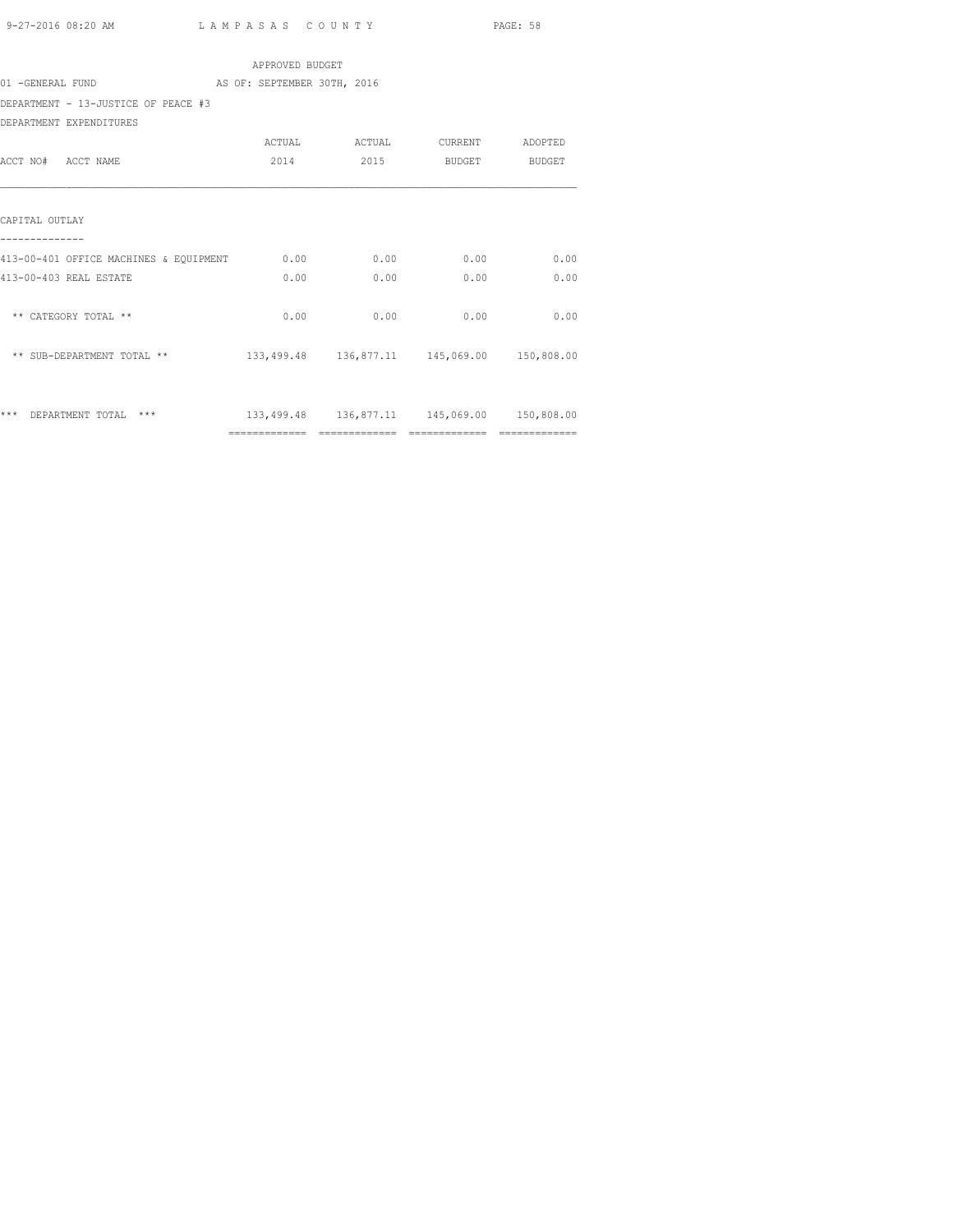APPROVED BUDGET

01 -GENERAL FUND AS OF: SEPTEMBER 30TH, 2016

DEPARTMENT - 13-JUSTICE OF PEACE #3

DEPARTMENT EXPENDITURES

| ACCT NO# ACCT NAME | ACTUAL 2014 | ACTUAL 2015 | CURRENT BUDGET | ADOPTED BUDGET |
|---|---|---|---|---|
| **CAPITAL OUTLAY** | | | | |
| 413-00-401 OFFICE MACHINES & EQUIPMENT | 0.00 | 0.00 | 0.00 | 0.00 |
| 413-00-403 REAL ESTATE | 0.00 | 0.00 | 0.00 | 0.00 |
| ** CATEGORY TOTAL ** | 0.00 | 0.00 | 0.00 | 0.00 |
| ** SUB-DEPARTMENT TOTAL ** | 133,499.48 | 136,877.11 | 145,069.00 | 150,808.00 |
| *** DEPARTMENT TOTAL *** | 133,499.48 | 136,877.11 | 145,069.00 | 150,808.00 |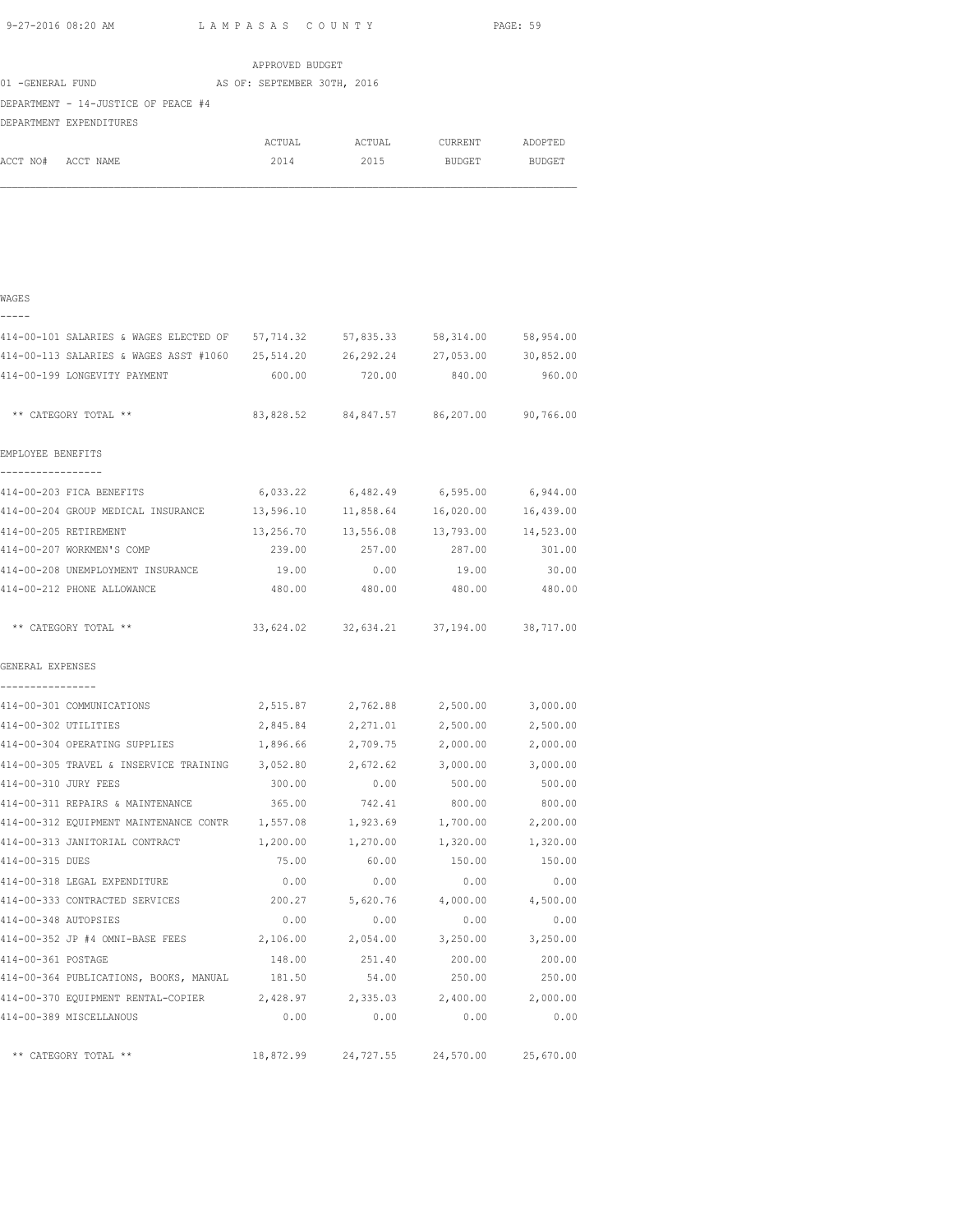APPROVED BUDGET

01 -GENERAL FUND AS OF: SEPTEMBER 30TH, 2016

DEPARTMENT - 14-JUSTICE OF PEACE #4

DEPARTMENT EXPENDITURES

| ACCT NO# ACCT NAME | ACTUAL 2014 | ACTUAL 2015 | CURRENT BUDGET | ADOPTED BUDGET |
|---|---|---|---|---|
| **WAGES** | | | | |
| 414-00-101 SALARIES & WAGES ELECTED OF | 57,714.32 | 57,835.33 | 58,314.00 | 58,954.00 |
| 414-00-113 SALARIES & WAGES ASST #1060 | 25,514.20 | 26,292.24 | 27,053.00 | 30,852.00 |
| 414-00-199 LONGEVITY PAYMENT | 600.00 | 720.00 | 840.00 | 960.00 |
| ** CATEGORY TOTAL ** | 83,828.52 | 84,847.57 | 86,207.00 | 90,766.00 |
| **EMPLOYEE BENEFITS** | | | | |
| 414-00-203 FICA BENEFITS | 6,033.22 | 6,482.49 | 6,595.00 | 6,944.00 |
| 414-00-204 GROUP MEDICAL INSURANCE | 13,596.10 | 11,858.64 | 16,020.00 | 16,439.00 |
| 414-00-205 RETIREMENT | 13,256.70 | 13,556.08 | 13,793.00 | 14,523.00 |
| 414-00-207 WORKMEN'S COMP | 239.00 | 257.00 | 287.00 | 301.00 |
| 414-00-208 UNEMPLOYMENT INSURANCE | 19.00 | 0.00 | 19.00 | 30.00 |
| 414-00-212 PHONE ALLOWANCE | 480.00 | 480.00 | 480.00 | 480.00 |
| ** CATEGORY TOTAL ** | 33,624.02 | 32,634.21 | 37,194.00 | 38,717.00 |
| **GENERAL EXPENSES** | | | | |
| 414-00-301 COMMUNICATIONS | 2,515.87 | 2,762.88 | 2,500.00 | 3,000.00 |
| 414-00-302 UTILITIES | 2,845.84 | 2,271.01 | 2,500.00 | 2,500.00 |
| 414-00-304 OPERATING SUPPLIES | 1,896.66 | 2,709.75 | 2,000.00 | 2,000.00 |
| 414-00-305 TRAVEL & INSERVICE TRAINING | 3,052.80 | 2,672.62 | 3,000.00 | 3,000.00 |
| 414-00-310 JURY FEES | 300.00 | 0.00 | 500.00 | 500.00 |
| 414-00-311 REPAIRS & MAINTENANCE | 365.00 | 742.41 | 800.00 | 800.00 |
| 414-00-312 EQUIPMENT MAINTENANCE CONTR | 1,557.08 | 1,923.69 | 1,700.00 | 2,200.00 |
| 414-00-313 JANITORIAL CONTRACT | 1,200.00 | 1,270.00 | 1,320.00 | 1,320.00 |
| 414-00-315 DUES | 75.00 | 60.00 | 150.00 | 150.00 |
| 414-00-318 LEGAL EXPENDITURE | 0.00 | 0.00 | 0.00 | 0.00 |
| 414-00-333 CONTRACTED SERVICES | 200.27 | 5,620.76 | 4,000.00 | 4,500.00 |
| 414-00-348 AUTOPSIES | 0.00 | 0.00 | 0.00 | 0.00 |
| 414-00-352 JP #4 OMNI-BASE FEES | 2,106.00 | 2,054.00 | 3,250.00 | 3,250.00 |
| 414-00-361 POSTAGE | 148.00 | 251.40 | 200.00 | 200.00 |
| 414-00-364 PUBLICATIONS, BOOKS, MANUAL | 181.50 | 54.00 | 250.00 | 250.00 |
| 414-00-370 EQUIPMENT RENTAL-COPIER | 2,428.97 | 2,335.03 | 2,400.00 | 2,000.00 |
| 414-00-389 MISCELLANOUS | 0.00 | 0.00 | 0.00 | 0.00 |
| ** CATEGORY TOTAL ** | 18,872.99 | 24,727.55 | 24,570.00 | 25,670.00 |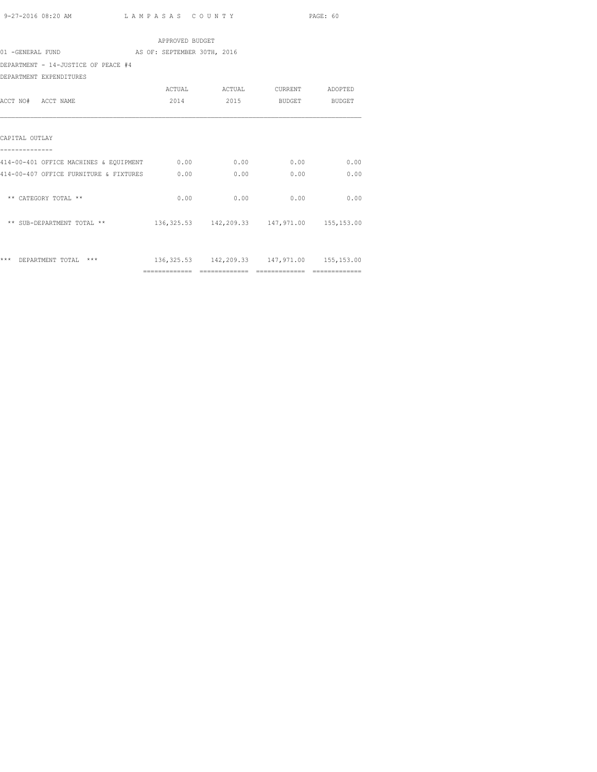APPROVED BUDGET

01 -GENERAL FUND AS OF: SEPTEMBER 30TH, 2016

DEPARTMENT - 14-JUSTICE OF PEACE #4

DEPARTMENT EXPENDITURES

| ACCT NO# ACCT NAME | ACTUAL 2014 | ACTUAL 2015 | CURRENT BUDGET | ADOPTED BUDGET |
|---|---|---|---|---|
| **CAPITAL OUTLAY** | | | | |
| 414-00-401 OFFICE MACHINES & EQUIPMENT | 0.00 | 0.00 | 0.00 | 0.00 |
| 414-00-407 OFFICE FURNITURE & FIXTURES | 0.00 | 0.00 | 0.00 | 0.00 |
| ** CATEGORY TOTAL ** | 0.00 | 0.00 | 0.00 | 0.00 |
| ** SUB-DEPARTMENT TOTAL ** | 136,325.53 | 142,209.33 | 147,971.00 | 155,153.00 |
| *** DEPARTMENT TOTAL *** | 136,325.53 | 142,209.33 | 147,971.00 | 155,153.00 |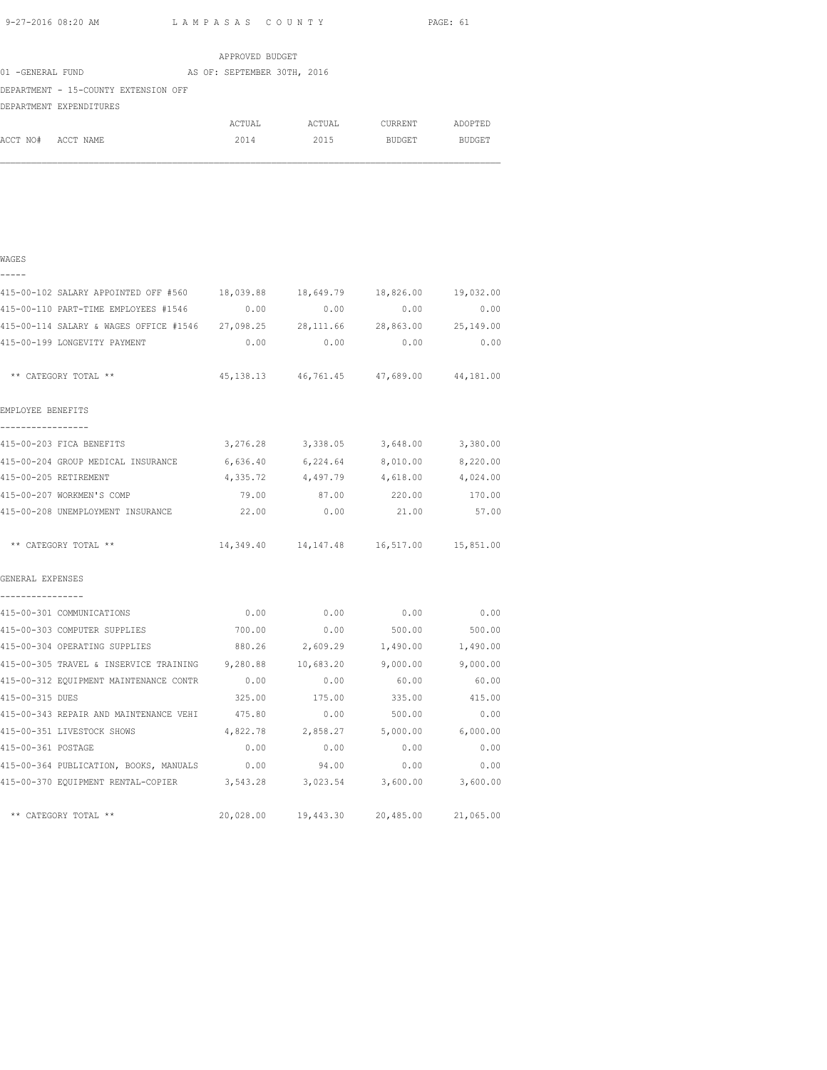APPROVED BUDGET

01 -GENERAL FUND AS OF: SEPTEMBER 30TH, 2016

DEPARTMENT - 15-COUNTY EXTENSION OFF

DEPARTMENT EXPENDITURES

| ACCT NO# ACCT NAME | ACTUAL 2014 | ACTUAL 2015 | CURRENT BUDGET | ADOPTED BUDGET |
|---|---|---|---|---|
| **WAGES** | | | | |
| 415-00-102 SALARY APPOINTED OFF #560 | 18,039.88 | 18,649.79 | 18,826.00 | 19,032.00 |
| 415-00-110 PART-TIME EMPLOYEES #1546 | 0.00 | 0.00 | 0.00 | 0.00 |
| 415-00-114 SALARY & WAGES OFFICE #1546 | 27,098.25 | 28,111.66 | 28,863.00 | 25,149.00 |
| 415-00-199 LONGEVITY PAYMENT | 0.00 | 0.00 | 0.00 | 0.00 |
| ** CATEGORY TOTAL ** | 45,138.13 | 46,761.45 | 47,689.00 | 44,181.00 |
| **EMPLOYEE BENEFITS** | | | | |
| 415-00-203 FICA BENEFITS | 3,276.28 | 3,338.05 | 3,648.00 | 3,380.00 |
| 415-00-204 GROUP MEDICAL INSURANCE | 6,636.40 | 6,224.64 | 8,010.00 | 8,220.00 |
| 415-00-205 RETIREMENT | 4,335.72 | 4,497.79 | 4,618.00 | 4,024.00 |
| 415-00-207 WORKMEN'S COMP | 79.00 | 87.00 | 220.00 | 170.00 |
| 415-00-208 UNEMPLOYMENT INSURANCE | 22.00 | 0.00 | 21.00 | 57.00 |
| ** CATEGORY TOTAL ** | 14,349.40 | 14,147.48 | 16,517.00 | 15,851.00 |
| **GENERAL EXPENSES** | | | | |
| 415-00-301 COMMUNICATIONS | 0.00 | 0.00 | 0.00 | 0.00 |
| 415-00-303 COMPUTER SUPPLIES | 700.00 | 0.00 | 500.00 | 500.00 |
| 415-00-304 OPERATING SUPPLIES | 880.26 | 2,609.29 | 1,490.00 | 1,490.00 |
| 415-00-305 TRAVEL & INSERVICE TRAINING | 9,280.88 | 10,683.20 | 9,000.00 | 9,000.00 |
| 415-00-312 EQUIPMENT MAINTENANCE CONTR | 0.00 | 0.00 | 60.00 | 60.00 |
| 415-00-315 DUES | 325.00 | 175.00 | 335.00 | 415.00 |
| 415-00-343 REPAIR AND MAINTENANCE VEHI | 475.80 | 0.00 | 500.00 | 0.00 |
| 415-00-351 LIVESTOCK SHOWS | 4,822.78 | 2,858.27 | 5,000.00 | 6,000.00 |
| 415-00-361 POSTAGE | 0.00 | 0.00 | 0.00 | 0.00 |
| 415-00-364 PUBLICATION, BOOKS, MANUALS | 0.00 | 94.00 | 0.00 | 0.00 |
| 415-00-370 EQUIPMENT RENTAL-COPIER | 3,543.28 | 3,023.54 | 3,600.00 | 3,600.00 |
| ** CATEGORY TOTAL ** | 20,028.00 | 19,443.30 | 20,485.00 | 21,065.00 |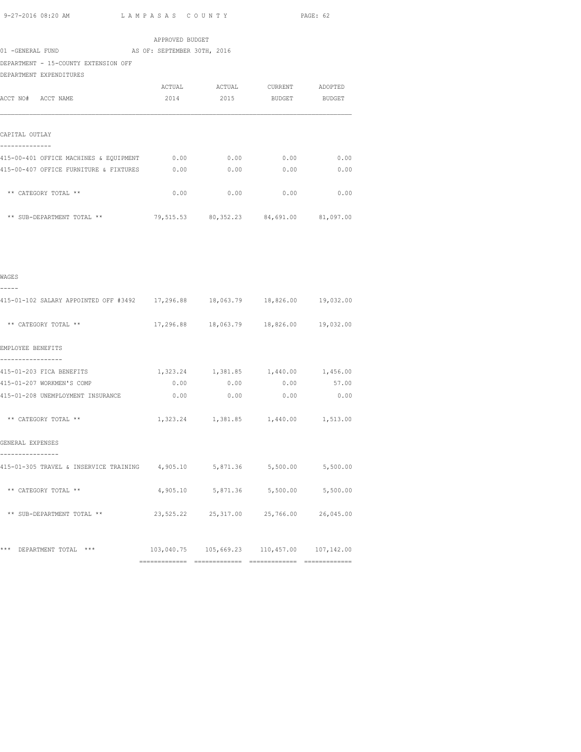APPROVED BUDGET

01 -GENERAL FUND AS OF: SEPTEMBER 30TH, 2016

DEPARTMENT - 15-COUNTY EXTENSION OFF

DEPARTMENT EXPENDITURES

| ACCT NO# ACCT NAME | ACTUAL 2014 | ACTUAL 2015 | CURRENT BUDGET | ADOPTED BUDGET |
|---|---|---|---|---|
| **CAPITAL OUTLAY** | | | | |
| 415-00-401 OFFICE MACHINES & EQUIPMENT | 0.00 | 0.00 | 0.00 | 0.00 |
| 415-00-407 OFFICE FURNITURE & FIXTURES | 0.00 | 0.00 | 0.00 | 0.00 |
| ** CATEGORY TOTAL ** | 0.00 | 0.00 | 0.00 | 0.00 |
| ** SUB-DEPARTMENT TOTAL ** | 79,515.53 | 80,352.23 | 84,691.00 | 81,097.00 |
| **WAGES** | | | | |
| 415-01-102 SALARY APPOINTED OFF #3492 | 17,296.88 | 18,063.79 | 18,826.00 | 19,032.00 |
| ** CATEGORY TOTAL ** | 17,296.88 | 18,063.79 | 18,826.00 | 19,032.00 |
| **EMPLOYEE BENEFITS** | | | | |
| 415-01-203 FICA BENEFITS | 1,323.24 | 1,381.85 | 1,440.00 | 1,456.00 |
| 415-01-207 WORKMEN'S COMP | 0.00 | 0.00 | 0.00 | 57.00 |
| 415-01-208 UNEMPLOYMENT INSURANCE | 0.00 | 0.00 | 0.00 | 0.00 |
| ** CATEGORY TOTAL ** | 1,323.24 | 1,381.85 | 1,440.00 | 1,513.00 |
| **GENERAL EXPENSES** | | | | |
| 415-01-305 TRAVEL & INSERVICE TRAINING | 4,905.10 | 5,871.36 | 5,500.00 | 5,500.00 |
| ** CATEGORY TOTAL ** | 4,905.10 | 5,871.36 | 5,500.00 | 5,500.00 |
| ** SUB-DEPARTMENT TOTAL ** | 23,525.22 | 25,317.00 | 25,766.00 | 26,045.00 |
| *** DEPARTMENT TOTAL *** | 103,040.75 | 105,669.23 | 110,457.00 | 107,142.00 |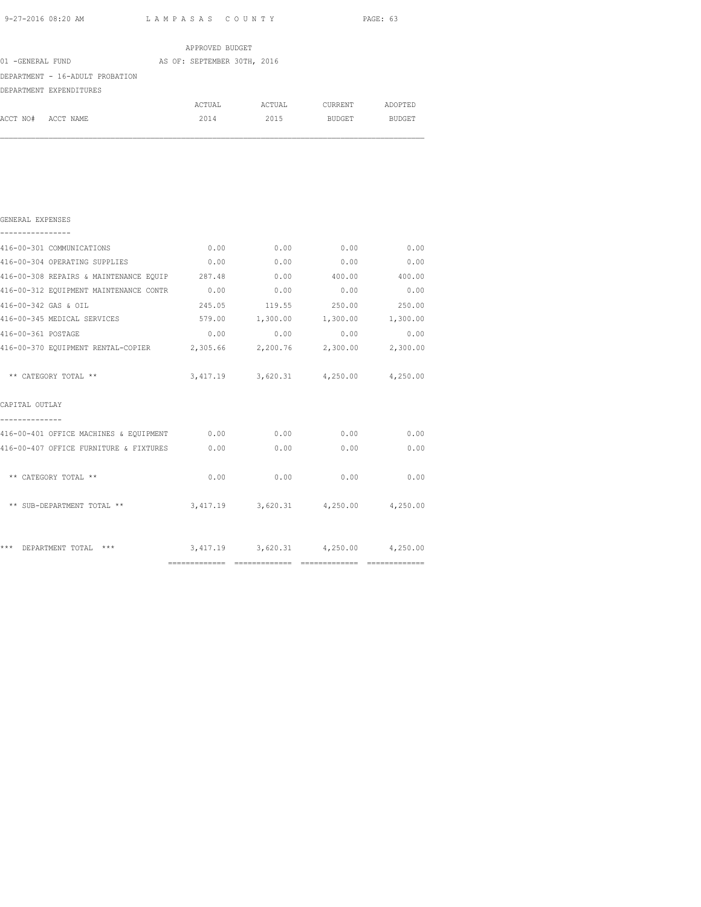LAMPASAS COUNTY

APPROVED BUDGET

01 -GENERAL FUND AS OF: SEPTEMBER 30TH, 2016

DEPARTMENT - 16-ADULT PROBATION

DEPARTMENT EXPENDITURES

| ACCT NO# ACCT NAME | ACTUAL 2014 | ACTUAL 2015 | CURRENT BUDGET | ADOPTED BUDGET |
|---|---|---|---|---|
| **GENERAL EXPENSES** | | | | |
| 416-00-301 COMMUNICATIONS | 0.00 | 0.00 | 0.00 | 0.00 |
| 416-00-304 OPERATING SUPPLIES | 0.00 | 0.00 | 0.00 | 0.00 |
| 416-00-308 REPAIRS & MAINTENANCE EQUIP | 287.48 | 0.00 | 400.00 | 400.00 |
| 416-00-312 EQUIPMENT MAINTENANCE CONTR | 0.00 | 0.00 | 0.00 | 0.00 |
| 416-00-342 GAS & OIL | 245.05 | 119.55 | 250.00 | 250.00 |
| 416-00-345 MEDICAL SERVICES | 579.00 | 1,300.00 | 1,300.00 | 1,300.00 |
| 416-00-361 POSTAGE | 0.00 | 0.00 | 0.00 | 0.00 |
| 416-00-370 EQUIPMENT RENTAL-COPIER | 2,305.66 | 2,200.76 | 2,300.00 | 2,300.00 |
| ** CATEGORY TOTAL ** | 3,417.19 | 3,620.31 | 4,250.00 | 4,250.00 |
| **CAPITAL OUTLAY** | | | | |
| 416-00-401 OFFICE MACHINES & EQUIPMENT | 0.00 | 0.00 | 0.00 | 0.00 |
| 416-00-407 OFFICE FURNITURE & FIXTURES | 0.00 | 0.00 | 0.00 | 0.00 |
| ** CATEGORY TOTAL ** | 0.00 | 0.00 | 0.00 | 0.00 |
| ** SUB-DEPARTMENT TOTAL ** | 3,417.19 | 3,620.31 | 4,250.00 | 4,250.00 |
| *** DEPARTMENT TOTAL *** | 3,417.19 | 3,620.31 | 4,250.00 | 4,250.00 |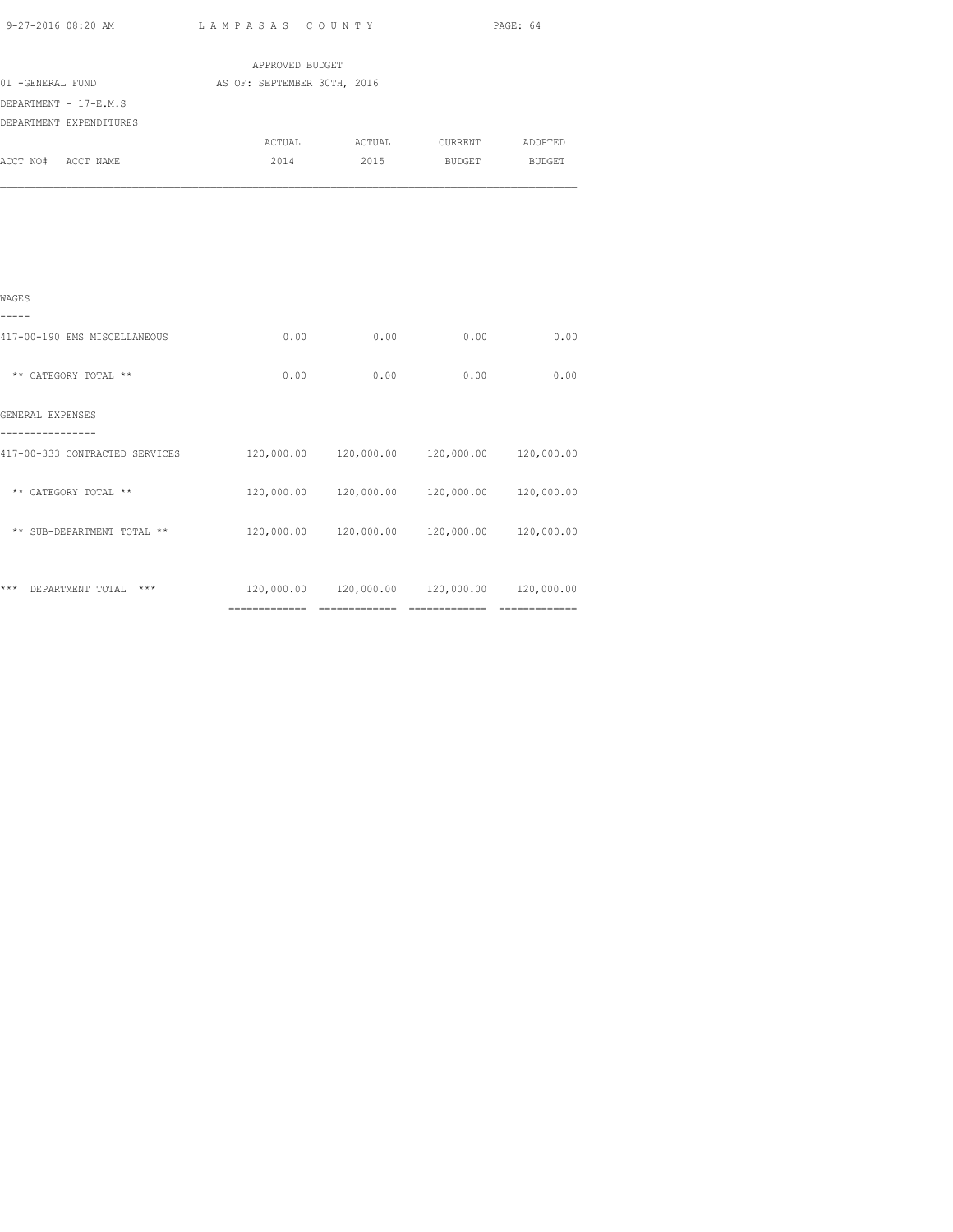APPROVED BUDGET

01 -GENERAL FUND — AS OF: SEPTEMBER 30TH, 2016

DEPARTMENT - 17-E.M.S

DEPARTMENT EXPENDITURES

| ACCT NO# ACCT NAME | ACTUAL 2014 | ACTUAL 2015 | CURRENT BUDGET | ADOPTED BUDGET |
|---|---|---|---|---|
| **WAGES** | | | | |
| 417-00-190 EMS MISCELLANEOUS | 0.00 | 0.00 | 0.00 | 0.00 |
| ** CATEGORY TOTAL ** | 0.00 | 0.00 | 0.00 | 0.00 |
| **GENERAL EXPENSES** | | | | |
| 417-00-333 CONTRACTED SERVICES | 120,000.00 | 120,000.00 | 120,000.00 | 120,000.00 |
| ** CATEGORY TOTAL ** | 120,000.00 | 120,000.00 | 120,000.00 | 120,000.00 |
| ** SUB-DEPARTMENT TOTAL ** | 120,000.00 | 120,000.00 | 120,000.00 | 120,000.00 |
| *** DEPARTMENT TOTAL *** | 120,000.00 | 120,000.00 | 120,000.00 | 120,000.00 |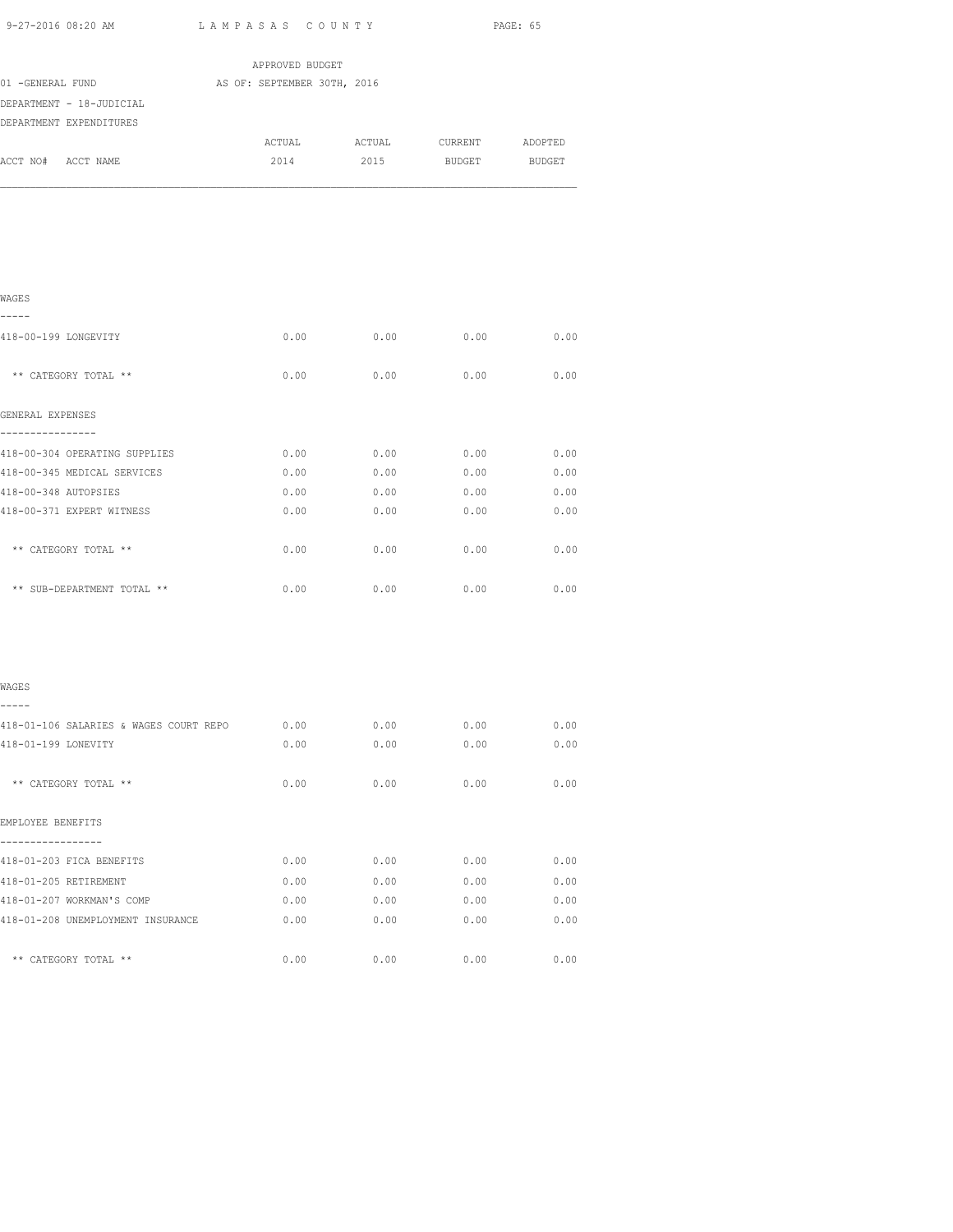APPROVED BUDGET

01 -GENERAL FUND AS OF: SEPTEMBER 30TH, 2016

DEPARTMENT - 18-JUDICIAL

DEPARTMENT EXPENDITURES

| ACCT NO# ACCT NAME | ACTUAL 2014 | ACTUAL 2015 | CURRENT BUDGET | ADOPTED BUDGET |
|---|---|---|---|---|
| **WAGES** | | | | |
| 418-00-199 LONGEVITY | 0.00 | 0.00 | 0.00 | 0.00 |
| ** CATEGORY TOTAL ** | 0.00 | 0.00 | 0.00 | 0.00 |
| **GENERAL EXPENSES** | | | | |
| 418-00-304 OPERATING SUPPLIES | 0.00 | 0.00 | 0.00 | 0.00 |
| 418-00-345 MEDICAL SERVICES | 0.00 | 0.00 | 0.00 | 0.00 |
| 418-00-348 AUTOPSIES | 0.00 | 0.00 | 0.00 | 0.00 |
| 418-00-371 EXPERT WITNESS | 0.00 | 0.00 | 0.00 | 0.00 |
| ** CATEGORY TOTAL ** | 0.00 | 0.00 | 0.00 | 0.00 |
| ** SUB-DEPARTMENT TOTAL ** | 0.00 | 0.00 | 0.00 | 0.00 |
| **WAGES** | | | | |
| 418-01-106 SALARIES & WAGES COURT REPO | 0.00 | 0.00 | 0.00 | 0.00 |
| 418-01-199 LONEVITY | 0.00 | 0.00 | 0.00 | 0.00 |
| ** CATEGORY TOTAL ** | 0.00 | 0.00 | 0.00 | 0.00 |
| **EMPLOYEE BENEFITS** | | | | |
| 418-01-203 FICA BENEFITS | 0.00 | 0.00 | 0.00 | 0.00 |
| 418-01-205 RETIREMENT | 0.00 | 0.00 | 0.00 | 0.00 |
| 418-01-207 WORKMAN'S COMP | 0.00 | 0.00 | 0.00 | 0.00 |
| 418-01-208 UNEMPLOYMENT INSURANCE | 0.00 | 0.00 | 0.00 | 0.00 |
| ** CATEGORY TOTAL ** | 0.00 | 0.00 | 0.00 | 0.00 |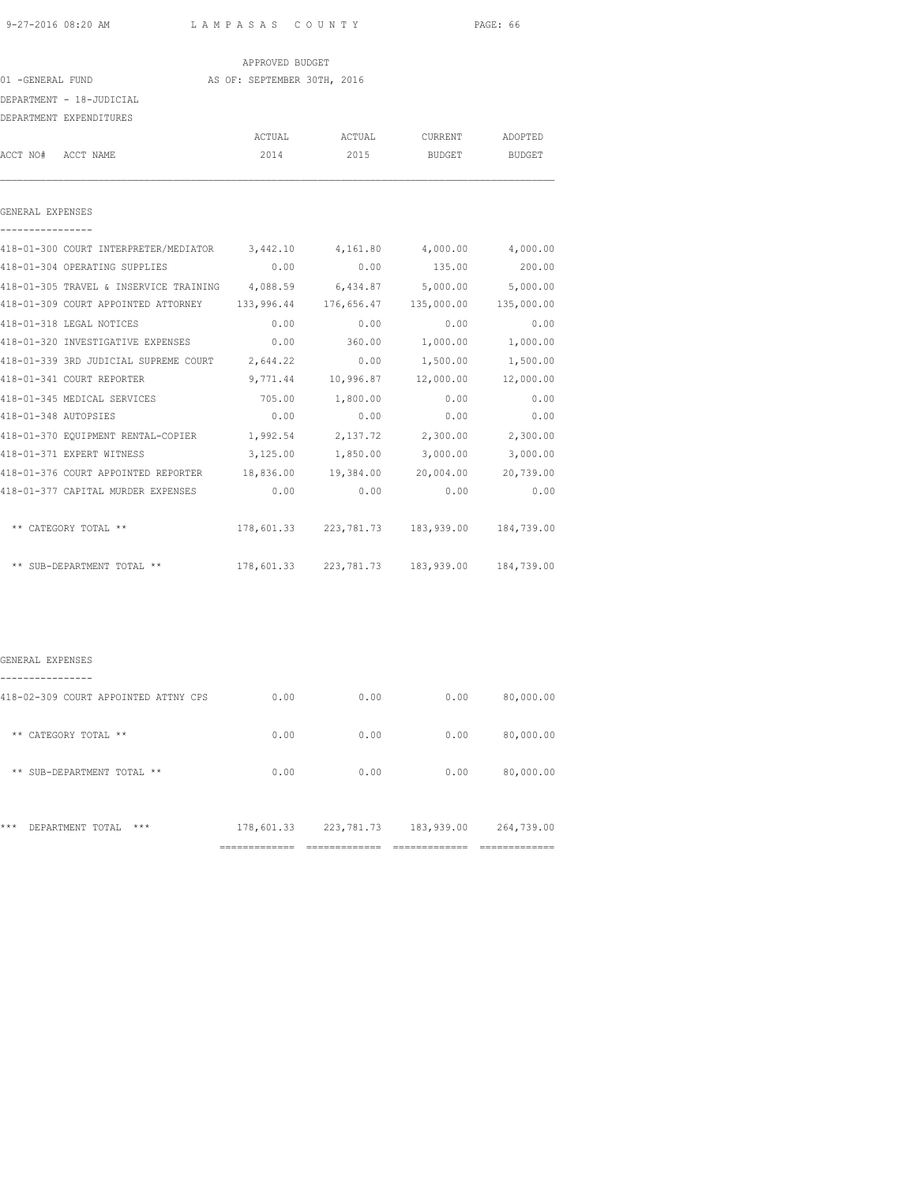LAMPASAS COUNTY

APPROVED BUDGET

01 -GENERAL FUND AS OF: SEPTEMBER 30TH, 2016

DEPARTMENT - 18-JUDICIAL

DEPARTMENT EXPENDITURES

| ACCT NO# | ACCT NAME | ACTUAL 2014 | ACTUAL 2015 | CURRENT BUDGET | ADOPTED BUDGET |
|---|---|---|---|---|---|
| | **GENERAL EXPENSES** | | | | |
| 418-01-300 | COURT INTERPRETER/MEDIATOR | 3,442.10 | 4,161.80 | 4,000.00 | 4,000.00 |
| 418-01-304 | OPERATING SUPPLIES | 0.00 | 0.00 | 135.00 | 200.00 |
| 418-01-305 | TRAVEL & INSERVICE TRAINING | 4,088.59 | 6,434.87 | 5,000.00 | 5,000.00 |
| 418-01-309 | COURT APPOINTED ATTORNEY | 133,996.44 | 176,656.47 | 135,000.00 | 135,000.00 |
| 418-01-318 | LEGAL NOTICES | 0.00 | 0.00 | 0.00 | 0.00 |
| 418-01-320 | INVESTIGATIVE EXPENSES | 0.00 | 360.00 | 1,000.00 | 1,000.00 |
| 418-01-339 | 3RD JUDICIAL SUPREME COURT | 2,644.22 | 0.00 | 1,500.00 | 1,500.00 |
| 418-01-341 | COURT REPORTER | 9,771.44 | 10,996.87 | 12,000.00 | 12,000.00 |
| 418-01-345 | MEDICAL SERVICES | 705.00 | 1,800.00 | 0.00 | 0.00 |
| 418-01-348 | AUTOPSIES | 0.00 | 0.00 | 0.00 | 0.00 |
| 418-01-370 | EQUIPMENT RENTAL-COPIER | 1,992.54 | 2,137.72 | 2,300.00 | 2,300.00 |
| 418-01-371 | EXPERT WITNESS | 3,125.00 | 1,850.00 | 3,000.00 | 3,000.00 |
| 418-01-376 | COURT APPOINTED REPORTER | 18,836.00 | 19,384.00 | 20,004.00 | 20,739.00 |
| 418-01-377 | CAPITAL MURDER EXPENSES | 0.00 | 0.00 | 0.00 | 0.00 |
| | ** CATEGORY TOTAL ** | 178,601.33 | 223,781.73 | 183,939.00 | 184,739.00 |
| | ** SUB-DEPARTMENT TOTAL ** | 178,601.33 | 223,781.73 | 183,939.00 | 184,739.00 |
| | **GENERAL EXPENSES** | | | | |
| 418-02-309 | COURT APPOINTED ATTNY CPS | 0.00 | 0.00 | 0.00 | 80,000.00 |
| | ** CATEGORY TOTAL ** | 0.00 | 0.00 | 0.00 | 80,000.00 |
| | ** SUB-DEPARTMENT TOTAL ** | 0.00 | 0.00 | 0.00 | 80,000.00 |
| | *** DEPARTMENT TOTAL *** | 178,601.33 | 223,781.73 | 183,939.00 | 264,739.00 |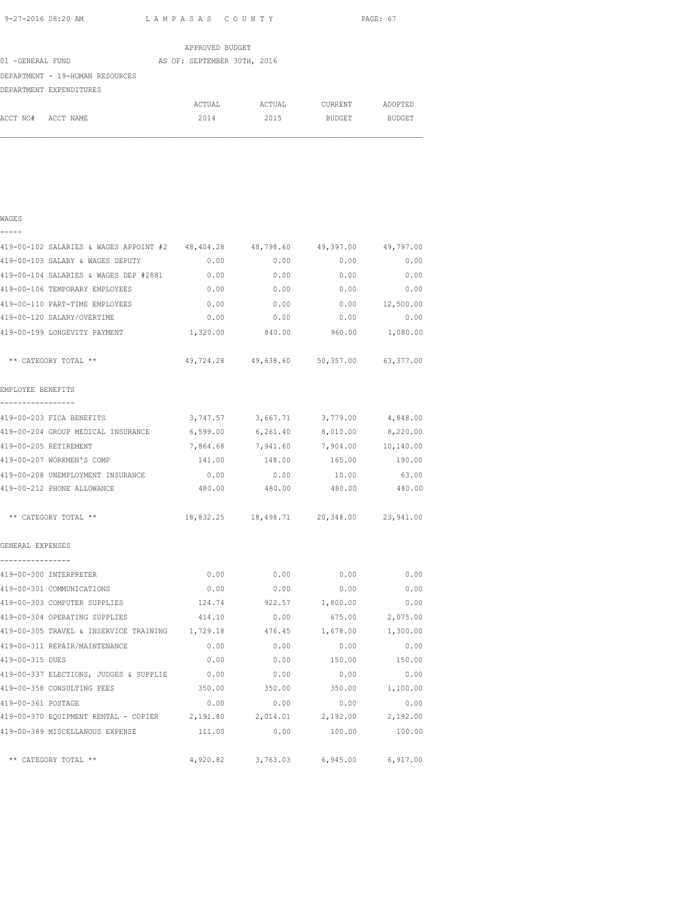LAMPASAS COUNTY

APPROVED BUDGET

01 -GENERAL FUND AS OF: SEPTEMBER 30TH, 2016

DEPARTMENT - 19-HUMAN RESOURCES

DEPARTMENT EXPENDITURES

| ACCT NO# ACCT NAME | ACTUAL 2014 | ACTUAL 2015 | CURRENT BUDGET | ADOPTED BUDGET |
|---|---|---|---|---|
| **WAGES** | | | | |
| 419-00-102 SALARIES & WAGES APPOINT #2 | 48,404.28 | 48,798.60 | 49,397.00 | 49,797.00 |
| 419-00-103 SALARY & WAGES DEPUTY | 0.00 | 0.00 | 0.00 | 0.00 |
| 419-00-104 SALARIES & WAGES DEP #2881 | 0.00 | 0.00 | 0.00 | 0.00 |
| 419-00-106 TEMPORARY EMPLOYEES | 0.00 | 0.00 | 0.00 | 0.00 |
| 419-00-110 PART-TIME EMPLOYEES | 0.00 | 0.00 | 0.00 | 12,500.00 |
| 419-00-120 SALARY/OVERTIME | 0.00 | 0.00 | 0.00 | 0.00 |
| 419-00-199 LONGEVITY PAYMENT | 1,320.00 | 840.00 | 960.00 | 1,080.00 |
| ** CATEGORY TOTAL ** | 49,724.28 | 49,638.60 | 50,357.00 | 63,377.00 |
| **EMPLOYEE BENEFITS** | | | | |
| 419-00-203 FICA BENEFITS | 3,747.57 | 3,667.71 | 3,779.00 | 4,848.00 |
| 419-00-204 GROUP MEDICAL INSURANCE | 6,599.00 | 6,261.40 | 8,010.00 | 8,220.00 |
| 419-00-205 RETIREMENT | 7,864.68 | 7,941.60 | 7,904.00 | 10,140.00 |
| 419-00-207 WORKMEN'S COMP | 141.00 | 148.00 | 165.00 | 190.00 |
| 419-00-208 UNEMPLOYMENT INSURANCE | 0.00 | 0.00 | 10.00 | 63.00 |
| 419-00-212 PHONE ALLOWANCE | 480.00 | 480.00 | 480.00 | 480.00 |
| ** CATEGORY TOTAL ** | 18,832.25 | 18,498.71 | 20,348.00 | 23,941.00 |
| **GENERAL EXPENSES** | | | | |
| 419-00-300 INTERPRETER | 0.00 | 0.00 | 0.00 | 0.00 |
| 419-00-301 COMMUNICATIONS | 0.00 | 0.00 | 0.00 | 0.00 |
| 419-00-303 COMPUTER SUPPLIES | 124.74 | 922.57 | 1,800.00 | 0.00 |
| 419-00-304 OPERATING SUPPLIES | 414.10 | 0.00 | 675.00 | 2,075.00 |
| 419-00-305 TRAVEL & INSERVICE TRAINING | 1,729.18 | 476.45 | 1,678.00 | 1,300.00 |
| 419-00-311 REPAIR/MAINTENANCE | 0.00 | 0.00 | 0.00 | 0.00 |
| 419-00-315 DUES | 0.00 | 0.00 | 150.00 | 150.00 |
| 419-00-337 ELECTIONS, JUDGES & SUPPLIE | 0.00 | 0.00 | 0.00 | 0.00 |
| 419-00-358 CONSULTING FEES | 350.00 | 350.00 | 350.00 | 1,100.00 |
| 419-00-361 POSTAGE | 0.00 | 0.00 | 0.00 | 0.00 |
| 419-00-370 EQUIPMENT RENTAL - COPIER | 2,191.80 | 2,014.01 | 2,192.00 | 2,192.00 |
| 419-00-389 MISCELLANOUS EXPENSE | 111.00 | 0.00 | 100.00 | 100.00 |
| ** CATEGORY TOTAL ** | 4,920.82 | 3,763.03 | 6,945.00 | 6,917.00 |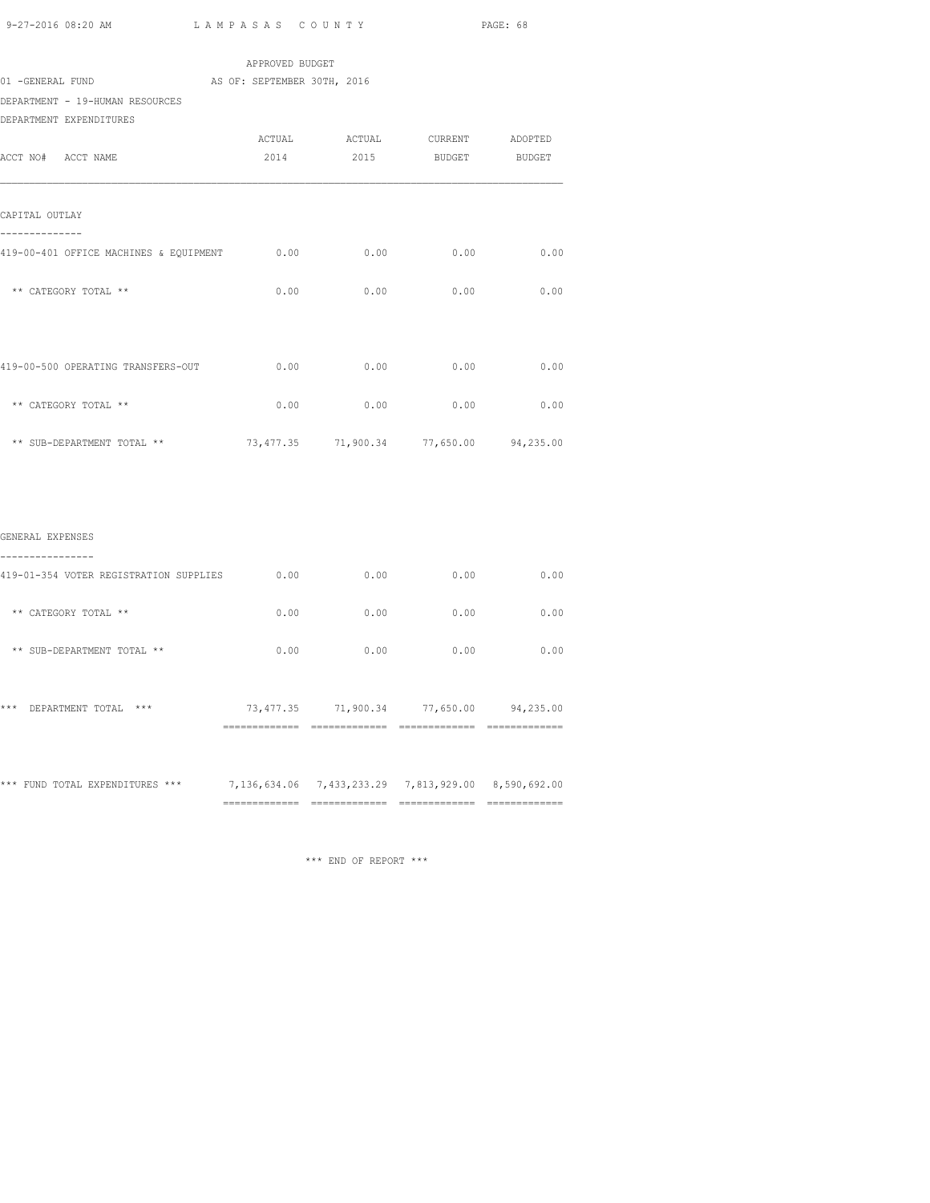APPROVED BUDGET

01 -GENERAL FUND AS OF: SEPTEMBER 30TH, 2016

DEPARTMENT - 19-HUMAN RESOURCES

DEPARTMENT EXPENDITURES

| ACCT NO# ACCT NAME | ACTUAL 2014 | ACTUAL 2015 | CURRENT BUDGET | ADOPTED BUDGET |
|---|---|---|---|---|
| **CAPITAL OUTLAY** | | | | |
| 419-00-401 OFFICE MACHINES & EQUIPMENT | 0.00 | 0.00 | 0.00 | 0.00 |
| ** CATEGORY TOTAL ** | 0.00 | 0.00 | 0.00 | 0.00 |
| 419-00-500 OPERATING TRANSFERS-OUT | 0.00 | 0.00 | 0.00 | 0.00 |
| ** CATEGORY TOTAL ** | 0.00 | 0.00 | 0.00 | 0.00 |
| ** SUB-DEPARTMENT TOTAL ** | 73,477.35 | 71,900.34 | 77,650.00 | 94,235.00 |
| **GENERAL EXPENSES** | | | | |
| 419-01-354 VOTER REGISTRATION SUPPLIES | 0.00 | 0.00 | 0.00 | 0.00 |
| ** CATEGORY TOTAL ** | 0.00 | 0.00 | 0.00 | 0.00 |
| ** SUB-DEPARTMENT TOTAL ** | 0.00 | 0.00 | 0.00 | 0.00 |
| *** DEPARTMENT TOTAL *** | 73,477.35 | 71,900.34 | 77,650.00 | 94,235.00 |
| *** FUND TOTAL EXPENDITURES *** | 7,136,634.06 | 7,433,233.29 | 7,813,929.00 | 8,590,692.00 |

*** END OF REPORT ***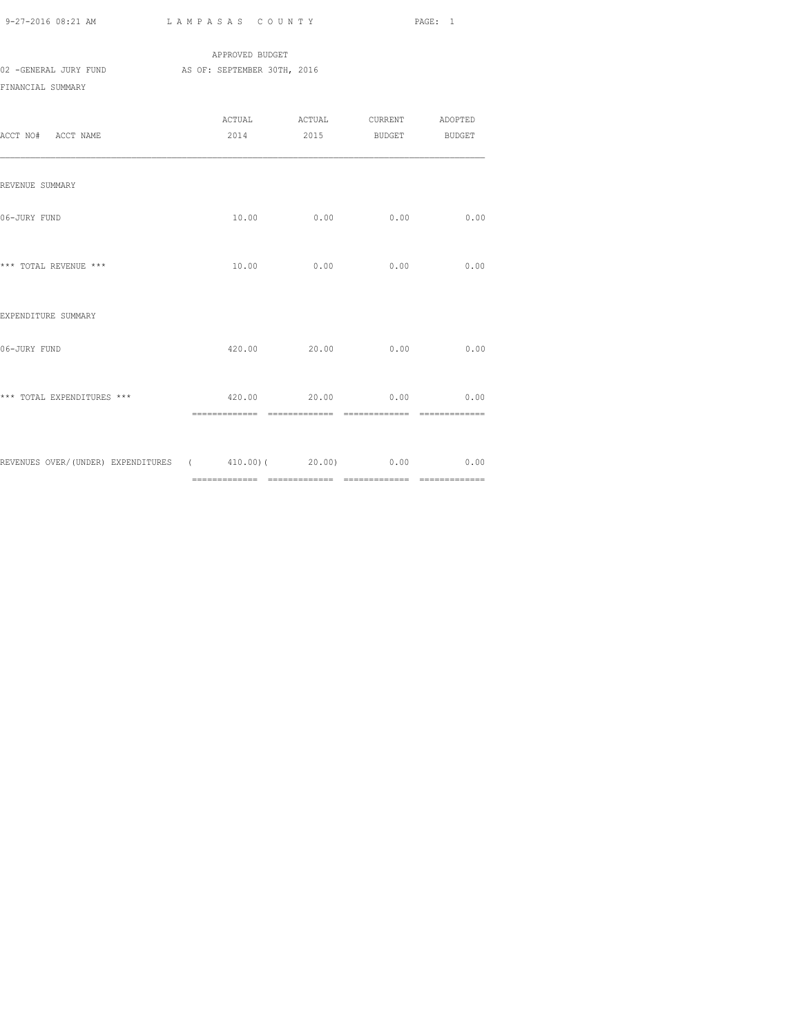APPROVED BUDGET

02 -GENERAL JURY FUND AS OF: SEPTEMBER 30TH, 2016

FINANCIAL SUMMARY

| ACCT NO# ACCT NAME | ACTUAL 2014 | ACTUAL 2015 | CURRENT BUDGET | ADOPTED BUDGET |
|---|---|---|---|---|
| REVENUE SUMMARY | | | | |
| 06-JURY FUND | 10.00 | 0.00 | 0.00 | 0.00 |
| *** TOTAL REVENUE *** | 10.00 | 0.00 | 0.00 | 0.00 |
| EXPENDITURE SUMMARY | | | | |
| 06-JURY FUND | 420.00 | 20.00 | 0.00 | 0.00 |
| *** TOTAL EXPENDITURES *** | 420.00 | 20.00 | 0.00 | 0.00 |
| REVENUES OVER/(UNDER) EXPENDITURES | ( 410.00) | ( 20.00) | 0.00 | 0.00 |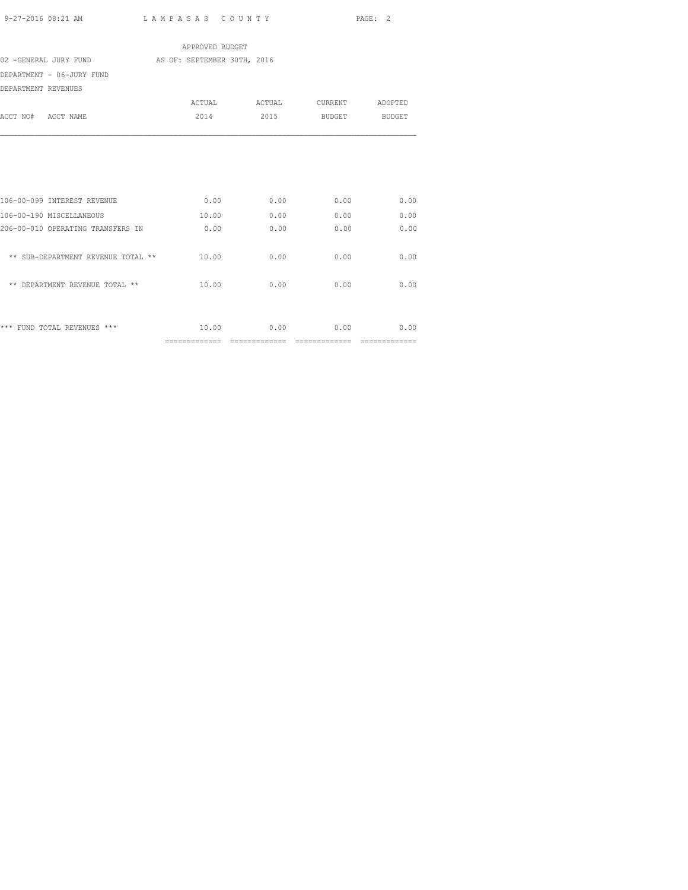APPROVED BUDGET

02 -GENERAL JURY FUND AS OF: SEPTEMBER 30TH, 2016

DEPARTMENT - 06-JURY FUND

DEPARTMENT REVENUES

| ACCT NO# ACCT NAME | ACTUAL 2014 | ACTUAL 2015 | CURRENT BUDGET | ADOPTED BUDGET |
|---|---|---|---|---|
| 106-00-099 INTEREST REVENUE | 0.00 | 0.00 | 0.00 | 0.00 |
| 106-00-190 MISCELLANEOUS | 10.00 | 0.00 | 0.00 | 0.00 |
| 206-00-010 OPERATING TRANSFERS IN | 0.00 | 0.00 | 0.00 | 0.00 |
| ** SUB-DEPARTMENT REVENUE TOTAL ** | 10.00 | 0.00 | 0.00 | 0.00 |
| ** DEPARTMENT REVENUE TOTAL ** | 10.00 | 0.00 | 0.00 | 0.00 |
| *** FUND TOTAL REVENUES *** | 10.00 | 0.00 | 0.00 | 0.00 |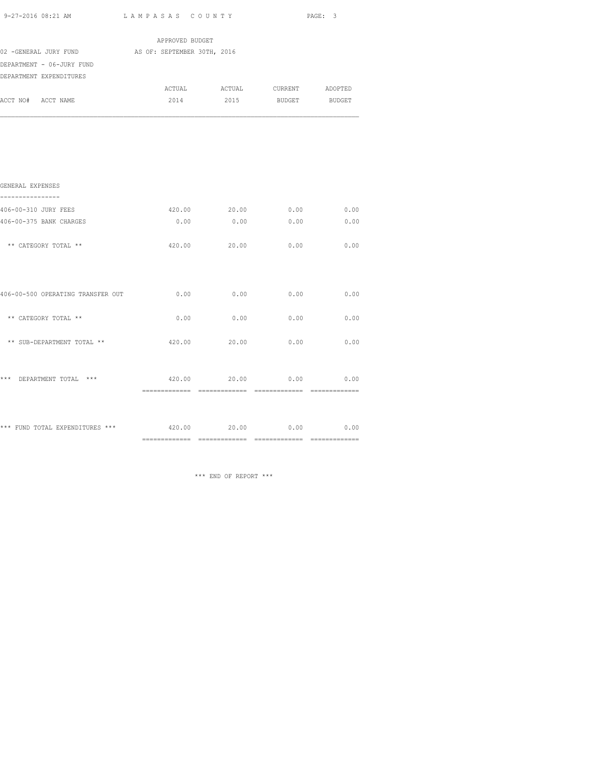APPROVED BUDGET

02 -GENERAL JURY FUND AS OF: SEPTEMBER 30TH, 2016

DEPARTMENT - 06-JURY FUND

DEPARTMENT EXPENDITURES

| ACCT NO# ACCT NAME | ACTUAL 2014 | ACTUAL 2015 | CURRENT BUDGET | ADOPTED BUDGET |
|---|---|---|---|---|
| **GENERAL EXPENSES** | | | | |
| 406-00-310 JURY FEES | 420.00 | 20.00 | 0.00 | 0.00 |
| 406-00-375 BANK CHARGES | 0.00 | 0.00 | 0.00 | 0.00 |
| ** CATEGORY TOTAL ** | 420.00 | 20.00 | 0.00 | 0.00 |
| 406-00-500 OPERATING TRANSFER OUT | 0.00 | 0.00 | 0.00 | 0.00 |
| ** CATEGORY TOTAL ** | 0.00 | 0.00 | 0.00 | 0.00 |
| ** SUB-DEPARTMENT TOTAL ** | 420.00 | 20.00 | 0.00 | 0.00 |
| *** DEPARTMENT TOTAL *** | 420.00 | 20.00 | 0.00 | 0.00 |
| *** FUND TOTAL EXPENDITURES *** | 420.00 | 20.00 | 0.00 | 0.00 |

*** END OF REPORT ***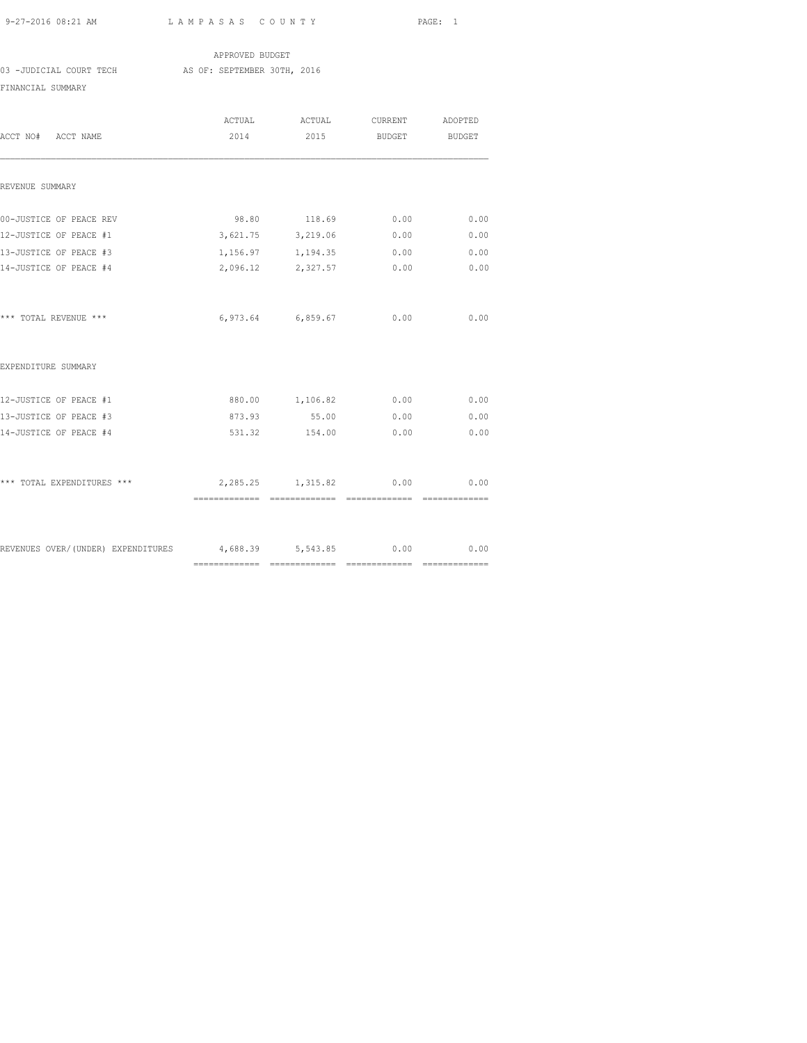APPROVED BUDGET

03 -JUDICIAL COURT TECH AS OF: SEPTEMBER 30TH, 2016

FINANCIAL SUMMARY

| ACCT NO# ACCT NAME | ACTUAL 2014 | ACTUAL 2015 | CURRENT BUDGET | ADOPTED BUDGET |
|---|---|---|---|---|
| REVENUE SUMMARY | | | | |
| 00-JUSTICE OF PEACE REV | 98.80 | 118.69 | 0.00 | 0.00 |
| 12-JUSTICE OF PEACE #1 | 3,621.75 | 3,219.06 | 0.00 | 0.00 |
| 13-JUSTICE OF PEACE #3 | 1,156.97 | 1,194.35 | 0.00 | 0.00 |
| 14-JUSTICE OF PEACE #4 | 2,096.12 | 2,327.57 | 0.00 | 0.00 |
| *** TOTAL REVENUE *** | 6,973.64 | 6,859.67 | 0.00 | 0.00 |
| EXPENDITURE SUMMARY | | | | |
| 12-JUSTICE OF PEACE #1 | 880.00 | 1,106.82 | 0.00 | 0.00 |
| 13-JUSTICE OF PEACE #3 | 873.93 | 55.00 | 0.00 | 0.00 |
| 14-JUSTICE OF PEACE #4 | 531.32 | 154.00 | 0.00 | 0.00 |
| *** TOTAL EXPENDITURES *** | 2,285.25 | 1,315.82 | 0.00 | 0.00 |
| REVENUES OVER/(UNDER) EXPENDITURES | 4,688.39 | 5,543.85 | 0.00 | 0.00 |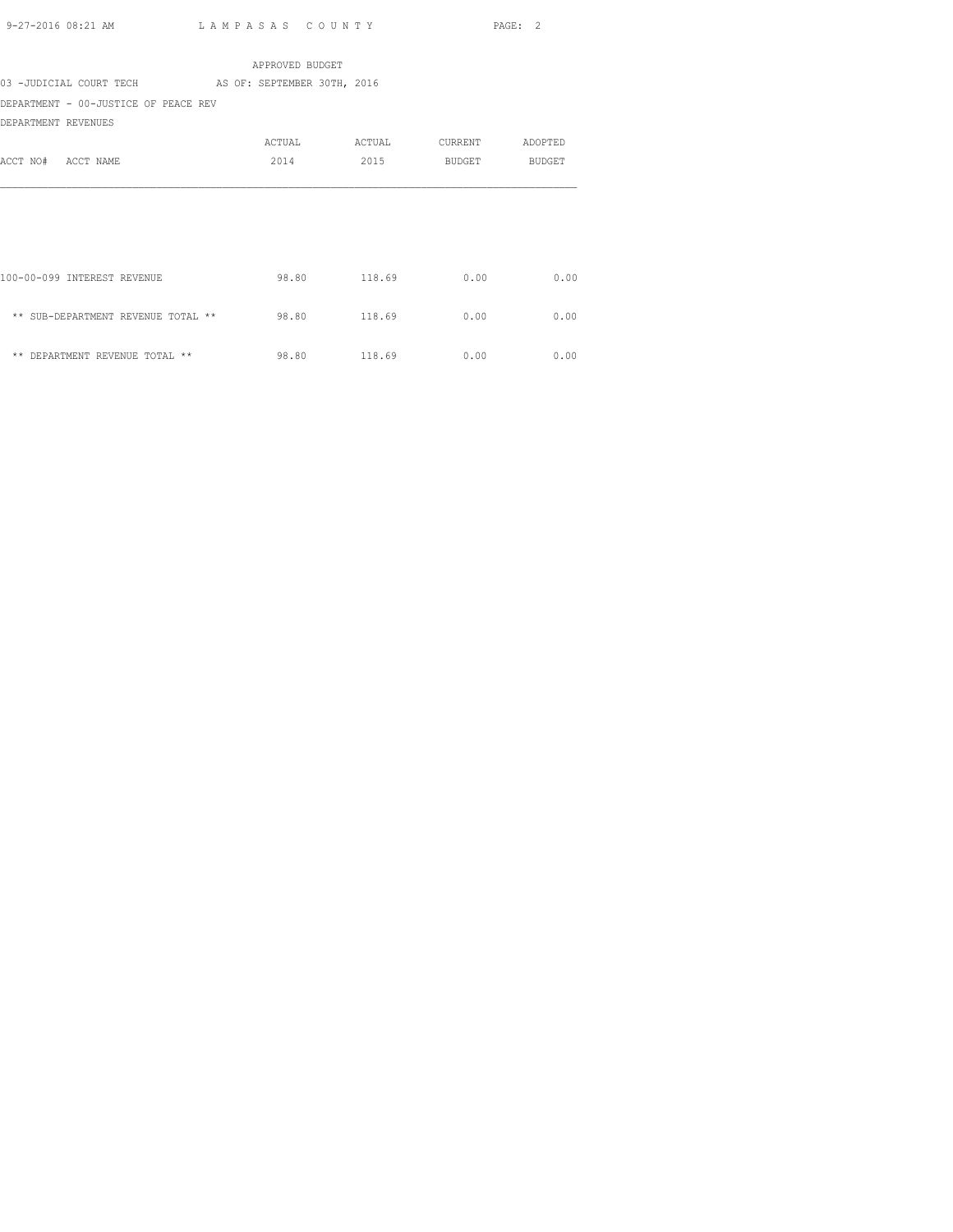APPROVED BUDGET

03 -JUDICIAL COURT TECH AS OF: SEPTEMBER 30TH, 2016

DEPARTMENT - 00-JUSTICE OF PEACE REV

DEPARTMENT REVENUES

| ACCT NO# ACCT NAME | ACTUAL 2014 | ACTUAL 2015 | CURRENT BUDGET | ADOPTED BUDGET |
|---|---|---|---|---|
| 100-00-099 INTEREST REVENUE | 98.80 | 118.69 | 0.00 | 0.00 |
| ** SUB-DEPARTMENT REVENUE TOTAL ** | 98.80 | 118.69 | 0.00 | 0.00 |
| ** DEPARTMENT REVENUE TOTAL ** | 98.80 | 118.69 | 0.00 | 0.00 |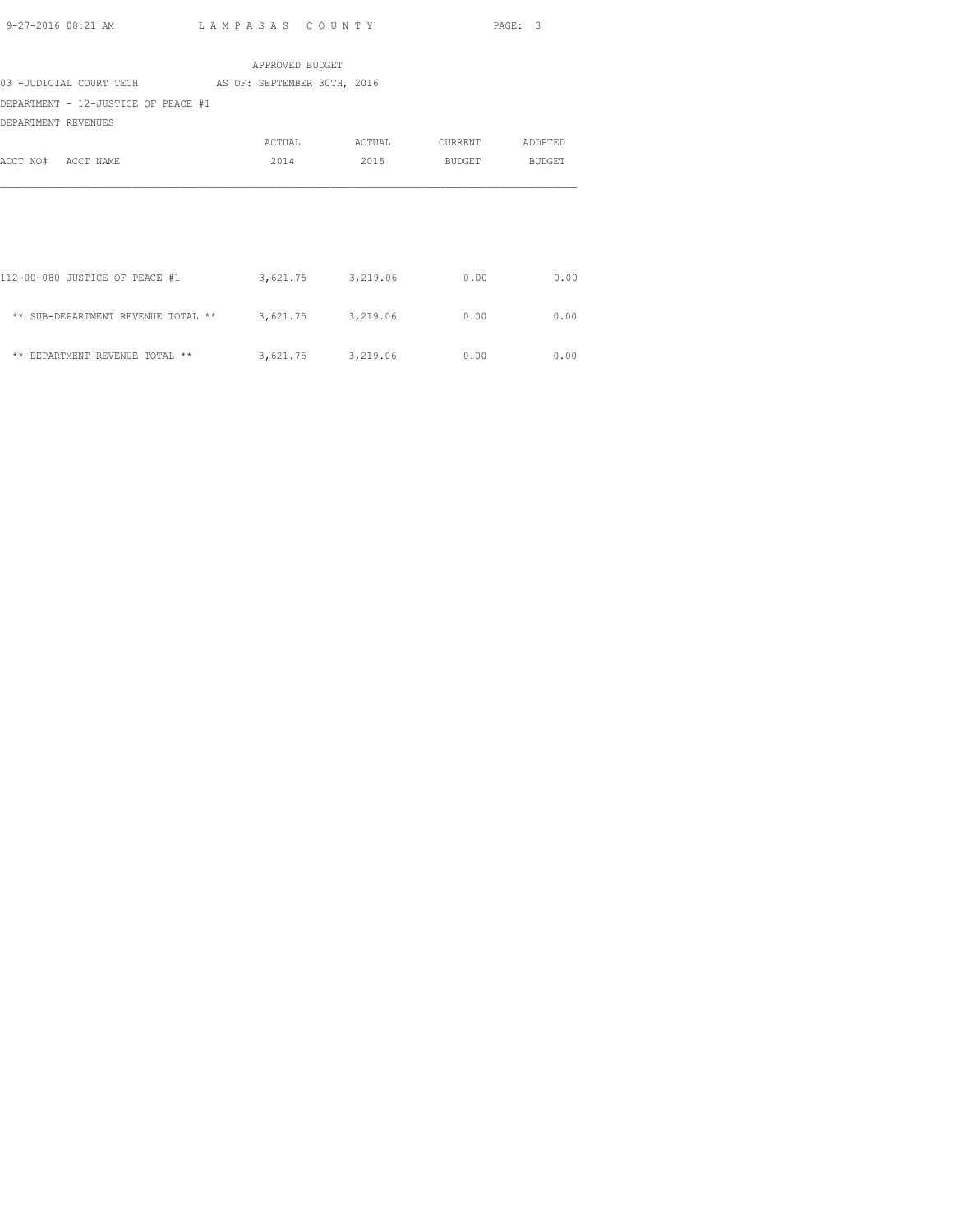APPROVED BUDGET

03 -JUDICIAL COURT TECH AS OF: SEPTEMBER 30TH, 2016

DEPARTMENT - 12-JUSTICE OF PEACE #1

DEPARTMENT REVENUES

| ACCT NO# ACCT NAME | ACTUAL 2014 | ACTUAL 2015 | CURRENT BUDGET | ADOPTED BUDGET |
|---|---|---|---|---|
| 112-00-080 JUSTICE OF PEACE #1 | 3,621.75 | 3,219.06 | 0.00 | 0.00 |
| ** SUB-DEPARTMENT REVENUE TOTAL ** | 3,621.75 | 3,219.06 | 0.00 | 0.00 |
| ** DEPARTMENT REVENUE TOTAL ** | 3,621.75 | 3,219.06 | 0.00 | 0.00 |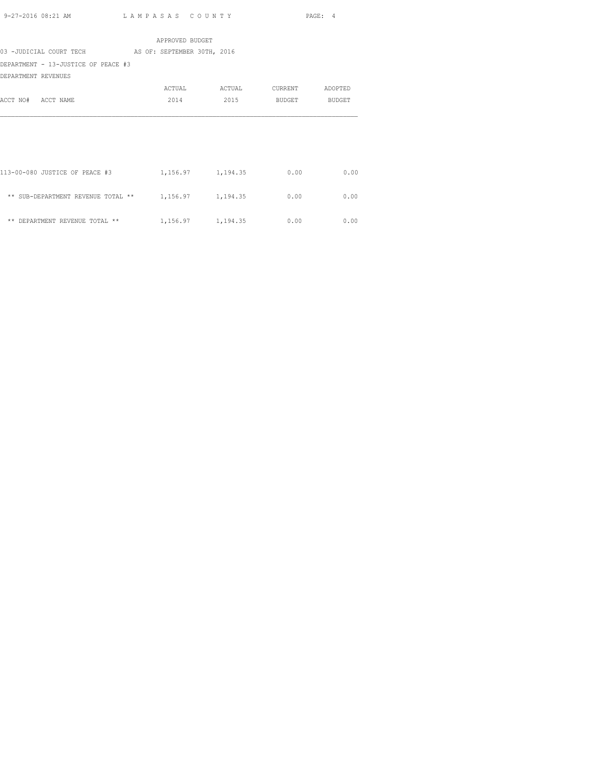APPROVED BUDGET

03 -JUDICIAL COURT TECH AS OF: SEPTEMBER 30TH, 2016

DEPARTMENT - 13-JUSTICE OF PEACE #3

DEPARTMENT REVENUES

| ACCT NO# ACCT NAME | ACTUAL 2014 | ACTUAL 2015 | CURRENT BUDGET | ADOPTED BUDGET |
|---|---|---|---|---|
| 113-00-080 JUSTICE OF PEACE #3 | 1,156.97 | 1,194.35 | 0.00 | 0.00 |
| ** SUB-DEPARTMENT REVENUE TOTAL ** | 1,156.97 | 1,194.35 | 0.00 | 0.00 |
| ** DEPARTMENT REVENUE TOTAL ** | 1,156.97 | 1,194.35 | 0.00 | 0.00 |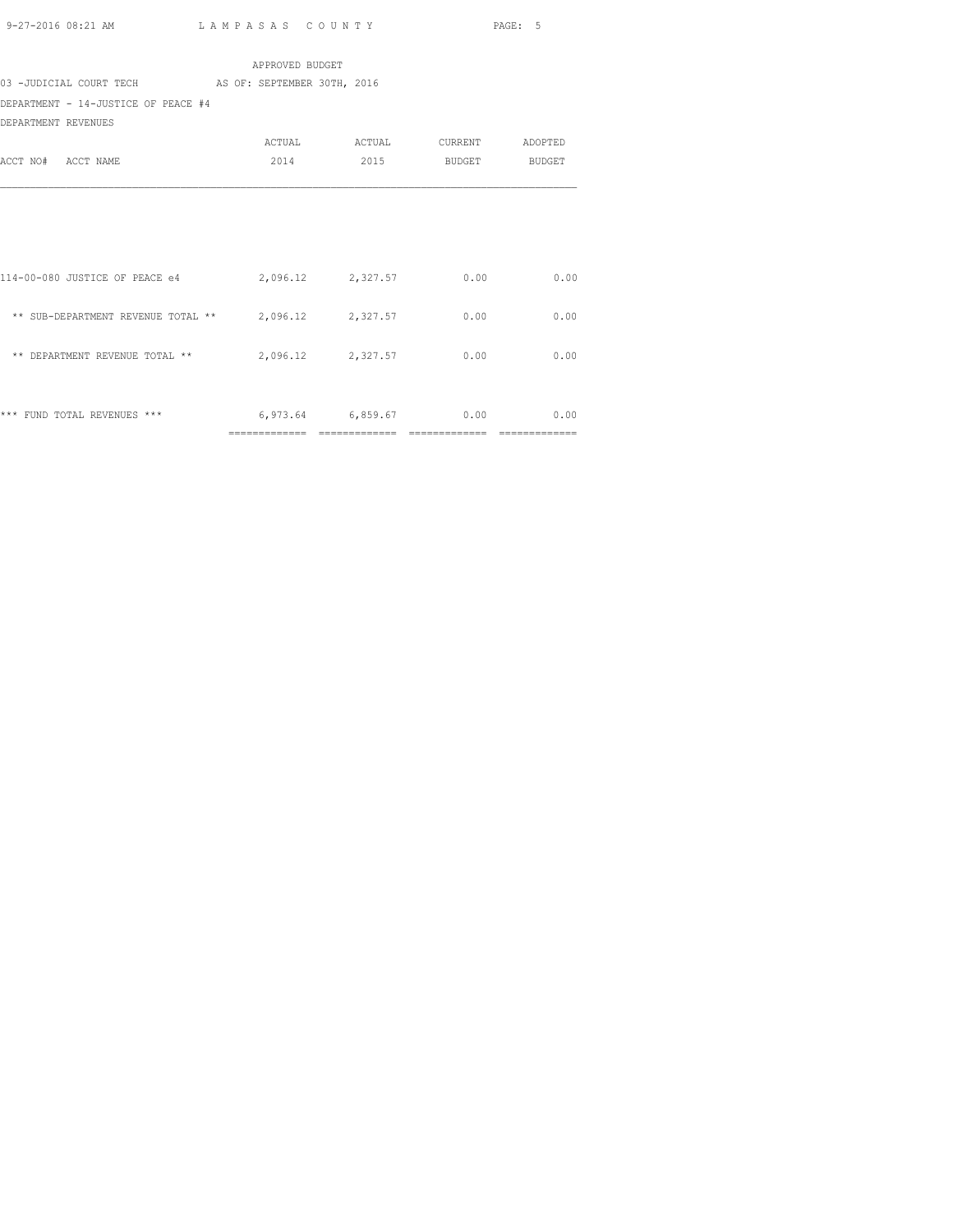APPROVED BUDGET

03 -JUDICIAL COURT TECH AS OF: SEPTEMBER 30TH, 2016

DEPARTMENT - 14-JUSTICE OF PEACE #4

DEPARTMENT REVENUES

| ACCT NO# ACCT NAME | ACTUAL 2014 | ACTUAL 2015 | CURRENT BUDGET | ADOPTED BUDGET |
|---|---|---|---|---|
| 114-00-080 JUSTICE OF PEACE e4 | 2,096.12 | 2,327.57 | 0.00 | 0.00 |
| ** SUB-DEPARTMENT REVENUE TOTAL ** | 2,096.12 | 2,327.57 | 0.00 | 0.00 |
| ** DEPARTMENT REVENUE TOTAL ** | 2,096.12 | 2,327.57 | 0.00 | 0.00 |
| *** FUND TOTAL REVENUES *** | 6,973.64 | 6,859.67 | 0.00 | 0.00 |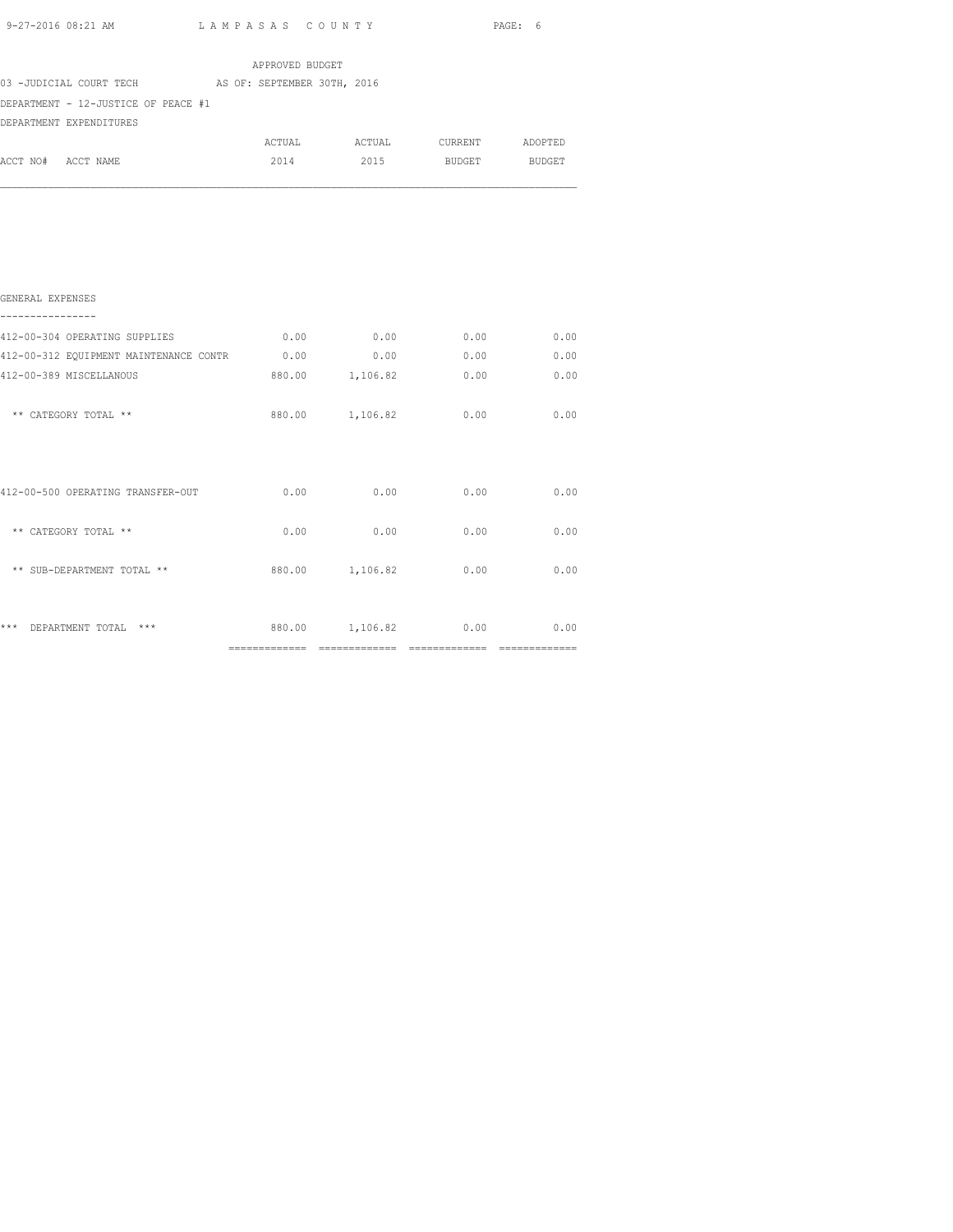APPROVED BUDGET

03 -JUDICIAL COURT TECH AS OF: SEPTEMBER 30TH, 2016

DEPARTMENT - 12-JUSTICE OF PEACE #1

DEPARTMENT EXPENDITURES

| ACCT NO# ACCT NAME | ACTUAL 2014 | ACTUAL 2015 | CURRENT BUDGET | ADOPTED BUDGET |
|---|---|---|---|---|
| GENERAL EXPENSES | | | | |
| 412-00-304 OPERATING SUPPLIES | 0.00 | 0.00 | 0.00 | 0.00 |
| 412-00-312 EQUIPMENT MAINTENANCE CONTR | 0.00 | 0.00 | 0.00 | 0.00 |
| 412-00-389 MISCELLANOUS | 880.00 | 1,106.82 | 0.00 | 0.00 |
| ** CATEGORY TOTAL ** | 880.00 | 1,106.82 | 0.00 | 0.00 |
| 412-00-500 OPERATING TRANSFER-OUT | 0.00 | 0.00 | 0.00 | 0.00 |
| ** CATEGORY TOTAL ** | 0.00 | 0.00 | 0.00 | 0.00 |
| ** SUB-DEPARTMENT TOTAL ** | 880.00 | 1,106.82 | 0.00 | 0.00 |
| *** DEPARTMENT TOTAL *** | 880.00 | 1,106.82 | 0.00 | 0.00 |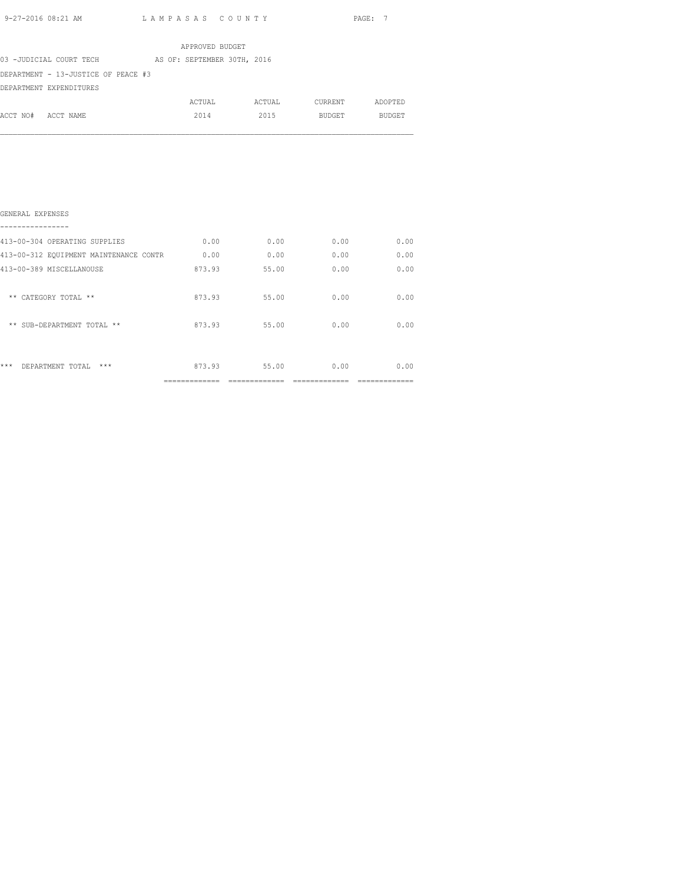APPROVED BUDGET

03 -JUDICIAL COURT TECH AS OF: SEPTEMBER 30TH, 2016

DEPARTMENT - 13-JUSTICE OF PEACE #3

DEPARTMENT EXPENDITURES

| ACCT NO# ACCT NAME | ACTUAL 2014 | ACTUAL 2015 | CURRENT BUDGET | ADOPTED BUDGET |
|---|---|---|---|---|
| **GENERAL EXPENSES** | | | | |
| 413-00-304 OPERATING SUPPLIES | 0.00 | 0.00 | 0.00 | 0.00 |
| 413-00-312 EQUIPMENT MAINTENANCE CONTR | 0.00 | 0.00 | 0.00 | 0.00 |
| 413-00-389 MISCELLANOUSE | 873.93 | 55.00 | 0.00 | 0.00 |
| ** CATEGORY TOTAL ** | 873.93 | 55.00 | 0.00 | 0.00 |
| ** SUB-DEPARTMENT TOTAL ** | 873.93 | 55.00 | 0.00 | 0.00 |
| *** DEPARTMENT TOTAL *** | 873.93 | 55.00 | 0.00 | 0.00 |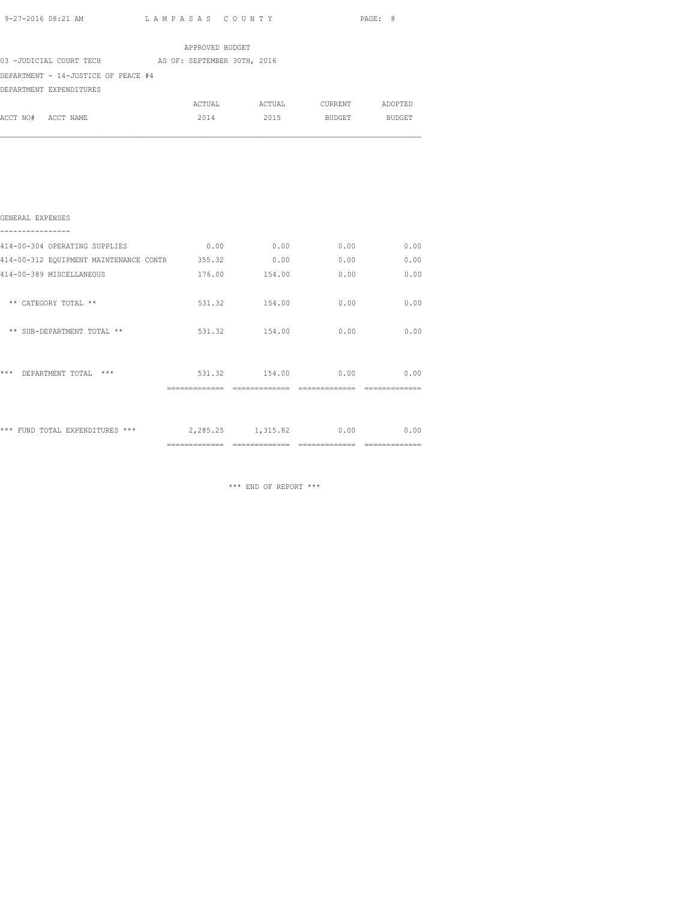APPROVED BUDGET

03 -JUDICIAL COURT TECH AS OF: SEPTEMBER 30TH, 2016

DEPARTMENT - 14-JUSTICE OF PEACE #4

DEPARTMENT EXPENDITURES

| ACCT NO# ACCT NAME | ACTUAL 2014 | ACTUAL 2015 | CURRENT BUDGET | ADOPTED BUDGET |
|---|---|---|---|---|
| **GENERAL EXPENSES** | | | | |
| 414-00-304 OPERATING SUPPLIES | 0.00 | 0.00 | 0.00 | 0.00 |
| 414-00-312 EQUIPMENT MAINTENANCE CONTR | 355.32 | 0.00 | 0.00 | 0.00 |
| 414-00-389 MISCELLANEOUS | 176.00 | 154.00 | 0.00 | 0.00 |
| ** CATEGORY TOTAL ** | 531.32 | 154.00 | 0.00 | 0.00 |
| ** SUB-DEPARTMENT TOTAL ** | 531.32 | 154.00 | 0.00 | 0.00 |
| *** DEPARTMENT TOTAL *** | 531.32 | 154.00 | 0.00 | 0.00 |
| *** FUND TOTAL EXPENDITURES *** | 2,285.25 | 1,315.82 | 0.00 | 0.00 |

*** END OF REPORT ***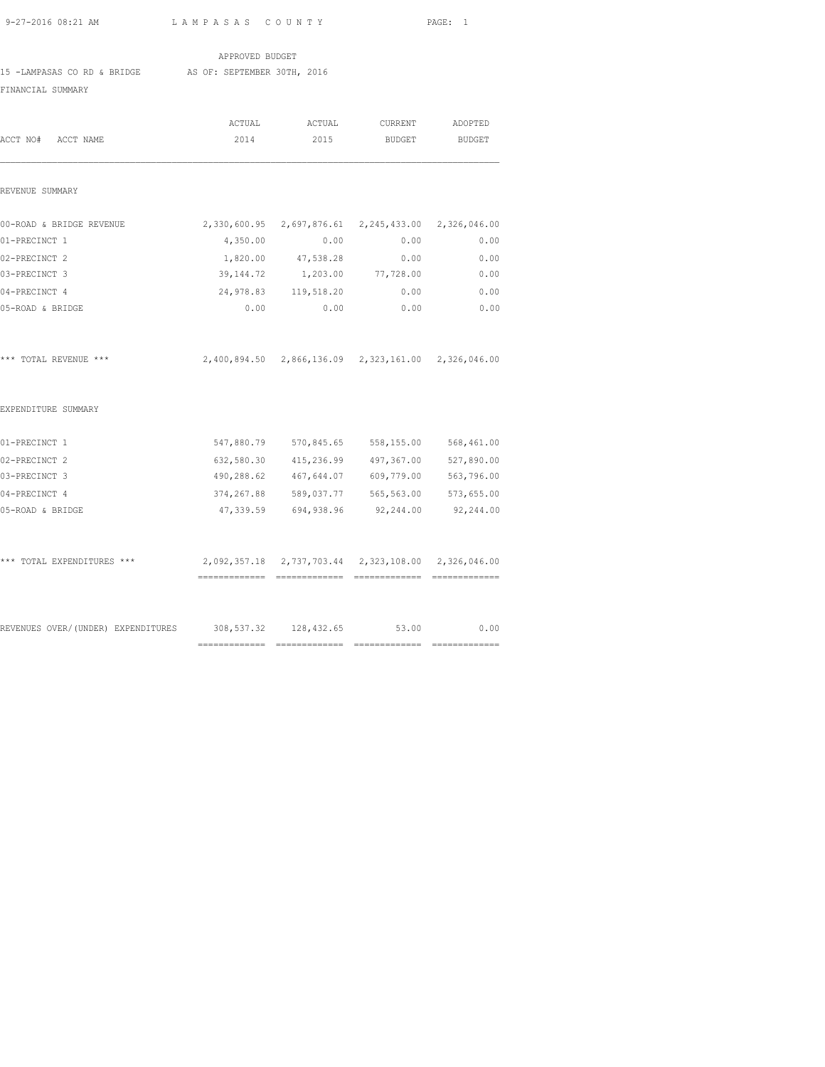APPROVED BUDGET

15 -LAMPASAS CO RD & BRIDGE AS OF: SEPTEMBER 30TH, 2016

FINANCIAL SUMMARY

| ACCT NO# ACCT NAME | ACTUAL 2014 | ACTUAL 2015 | CURRENT BUDGET | ADOPTED BUDGET |
|---|---|---|---|---|
| **REVENUE SUMMARY** | | | | |
| 00-ROAD & BRIDGE REVENUE | 2,330,600.95 | 2,697,876.61 | 2,245,433.00 | 2,326,046.00 |
| 01-PRECINCT 1 | 4,350.00 | 0.00 | 0.00 | 0.00 |
| 02-PRECINCT 2 | 1,820.00 | 47,538.28 | 0.00 | 0.00 |
| 03-PRECINCT 3 | 39,144.72 | 1,203.00 | 77,728.00 | 0.00 |
| 04-PRECINCT 4 | 24,978.83 | 119,518.20 | 0.00 | 0.00 |
| 05-ROAD & BRIDGE | 0.00 | 0.00 | 0.00 | 0.00 |
| *** TOTAL REVENUE *** | 2,400,894.50 | 2,866,136.09 | 2,323,161.00 | 2,326,046.00 |
| **EXPENDITURE SUMMARY** | | | | |
| 01-PRECINCT 1 | 547,880.79 | 570,845.65 | 558,155.00 | 568,461.00 |
| 02-PRECINCT 2 | 632,580.30 | 415,236.99 | 497,367.00 | 527,890.00 |
| 03-PRECINCT 3 | 490,288.62 | 467,644.07 | 609,779.00 | 563,796.00 |
| 04-PRECINCT 4 | 374,267.88 | 589,037.77 | 565,563.00 | 573,655.00 |
| 05-ROAD & BRIDGE | 47,339.59 | 694,938.96 | 92,244.00 | 92,244.00 |
| *** TOTAL EXPENDITURES *** | 2,092,357.18 | 2,737,703.44 | 2,323,108.00 | 2,326,046.00 |
| REVENUES OVER/(UNDER) EXPENDITURES | 308,537.32 | 128,432.65 | 53.00 | 0.00 |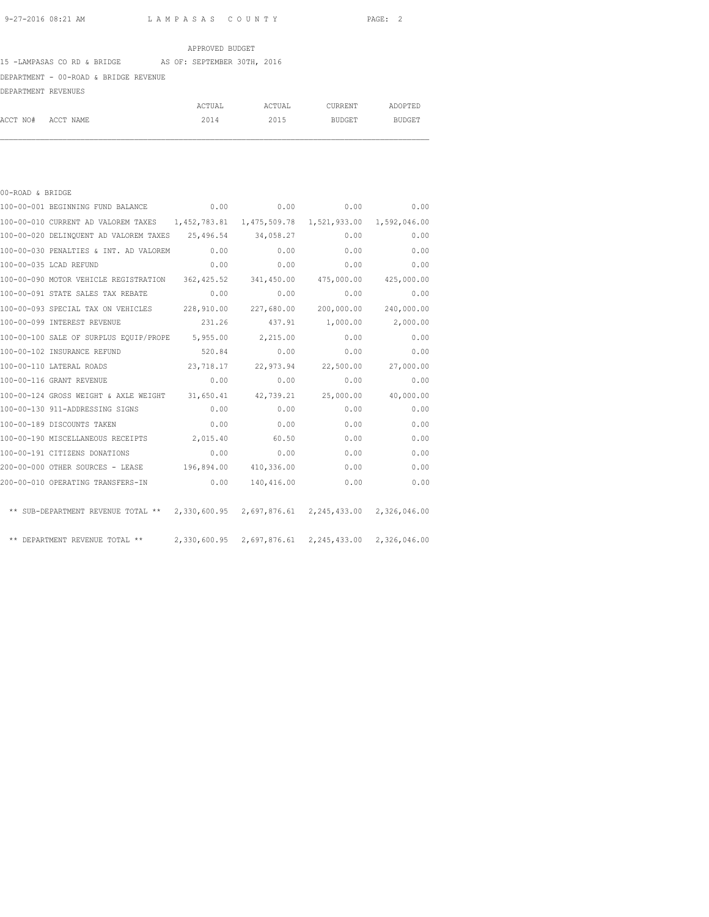APPROVED BUDGET

15 -LAMPASAS CO RD & BRIDGE AS OF: SEPTEMBER 30TH, 2016

DEPARTMENT - 00-ROAD & BRIDGE REVENUE

DEPARTMENT REVENUES

| ACCT NO# | ACCT NAME | ACTUAL 2014 | ACTUAL 2015 | CURRENT BUDGET | ADOPTED BUDGET |
|---|---|---|---|---|---|
| 00-ROAD & BRIDGE | | | | | |
| 100-00-001 | BEGINNING FUND BALANCE | 0.00 | 0.00 | 0.00 | 0.00 |
| 100-00-010 | CURRENT AD VALOREM TAXES | 1,452,783.81 | 1,475,509.78 | 1,521,933.00 | 1,592,046.00 |
| 100-00-020 | DELINQUENT AD VALOREM TAXES | 25,496.54 | 34,058.27 | 0.00 | 0.00 |
| 100-00-030 | PENALTIES & INT. AD VALOREM | 0.00 | 0.00 | 0.00 | 0.00 |
| 100-00-035 | LCAD REFUND | 0.00 | 0.00 | 0.00 | 0.00 |
| 100-00-090 | MOTOR VEHICLE REGISTRATION | 362,425.52 | 341,450.00 | 475,000.00 | 425,000.00 |
| 100-00-091 | STATE SALES TAX REBATE | 0.00 | 0.00 | 0.00 | 0.00 |
| 100-00-093 | SPECIAL TAX ON VEHICLES | 228,910.00 | 227,680.00 | 200,000.00 | 240,000.00 |
| 100-00-099 | INTEREST REVENUE | 231.26 | 437.91 | 1,000.00 | 2,000.00 |
| 100-00-100 | SALE OF SURPLUS EQUIP/PROPE | 5,955.00 | 2,215.00 | 0.00 | 0.00 |
| 100-00-102 | INSURANCE REFUND | 520.84 | 0.00 | 0.00 | 0.00 |
| 100-00-110 | LATERAL ROADS | 23,718.17 | 22,973.94 | 22,500.00 | 27,000.00 |
| 100-00-116 | GRANT REVENUE | 0.00 | 0.00 | 0.00 | 0.00 |
| 100-00-124 | GROSS WEIGHT & AXLE WEIGHT | 31,650.41 | 42,739.21 | 25,000.00 | 40,000.00 |
| 100-00-130 | 911-ADDRESSING SIGNS | 0.00 | 0.00 | 0.00 | 0.00 |
| 100-00-189 | DISCOUNTS TAKEN | 0.00 | 0.00 | 0.00 | 0.00 |
| 100-00-190 | MISCELLANEOUS RECEIPTS | 2,015.40 | 60.50 | 0.00 | 0.00 |
| 100-00-191 | CITIZENS DONATIONS | 0.00 | 0.00 | 0.00 | 0.00 |
| 200-00-000 | OTHER SOURCES - LEASE | 196,894.00 | 410,336.00 | 0.00 | 0.00 |
| 200-00-010 | OPERATING TRANSFERS-IN | 0.00 | 140,416.00 | 0.00 | 0.00 |
| | ** SUB-DEPARTMENT REVENUE TOTAL ** | 2,330,600.95 | 2,697,876.61 | 2,245,433.00 | 2,326,046.00 |
| | ** DEPARTMENT REVENUE TOTAL ** | 2,330,600.95 | 2,697,876.61 | 2,245,433.00 | 2,326,046.00 |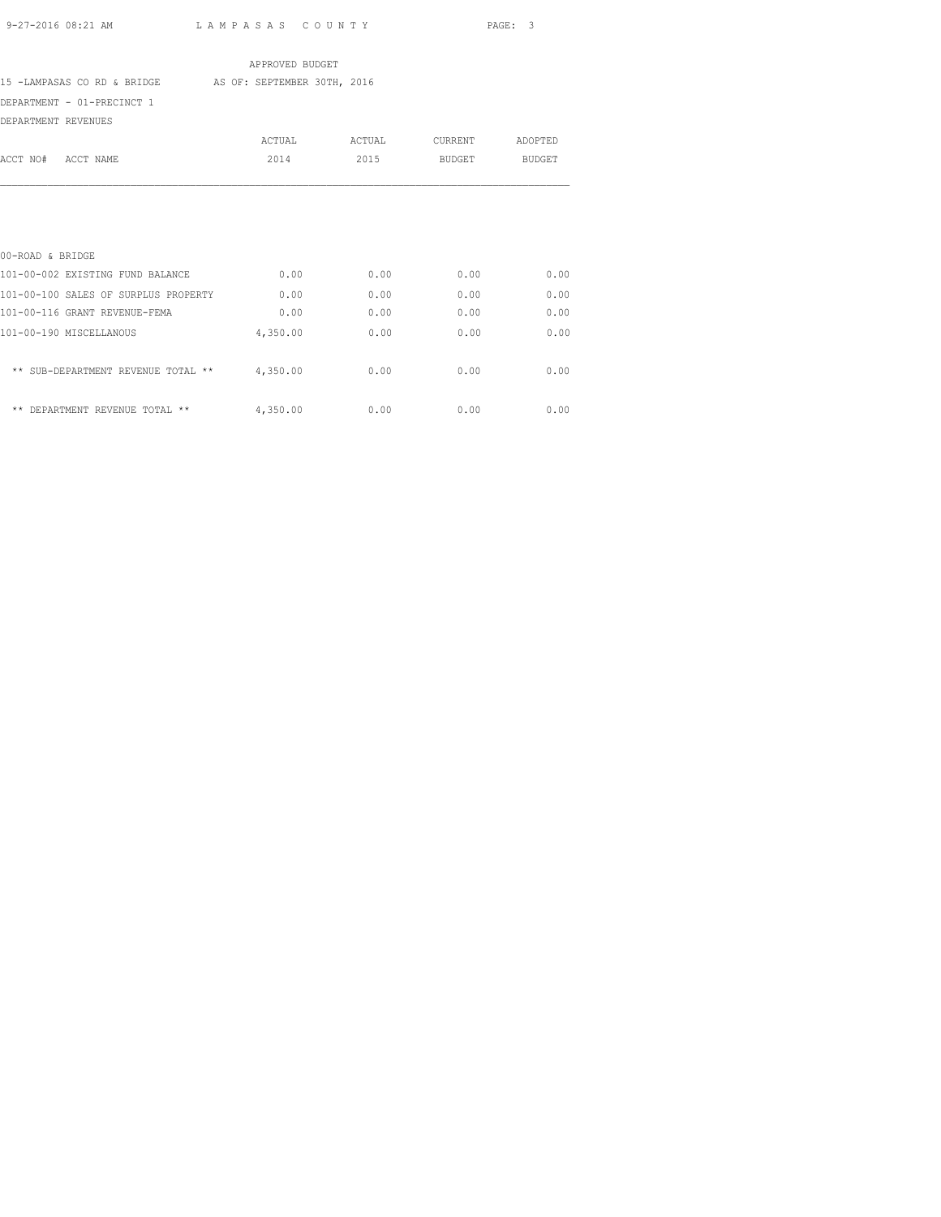APPROVED BUDGET

15 -LAMPASAS CO RD & BRIDGE AS OF: SEPTEMBER 30TH, 2016

DEPARTMENT - 01-PRECINCT 1

DEPARTMENT REVENUES

| ACCT NO# ACCT NAME | ACTUAL 2014 | ACTUAL 2015 | CURRENT BUDGET | ADOPTED BUDGET |
|---|---|---|---|---|
| 00-ROAD & BRIDGE | | | | |
| 101-00-002 EXISTING FUND BALANCE | 0.00 | 0.00 | 0.00 | 0.00 |
| 101-00-100 SALES OF SURPLUS PROPERTY | 0.00 | 0.00 | 0.00 | 0.00 |
| 101-00-116 GRANT REVENUE-FEMA | 0.00 | 0.00 | 0.00 | 0.00 |
| 101-00-190 MISCELLANOUS | 4,350.00 | 0.00 | 0.00 | 0.00 |
| ** SUB-DEPARTMENT REVENUE TOTAL ** | 4,350.00 | 0.00 | 0.00 | 0.00 |
| ** DEPARTMENT REVENUE TOTAL ** | 4,350.00 | 0.00 | 0.00 | 0.00 |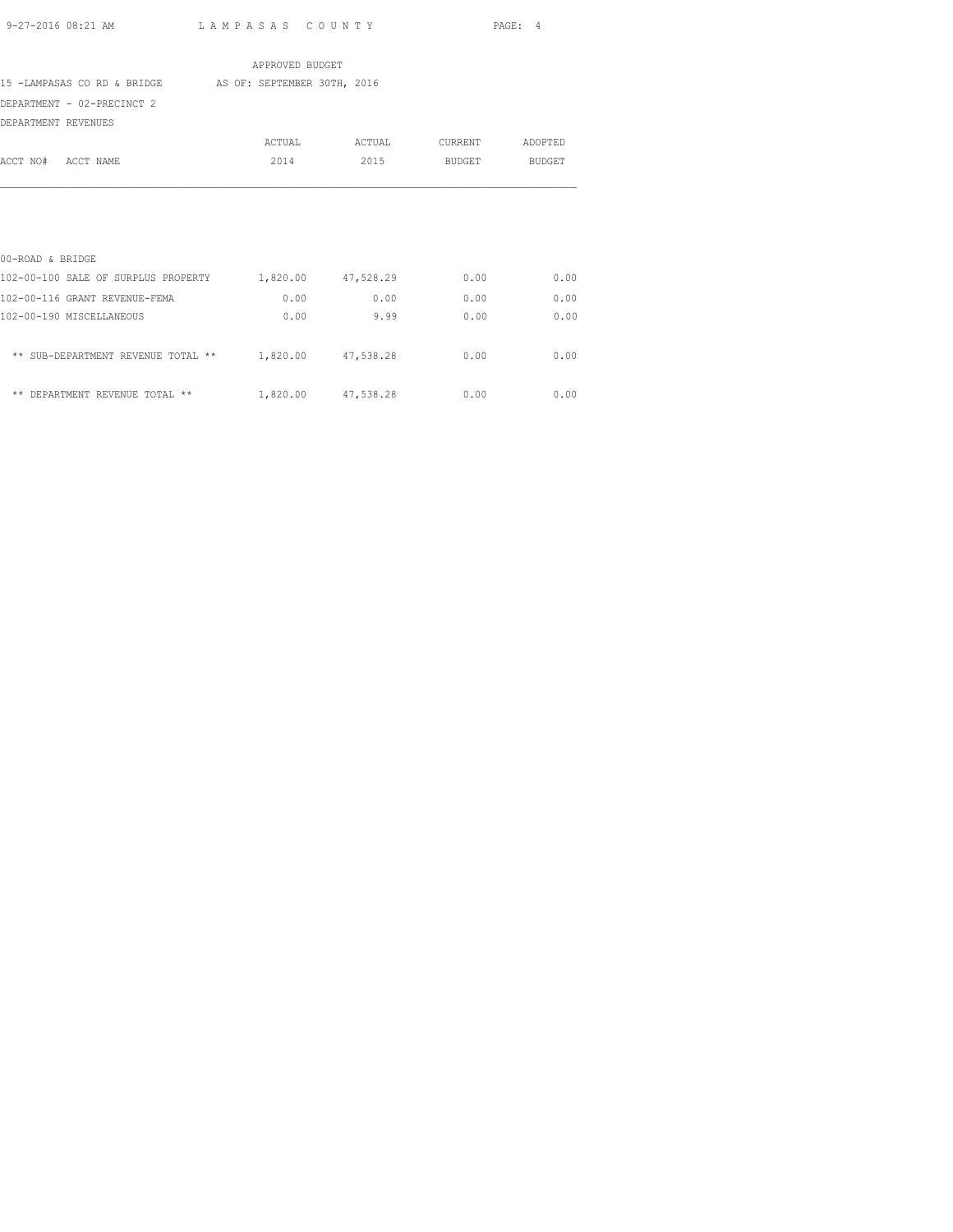APPROVED BUDGET

15 -LAMPASAS CO RD & BRIDGE AS OF: SEPTEMBER 30TH, 2016

DEPARTMENT - 02-PRECINCT 2

DEPARTMENT REVENUES

| ACCT NO# ACCT NAME | ACTUAL 2014 | ACTUAL 2015 | CURRENT BUDGET | ADOPTED BUDGET |
|---|---|---|---|---|
| 00-ROAD & BRIDGE | | | | |
| 102-00-100 SALE OF SURPLUS PROPERTY | 1,820.00 | 47,528.29 | 0.00 | 0.00 |
| 102-00-116 GRANT REVENUE-FEMA | 0.00 | 0.00 | 0.00 | 0.00 |
| 102-00-190 MISCELLANEOUS | 0.00 | 9.99 | 0.00 | 0.00 |
| ** SUB-DEPARTMENT REVENUE TOTAL ** | 1,820.00 | 47,538.28 | 0.00 | 0.00 |
| ** DEPARTMENT REVENUE TOTAL ** | 1,820.00 | 47,538.28 | 0.00 | 0.00 |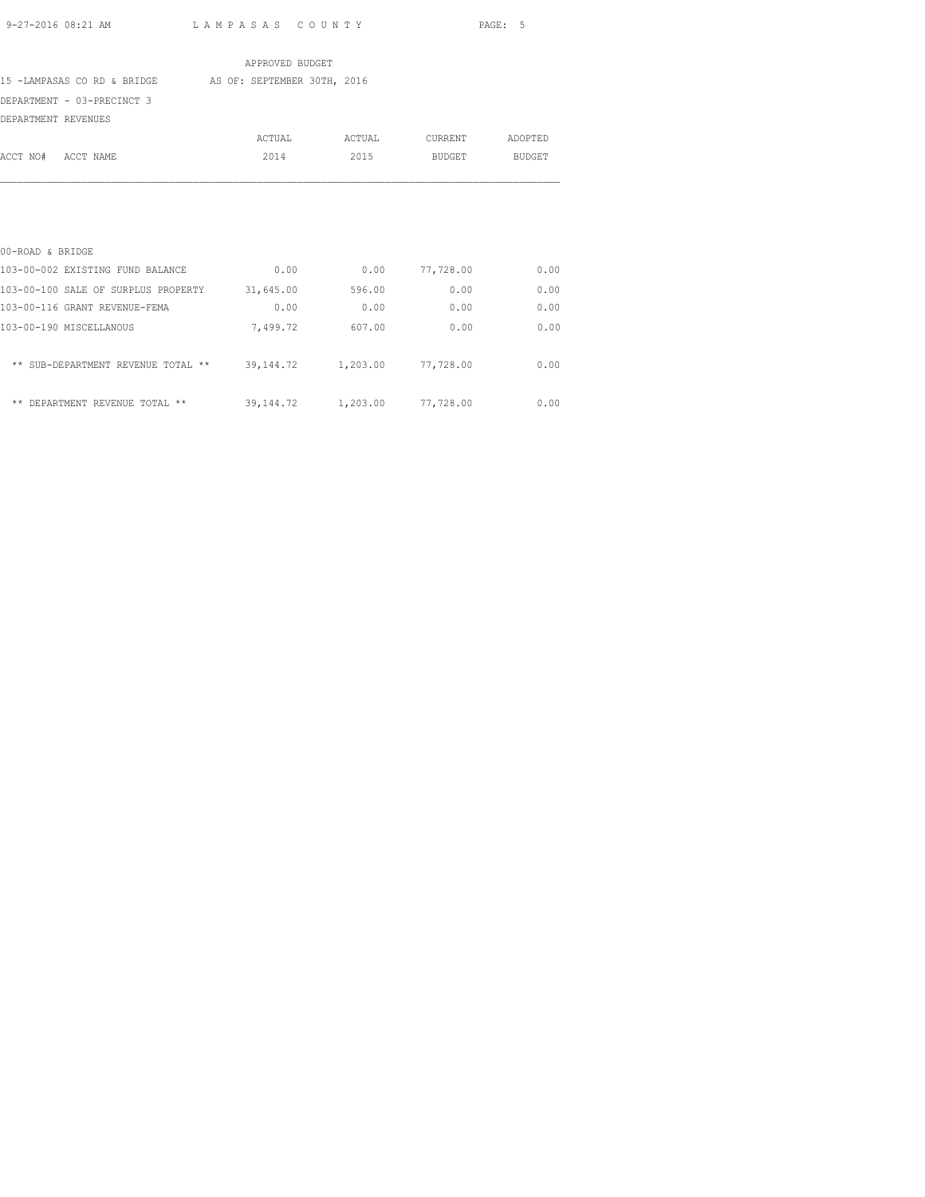APPROVED BUDGET

15 -LAMPASAS CO RD & BRIDGE AS OF: SEPTEMBER 30TH, 2016

DEPARTMENT - 03-PRECINCT 3

DEPARTMENT REVENUES

| ACCT NO# ACCT NAME | ACTUAL 2014 | ACTUAL 2015 | CURRENT BUDGET | ADOPTED BUDGET |
|---|---|---|---|---|
| 00-ROAD & BRIDGE | | | | |
| 103-00-002 EXISTING FUND BALANCE | 0.00 | 0.00 | 77,728.00 | 0.00 |
| 103-00-100 SALE OF SURPLUS PROPERTY | 31,645.00 | 596.00 | 0.00 | 0.00 |
| 103-00-116 GRANT REVENUE-FEMA | 0.00 | 0.00 | 0.00 | 0.00 |
| 103-00-190 MISCELLANOUS | 7,499.72 | 607.00 | 0.00 | 0.00 |
| ** SUB-DEPARTMENT REVENUE TOTAL ** | 39,144.72 | 1,203.00 | 77,728.00 | 0.00 |
| ** DEPARTMENT REVENUE TOTAL ** | 39,144.72 | 1,203.00 | 77,728.00 | 0.00 |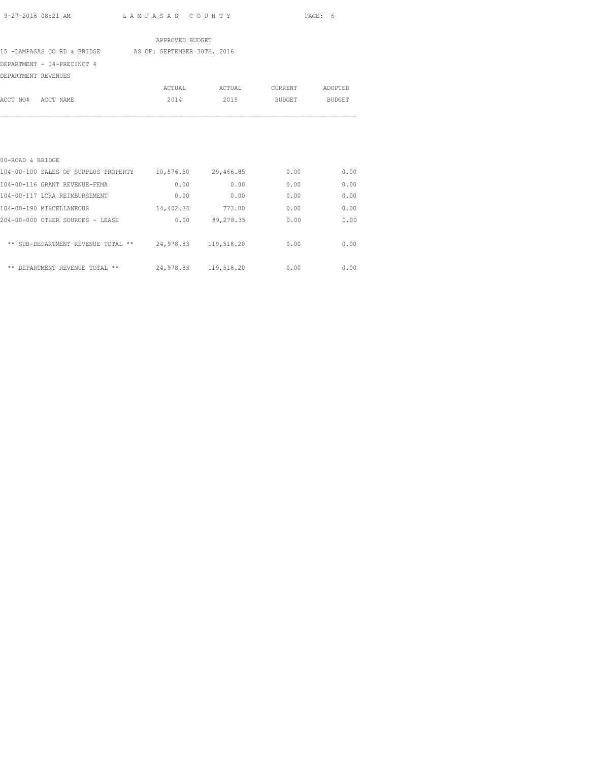APPROVED BUDGET

15 -LAMPASAS CO RD & BRIDGE AS OF: SEPTEMBER 30TH, 2016

DEPARTMENT - 04-PRECINCT 4

DEPARTMENT REVENUES

| ACCT NO# ACCT NAME | ACTUAL 2014 | ACTUAL 2015 | CURRENT BUDGET | ADOPTED BUDGET |
|---|---|---|---|---|
| 00-ROAD & BRIDGE | | | | |
| 104-00-100 SALES OF SURPLUS PROPERTY | 10,576.50 | 29,466.85 | 0.00 | 0.00 |
| 104-00-116 GRANT REVENUE-FEMA | 0.00 | 0.00 | 0.00 | 0.00 |
| 104-00-117 LCRA REIMBURSEMENT | 0.00 | 0.00 | 0.00 | 0.00 |
| 104-00-190 MISCELLANEOUS | 14,402.33 | 773.00 | 0.00 | 0.00 |
| 204-00-000 OTHER SOURCES - LEASE | 0.00 | 89,278.35 | 0.00 | 0.00 |
| ** SUB-DEPARTMENT REVENUE TOTAL ** | 24,978.83 | 119,518.20 | 0.00 | 0.00 |
| ** DEPARTMENT REVENUE TOTAL ** | 24,978.83 | 119,518.20 | 0.00 | 0.00 |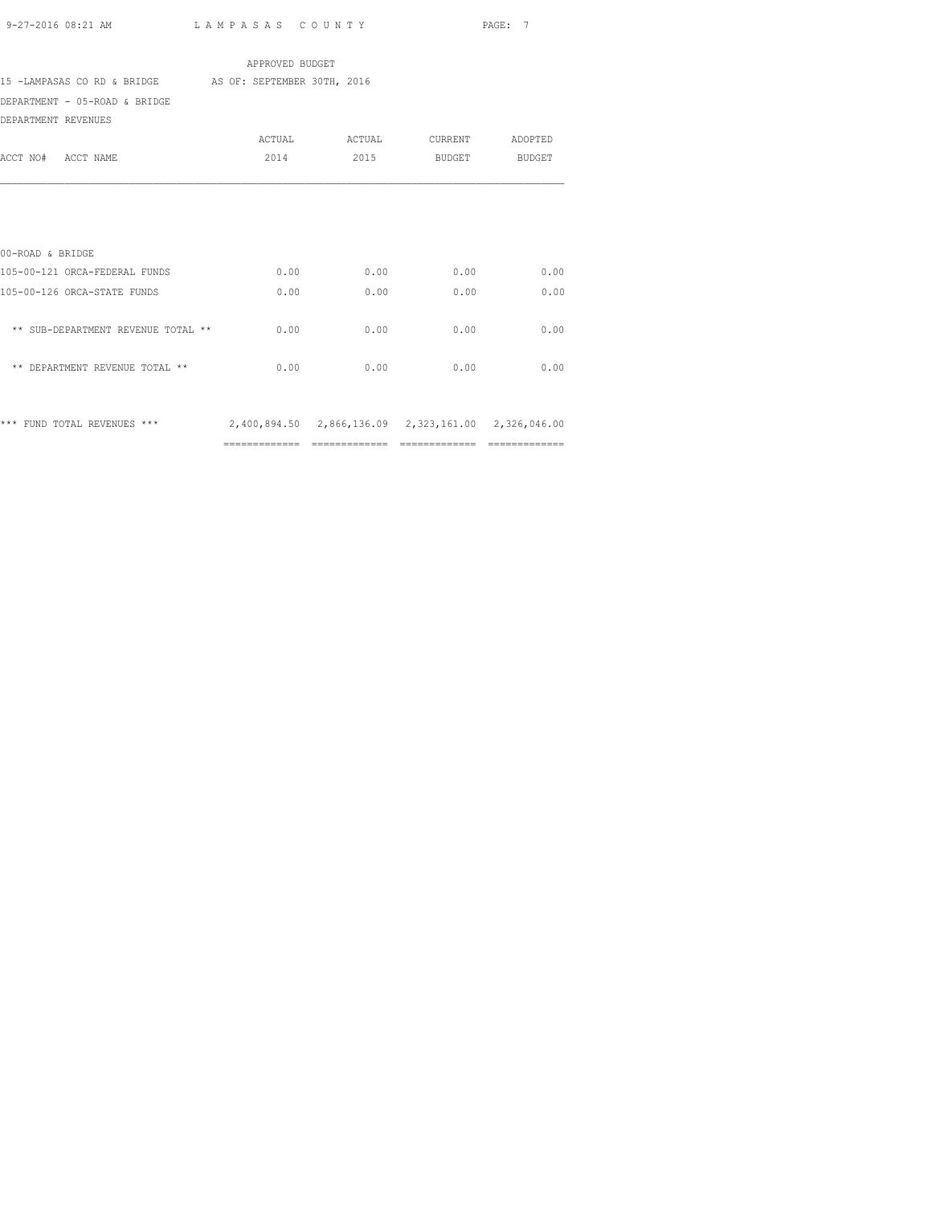APPROVED BUDGET

15 -LAMPASAS CO RD & BRIDGE    AS OF: SEPTEMBER 30TH, 2016

DEPARTMENT - 05-ROAD & BRIDGE

DEPARTMENT REVENUES

| ACCT NO# ACCT NAME | ACTUAL 2014 | ACTUAL 2015 | CURRENT BUDGET | ADOPTED BUDGET |
|---|---|---|---|---|
| 00-ROAD & BRIDGE | | | | |
| 105-00-121 ORCA-FEDERAL FUNDS | 0.00 | 0.00 | 0.00 | 0.00 |
| 105-00-126 ORCA-STATE FUNDS | 0.00 | 0.00 | 0.00 | 0.00 |
| ** SUB-DEPARTMENT REVENUE TOTAL ** | 0.00 | 0.00 | 0.00 | 0.00 |
| ** DEPARTMENT REVENUE TOTAL ** | 0.00 | 0.00 | 0.00 | 0.00 |
| *** FUND TOTAL REVENUES *** | 2,400,894.50 | 2,866,136.09 | 2,323,161.00 | 2,326,046.00 |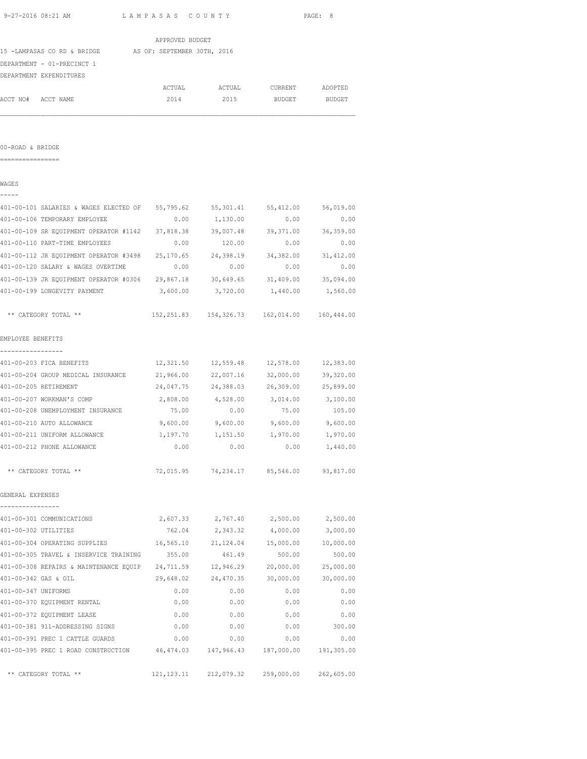APPROVED BUDGET

15 -LAMPASAS CO RD & BRIDGE AS OF: SEPTEMBER 30TH, 2016

DEPARTMENT - 01-PRECINCT 1

DEPARTMENT EXPENDITURES

| ACCT NO# ACCT NAME | ACTUAL 2014 | ACTUAL 2015 | CURRENT BUDGET | ADOPTED BUDGET |
|---|---|---|---|---|

## 00-ROAD & BRIDGE

### WAGES

| ACCT NO# ACCT NAME | ACTUAL 2014 | ACTUAL 2015 | CURRENT BUDGET | ADOPTED BUDGET |
|---|---|---|---|---|
| 401-00-101 SALARIES & WAGES ELECTED OF | 55,795.62 | 55,301.41 | 55,412.00 | 56,019.00 |
| 401-00-106 TEMPORARY EMPLOYEE | 0.00 | 1,130.00 | 0.00 | 0.00 |
| 401-00-109 SR EQUIPMENT OPERATOR #1142 | 37,818.38 | 39,007.48 | 39,371.00 | 36,359.00 |
| 401-00-110 PART-TIME EMPLOYEES | 0.00 | 120.00 | 0.00 | 0.00 |
| 401-00-112 JR EQUIPMENT OPERATOR #3498 | 25,170.65 | 24,398.19 | 34,382.00 | 31,412.00 |
| 401-00-120 SALARY & WAGES OVERTIME | 0.00 | 0.00 | 0.00 | 0.00 |
| 401-00-139 JR EQUIPMENT OPERATOR #0306 | 29,867.18 | 30,649.65 | 31,409.00 | 35,094.00 |
| 401-00-199 LONGEVITY PAYMENT | 3,600.00 | 3,720.00 | 1,440.00 | 1,560.00 |
| ** CATEGORY TOTAL ** | 152,251.83 | 154,326.73 | 162,014.00 | 160,444.00 |

### EMPLOYEE BENEFITS

| ACCT NO# ACCT NAME | ACTUAL 2014 | ACTUAL 2015 | CURRENT BUDGET | ADOPTED BUDGET |
|---|---|---|---|---|
| 401-00-203 FICA BENEFITS | 12,321.50 | 12,559.48 | 12,578.00 | 12,383.00 |
| 401-00-204 GROUP MEDICAL INSURANCE | 21,966.00 | 22,007.16 | 32,000.00 | 39,320.00 |
| 401-00-205 RETIREMENT | 24,047.75 | 24,388.03 | 26,309.00 | 25,899.00 |
| 401-00-207 WORKMAN'S COMP | 2,808.00 | 4,528.00 | 3,014.00 | 3,100.00 |
| 401-00-208 UNEMPLOYMENT INSURANCE | 75.00 | 0.00 | 75.00 | 105.00 |
| 401-00-210 AUTO ALLOWANCE | 9,600.00 | 9,600.00 | 9,600.00 | 9,600.00 |
| 401-00-211 UNIFORM ALLOWANCE | 1,197.70 | 1,151.50 | 1,970.00 | 1,970.00 |
| 401-00-212 PHONE ALLOWANCE | 0.00 | 0.00 | 0.00 | 1,440.00 |
| ** CATEGORY TOTAL ** | 72,015.95 | 74,234.17 | 85,546.00 | 93,817.00 |

### GENERAL EXPENSES

| ACCT NO# ACCT NAME | ACTUAL 2014 | ACTUAL 2015 | CURRENT BUDGET | ADOPTED BUDGET |
|---|---|---|---|---|
| 401-00-301 COMMUNICATIONS | 2,607.33 | 2,767.40 | 2,500.00 | 2,500.00 |
| 401-00-302 UTILITIES | 762.04 | 2,343.32 | 4,000.00 | 3,000.00 |
| 401-00-304 OPERATING SUPPLIES | 16,565.10 | 21,124.04 | 15,000.00 | 10,000.00 |
| 401-00-305 TRAVEL & INSERVICE TRAINING | 355.00 | 461.49 | 500.00 | 500.00 |
| 401-00-308 REPAIRS & MAINTENANCE EQUIP | 24,711.59 | 12,946.29 | 20,000.00 | 25,000.00 |
| 401-00-342 GAS & OIL | 29,648.02 | 24,470.35 | 30,000.00 | 30,000.00 |
| 401-00-347 UNIFORMS | 0.00 | 0.00 | 0.00 | 0.00 |
| 401-00-370 EQUIPMENT RENTAL | 0.00 | 0.00 | 0.00 | 0.00 |
| 401-00-372 EQUIPMENT LEASE | 0.00 | 0.00 | 0.00 | 0.00 |
| 401-00-381 911-ADDRESSING SIGNS | 0.00 | 0.00 | 0.00 | 300.00 |
| 401-00-391 PREC 1 CATTLE GUARDS | 0.00 | 0.00 | 0.00 | 0.00 |
| 401-00-395 PREC 1 ROAD CONSTRUCTION | 46,474.03 | 147,966.43 | 187,000.00 | 191,305.00 |
| ** CATEGORY TOTAL ** | 121,123.11 | 212,079.32 | 259,000.00 | 262,605.00 |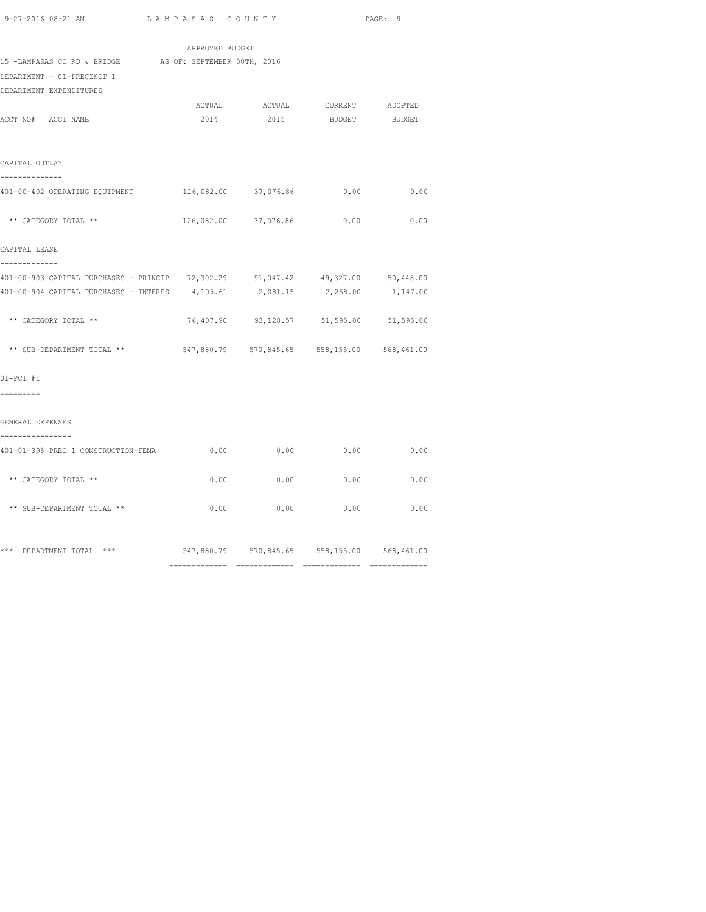APPROVED BUDGET

15 -LAMPASAS CO RD & BRIDGE AS OF: SEPTEMBER 30TH, 2016

DEPARTMENT - 01-PRECINCT 1

DEPARTMENT EXPENDITURES

| ACCT NO# ACCT NAME | ACTUAL 2014 | ACTUAL 2015 | CURRENT BUDGET | ADOPTED BUDGET |
|---|---|---|---|---|
| **CAPITAL OUTLAY** | | | | |
| 401-00-402 OPERATING EQUIPMENT | 126,082.00 | 37,076.86 | 0.00 | 0.00 |
| ** CATEGORY TOTAL ** | 126,082.00 | 37,076.86 | 0.00 | 0.00 |
| **CAPITAL LEASE** | | | | |
| 401-00-903 CAPITAL PURCHASES - PRINCIP | 72,302.29 | 91,047.42 | 49,327.00 | 50,448.00 |
| 401-00-904 CAPITAL PURCHASES - INTERES | 4,105.61 | 2,081.15 | 2,268.00 | 1,147.00 |
| ** CATEGORY TOTAL ** | 76,407.90 | 93,128.57 | 51,595.00 | 51,595.00 |
| ** SUB-DEPARTMENT TOTAL ** | 547,880.79 | 570,845.65 | 558,155.00 | 568,461.00 |
| **01-PCT #1** | | | | |
| **GENERAL EXPENSES** | | | | |
| 401-01-395 PREC 1 CONSTRUCTION-FEMA | 0.00 | 0.00 | 0.00 | 0.00 |
| ** CATEGORY TOTAL ** | 0.00 | 0.00 | 0.00 | 0.00 |
| ** SUB-DEPARTMENT TOTAL ** | 0.00 | 0.00 | 0.00 | 0.00 |
| *** DEPARTMENT TOTAL *** | 547,880.79 | 570,845.65 | 558,155.00 | 568,461.00 |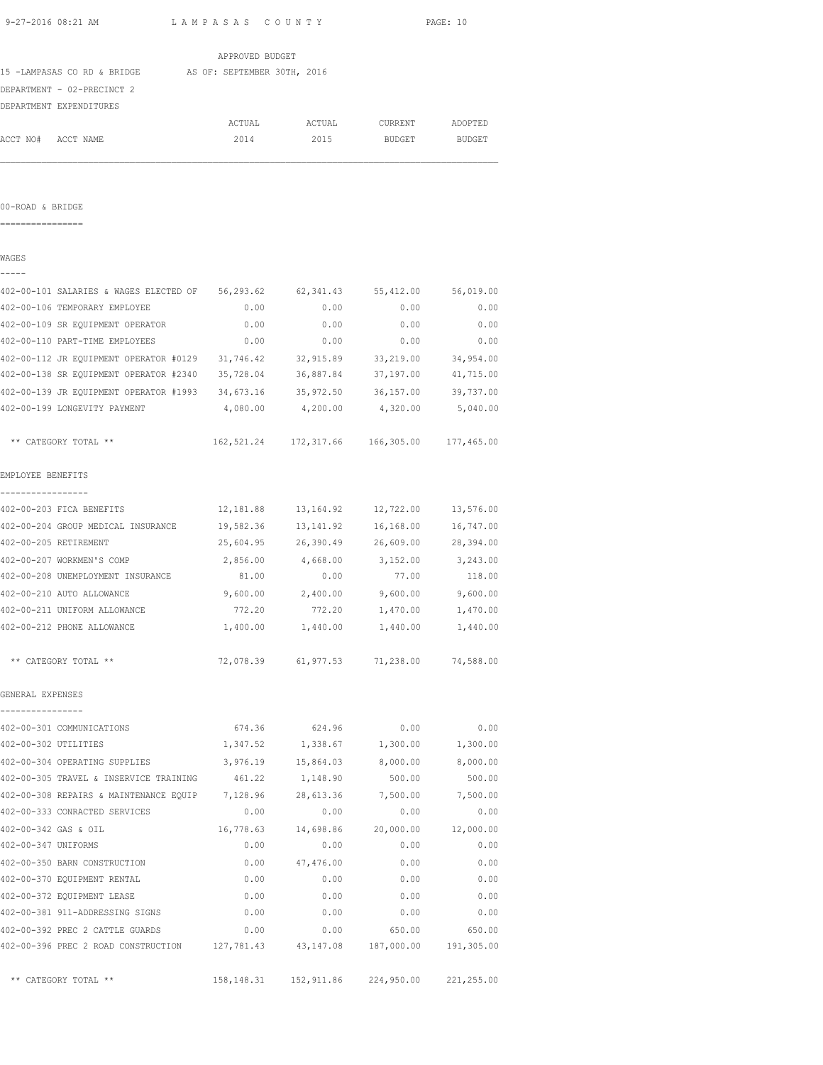APPROVED BUDGET

15 -LAMPASAS CO RD & BRIDGE    AS OF: SEPTEMBER 30TH, 2016

DEPARTMENT - 02-PRECINCT 2

DEPARTMENT EXPENDITURES

## 00-ROAD & BRIDGE

### WAGES

| ACCT NO# | ACCT NAME | ACTUAL 2014 | ACTUAL 2015 | CURRENT BUDGET | ADOPTED BUDGET |
|---|---|---|---|---|---|
| 402-00-101 | SALARIES & WAGES ELECTED OF | 56,293.62 | 62,341.43 | 55,412.00 | 56,019.00 |
| 402-00-106 | TEMPORARY EMPLOYEE | 0.00 | 0.00 | 0.00 | 0.00 |
| 402-00-109 | SR EQUIPMENT OPERATOR | 0.00 | 0.00 | 0.00 | 0.00 |
| 402-00-110 | PART-TIME EMPLOYEES | 0.00 | 0.00 | 0.00 | 0.00 |
| 402-00-112 | JR EQUIPMENT OPERATOR #0129 | 31,746.42 | 32,915.89 | 33,219.00 | 34,954.00 |
| 402-00-138 | SR EQUIPMENT OPERATOR #2340 | 35,728.04 | 36,887.84 | 37,197.00 | 41,715.00 |
| 402-00-139 | JR EQUIPMENT OPERATOR #1993 | 34,673.16 | 35,972.50 | 36,157.00 | 39,737.00 |
| 402-00-199 | LONGEVITY PAYMENT | 4,080.00 | 4,200.00 | 4,320.00 | 5,040.00 |
| | ** CATEGORY TOTAL ** | 162,521.24 | 172,317.66 | 166,305.00 | 177,465.00 |

### EMPLOYEE BENEFITS

| ACCT NO# | ACCT NAME | ACTUAL 2014 | ACTUAL 2015 | CURRENT BUDGET | ADOPTED BUDGET |
|---|---|---|---|---|---|
| 402-00-203 | FICA BENEFITS | 12,181.88 | 13,164.92 | 12,722.00 | 13,576.00 |
| 402-00-204 | GROUP MEDICAL INSURANCE | 19,582.36 | 13,141.92 | 16,168.00 | 16,747.00 |
| 402-00-205 | RETIREMENT | 25,604.95 | 26,390.49 | 26,609.00 | 28,394.00 |
| 402-00-207 | WORKMEN'S COMP | 2,856.00 | 4,668.00 | 3,152.00 | 3,243.00 |
| 402-00-208 | UNEMPLOYMENT INSURANCE | 81.00 | 0.00 | 77.00 | 118.00 |
| 402-00-210 | AUTO ALLOWANCE | 9,600.00 | 2,400.00 | 9,600.00 | 9,600.00 |
| 402-00-211 | UNIFORM ALLOWANCE | 772.20 | 772.20 | 1,470.00 | 1,470.00 |
| 402-00-212 | PHONE ALLOWANCE | 1,400.00 | 1,440.00 | 1,440.00 | 1,440.00 |
| | ** CATEGORY TOTAL ** | 72,078.39 | 61,977.53 | 71,238.00 | 74,588.00 |

### GENERAL EXPENSES

| ACCT NO# | ACCT NAME | ACTUAL 2014 | ACTUAL 2015 | CURRENT BUDGET | ADOPTED BUDGET |
|---|---|---|---|---|---|
| 402-00-301 | COMMUNICATIONS | 674.36 | 624.96 | 0.00 | 0.00 |
| 402-00-302 | UTILITIES | 1,347.52 | 1,338.67 | 1,300.00 | 1,300.00 |
| 402-00-304 | OPERATING SUPPLIES | 3,976.19 | 15,864.03 | 8,000.00 | 8,000.00 |
| 402-00-305 | TRAVEL & INSERVICE TRAINING | 461.22 | 1,148.90 | 500.00 | 500.00 |
| 402-00-308 | REPAIRS & MAINTENANCE EQUIP | 7,128.96 | 28,613.36 | 7,500.00 | 7,500.00 |
| 402-00-333 | CONRACTED SERVICES | 0.00 | 0.00 | 0.00 | 0.00 |
| 402-00-342 | GAS & OIL | 16,778.63 | 14,698.86 | 20,000.00 | 12,000.00 |
| 402-00-347 | UNIFORMS | 0.00 | 0.00 | 0.00 | 0.00 |
| 402-00-350 | BARN CONSTRUCTION | 0.00 | 47,476.00 | 0.00 | 0.00 |
| 402-00-370 | EQUIPMENT RENTAL | 0.00 | 0.00 | 0.00 | 0.00 |
| 402-00-372 | EQUIPMENT LEASE | 0.00 | 0.00 | 0.00 | 0.00 |
| 402-00-381 | 911-ADDRESSING SIGNS | 0.00 | 0.00 | 0.00 | 0.00 |
| 402-00-392 | PREC 2 CATTLE GUARDS | 0.00 | 0.00 | 650.00 | 650.00 |
| 402-00-396 | PREC 2 ROAD CONSTRUCTION | 127,781.43 | 43,147.08 | 187,000.00 | 191,305.00 |
| | ** CATEGORY TOTAL ** | 158,148.31 | 152,911.86 | 224,950.00 | 221,255.00 |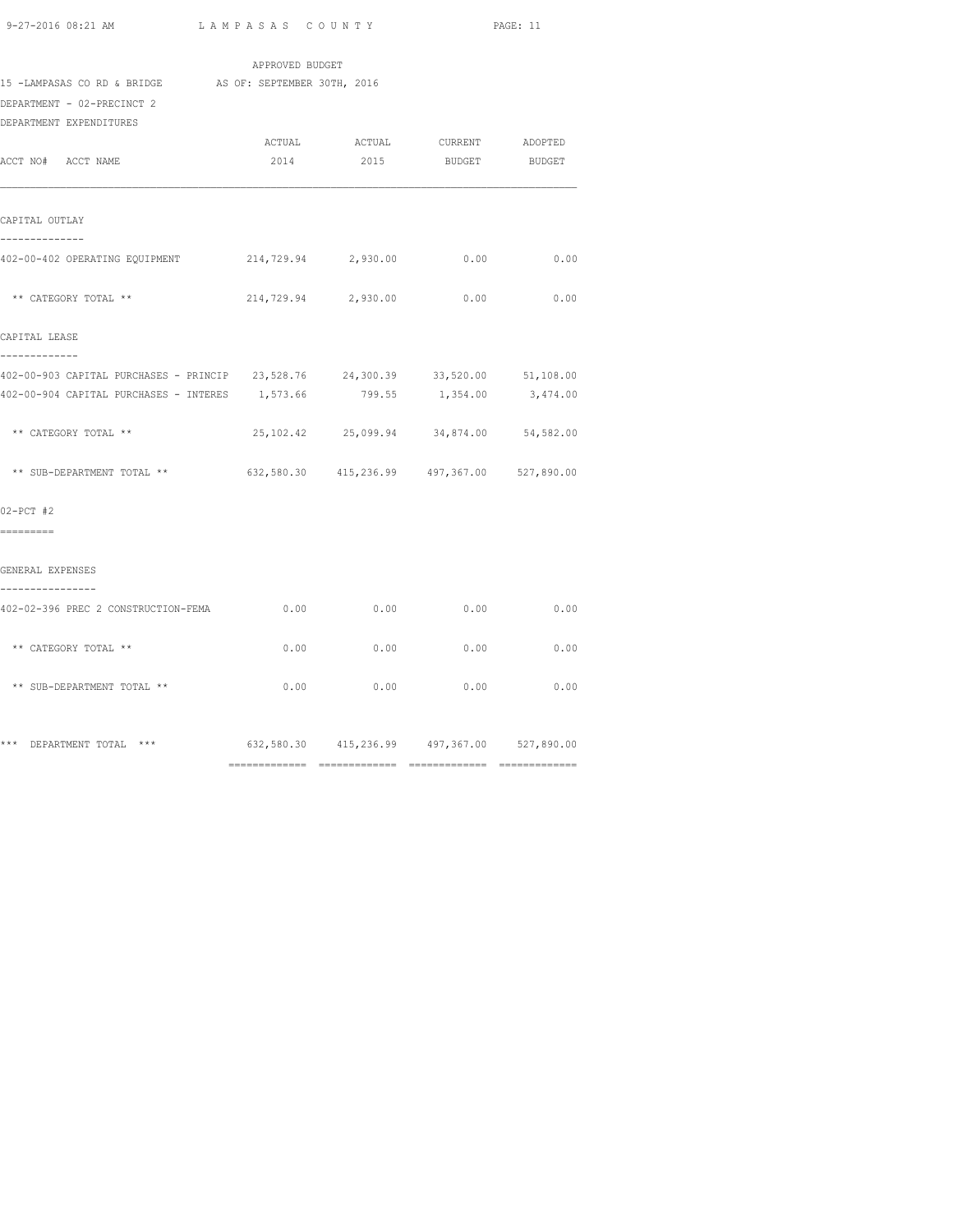APPROVED BUDGET

15 -LAMPASAS CO RD & BRIDGE AS OF: SEPTEMBER 30TH, 2016

DEPARTMENT - 02-PRECINCT 2

DEPARTMENT EXPENDITURES

| ACCT NO# ACCT NAME | ACTUAL 2014 | ACTUAL 2015 | CURRENT BUDGET | ADOPTED BUDGET |
|---|---|---|---|---|
| **CAPITAL OUTLAY** | | | | |
| 402-00-402 OPERATING EQUIPMENT | 214,729.94 | 2,930.00 | 0.00 | 0.00 |
| ** CATEGORY TOTAL ** | 214,729.94 | 2,930.00 | 0.00 | 0.00 |
| **CAPITAL LEASE** | | | | |
| 402-00-903 CAPITAL PURCHASES - PRINCIP | 23,528.76 | 24,300.39 | 33,520.00 | 51,108.00 |
| 402-00-904 CAPITAL PURCHASES - INTERES | 1,573.66 | 799.55 | 1,354.00 | 3,474.00 |
| ** CATEGORY TOTAL ** | 25,102.42 | 25,099.94 | 34,874.00 | 54,582.00 |
| ** SUB-DEPARTMENT TOTAL ** | 632,580.30 | 415,236.99 | 497,367.00 | 527,890.00 |
| **02-PCT #2** | | | | |
| **GENERAL EXPENSES** | | | | |
| 402-02-396 PREC 2 CONSTRUCTION-FEMA | 0.00 | 0.00 | 0.00 | 0.00 |
| ** CATEGORY TOTAL ** | 0.00 | 0.00 | 0.00 | 0.00 |
| ** SUB-DEPARTMENT TOTAL ** | 0.00 | 0.00 | 0.00 | 0.00 |
| *** DEPARTMENT TOTAL *** | 632,580.30 | 415,236.99 | 497,367.00 | 527,890.00 |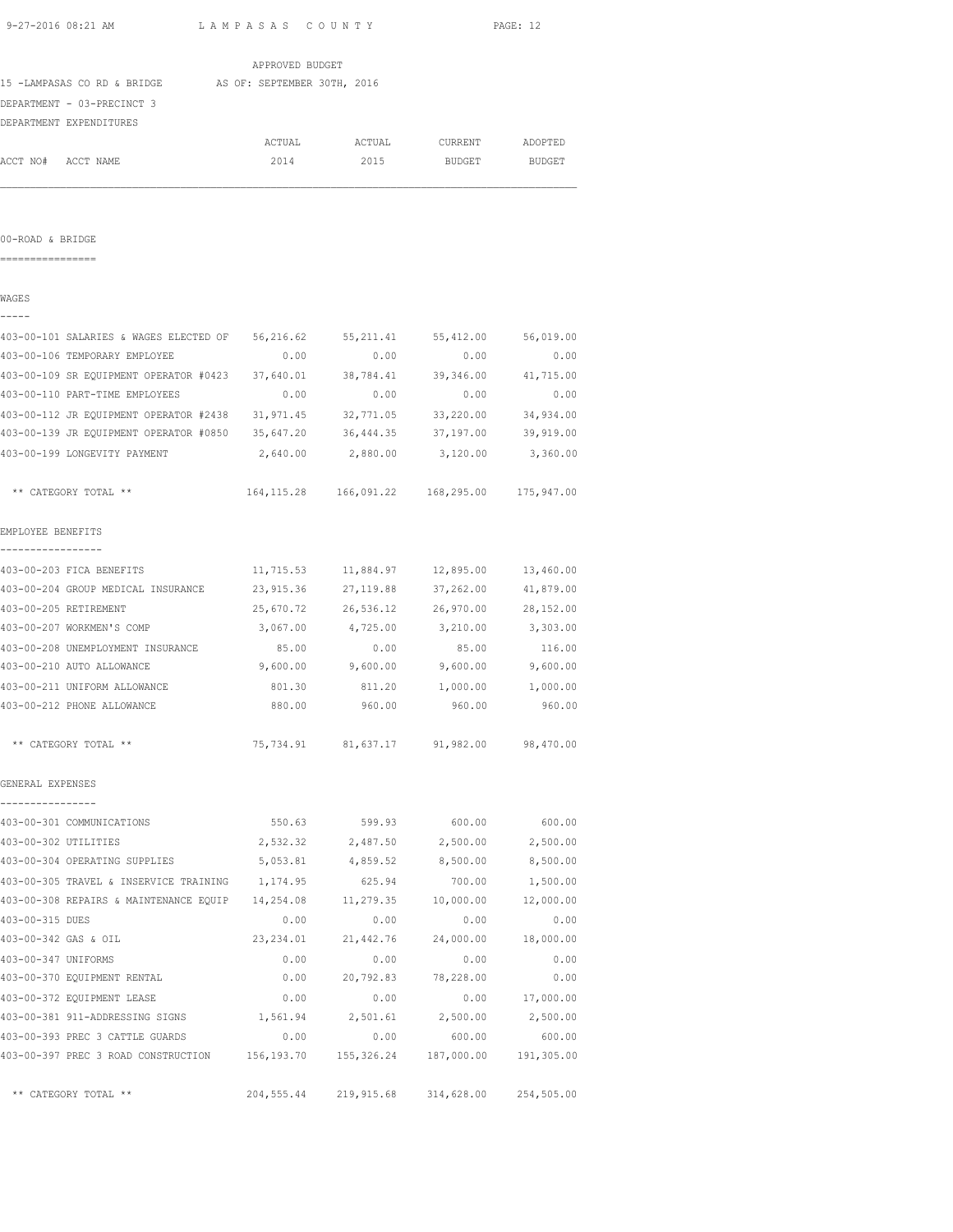APPROVED BUDGET

15 -LAMPASAS CO RD & BRIDGE AS OF: SEPTEMBER 30TH, 2016

DEPARTMENT - 03-PRECINCT 3

DEPARTMENT EXPENDITURES

| ACCT NO# ACCT NAME | ACTUAL 2014 | ACTUAL 2015 | CURRENT BUDGET | ADOPTED BUDGET |
|---|---|---|---|---|

## 00-ROAD & BRIDGE

### WAGES

| ACCT NO# ACCT NAME | ACTUAL 2014 | ACTUAL 2015 | CURRENT BUDGET | ADOPTED BUDGET |
|---|---|---|---|---|
| 403-00-101 SALARIES & WAGES ELECTED OF | 56,216.62 | 55,211.41 | 55,412.00 | 56,019.00 |
| 403-00-106 TEMPORARY EMPLOYEE | 0.00 | 0.00 | 0.00 | 0.00 |
| 403-00-109 SR EQUIPMENT OPERATOR #0423 | 37,640.01 | 38,784.41 | 39,346.00 | 41,715.00 |
| 403-00-110 PART-TIME EMPLOYEES | 0.00 | 0.00 | 0.00 | 0.00 |
| 403-00-112 JR EQUIPMENT OPERATOR #2438 | 31,971.45 | 32,771.05 | 33,220.00 | 34,934.00 |
| 403-00-139 JR EQUIPMENT OPERATOR #0850 | 35,647.20 | 36,444.35 | 37,197.00 | 39,919.00 |
| 403-00-199 LONGEVITY PAYMENT | 2,640.00 | 2,880.00 | 3,120.00 | 3,360.00 |
| ** CATEGORY TOTAL ** | 164,115.28 | 166,091.22 | 168,295.00 | 175,947.00 |

### EMPLOYEE BENEFITS

| ACCT NO# ACCT NAME | ACTUAL 2014 | ACTUAL 2015 | CURRENT BUDGET | ADOPTED BUDGET |
|---|---|---|---|---|
| 403-00-203 FICA BENEFITS | 11,715.53 | 11,884.97 | 12,895.00 | 13,460.00 |
| 403-00-204 GROUP MEDICAL INSURANCE | 23,915.36 | 27,119.88 | 37,262.00 | 41,879.00 |
| 403-00-205 RETIREMENT | 25,670.72 | 26,536.12 | 26,970.00 | 28,152.00 |
| 403-00-207 WORKMEN'S COMP | 3,067.00 | 4,725.00 | 3,210.00 | 3,303.00 |
| 403-00-208 UNEMPLOYMENT INSURANCE | 85.00 | 0.00 | 85.00 | 116.00 |
| 403-00-210 AUTO ALLOWANCE | 9,600.00 | 9,600.00 | 9,600.00 | 9,600.00 |
| 403-00-211 UNIFORM ALLOWANCE | 801.30 | 811.20 | 1,000.00 | 1,000.00 |
| 403-00-212 PHONE ALLOWANCE | 880.00 | 960.00 | 960.00 | 960.00 |
| ** CATEGORY TOTAL ** | 75,734.91 | 81,637.17 | 91,982.00 | 98,470.00 |

### GENERAL EXPENSES

| ACCT NO# ACCT NAME | ACTUAL 2014 | ACTUAL 2015 | CURRENT BUDGET | ADOPTED BUDGET |
|---|---|---|---|---|
| 403-00-301 COMMUNICATIONS | 550.63 | 599.93 | 600.00 | 600.00 |
| 403-00-302 UTILITIES | 2,532.32 | 2,487.50 | 2,500.00 | 2,500.00 |
| 403-00-304 OPERATING SUPPLIES | 5,053.81 | 4,859.52 | 8,500.00 | 8,500.00 |
| 403-00-305 TRAVEL & INSERVICE TRAINING | 1,174.95 | 625.94 | 700.00 | 1,500.00 |
| 403-00-308 REPAIRS & MAINTENANCE EQUIP | 14,254.08 | 11,279.35 | 10,000.00 | 12,000.00 |
| 403-00-315 DUES | 0.00 | 0.00 | 0.00 | 0.00 |
| 403-00-342 GAS & OIL | 23,234.01 | 21,442.76 | 24,000.00 | 18,000.00 |
| 403-00-347 UNIFORMS | 0.00 | 0.00 | 0.00 | 0.00 |
| 403-00-370 EQUIPMENT RENTAL | 0.00 | 20,792.83 | 78,228.00 | 0.00 |
| 403-00-372 EQUIPMENT LEASE | 0.00 | 0.00 | 0.00 | 17,000.00 |
| 403-00-381 911-ADDRESSING SIGNS | 1,561.94 | 2,501.61 | 2,500.00 | 2,500.00 |
| 403-00-393 PREC 3 CATTLE GUARDS | 0.00 | 0.00 | 600.00 | 600.00 |
| 403-00-397 PREC 3 ROAD CONSTRUCTION | 156,193.70 | 155,326.24 | 187,000.00 | 191,305.00 |
| ** CATEGORY TOTAL ** | 204,555.44 | 219,915.68 | 314,628.00 | 254,505.00 |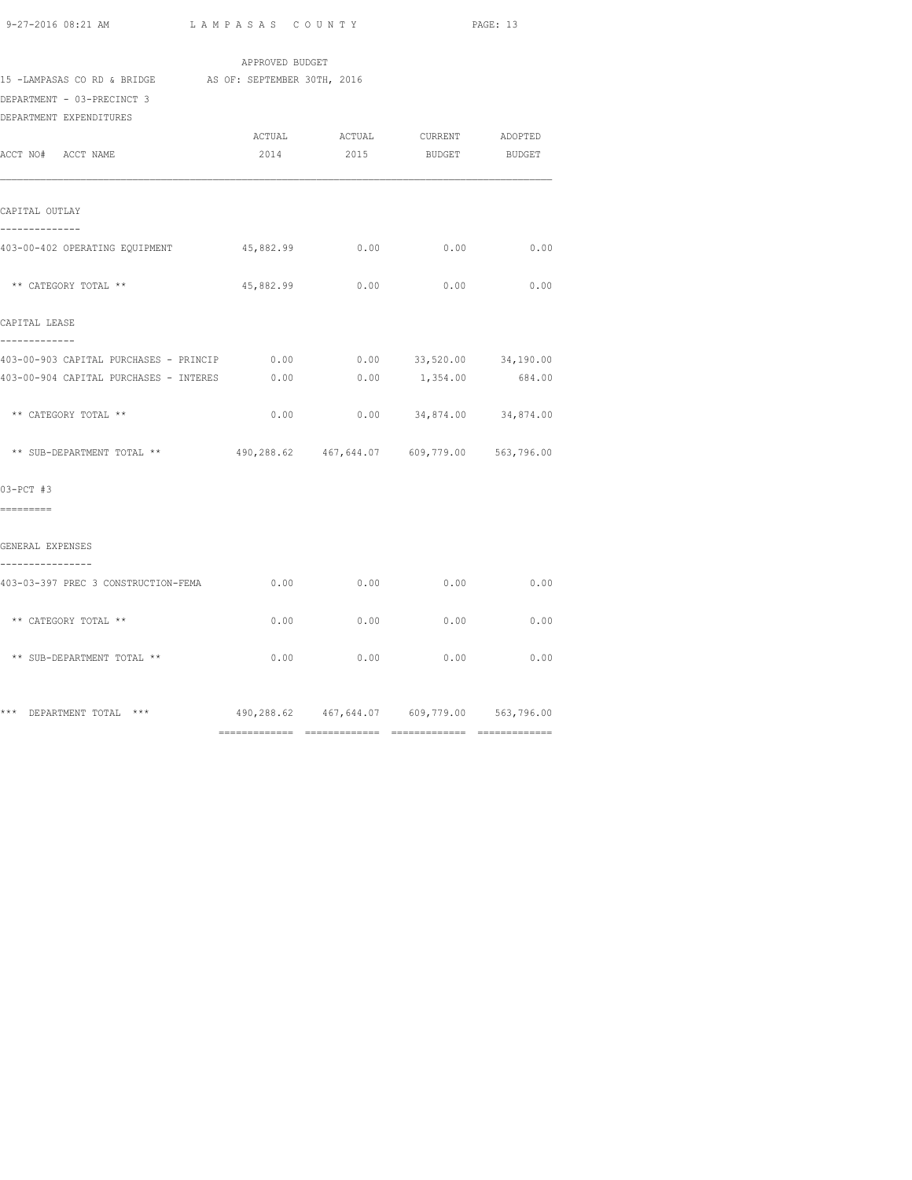APPROVED BUDGET

15 -LAMPASAS CO RD & BRIDGE AS OF: SEPTEMBER 30TH, 2016

DEPARTMENT - 03-PRECINCT 3

DEPARTMENT EXPENDITURES

| ACCT NO# ACCT NAME | ACTUAL 2014 | ACTUAL 2015 | CURRENT BUDGET | ADOPTED BUDGET |
|---|---|---|---|---|
| **CAPITAL OUTLAY** | | | | |
| 403-00-402 OPERATING EQUIPMENT | 45,882.99 | 0.00 | 0.00 | 0.00 |
| ** CATEGORY TOTAL ** | 45,882.99 | 0.00 | 0.00 | 0.00 |
| **CAPITAL LEASE** | | | | |
| 403-00-903 CAPITAL PURCHASES - PRINCIP | 0.00 | 0.00 | 33,520.00 | 34,190.00 |
| 403-00-904 CAPITAL PURCHASES - INTERES | 0.00 | 0.00 | 1,354.00 | 684.00 |
| ** CATEGORY TOTAL ** | 0.00 | 0.00 | 34,874.00 | 34,874.00 |
| ** SUB-DEPARTMENT TOTAL ** | 490,288.62 | 467,644.07 | 609,779.00 | 563,796.00 |
| **03-PCT #3** | | | | |
| **GENERAL EXPENSES** | | | | |
| 403-03-397 PREC 3 CONSTRUCTION-FEMA | 0.00 | 0.00 | 0.00 | 0.00 |
| ** CATEGORY TOTAL ** | 0.00 | 0.00 | 0.00 | 0.00 |
| ** SUB-DEPARTMENT TOTAL ** | 0.00 | 0.00 | 0.00 | 0.00 |
| *** DEPARTMENT TOTAL *** | 490,288.62 | 467,644.07 | 609,779.00 | 563,796.00 |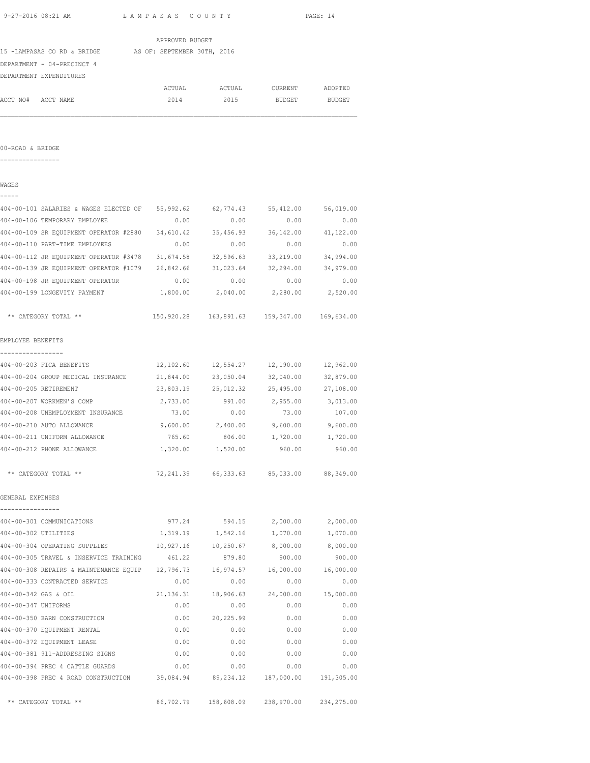APPROVED BUDGET

15 -LAMPASAS CO RD & BRIDGE AS OF: SEPTEMBER 30TH, 2016

DEPARTMENT - 04-PRECINCT 4

DEPARTMENT EXPENDITURES

| ACCT NO# ACCT NAME | ACTUAL 2014 | ACTUAL 2015 | CURRENT BUDGET | ADOPTED BUDGET |
|---|---|---|---|---|
| **00-ROAD & BRIDGE** | | | | |
| **WAGES** | | | | |
| 404-00-101 SALARIES & WAGES ELECTED OF | 55,992.62 | 62,774.43 | 55,412.00 | 56,019.00 |
| 404-00-106 TEMPORARY EMPLOYEE | 0.00 | 0.00 | 0.00 | 0.00 |
| 404-00-109 SR EQUIPMENT OPERATOR #2880 | 34,610.42 | 35,456.93 | 36,142.00 | 41,122.00 |
| 404-00-110 PART-TIME EMPLOYEES | 0.00 | 0.00 | 0.00 | 0.00 |
| 404-00-112 JR EQUIPMENT OPERATOR #3478 | 31,674.58 | 32,596.63 | 33,219.00 | 34,994.00 |
| 404-00-139 JR EQUIPMENT OPERATOR #1079 | 26,842.66 | 31,023.64 | 32,294.00 | 34,979.00 |
| 404-00-198 JR EQUIPMENT OPERATOR | 0.00 | 0.00 | 0.00 | 0.00 |
| 404-00-199 LONGEVITY PAYMENT | 1,800.00 | 2,040.00 | 2,280.00 | 2,520.00 |
| ** CATEGORY TOTAL ** | 150,920.28 | 163,891.63 | 159,347.00 | 169,634.00 |
| **EMPLOYEE BENEFITS** | | | | |
| 404-00-203 FICA BENEFITS | 12,102.60 | 12,554.27 | 12,190.00 | 12,962.00 |
| 404-00-204 GROUP MEDICAL INSURANCE | 21,844.00 | 23,050.04 | 32,040.00 | 32,879.00 |
| 404-00-205 RETIREMENT | 23,803.19 | 25,012.32 | 25,495.00 | 27,108.00 |
| 404-00-207 WORKMEN'S COMP | 2,733.00 | 991.00 | 2,955.00 | 3,013.00 |
| 404-00-208 UNEMPLOYMENT INSURANCE | 73.00 | 0.00 | 73.00 | 107.00 |
| 404-00-210 AUTO ALLOWANCE | 9,600.00 | 2,400.00 | 9,600.00 | 9,600.00 |
| 404-00-211 UNIFORM ALLOWANCE | 765.60 | 806.00 | 1,720.00 | 1,720.00 |
| 404-00-212 PHONE ALLOWANCE | 1,320.00 | 1,520.00 | 960.00 | 960.00 |
| ** CATEGORY TOTAL ** | 72,241.39 | 66,333.63 | 85,033.00 | 88,349.00 |
| **GENERAL EXPENSES** | | | | |
| 404-00-301 COMMUNICATIONS | 977.24 | 594.15 | 2,000.00 | 2,000.00 |
| 404-00-302 UTILITIES | 1,319.19 | 1,542.16 | 1,070.00 | 1,070.00 |
| 404-00-304 OPERATING SUPPLIES | 10,927.16 | 10,250.67 | 8,000.00 | 8,000.00 |
| 404-00-305 TRAVEL & INSERVICE TRAINING | 461.22 | 879.80 | 900.00 | 900.00 |
| 404-00-308 REPAIRS & MAINTENANCE EQUIP | 12,796.73 | 16,974.57 | 16,000.00 | 16,000.00 |
| 404-00-333 CONTRACTED SERVICE | 0.00 | 0.00 | 0.00 | 0.00 |
| 404-00-342 GAS & OIL | 21,136.31 | 18,906.63 | 24,000.00 | 15,000.00 |
| 404-00-347 UNIFORMS | 0.00 | 0.00 | 0.00 | 0.00 |
| 404-00-350 BARN CONSTRUCTION | 0.00 | 20,225.99 | 0.00 | 0.00 |
| 404-00-370 EQUIPMENT RENTAL | 0.00 | 0.00 | 0.00 | 0.00 |
| 404-00-372 EQUIPMENT LEASE | 0.00 | 0.00 | 0.00 | 0.00 |
| 404-00-381 911-ADDRESSING SIGNS | 0.00 | 0.00 | 0.00 | 0.00 |
| 404-00-394 PREC 4 CATTLE GUARDS | 0.00 | 0.00 | 0.00 | 0.00 |
| 404-00-398 PREC 4 ROAD CONSTRUCTION | 39,084.94 | 89,234.12 | 187,000.00 | 191,305.00 |
| ** CATEGORY TOTAL ** | 86,702.79 | 158,608.09 | 238,970.00 | 234,275.00 |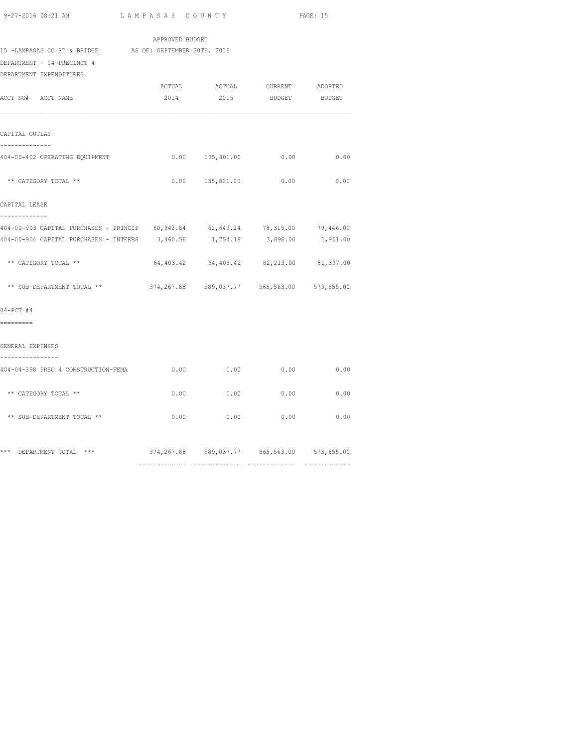APPROVED BUDGET

15 -LAMPASAS CO RD & BRIDGE AS OF: SEPTEMBER 30TH, 2016

DEPARTMENT - 04-PRECINCT 4

DEPARTMENT EXPENDITURES

| ACCT NO# ACCT NAME | ACTUAL 2014 | ACTUAL 2015 | CURRENT BUDGET | ADOPTED BUDGET |
|---|---|---|---|---|
| **CAPITAL OUTLAY** | | | | |
| 404-00-402 OPERATING EQUIPMENT | 0.00 | 135,801.00 | 0.00 | 0.00 |
| ** CATEGORY TOTAL ** | 0.00 | 135,801.00 | 0.00 | 0.00 |
| **CAPITAL LEASE** | | | | |
| 404-00-903 CAPITAL PURCHASES - PRINCIP | 60,942.84 | 62,649.24 | 78,315.00 | 79,446.00 |
| 404-00-904 CAPITAL PURCHASES - INTERES | 3,460.58 | 1,754.18 | 3,898.00 | 1,951.00 |
| ** CATEGORY TOTAL ** | 64,403.42 | 64,403.42 | 82,213.00 | 81,397.00 |
| ** SUB-DEPARTMENT TOTAL ** | 374,267.88 | 589,037.77 | 565,563.00 | 573,655.00 |
| **04-PCT #4** | | | | |
| **GENERAL EXPENSES** | | | | |
| 404-04-398 PREC 4 CONSTRUCTION-FEMA | 0.00 | 0.00 | 0.00 | 0.00 |
| ** CATEGORY TOTAL ** | 0.00 | 0.00 | 0.00 | 0.00 |
| ** SUB-DEPARTMENT TOTAL ** | 0.00 | 0.00 | 0.00 | 0.00 |
| *** DEPARTMENT TOTAL *** | 374,267.88 | 589,037.77 | 565,563.00 | 573,655.00 |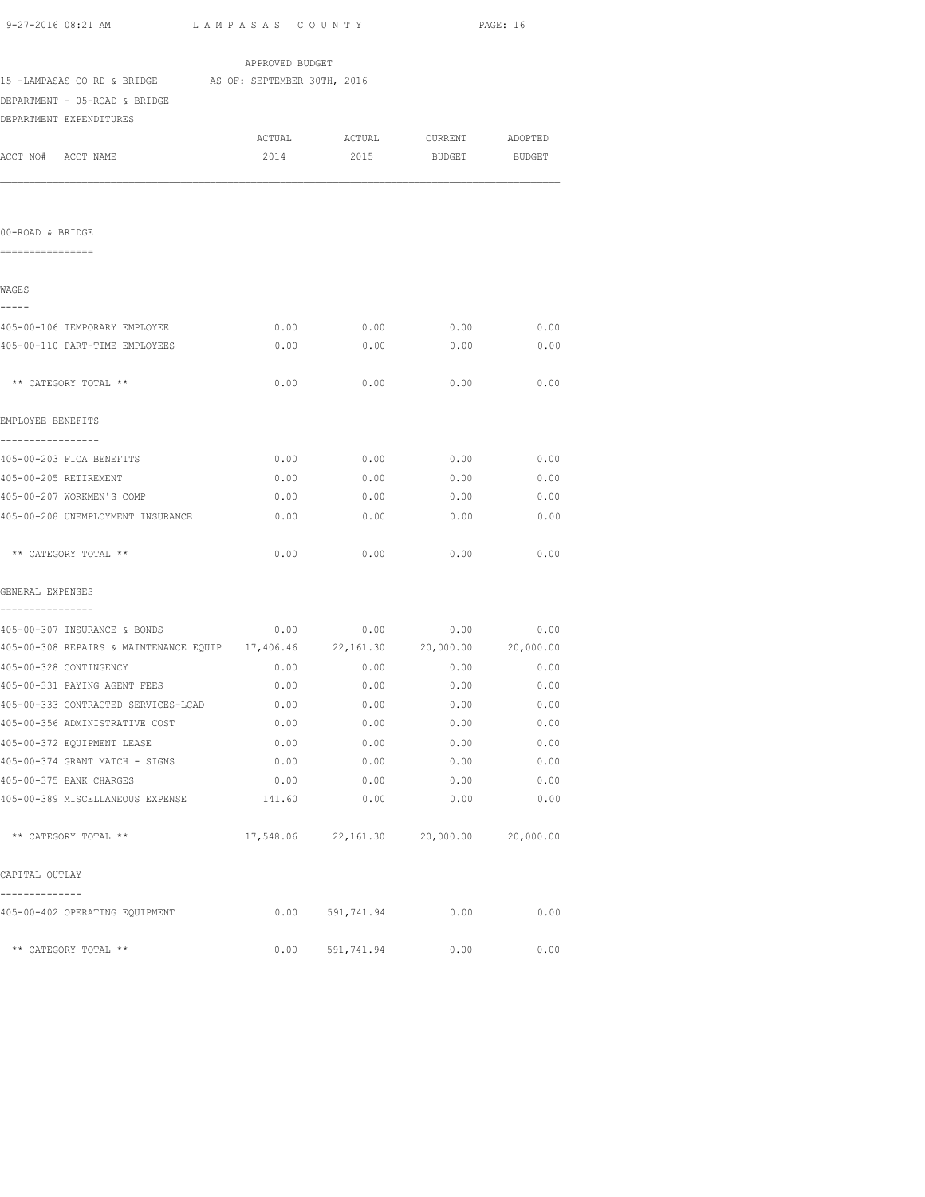APPROVED BUDGET

15 -LAMPASAS CO RD & BRIDGE AS OF: SEPTEMBER 30TH, 2016

DEPARTMENT - 05-ROAD & BRIDGE

DEPARTMENT EXPENDITURES

| ACCT NO# ACCT NAME | ACTUAL 2014 | ACTUAL 2015 | CURRENT BUDGET | ADOPTED BUDGET |
|---|---|---|---|---|
| **00-ROAD & BRIDGE** | | | | |
| **WAGES** | | | | |
| 405-00-106 TEMPORARY EMPLOYEE | 0.00 | 0.00 | 0.00 | 0.00 |
| 405-00-110 PART-TIME EMPLOYEES | 0.00 | 0.00 | 0.00 | 0.00 |
| ** CATEGORY TOTAL ** | 0.00 | 0.00 | 0.00 | 0.00 |
| **EMPLOYEE BENEFITS** | | | | |
| 405-00-203 FICA BENEFITS | 0.00 | 0.00 | 0.00 | 0.00 |
| 405-00-205 RETIREMENT | 0.00 | 0.00 | 0.00 | 0.00 |
| 405-00-207 WORKMEN'S COMP | 0.00 | 0.00 | 0.00 | 0.00 |
| 405-00-208 UNEMPLOYMENT INSURANCE | 0.00 | 0.00 | 0.00 | 0.00 |
| ** CATEGORY TOTAL ** | 0.00 | 0.00 | 0.00 | 0.00 |
| **GENERAL EXPENSES** | | | | |
| 405-00-307 INSURANCE & BONDS | 0.00 | 0.00 | 0.00 | 0.00 |
| 405-00-308 REPAIRS & MAINTENANCE EQUIP | 17,406.46 | 22,161.30 | 20,000.00 | 20,000.00 |
| 405-00-328 CONTINGENCY | 0.00 | 0.00 | 0.00 | 0.00 |
| 405-00-331 PAYING AGENT FEES | 0.00 | 0.00 | 0.00 | 0.00 |
| 405-00-333 CONTRACTED SERVICES-LCAD | 0.00 | 0.00 | 0.00 | 0.00 |
| 405-00-356 ADMINISTRATIVE COST | 0.00 | 0.00 | 0.00 | 0.00 |
| 405-00-372 EQUIPMENT LEASE | 0.00 | 0.00 | 0.00 | 0.00 |
| 405-00-374 GRANT MATCH - SIGNS | 0.00 | 0.00 | 0.00 | 0.00 |
| 405-00-375 BANK CHARGES | 0.00 | 0.00 | 0.00 | 0.00 |
| 405-00-389 MISCELLANEOUS EXPENSE | 141.60 | 0.00 | 0.00 | 0.00 |
| ** CATEGORY TOTAL ** | 17,548.06 | 22,161.30 | 20,000.00 | 20,000.00 |
| **CAPITAL OUTLAY** | | | | |
| 405-00-402 OPERATING EQUIPMENT | 0.00 | 591,741.94 | 0.00 | 0.00 |
| ** CATEGORY TOTAL ** | 0.00 | 591,741.94 | 0.00 | 0.00 |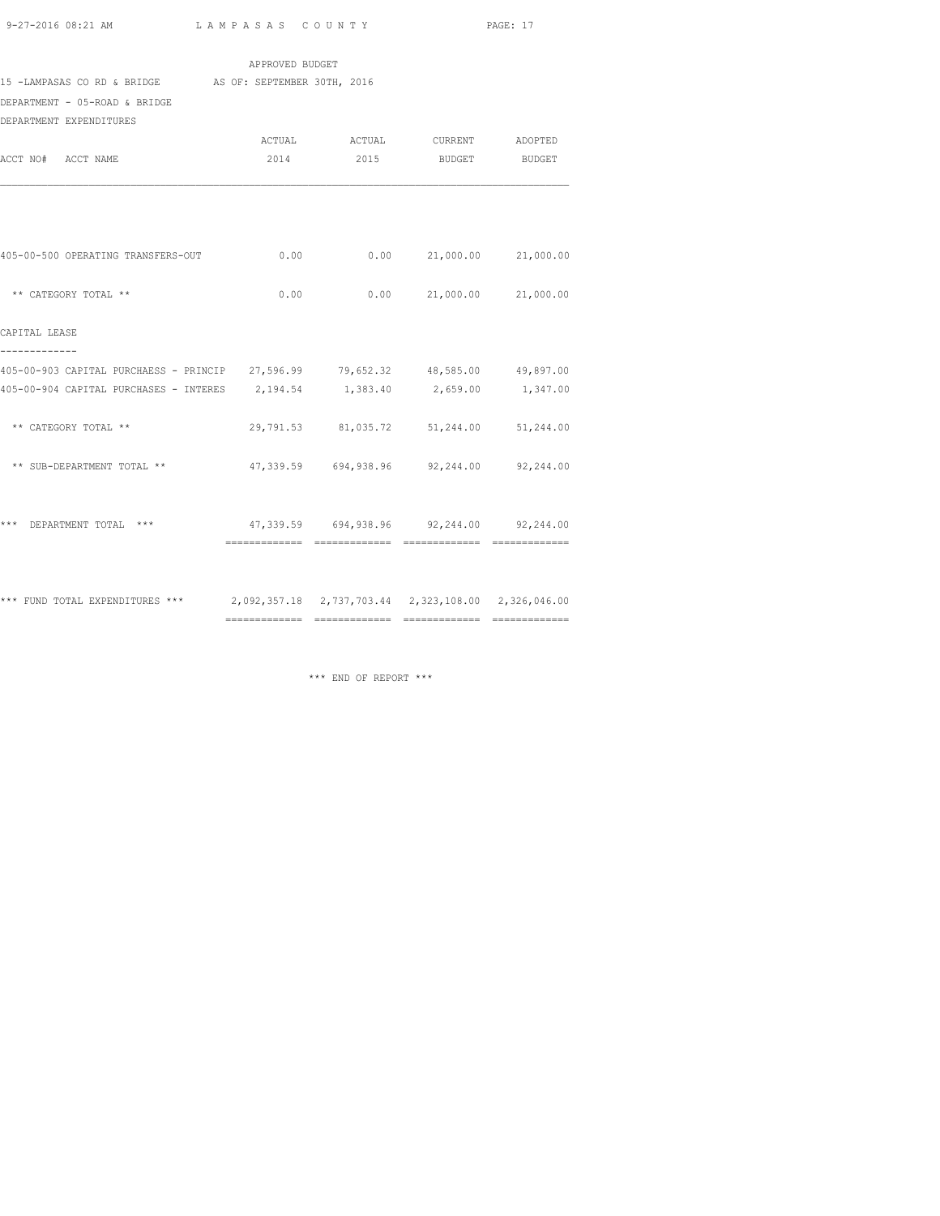APPROVED BUDGET

15 -LAMPASAS CO RD & BRIDGE AS OF: SEPTEMBER 30TH, 2016

DEPARTMENT - 05-ROAD & BRIDGE

DEPARTMENT EXPENDITURES

| ACCT NO# ACCT NAME | ACTUAL 2014 | ACTUAL 2015 | CURRENT BUDGET | ADOPTED BUDGET |
|---|---|---|---|---|
| 405-00-500 OPERATING TRANSFERS-OUT | 0.00 | 0.00 | 21,000.00 | 21,000.00 |
| ** CATEGORY TOTAL ** | 0.00 | 0.00 | 21,000.00 | 21,000.00 |
| **CAPITAL LEASE** | | | | |
| 405-00-903 CAPITAL PURCHAESS - PRINCIP | 27,596.99 | 79,652.32 | 48,585.00 | 49,897.00 |
| 405-00-904 CAPITAL PURCHASES - INTERES | 2,194.54 | 1,383.40 | 2,659.00 | 1,347.00 |
| ** CATEGORY TOTAL ** | 29,791.53 | 81,035.72 | 51,244.00 | 51,244.00 |
| ** SUB-DEPARTMENT TOTAL ** | 47,339.59 | 694,938.96 | 92,244.00 | 92,244.00 |
| *** DEPARTMENT TOTAL *** | 47,339.59 | 694,938.96 | 92,244.00 | 92,244.00 |
| *** FUND TOTAL EXPENDITURES *** | 2,092,357.18 | 2,737,703.44 | 2,323,108.00 | 2,326,046.00 |

*** END OF REPORT ***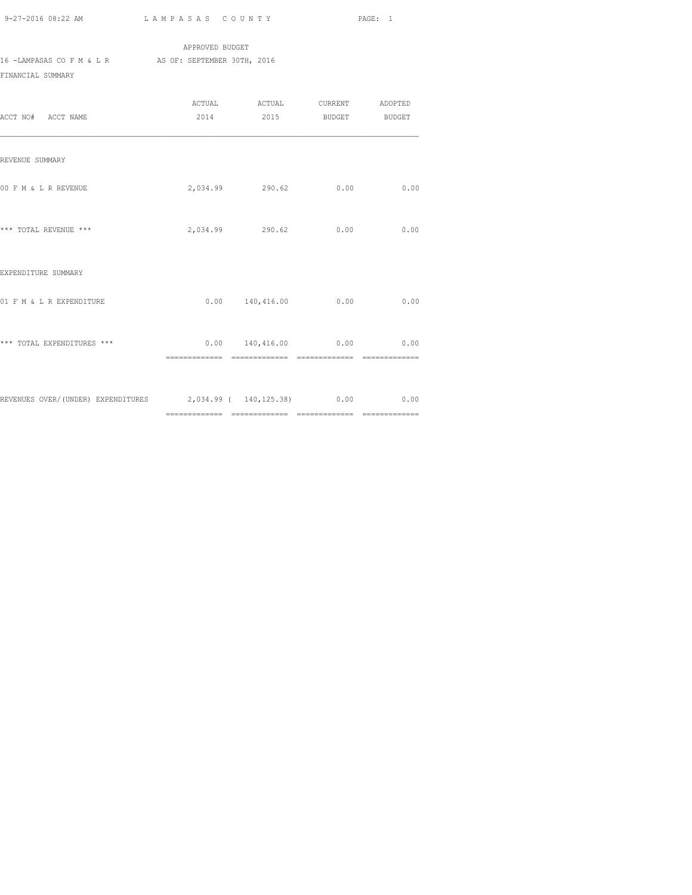APPROVED BUDGET

16 -LAMPASAS CO F M & L R AS OF: SEPTEMBER 30TH, 2016

FINANCIAL SUMMARY

| ACCT NO# ACCT NAME | ACTUAL 2014 | ACTUAL 2015 | CURRENT BUDGET | ADOPTED BUDGET |
|---|---|---|---|---|
| REVENUE SUMMARY | | | | |
| 00 F M & L R REVENUE | 2,034.99 | 290.62 | 0.00 | 0.00 |
| *** TOTAL REVENUE *** | 2,034.99 | 290.62 | 0.00 | 0.00 |
| EXPENDITURE SUMMARY | | | | |
| 01 F M & L R EXPENDITURE | 0.00 | 140,416.00 | 0.00 | 0.00 |
| *** TOTAL EXPENDITURES *** | 0.00 | 140,416.00 | 0.00 | 0.00 |
| REVENUES OVER/(UNDER) EXPENDITURES | 2,034.99 | ( 140,125.38) | 0.00 | 0.00 |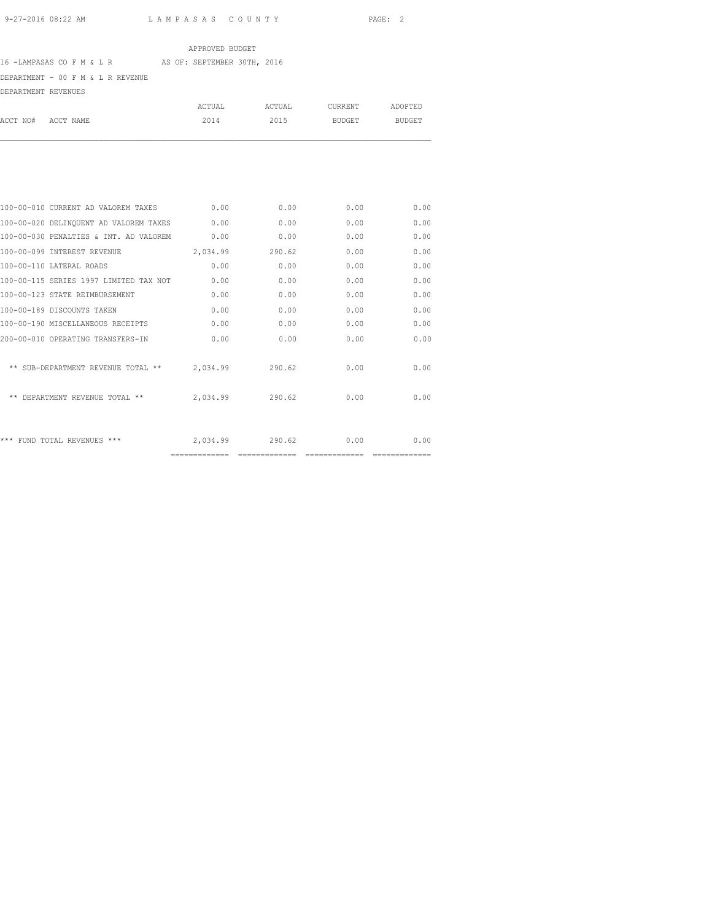APPROVED BUDGET

16 -LAMPASAS CO F M & L R AS OF: SEPTEMBER 30TH, 2016

DEPARTMENT - 00 F M & L R REVENUE

DEPARTMENT REVENUES

| ACCT NO# ACCT NAME | ACTUAL 2014 | ACTUAL 2015 | CURRENT BUDGET | ADOPTED BUDGET |
|---|---|---|---|---|
| 100-00-010 CURRENT AD VALOREM TAXES | 0.00 | 0.00 | 0.00 | 0.00 |
| 100-00-020 DELINQUENT AD VALOREM TAXES | 0.00 | 0.00 | 0.00 | 0.00 |
| 100-00-030 PENALTIES & INT. AD VALOREM | 0.00 | 0.00 | 0.00 | 0.00 |
| 100-00-099 INTEREST REVENUE | 2,034.99 | 290.62 | 0.00 | 0.00 |
| 100-00-110 LATERAL ROADS | 0.00 | 0.00 | 0.00 | 0.00 |
| 100-00-115 SERIES 1997 LIMITED TAX NOT | 0.00 | 0.00 | 0.00 | 0.00 |
| 100-00-123 STATE REIMBURSEMENT | 0.00 | 0.00 | 0.00 | 0.00 |
| 100-00-189 DISCOUNTS TAKEN | 0.00 | 0.00 | 0.00 | 0.00 |
| 100-00-190 MISCELLANEOUS RECEIPTS | 0.00 | 0.00 | 0.00 | 0.00 |
| 200-00-010 OPERATING TRANSFERS-IN | 0.00 | 0.00 | 0.00 | 0.00 |
| ** SUB-DEPARTMENT REVENUE TOTAL ** | 2,034.99 | 290.62 | 0.00 | 0.00 |
| ** DEPARTMENT REVENUE TOTAL ** | 2,034.99 | 290.62 | 0.00 | 0.00 |
| *** FUND TOTAL REVENUES *** | 2,034.99 | 290.62 | 0.00 | 0.00 |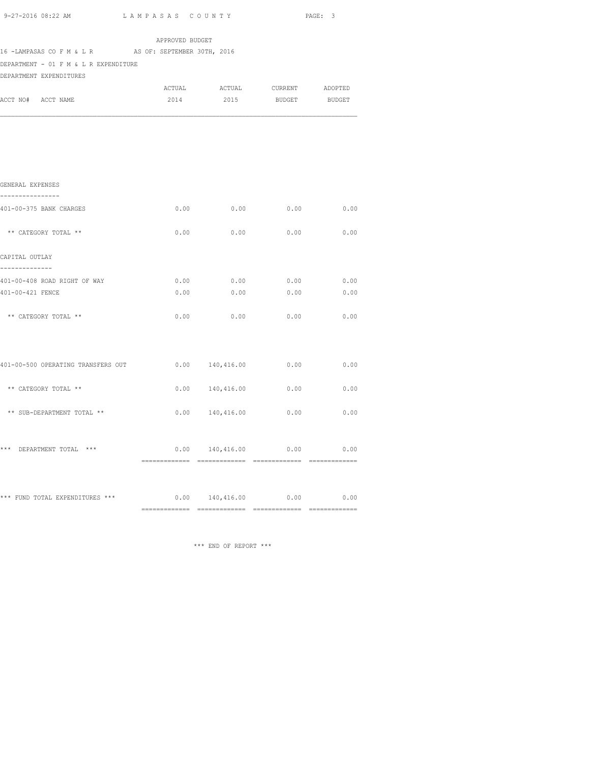APPROVED BUDGET

16 -LAMPASAS CO F M & L R AS OF: SEPTEMBER 30TH, 2016

DEPARTMENT - 01 F M & L R EXPENDITURE

DEPARTMENT EXPENDITURES

| ACCT NO# ACCT NAME | ACTUAL 2014 | ACTUAL 2015 | CURRENT BUDGET | ADOPTED BUDGET |
|---|---|---|---|---|
| **GENERAL EXPENSES** | | | | |
| 401-00-375 BANK CHARGES | 0.00 | 0.00 | 0.00 | 0.00 |
| ** CATEGORY TOTAL ** | 0.00 | 0.00 | 0.00 | 0.00 |
| **CAPITAL OUTLAY** | | | | |
| 401-00-408 ROAD RIGHT OF WAY | 0.00 | 0.00 | 0.00 | 0.00 |
| 401-00-421 FENCE | 0.00 | 0.00 | 0.00 | 0.00 |
| ** CATEGORY TOTAL ** | 0.00 | 0.00 | 0.00 | 0.00 |
| 401-00-500 OPERATING TRANSFERS OUT | 0.00 | 140,416.00 | 0.00 | 0.00 |
| ** CATEGORY TOTAL ** | 0.00 | 140,416.00 | 0.00 | 0.00 |
| ** SUB-DEPARTMENT TOTAL ** | 0.00 | 140,416.00 | 0.00 | 0.00 |
| *** DEPARTMENT TOTAL *** | 0.00 | 140,416.00 | 0.00 | 0.00 |
| *** FUND TOTAL EXPENDITURES *** | 0.00 | 140,416.00 | 0.00 | 0.00 |

*** END OF REPORT ***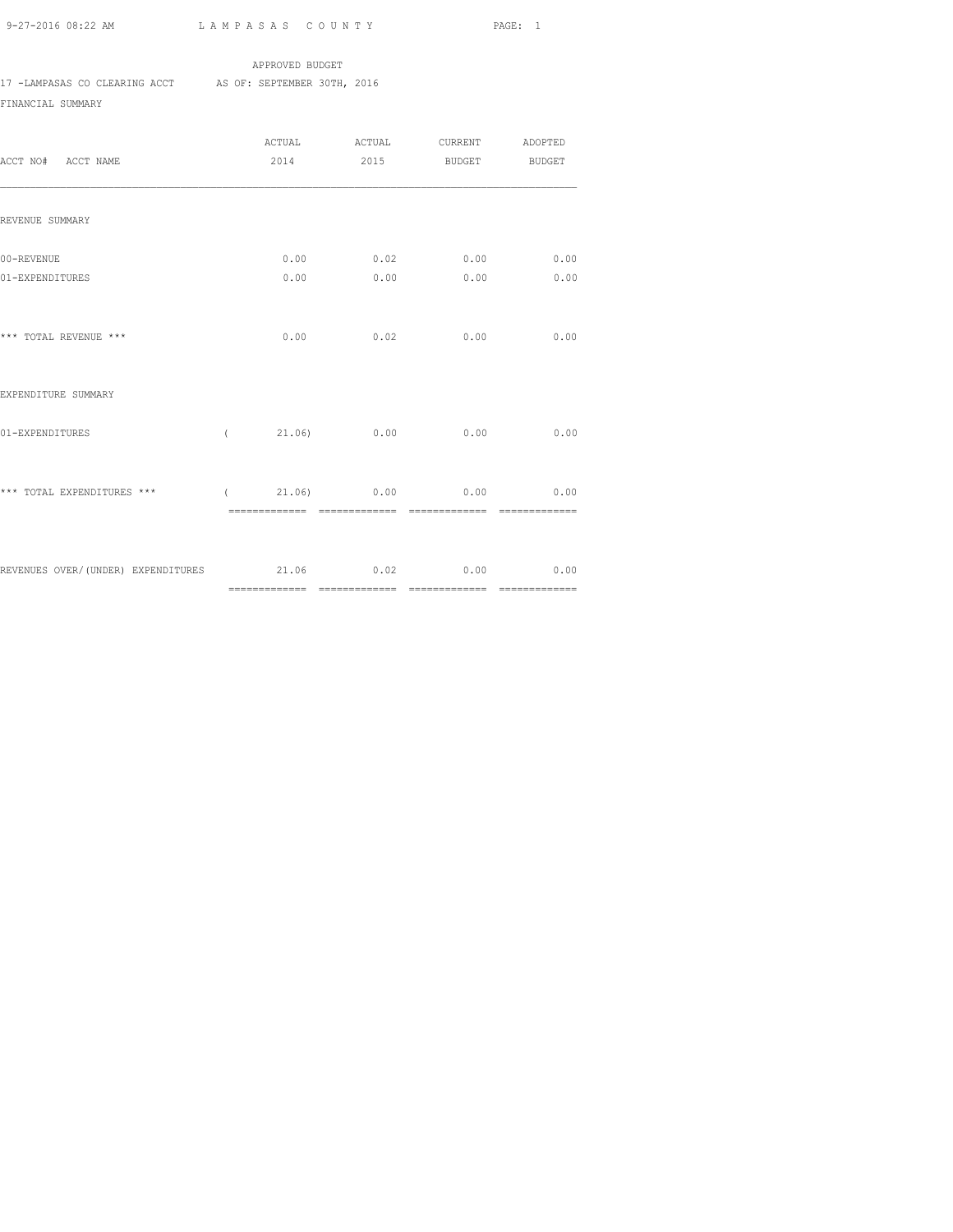APPROVED BUDGET

17 -LAMPASAS CO CLEARING ACCT AS OF: SEPTEMBER 30TH, 2016

FINANCIAL SUMMARY

| ACCT NO# ACCT NAME | ACTUAL 2014 | ACTUAL 2015 | CURRENT BUDGET | ADOPTED BUDGET |
|---|---|---|---|---|
| REVENUE SUMMARY | | | | |
| 00-REVENUE | 0.00 | 0.02 | 0.00 | 0.00 |
| 01-EXPENDITURES | 0.00 | 0.00 | 0.00 | 0.00 |
| *** TOTAL REVENUE *** | 0.00 | 0.02 | 0.00 | 0.00 |
| EXPENDITURE SUMMARY | | | | |
| 01-EXPENDITURES | ( 21.06) | 0.00 | 0.00 | 0.00 |
| *** TOTAL EXPENDITURES *** | ( 21.06) | 0.00 | 0.00 | 0.00 |
| REVENUES OVER/(UNDER) EXPENDITURES | 21.06 | 0.02 | 0.00 | 0.00 |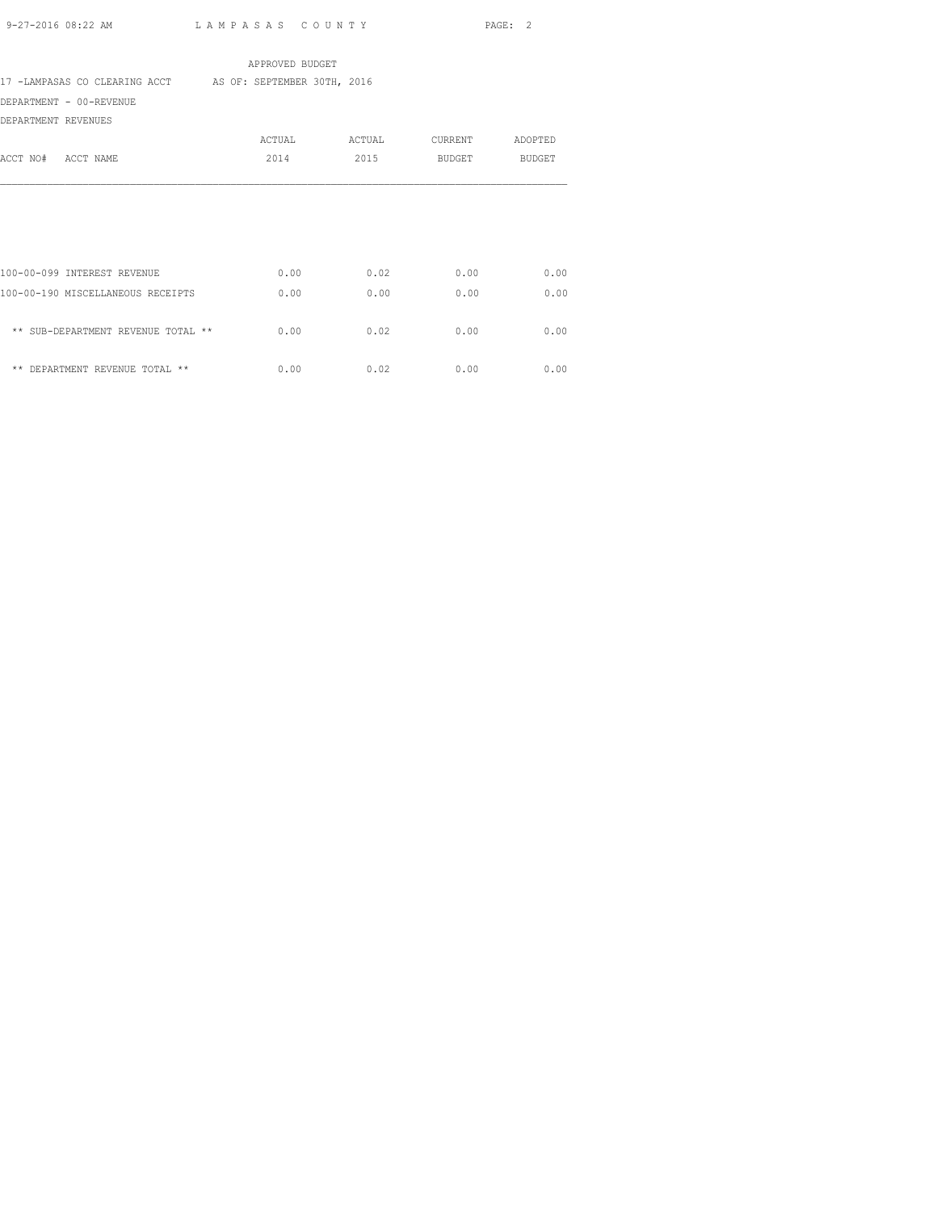APPROVED BUDGET

17 -LAMPASAS CO CLEARING ACCT    AS OF: SEPTEMBER 30TH, 2016

DEPARTMENT - 00-REVENUE

DEPARTMENT REVENUES

| ACCT NO# ACCT NAME | ACTUAL 2014 | ACTUAL 2015 | CURRENT BUDGET | ADOPTED BUDGET |
|---|---|---|---|---|
| 100-00-099 INTEREST REVENUE | 0.00 | 0.02 | 0.00 | 0.00 |
| 100-00-190 MISCELLANEOUS RECEIPTS | 0.00 | 0.00 | 0.00 | 0.00 |
| ** SUB-DEPARTMENT REVENUE TOTAL ** | 0.00 | 0.02 | 0.00 | 0.00 |
| ** DEPARTMENT REVENUE TOTAL ** | 0.00 | 0.02 | 0.00 | 0.00 |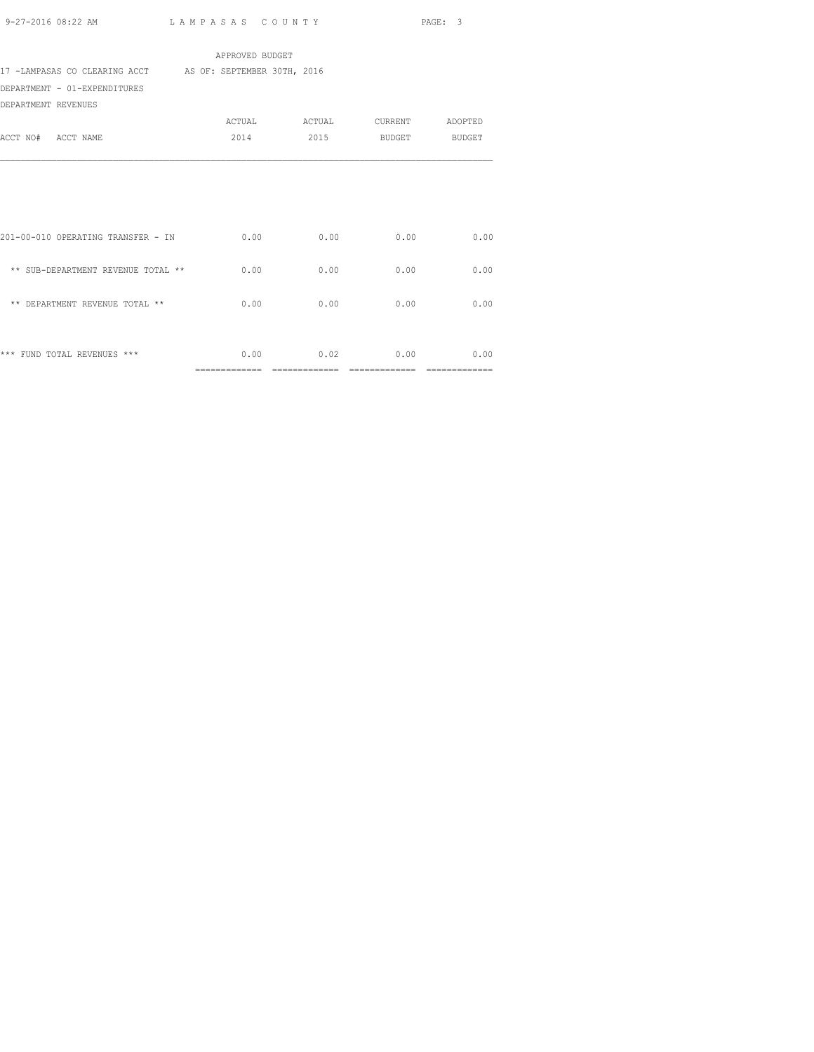APPROVED BUDGET

17 -LAMPASAS CO CLEARING ACCT AS OF: SEPTEMBER 30TH, 2016

DEPARTMENT - 01-EXPENDITURES

DEPARTMENT REVENUES

| ACCT NO# ACCT NAME | ACTUAL 2014 | ACTUAL 2015 | CURRENT BUDGET | ADOPTED BUDGET |
|---|---|---|---|---|
| 201-00-010 OPERATING TRANSFER - IN | 0.00 | 0.00 | 0.00 | 0.00 |
| ** SUB-DEPARTMENT REVENUE TOTAL ** | 0.00 | 0.00 | 0.00 | 0.00 |
| ** DEPARTMENT REVENUE TOTAL ** | 0.00 | 0.00 | 0.00 | 0.00 |
| *** FUND TOTAL REVENUES *** | 0.00 | 0.02 | 0.00 | 0.00 |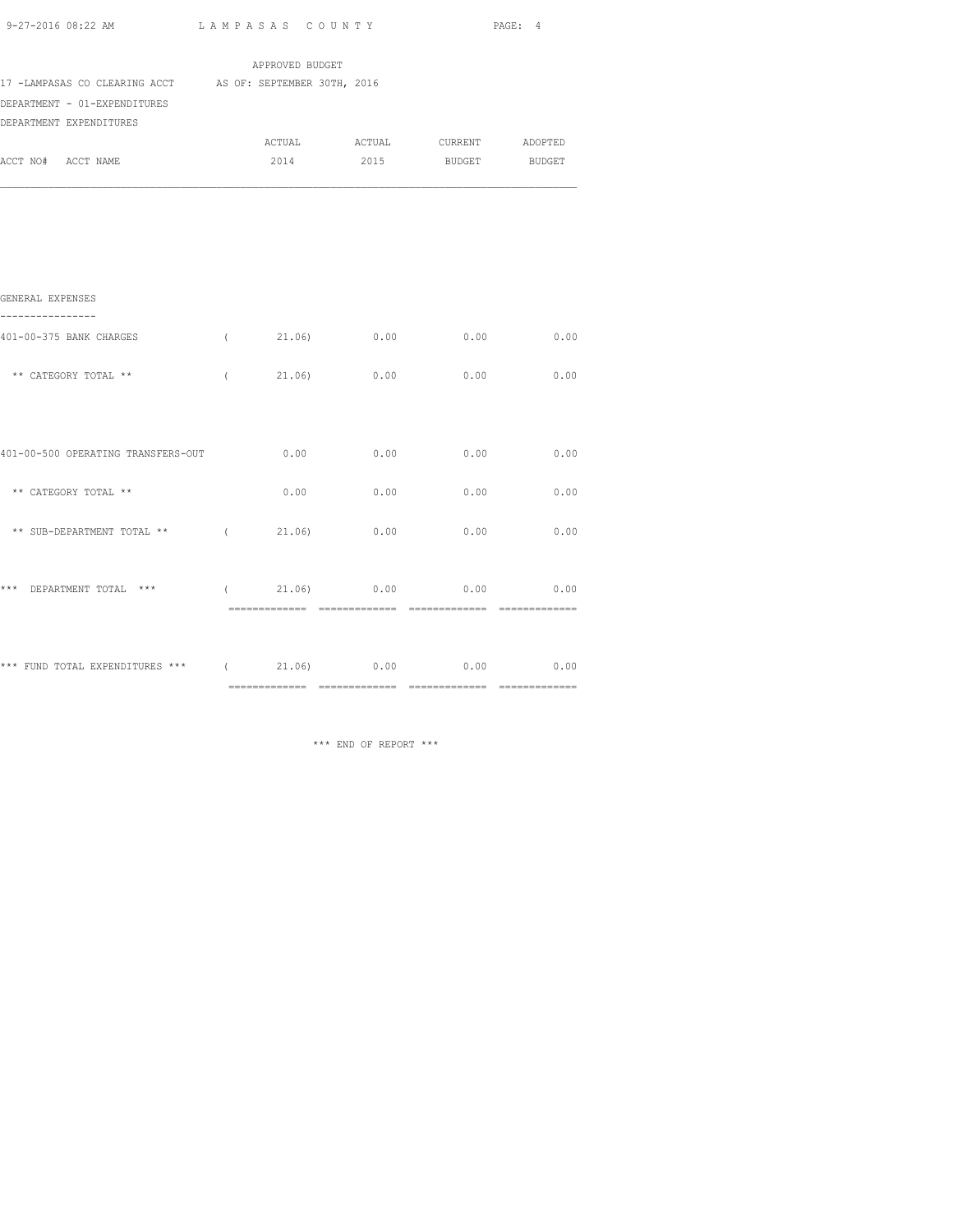APPROVED BUDGET

17 -LAMPASAS CO CLEARING ACCT AS OF: SEPTEMBER 30TH, 2016

DEPARTMENT - 01-EXPENDITURES

DEPARTMENT EXPENDITURES

| ACCT NO# ACCT NAME | ACTUAL 2014 | ACTUAL 2015 | CURRENT BUDGET | ADOPTED BUDGET |
|---|---|---|---|---|
| **GENERAL EXPENSES** | | | | |
| 401-00-375 BANK CHARGES | ( 21.06) | 0.00 | 0.00 | 0.00 |
| ** CATEGORY TOTAL ** | ( 21.06) | 0.00 | 0.00 | 0.00 |
| 401-00-500 OPERATING TRANSFERS-OUT | 0.00 | 0.00 | 0.00 | 0.00 |
| ** CATEGORY TOTAL ** | 0.00 | 0.00 | 0.00 | 0.00 |
| ** SUB-DEPARTMENT TOTAL ** | ( 21.06) | 0.00 | 0.00 | 0.00 |
| *** DEPARTMENT TOTAL *** | ( 21.06) | 0.00 | 0.00 | 0.00 |
| *** FUND TOTAL EXPENDITURES *** | ( 21.06) | 0.00 | 0.00 | 0.00 |

*** END OF REPORT ***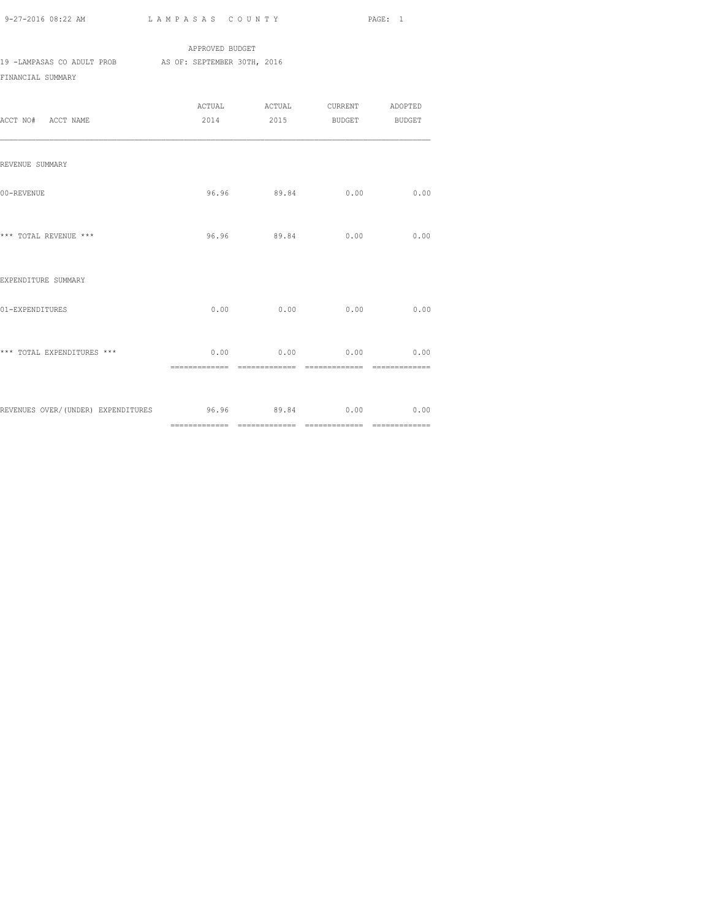LAMPASAS COUNTY

APPROVED BUDGET

19 -LAMPASAS CO ADULT PROB AS OF: SEPTEMBER 30TH, 2016

FINANCIAL SUMMARY

| ACCT NO# ACCT NAME | ACTUAL 2014 | ACTUAL 2015 | CURRENT BUDGET | ADOPTED BUDGET |
|---|---|---|---|---|
| REVENUE SUMMARY | | | | |
| 00-REVENUE | 96.96 | 89.84 | 0.00 | 0.00 |
| *** TOTAL REVENUE *** | 96.96 | 89.84 | 0.00 | 0.00 |
| EXPENDITURE SUMMARY | | | | |
| 01-EXPENDITURES | 0.00 | 0.00 | 0.00 | 0.00 |
| *** TOTAL EXPENDITURES *** | 0.00 | 0.00 | 0.00 | 0.00 |
| REVENUES OVER/(UNDER) EXPENDITURES | 96.96 | 89.84 | 0.00 | 0.00 |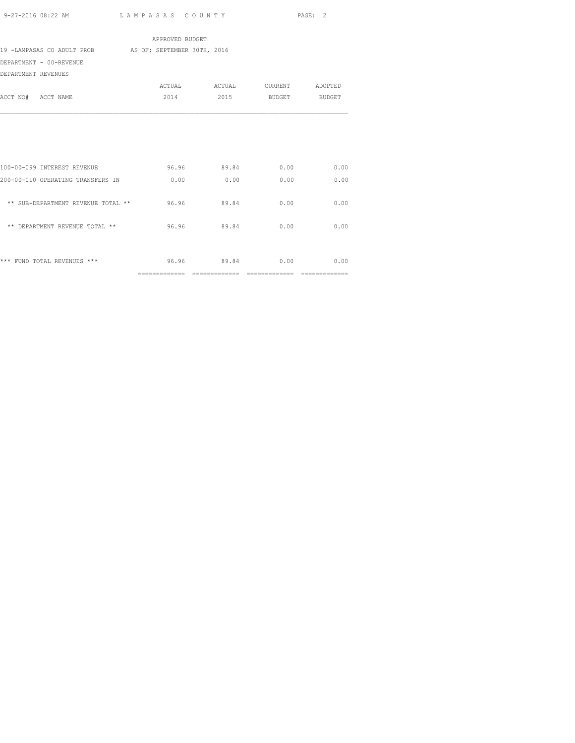APPROVED BUDGET

19 -LAMPASAS CO ADULT PROB AS OF: SEPTEMBER 30TH, 2016

DEPARTMENT - 00-REVENUE

DEPARTMENT REVENUES

| ACCT NO# ACCT NAME | ACTUAL 2014 | ACTUAL 2015 | CURRENT BUDGET | ADOPTED BUDGET |
|---|---|---|---|---|
| 100-00-099 INTEREST REVENUE | 96.96 | 89.84 | 0.00 | 0.00 |
| 200-00-010 OPERATING TRANSFERS IN | 0.00 | 0.00 | 0.00 | 0.00 |
| ** SUB-DEPARTMENT REVENUE TOTAL ** | 96.96 | 89.84 | 0.00 | 0.00 |
| ** DEPARTMENT REVENUE TOTAL ** | 96.96 | 89.84 | 0.00 | 0.00 |
| *** FUND TOTAL REVENUES *** | 96.96 | 89.84 | 0.00 | 0.00 |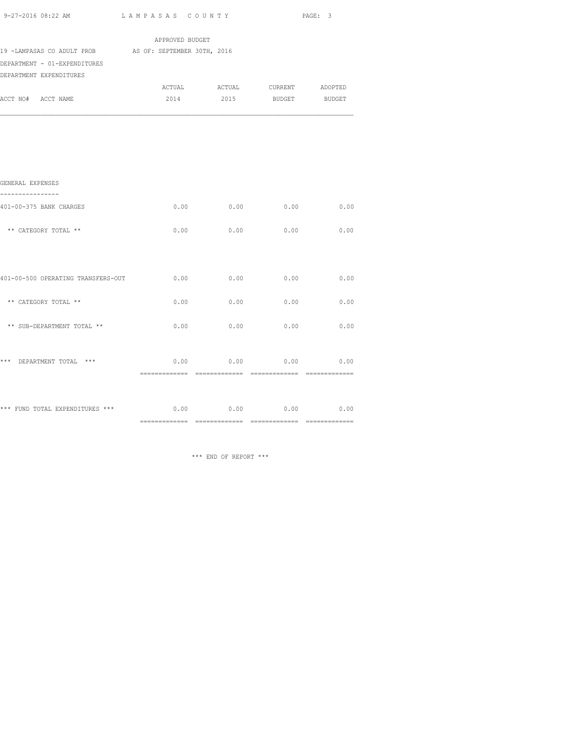APPROVED BUDGET

19 -LAMPASAS CO ADULT PROB AS OF: SEPTEMBER 30TH, 2016

DEPARTMENT - 01-EXPENDITURES

DEPARTMENT EXPENDITURES

| ACCT NO# ACCT NAME | ACTUAL 2014 | ACTUAL 2015 | CURRENT BUDGET | ADOPTED BUDGET |
|---|---|---|---|---|
| **GENERAL EXPENSES** | | | | |
| 401-00-375 BANK CHARGES | 0.00 | 0.00 | 0.00 | 0.00 |
| ** CATEGORY TOTAL ** | 0.00 | 0.00 | 0.00 | 0.00 |
| 401-00-500 OPERATING TRANSFERS-OUT | 0.00 | 0.00 | 0.00 | 0.00 |
| ** CATEGORY TOTAL ** | 0.00 | 0.00 | 0.00 | 0.00 |
| ** SUB-DEPARTMENT TOTAL ** | 0.00 | 0.00 | 0.00 | 0.00 |
| *** DEPARTMENT TOTAL *** | 0.00 | 0.00 | 0.00 | 0.00 |
| *** FUND TOTAL EXPENDITURES *** | 0.00 | 0.00 | 0.00 | 0.00 |

*** END OF REPORT ***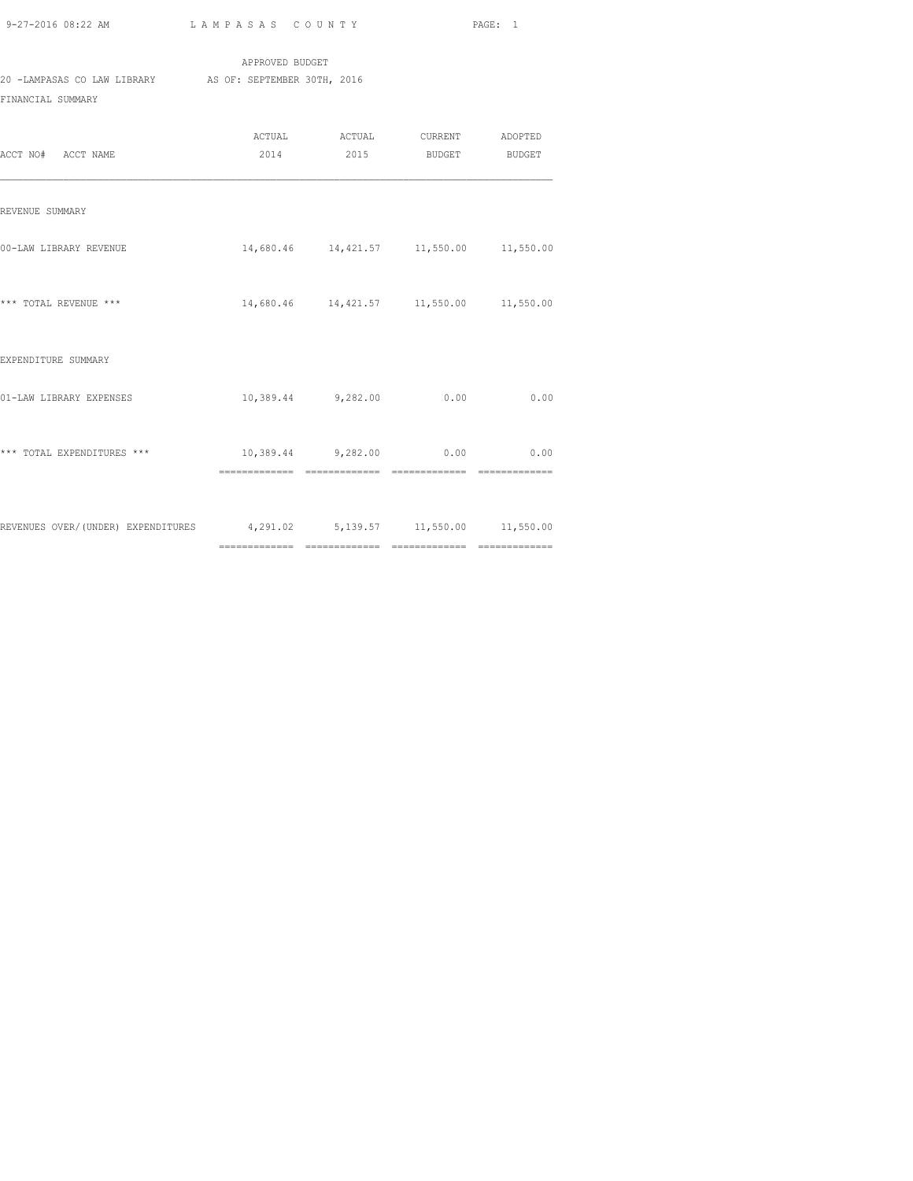APPROVED BUDGET

20 -LAMPASAS CO LAW LIBRARY AS OF: SEPTEMBER 30TH, 2016

FINANCIAL SUMMARY

| ACCT NO# ACCT NAME | ACTUAL 2014 | ACTUAL 2015 | CURRENT BUDGET | ADOPTED BUDGET |
|---|---|---|---|---|
| REVENUE SUMMARY | | | | |
| 00-LAW LIBRARY REVENUE | 14,680.46 | 14,421.57 | 11,550.00 | 11,550.00 |
| *** TOTAL REVENUE *** | 14,680.46 | 14,421.57 | 11,550.00 | 11,550.00 |
| EXPENDITURE SUMMARY | | | | |
| 01-LAW LIBRARY EXPENSES | 10,389.44 | 9,282.00 | 0.00 | 0.00 |
| *** TOTAL EXPENDITURES *** | 10,389.44 | 9,282.00 | 0.00 | 0.00 |
| REVENUES OVER/(UNDER) EXPENDITURES | 4,291.02 | 5,139.57 | 11,550.00 | 11,550.00 |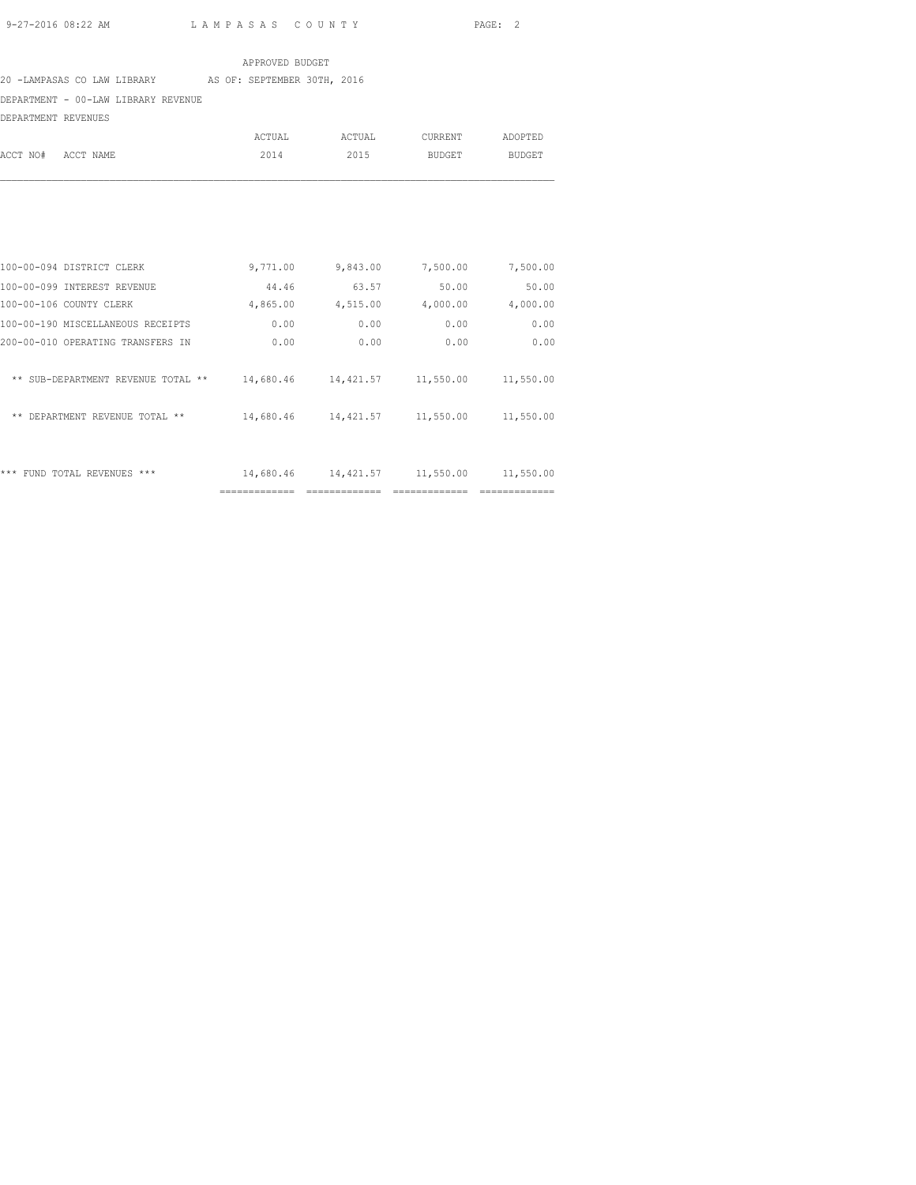APPROVED BUDGET

20 -LAMPASAS CO LAW LIBRARY AS OF: SEPTEMBER 30TH, 2016

DEPARTMENT - 00-LAW LIBRARY REVENUE

DEPARTMENT REVENUES

| ACCT NO# ACCT NAME | ACTUAL 2014 | ACTUAL 2015 | CURRENT BUDGET | ADOPTED BUDGET |
|---|---|---|---|---|
| 100-00-094 DISTRICT CLERK | 9,771.00 | 9,843.00 | 7,500.00 | 7,500.00 |
| 100-00-099 INTEREST REVENUE | 44.46 | 63.57 | 50.00 | 50.00 |
| 100-00-106 COUNTY CLERK | 4,865.00 | 4,515.00 | 4,000.00 | 4,000.00 |
| 100-00-190 MISCELLANEOUS RECEIPTS | 0.00 | 0.00 | 0.00 | 0.00 |
| 200-00-010 OPERATING TRANSFERS IN | 0.00 | 0.00 | 0.00 | 0.00 |
| ** SUB-DEPARTMENT REVENUE TOTAL ** | 14,680.46 | 14,421.57 | 11,550.00 | 11,550.00 |
| ** DEPARTMENT REVENUE TOTAL ** | 14,680.46 | 14,421.57 | 11,550.00 | 11,550.00 |
| *** FUND TOTAL REVENUES *** | 14,680.46 | 14,421.57 | 11,550.00 | 11,550.00 |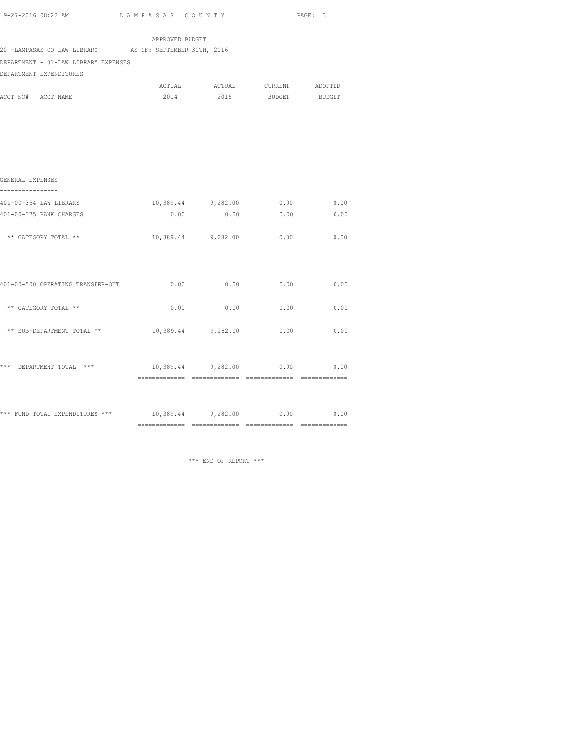APPROVED BUDGET

20 -LAMPASAS CO LAW LIBRARY AS OF: SEPTEMBER 30TH, 2016

DEPARTMENT - 01-LAW LIBRARY EXPENSES

DEPARTMENT EXPENDITURES

| ACCT NO# ACCT NAME | ACTUAL 2014 | ACTUAL 2015 | CURRENT BUDGET | ADOPTED BUDGET |
|---|---|---|---|---|
| **GENERAL EXPENSES** | | | | |
| 401-00-354 LAW LIBRARY | 10,389.44 | 9,282.00 | 0.00 | 0.00 |
| 401-00-375 BANK CHARGES | 0.00 | 0.00 | 0.00 | 0.00 |
| ** CATEGORY TOTAL ** | 10,389.44 | 9,282.00 | 0.00 | 0.00 |
| 401-00-500 OPERATING TRANSFER-OUT | 0.00 | 0.00 | 0.00 | 0.00 |
| ** CATEGORY TOTAL ** | 0.00 | 0.00 | 0.00 | 0.00 |
| ** SUB-DEPARTMENT TOTAL ** | 10,389.44 | 9,282.00 | 0.00 | 0.00 |
| *** DEPARTMENT TOTAL *** | 10,389.44 | 9,282.00 | 0.00 | 0.00 |
| *** FUND TOTAL EXPENDITURES *** | 10,389.44 | 9,282.00 | 0.00 | 0.00 |

*** END OF REPORT ***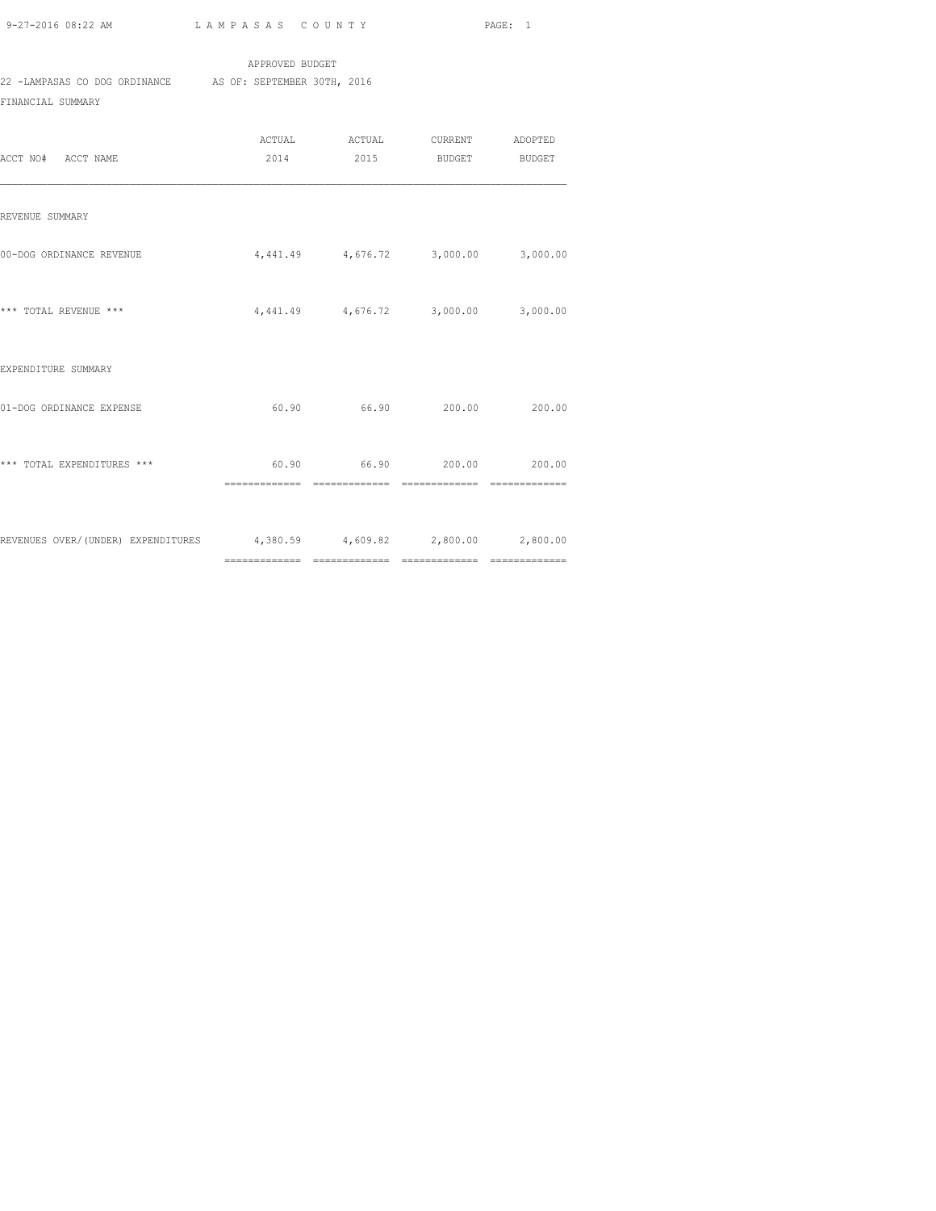APPROVED BUDGET

22 -LAMPASAS CO DOG ORDINANCE AS OF: SEPTEMBER 30TH, 2016

FINANCIAL SUMMARY

| ACCT NO# ACCT NAME | ACTUAL 2014 | ACTUAL 2015 | CURRENT BUDGET | ADOPTED BUDGET |
|---|---|---|---|---|
| REVENUE SUMMARY | | | | |
| 00-DOG ORDINANCE REVENUE | 4,441.49 | 4,676.72 | 3,000.00 | 3,000.00 |
| *** TOTAL REVENUE *** | 4,441.49 | 4,676.72 | 3,000.00 | 3,000.00 |
| EXPENDITURE SUMMARY | | | | |
| 01-DOG ORDINANCE EXPENSE | 60.90 | 66.90 | 200.00 | 200.00 |
| *** TOTAL EXPENDITURES *** | 60.90 | 66.90 | 200.00 | 200.00 |
| REVENUES OVER/(UNDER) EXPENDITURES | 4,380.59 | 4,609.82 | 2,800.00 | 2,800.00 |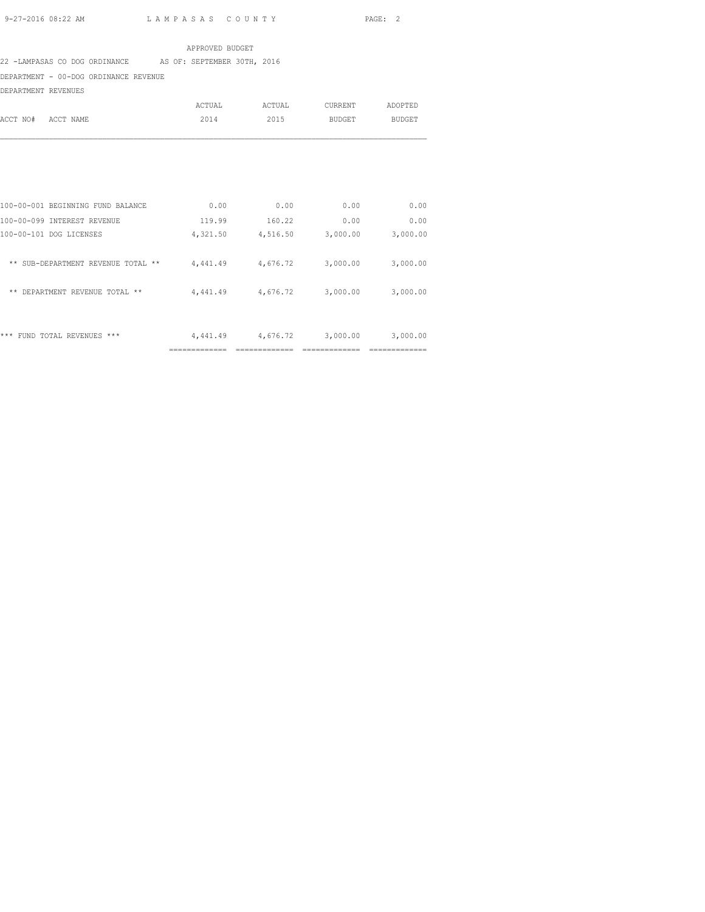APPROVED BUDGET

22 -LAMPASAS CO DOG ORDINANCE AS OF: SEPTEMBER 30TH, 2016

DEPARTMENT - 00-DOG ORDINANCE REVENUE

DEPARTMENT REVENUES

| ACCT NO# ACCT NAME | ACTUAL 2014 | ACTUAL 2015 | CURRENT BUDGET | ADOPTED BUDGET |
|---|---|---|---|---|
| 100-00-001 BEGINNING FUND BALANCE | 0.00 | 0.00 | 0.00 | 0.00 |
| 100-00-099 INTEREST REVENUE | 119.99 | 160.22 | 0.00 | 0.00 |
| 100-00-101 DOG LICENSES | 4,321.50 | 4,516.50 | 3,000.00 | 3,000.00 |
| ** SUB-DEPARTMENT REVENUE TOTAL ** | 4,441.49 | 4,676.72 | 3,000.00 | 3,000.00 |
| ** DEPARTMENT REVENUE TOTAL ** | 4,441.49 | 4,676.72 | 3,000.00 | 3,000.00 |
| *** FUND TOTAL REVENUES *** | 4,441.49 | 4,676.72 | 3,000.00 | 3,000.00 |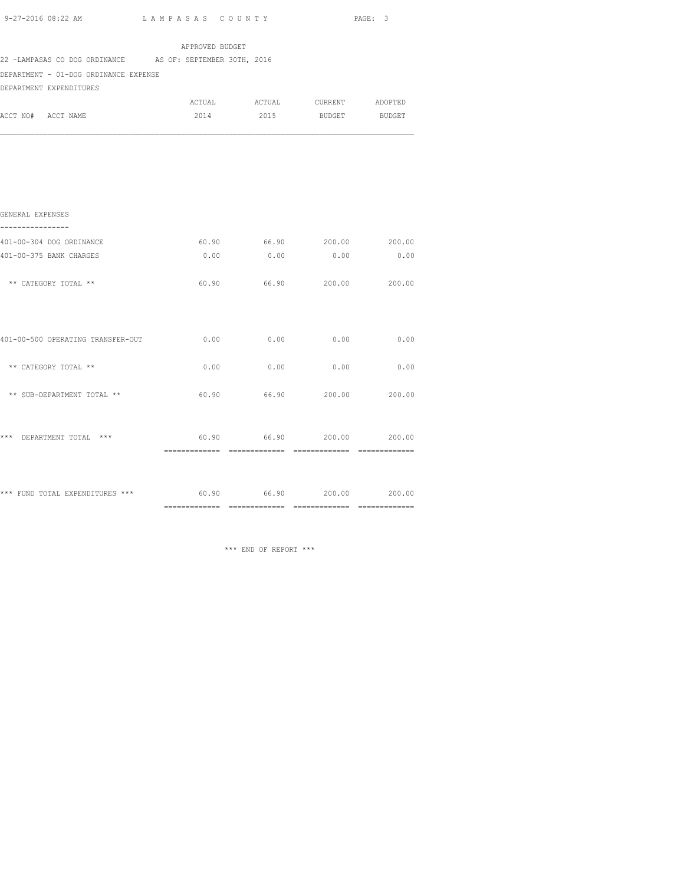APPROVED BUDGET

22 -LAMPASAS CO DOG ORDINANCE AS OF: SEPTEMBER 30TH, 2016

DEPARTMENT - 01-DOG ORDINANCE EXPENSE

DEPARTMENT EXPENDITURES

| ACCT NO# ACCT NAME | ACTUAL 2014 | ACTUAL 2015 | CURRENT BUDGET | ADOPTED BUDGET |
|---|---|---|---|---|
| **GENERAL EXPENSES** | | | | |
| 401-00-304 DOG ORDINANCE | 60.90 | 66.90 | 200.00 | 200.00 |
| 401-00-375 BANK CHARGES | 0.00 | 0.00 | 0.00 | 0.00 |
| ** CATEGORY TOTAL ** | 60.90 | 66.90 | 200.00 | 200.00 |
| 401-00-500 OPERATING TRANSFER-OUT | 0.00 | 0.00 | 0.00 | 0.00 |
| ** CATEGORY TOTAL ** | 0.00 | 0.00 | 0.00 | 0.00 |
| ** SUB-DEPARTMENT TOTAL ** | 60.90 | 66.90 | 200.00 | 200.00 |
| *** DEPARTMENT TOTAL *** | 60.90 | 66.90 | 200.00 | 200.00 |
| *** FUND TOTAL EXPENDITURES *** | 60.90 | 66.90 | 200.00 | 200.00 |

*** END OF REPORT ***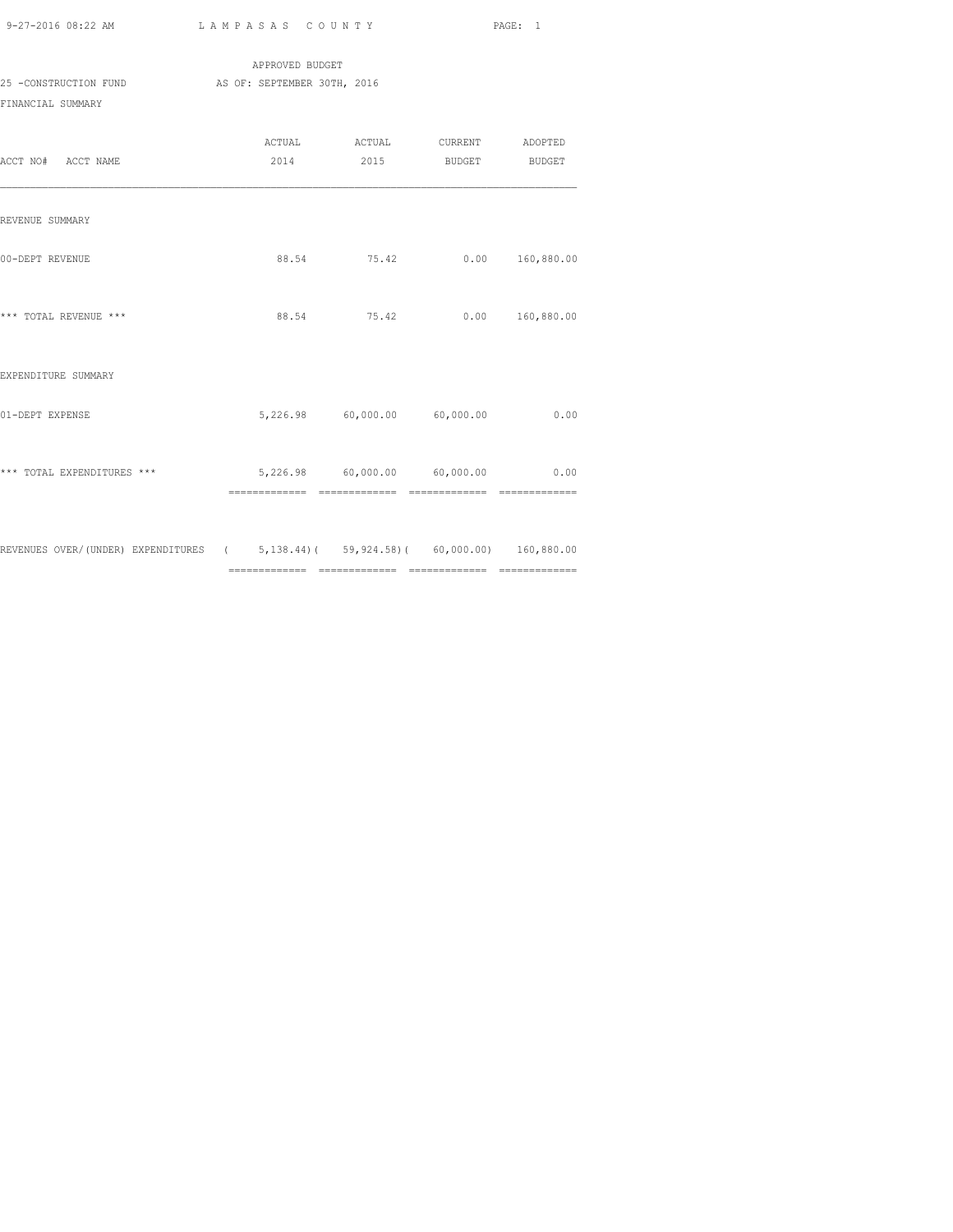APPROVED BUDGET

25 -CONSTRUCTION FUND AS OF: SEPTEMBER 30TH, 2016

FINANCIAL SUMMARY

| ACCT NO# ACCT NAME | ACTUAL 2014 | ACTUAL 2015 | CURRENT BUDGET | ADOPTED BUDGET |
|---|---|---|---|---|
| REVENUE SUMMARY | | | | |
| 00-DEPT REVENUE | 88.54 | 75.42 | 0.00 | 160,880.00 |
| *** TOTAL REVENUE *** | 88.54 | 75.42 | 0.00 | 160,880.00 |
| EXPENDITURE SUMMARY | | | | |
| 01-DEPT EXPENSE | 5,226.98 | 60,000.00 | 60,000.00 | 0.00 |
| *** TOTAL EXPENDITURES *** | 5,226.98 | 60,000.00 | 60,000.00 | 0.00 |
| REVENUES OVER/(UNDER) EXPENDITURES | ( 5,138.44) | ( 59,924.58) | ( 60,000.00) | 160,880.00 |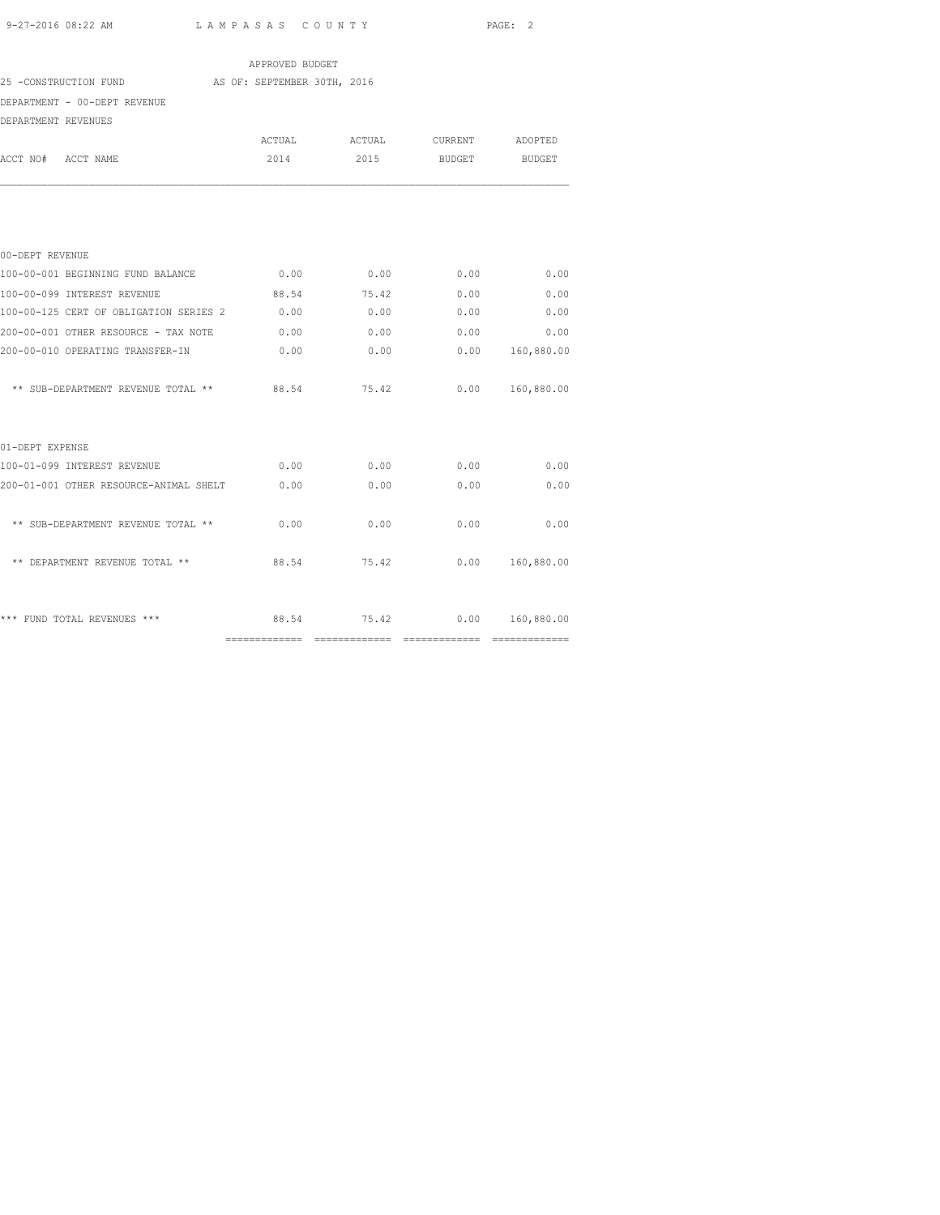APPROVED BUDGET

25 -CONSTRUCTION FUND AS OF: SEPTEMBER 30TH, 2016

DEPARTMENT - 00-DEPT REVENUE

DEPARTMENT REVENUES

| ACCT NO# ACCT NAME | ACTUAL 2014 | ACTUAL 2015 | CURRENT BUDGET | ADOPTED BUDGET |
|---|---|---|---|---|
| 00-DEPT REVENUE | | | | |
| 100-00-001 BEGINNING FUND BALANCE | 0.00 | 0.00 | 0.00 | 0.00 |
| 100-00-099 INTEREST REVENUE | 88.54 | 75.42 | 0.00 | 0.00 |
| 100-00-125 CERT OF OBLIGATION SERIES 2 | 0.00 | 0.00 | 0.00 | 0.00 |
| 200-00-001 OTHER RESOURCE - TAX NOTE | 0.00 | 0.00 | 0.00 | 0.00 |
| 200-00-010 OPERATING TRANSFER-IN | 0.00 | 0.00 | 0.00 | 160,880.00 |
| ** SUB-DEPARTMENT REVENUE TOTAL ** | 88.54 | 75.42 | 0.00 | 160,880.00 |
| 01-DEPT EXPENSE | | | | |
| 100-01-099 INTEREST REVENUE | 0.00 | 0.00 | 0.00 | 0.00 |
| 200-01-001 OTHER RESOURCE-ANIMAL SHELT | 0.00 | 0.00 | 0.00 | 0.00 |
| ** SUB-DEPARTMENT REVENUE TOTAL ** | 0.00 | 0.00 | 0.00 | 0.00 |
| ** DEPARTMENT REVENUE TOTAL ** | 88.54 | 75.42 | 0.00 | 160,880.00 |
| *** FUND TOTAL REVENUES *** | 88.54 | 75.42 | 0.00 | 160,880.00 |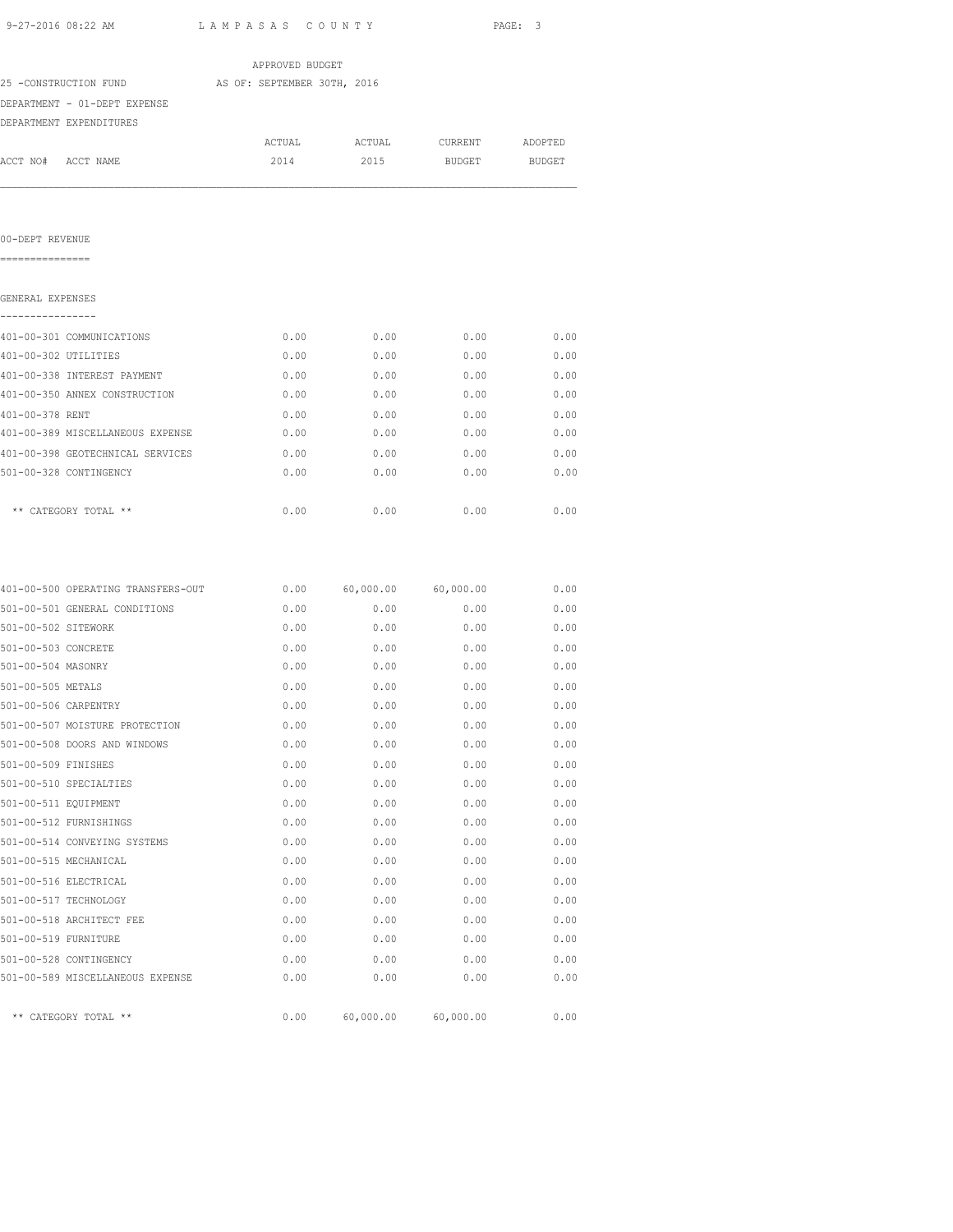APPROVED BUDGET

25 -CONSTRUCTION FUND AS OF: SEPTEMBER 30TH, 2016

DEPARTMENT - 01-DEPT EXPENSE

DEPARTMENT EXPENDITURES

| ACCT NO# ACCT NAME | ACTUAL 2014 | ACTUAL 2015 | CURRENT BUDGET | ADOPTED BUDGET |
|---|---|---|---|---|

00-DEPT REVENUE
===============

GENERAL EXPENSES
----------------

| ACCT NO# ACCT NAME | ACTUAL 2014 | ACTUAL 2015 | CURRENT BUDGET | ADOPTED BUDGET |
|---|---|---|---|---|
| 401-00-301 COMMUNICATIONS | 0.00 | 0.00 | 0.00 | 0.00 |
| 401-00-302 UTILITIES | 0.00 | 0.00 | 0.00 | 0.00 |
| 401-00-338 INTEREST PAYMENT | 0.00 | 0.00 | 0.00 | 0.00 |
| 401-00-350 ANNEX CONSTRUCTION | 0.00 | 0.00 | 0.00 | 0.00 |
| 401-00-378 RENT | 0.00 | 0.00 | 0.00 | 0.00 |
| 401-00-389 MISCELLANEOUS EXPENSE | 0.00 | 0.00 | 0.00 | 0.00 |
| 401-00-398 GEOTECHNICAL SERVICES | 0.00 | 0.00 | 0.00 | 0.00 |
| 501-00-328 CONTINGENCY | 0.00 | 0.00 | 0.00 | 0.00 |
| ** CATEGORY TOTAL ** | 0.00 | 0.00 | 0.00 | 0.00 |

| ACCT NO# ACCT NAME | ACTUAL 2014 | ACTUAL 2015 | CURRENT BUDGET | ADOPTED BUDGET |
|---|---|---|---|---|
| 401-00-500 OPERATING TRANSFERS-OUT | 0.00 | 60,000.00 | 60,000.00 | 0.00 |
| 501-00-501 GENERAL CONDITIONS | 0.00 | 0.00 | 0.00 | 0.00 |
| 501-00-502 SITEWORK | 0.00 | 0.00 | 0.00 | 0.00 |
| 501-00-503 CONCRETE | 0.00 | 0.00 | 0.00 | 0.00 |
| 501-00-504 MASONRY | 0.00 | 0.00 | 0.00 | 0.00 |
| 501-00-505 METALS | 0.00 | 0.00 | 0.00 | 0.00 |
| 501-00-506 CARPENTRY | 0.00 | 0.00 | 0.00 | 0.00 |
| 501-00-507 MOISTURE PROTECTION | 0.00 | 0.00 | 0.00 | 0.00 |
| 501-00-508 DOORS AND WINDOWS | 0.00 | 0.00 | 0.00 | 0.00 |
| 501-00-509 FINISHES | 0.00 | 0.00 | 0.00 | 0.00 |
| 501-00-510 SPECIALTIES | 0.00 | 0.00 | 0.00 | 0.00 |
| 501-00-511 EQUIPMENT | 0.00 | 0.00 | 0.00 | 0.00 |
| 501-00-512 FURNISHINGS | 0.00 | 0.00 | 0.00 | 0.00 |
| 501-00-514 CONVEYING SYSTEMS | 0.00 | 0.00 | 0.00 | 0.00 |
| 501-00-515 MECHANICAL | 0.00 | 0.00 | 0.00 | 0.00 |
| 501-00-516 ELECTRICAL | 0.00 | 0.00 | 0.00 | 0.00 |
| 501-00-517 TECHNOLOGY | 0.00 | 0.00 | 0.00 | 0.00 |
| 501-00-518 ARCHITECT FEE | 0.00 | 0.00 | 0.00 | 0.00 |
| 501-00-519 FURNITURE | 0.00 | 0.00 | 0.00 | 0.00 |
| 501-00-528 CONTINGENCY | 0.00 | 0.00 | 0.00 | 0.00 |
| 501-00-589 MISCELLANEOUS EXPENSE | 0.00 | 0.00 | 0.00 | 0.00 |
| ** CATEGORY TOTAL ** | 0.00 | 60,000.00 | 60,000.00 | 0.00 |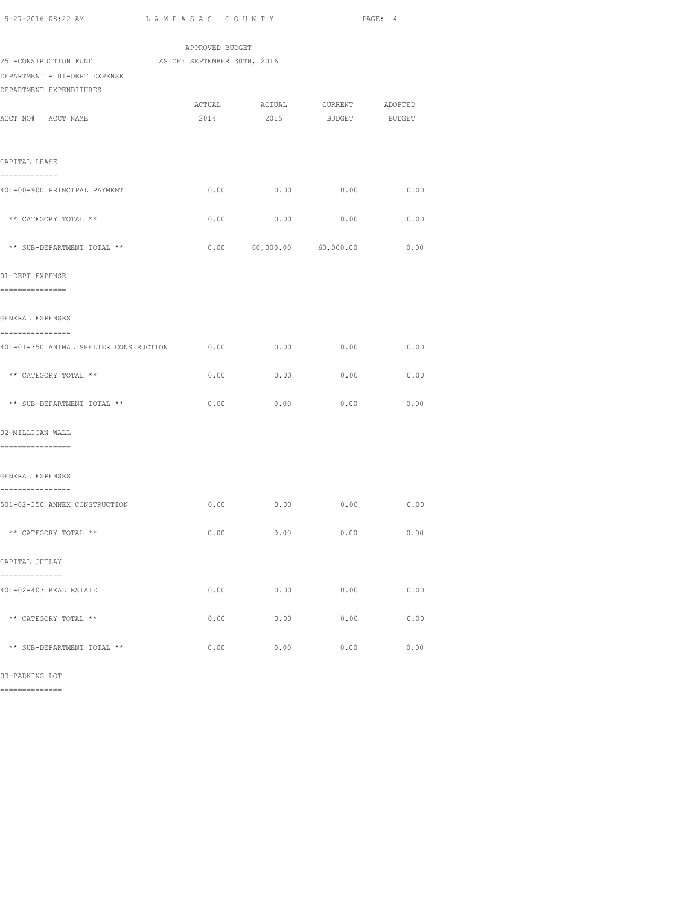APPROVED BUDGET

25 -CONSTRUCTION FUND AS OF: SEPTEMBER 30TH, 2016

DEPARTMENT - 01-DEPT EXPENSE

DEPARTMENT EXPENDITURES

| ACCT NO# ACCT NAME | ACTUAL 2014 | ACTUAL 2015 | CURRENT BUDGET | ADOPTED BUDGET |
|---|---|---|---|---|
| CAPITAL LEASE | | | | |
| 401-00-900 PRINCIPAL PAYMENT | 0.00 | 0.00 | 0.00 | 0.00 |
| ** CATEGORY TOTAL ** | 0.00 | 0.00 | 0.00 | 0.00 |
| ** SUB-DEPARTMENT TOTAL ** | 0.00 | 60,000.00 | 60,000.00 | 0.00 |

01-DEPT EXPENSE

| ACCT NO# ACCT NAME | ACTUAL 2014 | ACTUAL 2015 | CURRENT BUDGET | ADOPTED BUDGET |
|---|---|---|---|---|
| GENERAL EXPENSES | | | | |
| 401-01-350 ANIMAL SHELTER CONSTRUCTION | 0.00 | 0.00 | 0.00 | 0.00 |
| ** CATEGORY TOTAL ** | 0.00 | 0.00 | 0.00 | 0.00 |
| ** SUB-DEPARTMENT TOTAL ** | 0.00 | 0.00 | 0.00 | 0.00 |

02-MILLICAN WALL

| ACCT NO# ACCT NAME | ACTUAL 2014 | ACTUAL 2015 | CURRENT BUDGET | ADOPTED BUDGET |
|---|---|---|---|---|
| GENERAL EXPENSES | | | | |
| 501-02-350 ANNEX CONSTRUCTION | 0.00 | 0.00 | 0.00 | 0.00 |
| ** CATEGORY TOTAL ** | 0.00 | 0.00 | 0.00 | 0.00 |
| CAPITAL OUTLAY | | | | |
| 401-02-403 REAL ESTATE | 0.00 | 0.00 | 0.00 | 0.00 |
| ** CATEGORY TOTAL ** | 0.00 | 0.00 | 0.00 | 0.00 |
| ** SUB-DEPARTMENT TOTAL ** | 0.00 | 0.00 | 0.00 | 0.00 |

03-PARKING LOT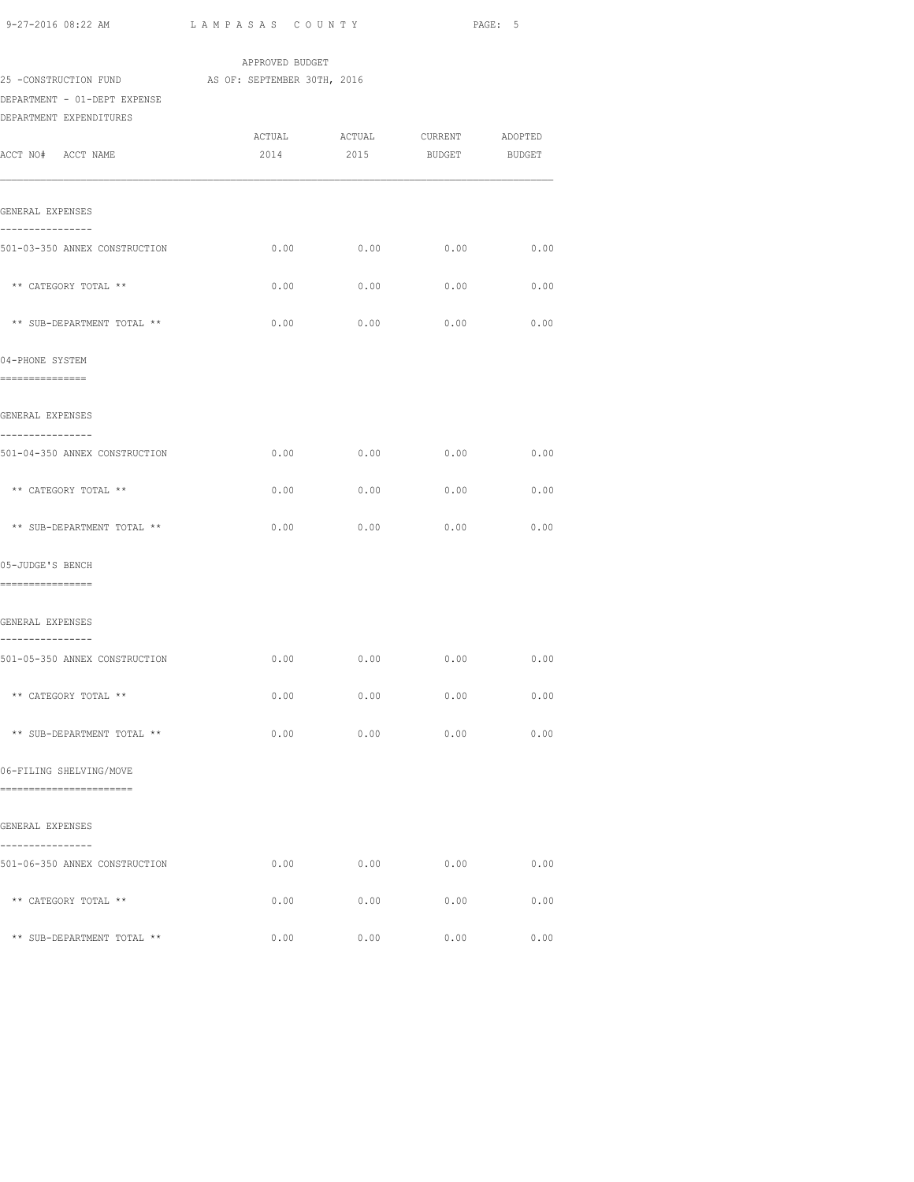APPROVED BUDGET

25 -CONSTRUCTION FUND AS OF: SEPTEMBER 30TH, 2016

DEPARTMENT - 01-DEPT EXPENSE

DEPARTMENT EXPENDITURES

| ACCT NO# ACCT NAME | ACTUAL 2014 | ACTUAL 2015 | CURRENT BUDGET | ADOPTED BUDGET |
|---|---|---|---|---|
| GENERAL EXPENSES | | | | |
| 501-03-350 ANNEX CONSTRUCTION | 0.00 | 0.00 | 0.00 | 0.00 |
| ** CATEGORY TOTAL ** | 0.00 | 0.00 | 0.00 | 0.00 |
| ** SUB-DEPARTMENT TOTAL ** | 0.00 | 0.00 | 0.00 | 0.00 |
| **04-PHONE SYSTEM** | | | | |
| GENERAL EXPENSES | | | | |
| 501-04-350 ANNEX CONSTRUCTION | 0.00 | 0.00 | 0.00 | 0.00 |
| ** CATEGORY TOTAL ** | 0.00 | 0.00 | 0.00 | 0.00 |
| ** SUB-DEPARTMENT TOTAL ** | 0.00 | 0.00 | 0.00 | 0.00 |
| **05-JUDGE'S BENCH** | | | | |
| GENERAL EXPENSES | | | | |
| 501-05-350 ANNEX CONSTRUCTION | 0.00 | 0.00 | 0.00 | 0.00 |
| ** CATEGORY TOTAL ** | 0.00 | 0.00 | 0.00 | 0.00 |
| ** SUB-DEPARTMENT TOTAL ** | 0.00 | 0.00 | 0.00 | 0.00 |
| **06-FILING SHELVING/MOVE** | | | | |
| GENERAL EXPENSES | | | | |
| 501-06-350 ANNEX CONSTRUCTION | 0.00 | 0.00 | 0.00 | 0.00 |
| ** CATEGORY TOTAL ** | 0.00 | 0.00 | 0.00 | 0.00 |
| ** SUB-DEPARTMENT TOTAL ** | 0.00 | 0.00 | 0.00 | 0.00 |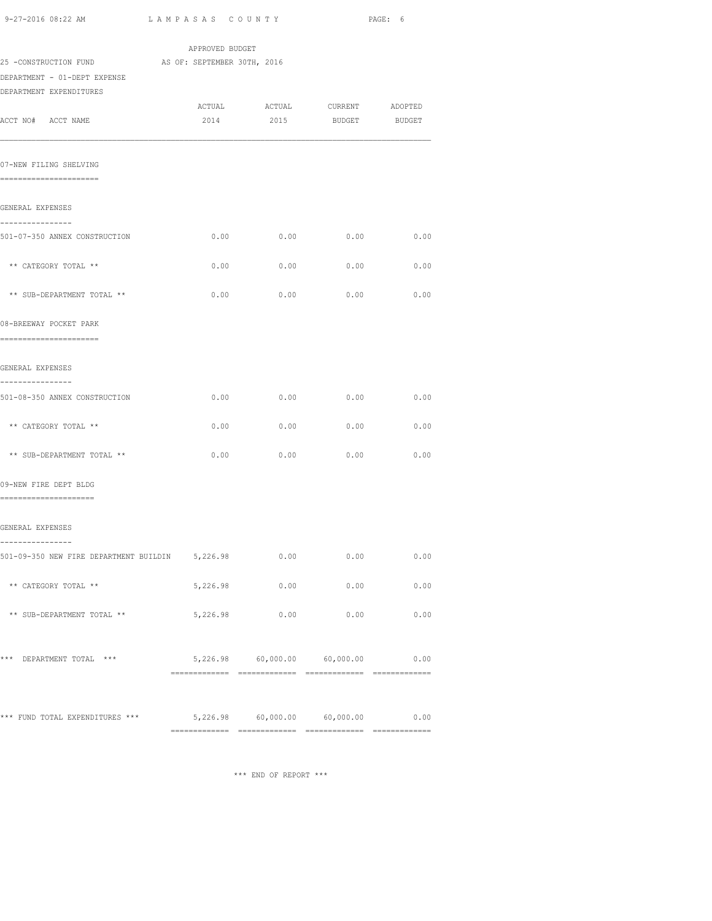APPROVED BUDGET

25 -CONSTRUCTION FUND AS OF: SEPTEMBER 30TH, 2016

DEPARTMENT - 01-DEPT EXPENSE

DEPARTMENT EXPENDITURES

| ACCT NO# ACCT NAME | ACTUAL 2014 | ACTUAL 2015 | CURRENT BUDGET | ADOPTED BUDGET |
|---|---|---|---|---|
| **07-NEW FILING SHELVING** | | | | |
| GENERAL EXPENSES | | | | |
| 501-07-350 ANNEX CONSTRUCTION | 0.00 | 0.00 | 0.00 | 0.00 |
| ** CATEGORY TOTAL ** | 0.00 | 0.00 | 0.00 | 0.00 |
| ** SUB-DEPARTMENT TOTAL ** | 0.00 | 0.00 | 0.00 | 0.00 |
| **08-BREEWAY POCKET PARK** | | | | |
| GENERAL EXPENSES | | | | |
| 501-08-350 ANNEX CONSTRUCTION | 0.00 | 0.00 | 0.00 | 0.00 |
| ** CATEGORY TOTAL ** | 0.00 | 0.00 | 0.00 | 0.00 |
| ** SUB-DEPARTMENT TOTAL ** | 0.00 | 0.00 | 0.00 | 0.00 |
| **09-NEW FIRE DEPT BLDG** | | | | |
| GENERAL EXPENSES | | | | |
| 501-09-350 NEW FIRE DEPARTMENT BUILDIN | 5,226.98 | 0.00 | 0.00 | 0.00 |
| ** CATEGORY TOTAL ** | 5,226.98 | 0.00 | 0.00 | 0.00 |
| ** SUB-DEPARTMENT TOTAL ** | 5,226.98 | 0.00 | 0.00 | 0.00 |
| *** DEPARTMENT TOTAL *** | 5,226.98 | 60,000.00 | 60,000.00 | 0.00 |
| *** FUND TOTAL EXPENDITURES *** | 5,226.98 | 60,000.00 | 60,000.00 | 0.00 |

*** END OF REPORT ***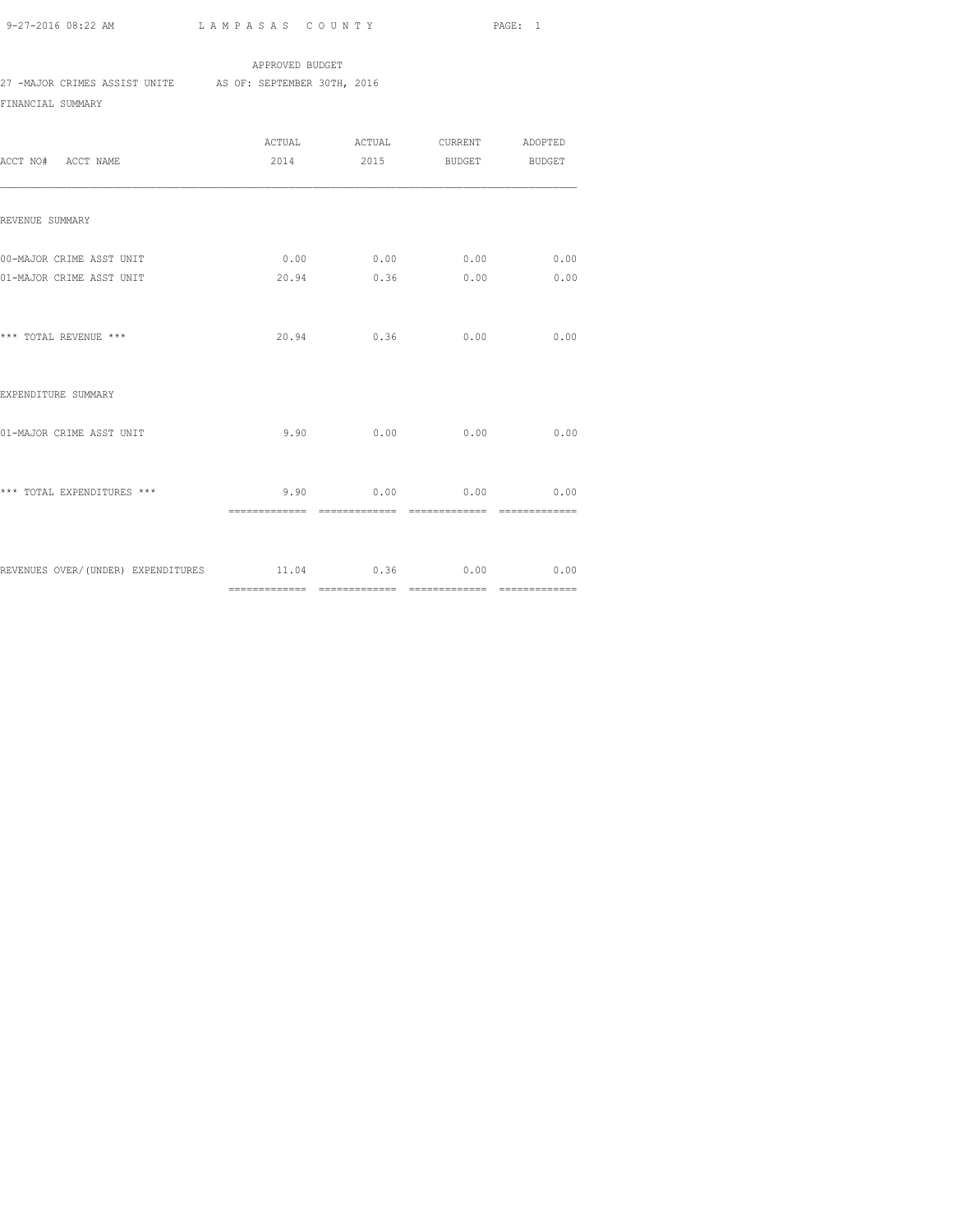APPROVED BUDGET

27 -MAJOR CRIMES ASSIST UNITE AS OF: SEPTEMBER 30TH, 2016

FINANCIAL SUMMARY

| ACCT NO# ACCT NAME | ACTUAL 2014 | ACTUAL 2015 | CURRENT BUDGET | ADOPTED BUDGET |
|---|---|---|---|---|
| REVENUE SUMMARY | | | | |
| 00-MAJOR CRIME ASST UNIT | 0.00 | 0.00 | 0.00 | 0.00 |
| 01-MAJOR CRIME ASST UNIT | 20.94 | 0.36 | 0.00 | 0.00 |
| *** TOTAL REVENUE *** | 20.94 | 0.36 | 0.00 | 0.00 |
| EXPENDITURE SUMMARY | | | | |
| 01-MAJOR CRIME ASST UNIT | 9.90 | 0.00 | 0.00 | 0.00 |
| *** TOTAL EXPENDITURES *** | 9.90 | 0.00 | 0.00 | 0.00 |
| REVENUES OVER/(UNDER) EXPENDITURES | 11.04 | 0.36 | 0.00 | 0.00 |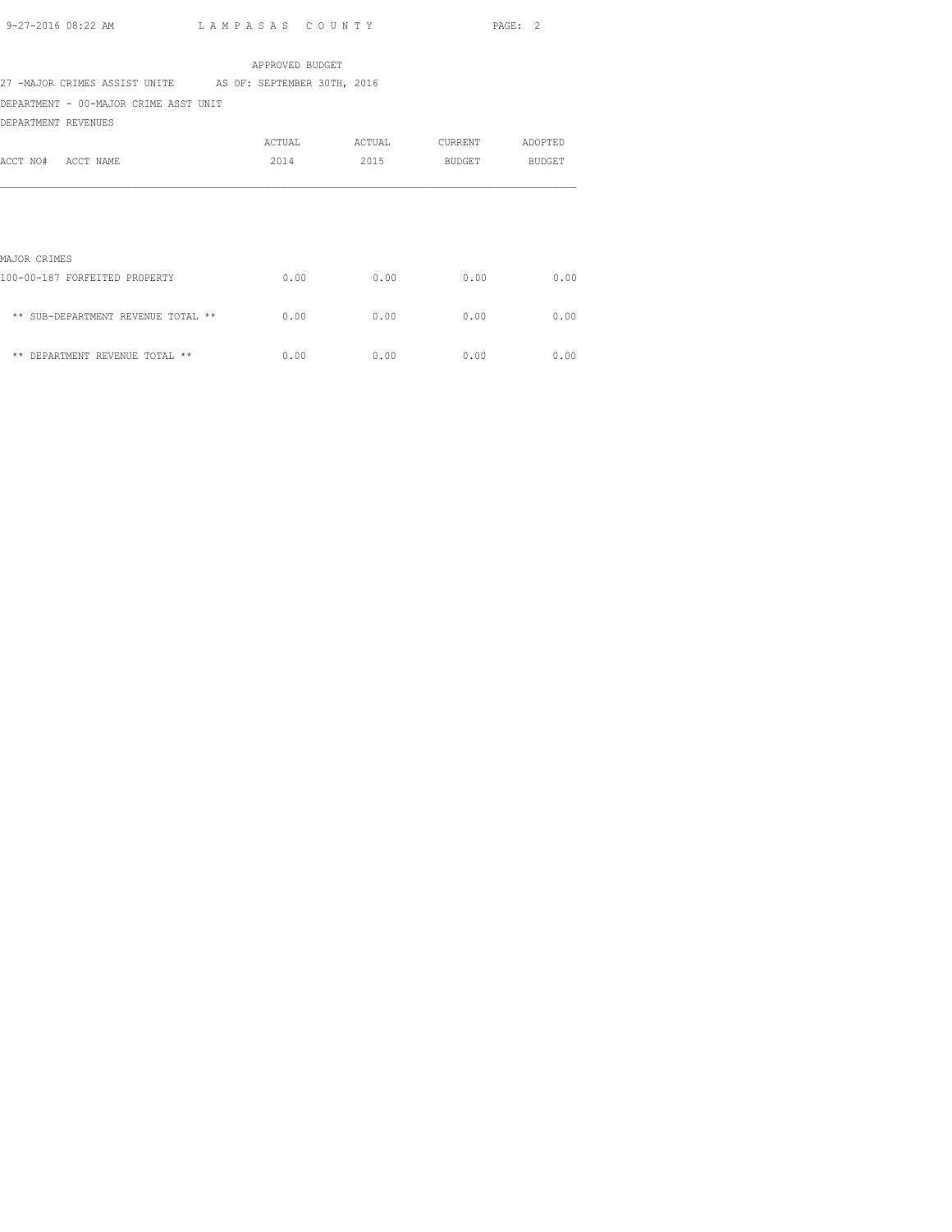APPROVED BUDGET

27 -MAJOR CRIMES ASSIST UNITE    AS OF: SEPTEMBER 30TH, 2016

DEPARTMENT - 00-MAJOR CRIME ASST UNIT

DEPARTMENT REVENUES

| ACCT NO# ACCT NAME | ACTUAL 2014 | ACTUAL 2015 | CURRENT BUDGET | ADOPTED BUDGET |
|---|---|---|---|---|
| MAJOR CRIMES | | | | |
| 100-00-187 FORFEITED PROPERTY | 0.00 | 0.00 | 0.00 | 0.00 |
| ** SUB-DEPARTMENT REVENUE TOTAL ** | 0.00 | 0.00 | 0.00 | 0.00 |
| ** DEPARTMENT REVENUE TOTAL ** | 0.00 | 0.00 | 0.00 | 0.00 |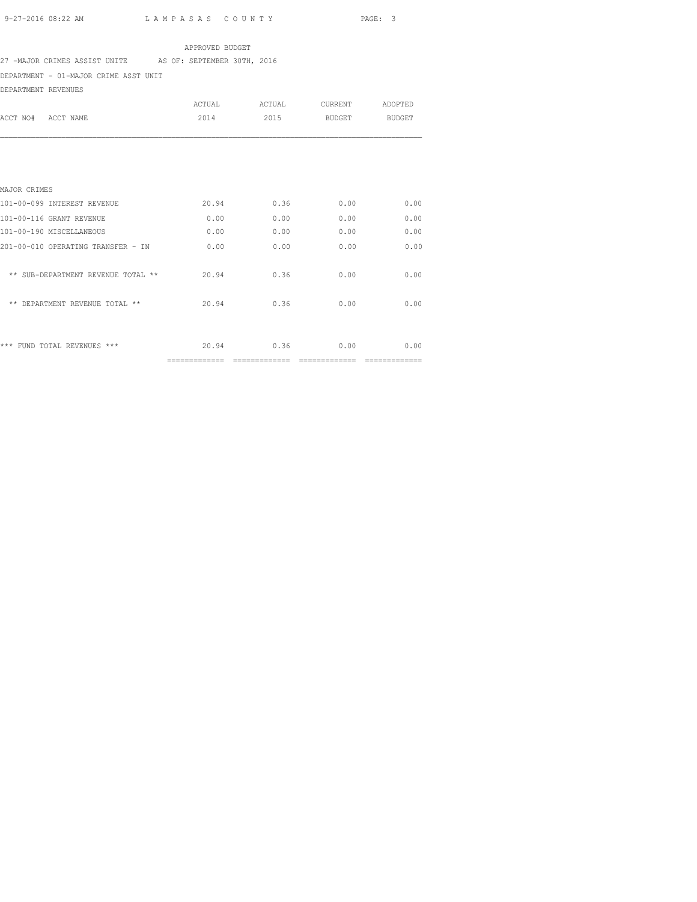APPROVED BUDGET

27 -MAJOR CRIMES ASSIST UNITE AS OF: SEPTEMBER 30TH, 2016

DEPARTMENT - 01-MAJOR CRIME ASST UNIT

DEPARTMENT REVENUES

| ACCT NO# ACCT NAME | ACTUAL 2014 | ACTUAL 2015 | CURRENT BUDGET | ADOPTED BUDGET |
|---|---|---|---|---|
| MAJOR CRIMES | | | | |
| 101-00-099 INTEREST REVENUE | 20.94 | 0.36 | 0.00 | 0.00 |
| 101-00-116 GRANT REVENUE | 0.00 | 0.00 | 0.00 | 0.00 |
| 101-00-190 MISCELLANEOUS | 0.00 | 0.00 | 0.00 | 0.00 |
| 201-00-010 OPERATING TRANSFER - IN | 0.00 | 0.00 | 0.00 | 0.00 |
| ** SUB-DEPARTMENT REVENUE TOTAL ** | 20.94 | 0.36 | 0.00 | 0.00 |
| ** DEPARTMENT REVENUE TOTAL ** | 20.94 | 0.36 | 0.00 | 0.00 |
| *** FUND TOTAL REVENUES *** | 20.94 | 0.36 | 0.00 | 0.00 |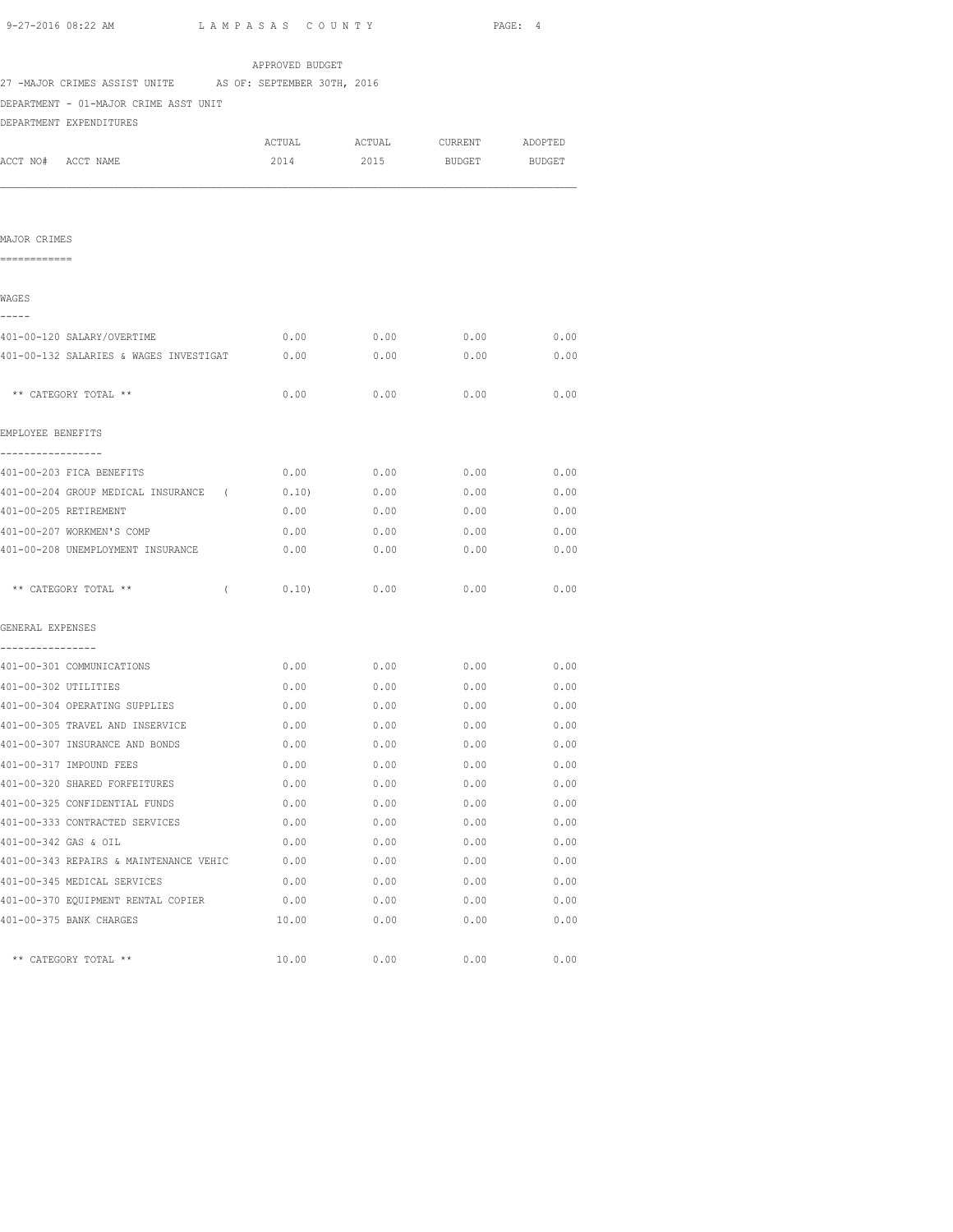APPROVED BUDGET

27 -MAJOR CRIMES ASSIST UNITE AS OF: SEPTEMBER 30TH, 2016

DEPARTMENT - 01-MAJOR CRIME ASST UNIT

DEPARTMENT EXPENDITURES

| ACCT NO# ACCT NAME | ACTUAL 2014 | ACTUAL 2015 | CURRENT BUDGET | ADOPTED BUDGET |
|---|---|---|---|---|
| **MAJOR CRIMES** | | | | |
| **WAGES** | | | | |
| 401-00-120 SALARY/OVERTIME | 0.00 | 0.00 | 0.00 | 0.00 |
| 401-00-132 SALARIES & WAGES INVESTIGAT | 0.00 | 0.00 | 0.00 | 0.00 |
| ** CATEGORY TOTAL ** | 0.00 | 0.00 | 0.00 | 0.00 |
| **EMPLOYEE BENEFITS** | | | | |
| 401-00-203 FICA BENEFITS | 0.00 | 0.00 | 0.00 | 0.00 |
| 401-00-204 GROUP MEDICAL INSURANCE | ( 0.10) | 0.00 | 0.00 | 0.00 |
| 401-00-205 RETIREMENT | 0.00 | 0.00 | 0.00 | 0.00 |
| 401-00-207 WORKMEN'S COMP | 0.00 | 0.00 | 0.00 | 0.00 |
| 401-00-208 UNEMPLOYMENT INSURANCE | 0.00 | 0.00 | 0.00 | 0.00 |
| ** CATEGORY TOTAL ** | ( 0.10) | 0.00 | 0.00 | 0.00 |
| **GENERAL EXPENSES** | | | | |
| 401-00-301 COMMUNICATIONS | 0.00 | 0.00 | 0.00 | 0.00 |
| 401-00-302 UTILITIES | 0.00 | 0.00 | 0.00 | 0.00 |
| 401-00-304 OPERATING SUPPLIES | 0.00 | 0.00 | 0.00 | 0.00 |
| 401-00-305 TRAVEL AND INSERVICE | 0.00 | 0.00 | 0.00 | 0.00 |
| 401-00-307 INSURANCE AND BONDS | 0.00 | 0.00 | 0.00 | 0.00 |
| 401-00-317 IMPOUND FEES | 0.00 | 0.00 | 0.00 | 0.00 |
| 401-00-320 SHARED FORFEITURES | 0.00 | 0.00 | 0.00 | 0.00 |
| 401-00-325 CONFIDENTIAL FUNDS | 0.00 | 0.00 | 0.00 | 0.00 |
| 401-00-333 CONTRACTED SERVICES | 0.00 | 0.00 | 0.00 | 0.00 |
| 401-00-342 GAS & OIL | 0.00 | 0.00 | 0.00 | 0.00 |
| 401-00-343 REPAIRS & MAINTENANCE VEHIC | 0.00 | 0.00 | 0.00 | 0.00 |
| 401-00-345 MEDICAL SERVICES | 0.00 | 0.00 | 0.00 | 0.00 |
| 401-00-370 EQUIPMENT RENTAL COPIER | 0.00 | 0.00 | 0.00 | 0.00 |
| 401-00-375 BANK CHARGES | 10.00 | 0.00 | 0.00 | 0.00 |
| ** CATEGORY TOTAL ** | 10.00 | 0.00 | 0.00 | 0.00 |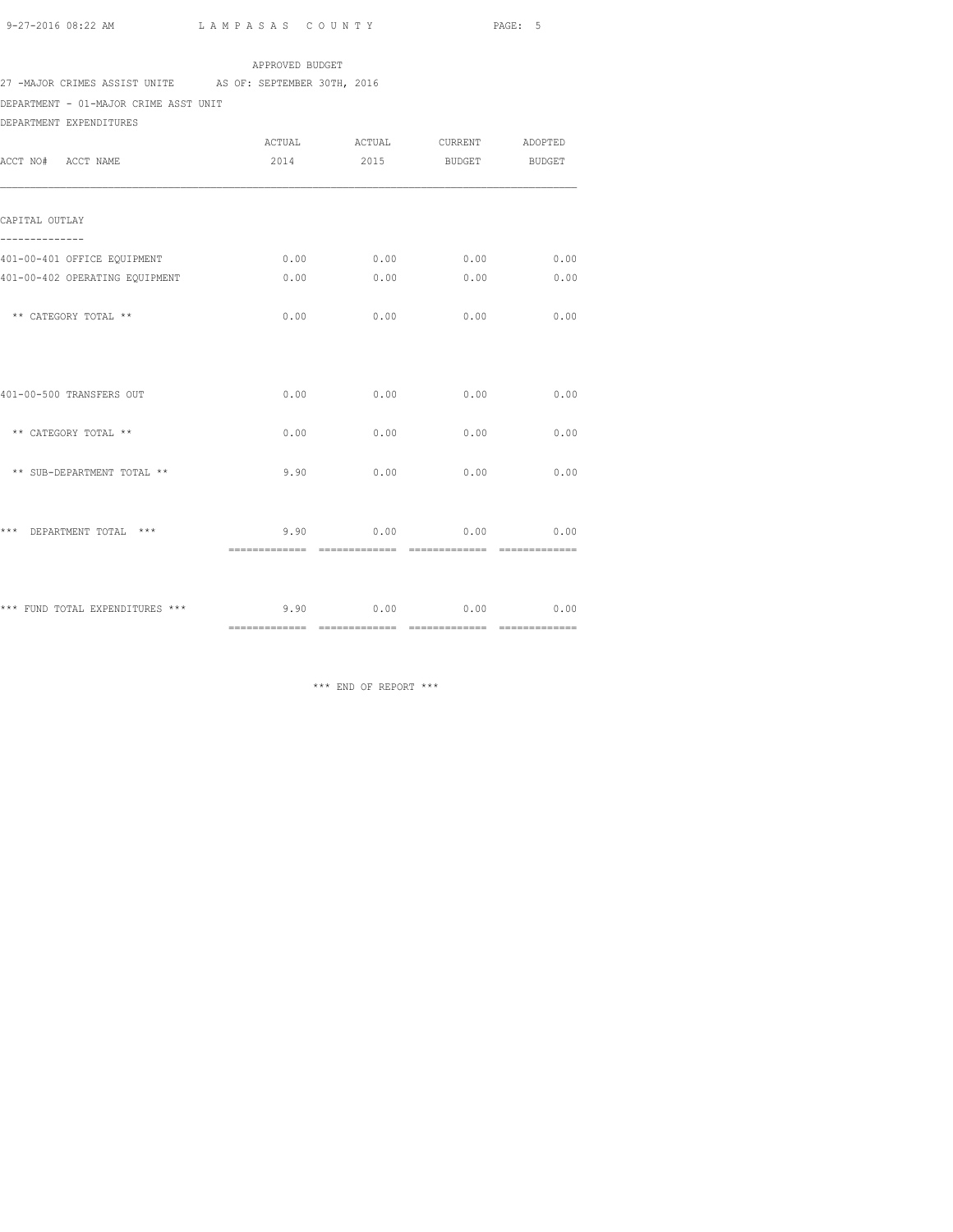APPROVED BUDGET

27 -MAJOR CRIMES ASSIST UNITE AS OF: SEPTEMBER 30TH, 2016

DEPARTMENT - 01-MAJOR CRIME ASST UNIT

DEPARTMENT EXPENDITURES

| ACCT NO# ACCT NAME | ACTUAL 2014 | ACTUAL 2015 | CURRENT BUDGET | ADOPTED BUDGET |
|---|---|---|---|---|
| **CAPITAL OUTLAY** | | | | |
| 401-00-401 OFFICE EQUIPMENT | 0.00 | 0.00 | 0.00 | 0.00 |
| 401-00-402 OPERATING EQUIPMENT | 0.00 | 0.00 | 0.00 | 0.00 |
| ** CATEGORY TOTAL ** | 0.00 | 0.00 | 0.00 | 0.00 |
| 401-00-500 TRANSFERS OUT | 0.00 | 0.00 | 0.00 | 0.00 |
| ** CATEGORY TOTAL ** | 0.00 | 0.00 | 0.00 | 0.00 |
| ** SUB-DEPARTMENT TOTAL ** | 9.90 | 0.00 | 0.00 | 0.00 |
| *** DEPARTMENT TOTAL *** | 9.90 | 0.00 | 0.00 | 0.00 |
| *** FUND TOTAL EXPENDITURES *** | 9.90 | 0.00 | 0.00 | 0.00 |

*** END OF REPORT ***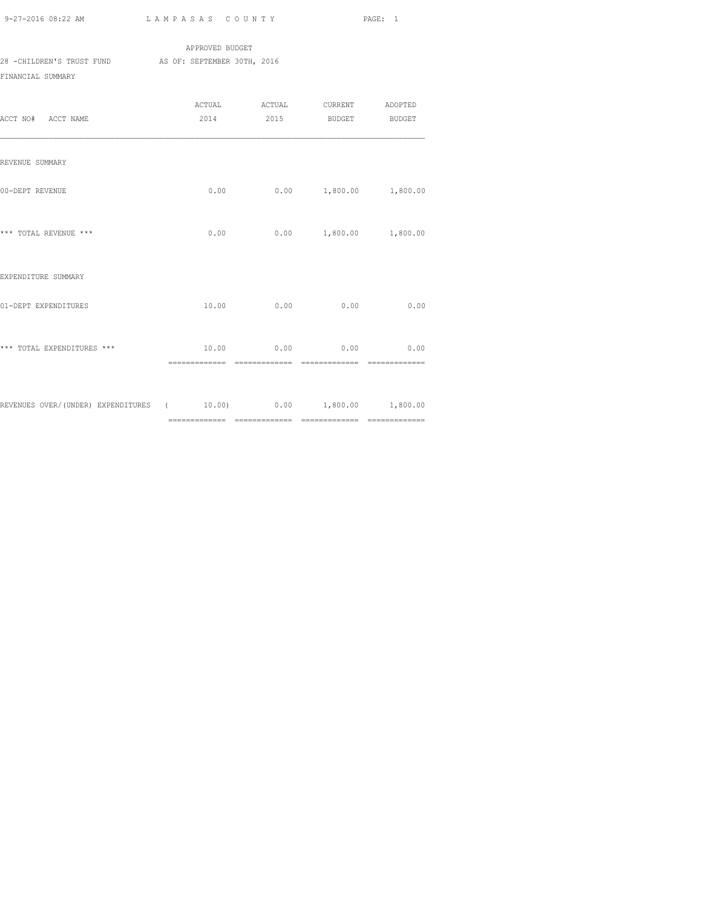APPROVED BUDGET

28 -CHILDREN'S TRUST FUND AS OF: SEPTEMBER 30TH, 2016

FINANCIAL SUMMARY

| ACCT NO# ACCT NAME | ACTUAL 2014 | ACTUAL 2015 | CURRENT BUDGET | ADOPTED BUDGET |
|---|---|---|---|---|
| REVENUE SUMMARY | | | | |
| 00-DEPT REVENUE | 0.00 | 0.00 | 1,800.00 | 1,800.00 |
| *** TOTAL REVENUE *** | 0.00 | 0.00 | 1,800.00 | 1,800.00 |
| EXPENDITURE SUMMARY | | | | |
| 01-DEPT EXPENDITURES | 10.00 | 0.00 | 0.00 | 0.00 |
| *** TOTAL EXPENDITURES *** | 10.00 | 0.00 | 0.00 | 0.00 |
| REVENUES OVER/(UNDER) EXPENDITURES | ( 10.00) | 0.00 | 1,800.00 | 1,800.00 |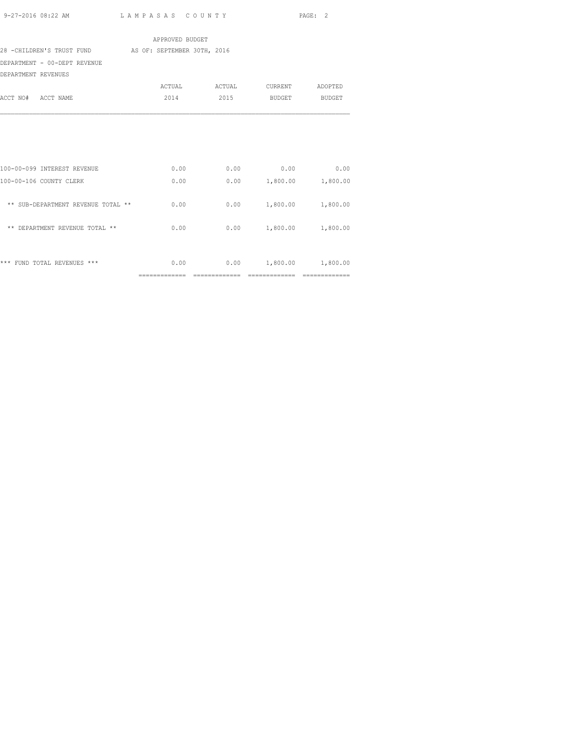APPROVED BUDGET

28 -CHILDREN'S TRUST FUND AS OF: SEPTEMBER 30TH, 2016

DEPARTMENT - 00-DEPT REVENUE

DEPARTMENT REVENUES

| ACCT NO# ACCT NAME | ACTUAL 2014 | ACTUAL 2015 | CURRENT BUDGET | ADOPTED BUDGET |
|---|---|---|---|---|
| 100-00-099 INTEREST REVENUE | 0.00 | 0.00 | 0.00 | 0.00 |
| 100-00-106 COUNTY CLERK | 0.00 | 0.00 | 1,800.00 | 1,800.00 |
| ** SUB-DEPARTMENT REVENUE TOTAL ** | 0.00 | 0.00 | 1,800.00 | 1,800.00 |
| ** DEPARTMENT REVENUE TOTAL ** | 0.00 | 0.00 | 1,800.00 | 1,800.00 |
| *** FUND TOTAL REVENUES *** | 0.00 | 0.00 | 1,800.00 | 1,800.00 |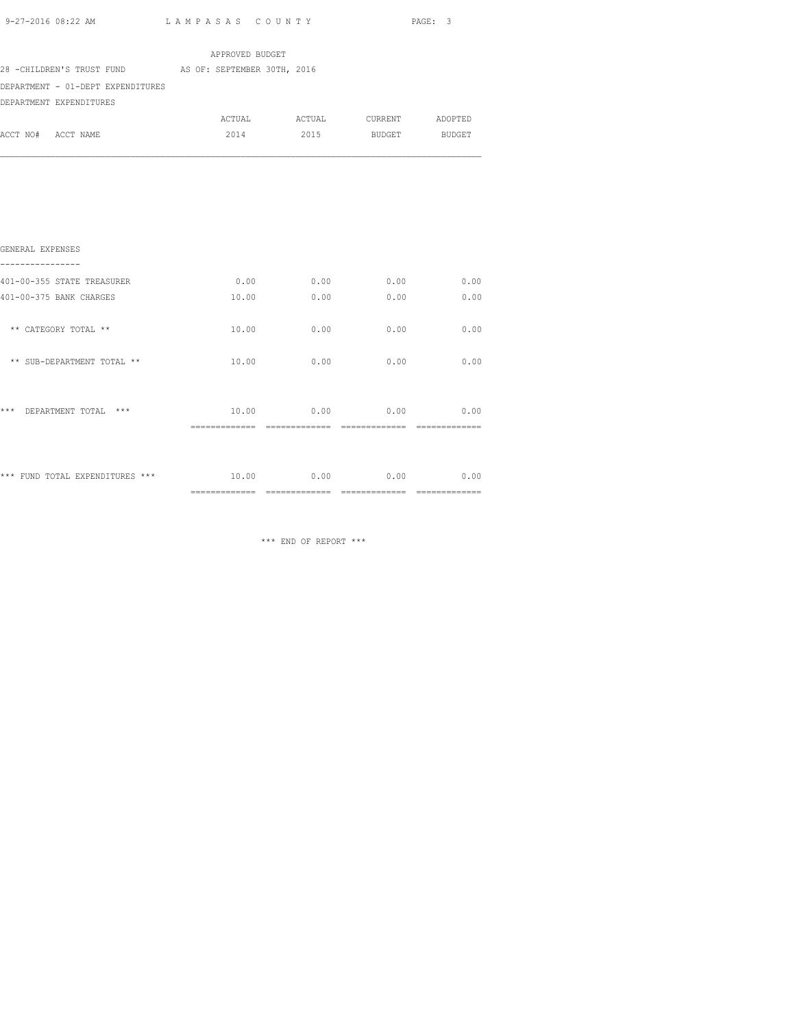APPROVED BUDGET

28 -CHILDREN'S TRUST FUND AS OF: SEPTEMBER 30TH, 2016

DEPARTMENT - 01-DEPT EXPENDITURES

DEPARTMENT EXPENDITURES

| ACCT NO# ACCT NAME | ACTUAL 2014 | ACTUAL 2015 | CURRENT BUDGET | ADOPTED BUDGET |
|---|---|---|---|---|
| **GENERAL EXPENSES** | | | | |
| 401-00-355 STATE TREASURER | 0.00 | 0.00 | 0.00 | 0.00 |
| 401-00-375 BANK CHARGES | 10.00 | 0.00 | 0.00 | 0.00 |
| ** CATEGORY TOTAL ** | 10.00 | 0.00 | 0.00 | 0.00 |
| ** SUB-DEPARTMENT TOTAL ** | 10.00 | 0.00 | 0.00 | 0.00 |
| *** DEPARTMENT TOTAL *** | 10.00 | 0.00 | 0.00 | 0.00 |
| *** FUND TOTAL EXPENDITURES *** | 10.00 | 0.00 | 0.00 | 0.00 |

*** END OF REPORT ***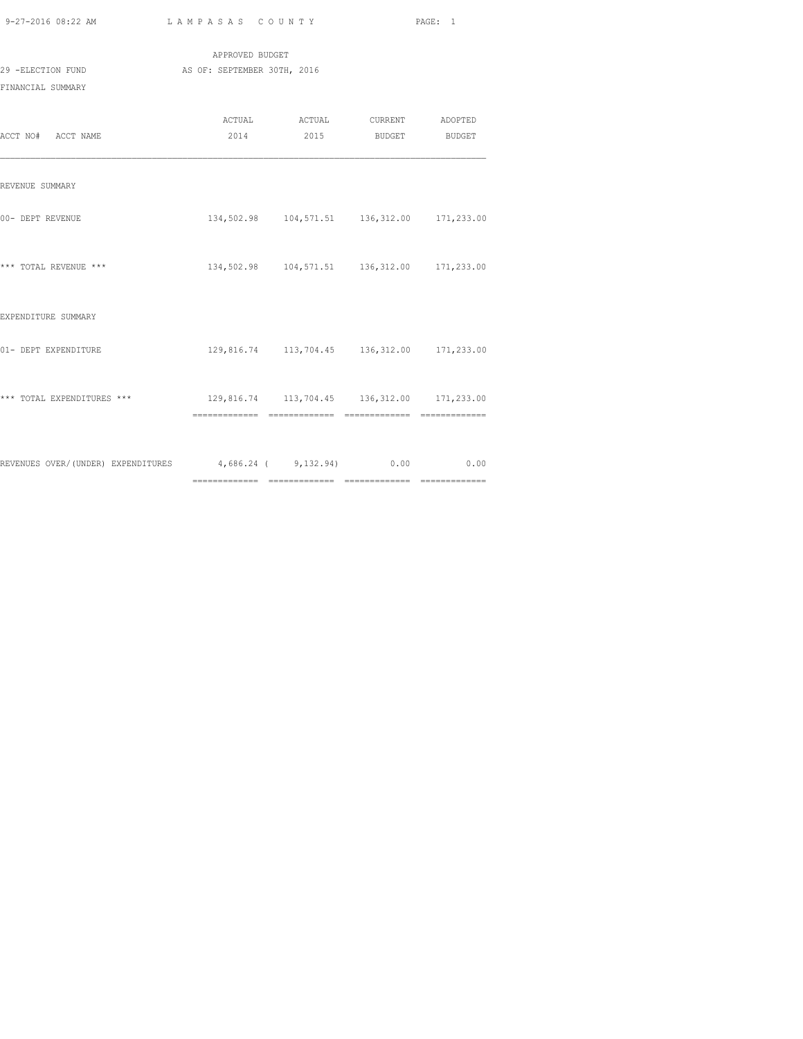LAMPASAS COUNTY

APPROVED BUDGET

29 -ELECTION FUND AS OF: SEPTEMBER 30TH, 2016

FINANCIAL SUMMARY

| ACCT NO# ACCT NAME | ACTUAL 2014 | ACTUAL 2015 | CURRENT BUDGET | ADOPTED BUDGET |
|---|---|---|---|---|
| REVENUE SUMMARY | | | | |
| 00- DEPT REVENUE | 134,502.98 | 104,571.51 | 136,312.00 | 171,233.00 |
| *** TOTAL REVENUE *** | 134,502.98 | 104,571.51 | 136,312.00 | 171,233.00 |
| EXPENDITURE SUMMARY | | | | |
| 01- DEPT EXPENDITURE | 129,816.74 | 113,704.45 | 136,312.00 | 171,233.00 |
| *** TOTAL EXPENDITURES *** | 129,816.74 | 113,704.45 | 136,312.00 | 171,233.00 |
| REVENUES OVER/(UNDER) EXPENDITURES | 4,686.24 | ( 9,132.94) | 0.00 | 0.00 |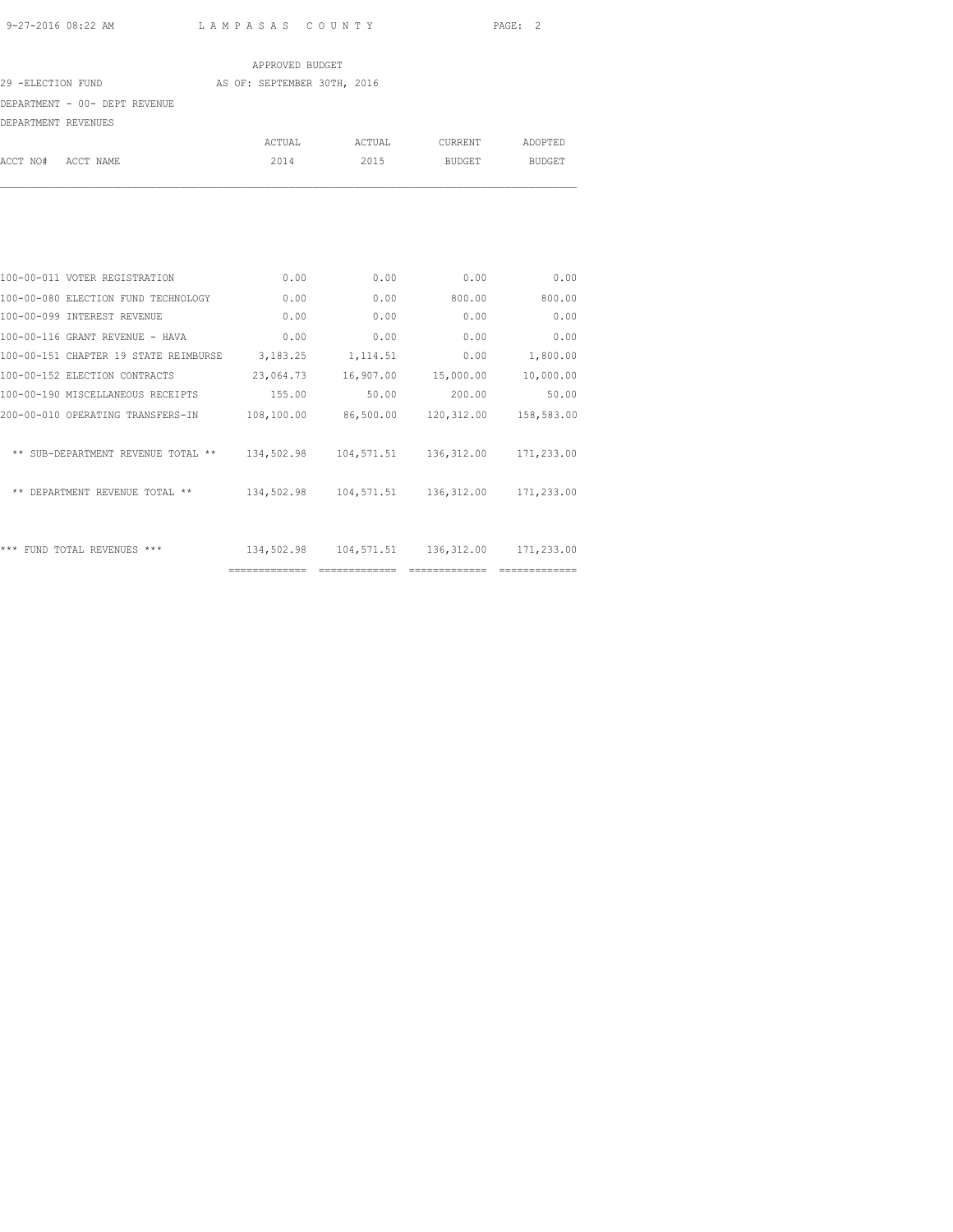APPROVED BUDGET

29 -ELECTION FUND AS OF: SEPTEMBER 30TH, 2016

DEPARTMENT - 00- DEPT REVENUE

DEPARTMENT REVENUES

| ACCT NO# ACCT NAME | ACTUAL 2014 | ACTUAL 2015 | CURRENT BUDGET | ADOPTED BUDGET |
|---|---|---|---|---|
| 100-00-011 VOTER REGISTRATION | 0.00 | 0.00 | 0.00 | 0.00 |
| 100-00-080 ELECTION FUND TECHNOLOGY | 0.00 | 0.00 | 800.00 | 800.00 |
| 100-00-099 INTEREST REVENUE | 0.00 | 0.00 | 0.00 | 0.00 |
| 100-00-116 GRANT REVENUE - HAVA | 0.00 | 0.00 | 0.00 | 0.00 |
| 100-00-151 CHAPTER 19 STATE REIMBURSE | 3,183.25 | 1,114.51 | 0.00 | 1,800.00 |
| 100-00-152 ELECTION CONTRACTS | 23,064.73 | 16,907.00 | 15,000.00 | 10,000.00 |
| 100-00-190 MISCELLANEOUS RECEIPTS | 155.00 | 50.00 | 200.00 | 50.00 |
| 200-00-010 OPERATING TRANSFERS-IN | 108,100.00 | 86,500.00 | 120,312.00 | 158,583.00 |
| ** SUB-DEPARTMENT REVENUE TOTAL ** | 134,502.98 | 104,571.51 | 136,312.00 | 171,233.00 |
| ** DEPARTMENT REVENUE TOTAL ** | 134,502.98 | 104,571.51 | 136,312.00 | 171,233.00 |
| *** FUND TOTAL REVENUES *** | 134,502.98 | 104,571.51 | 136,312.00 | 171,233.00 |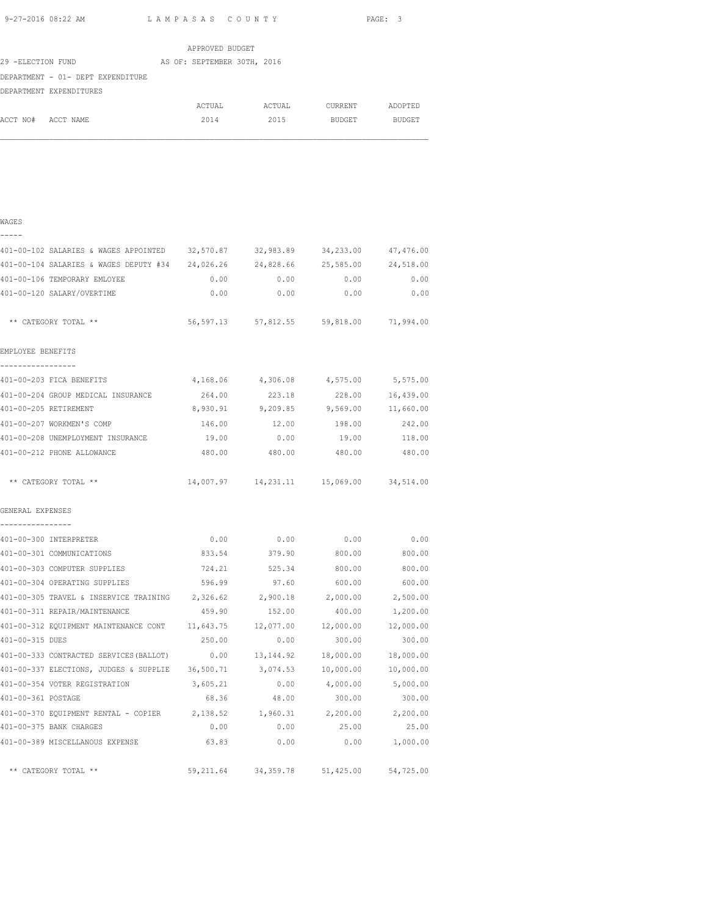APPROVED BUDGET

29 -ELECTION FUND AS OF: SEPTEMBER 30TH, 2016

DEPARTMENT - 01- DEPT EXPENDITURE

DEPARTMENT EXPENDITURES

| ACCT NO# ACCT NAME | ACTUAL 2014 | ACTUAL 2015 | CURRENT BUDGET | ADOPTED BUDGET |
|---|---|---|---|---|
| **WAGES** | | | | |
| 401-00-102 SALARIES & WAGES APPOINTED | 32,570.87 | 32,983.89 | 34,233.00 | 47,476.00 |
| 401-00-104 SALARIES & WAGES DEPUTY #34 | 24,026.26 | 24,828.66 | 25,585.00 | 24,518.00 |
| 401-00-106 TEMPORARY EMLOYEE | 0.00 | 0.00 | 0.00 | 0.00 |
| 401-00-120 SALARY/OVERTIME | 0.00 | 0.00 | 0.00 | 0.00 |
| ** CATEGORY TOTAL ** | 56,597.13 | 57,812.55 | 59,818.00 | 71,994.00 |
| **EMPLOYEE BENEFITS** | | | | |
| 401-00-203 FICA BENEFITS | 4,168.06 | 4,306.08 | 4,575.00 | 5,575.00 |
| 401-00-204 GROUP MEDICAL INSURANCE | 264.00 | 223.18 | 228.00 | 16,439.00 |
| 401-00-205 RETIREMENT | 8,930.91 | 9,209.85 | 9,569.00 | 11,660.00 |
| 401-00-207 WORKMEN'S COMP | 146.00 | 12.00 | 198.00 | 242.00 |
| 401-00-208 UNEMPLOYMENT INSURANCE | 19.00 | 0.00 | 19.00 | 118.00 |
| 401-00-212 PHONE ALLOWANCE | 480.00 | 480.00 | 480.00 | 480.00 |
| ** CATEGORY TOTAL ** | 14,007.97 | 14,231.11 | 15,069.00 | 34,514.00 |
| **GENERAL EXPENSES** | | | | |
| 401-00-300 INTERPRETER | 0.00 | 0.00 | 0.00 | 0.00 |
| 401-00-301 COMMUNICATIONS | 833.54 | 379.90 | 800.00 | 800.00 |
| 401-00-303 COMPUTER SUPPLIES | 724.21 | 525.34 | 800.00 | 800.00 |
| 401-00-304 OPERATING SUPPLIES | 596.99 | 97.60 | 600.00 | 600.00 |
| 401-00-305 TRAVEL & INSERVICE TRAINING | 2,326.62 | 2,900.18 | 2,000.00 | 2,500.00 |
| 401-00-311 REPAIR/MAINTENANCE | 459.90 | 152.00 | 400.00 | 1,200.00 |
| 401-00-312 EQUIPMENT MAINTENANCE CONT | 11,643.75 | 12,077.00 | 12,000.00 | 12,000.00 |
| 401-00-315 DUES | 250.00 | 0.00 | 300.00 | 300.00 |
| 401-00-333 CONTRACTED SERVICES(BALLOT) | 0.00 | 13,144.92 | 18,000.00 | 18,000.00 |
| 401-00-337 ELECTIONS, JUDGES & SUPPLIE | 36,500.71 | 3,074.53 | 10,000.00 | 10,000.00 |
| 401-00-354 VOTER REGISTRATION | 3,605.21 | 0.00 | 4,000.00 | 5,000.00 |
| 401-00-361 POSTAGE | 68.36 | 48.00 | 300.00 | 300.00 |
| 401-00-370 EQUIPMENT RENTAL - COPIER | 2,138.52 | 1,960.31 | 2,200.00 | 2,200.00 |
| 401-00-375 BANK CHARGES | 0.00 | 0.00 | 25.00 | 25.00 |
| 401-00-389 MISCELLANOUS EXPENSE | 63.83 | 0.00 | 0.00 | 1,000.00 |
| ** CATEGORY TOTAL ** | 59,211.64 | 34,359.78 | 51,425.00 | 54,725.00 |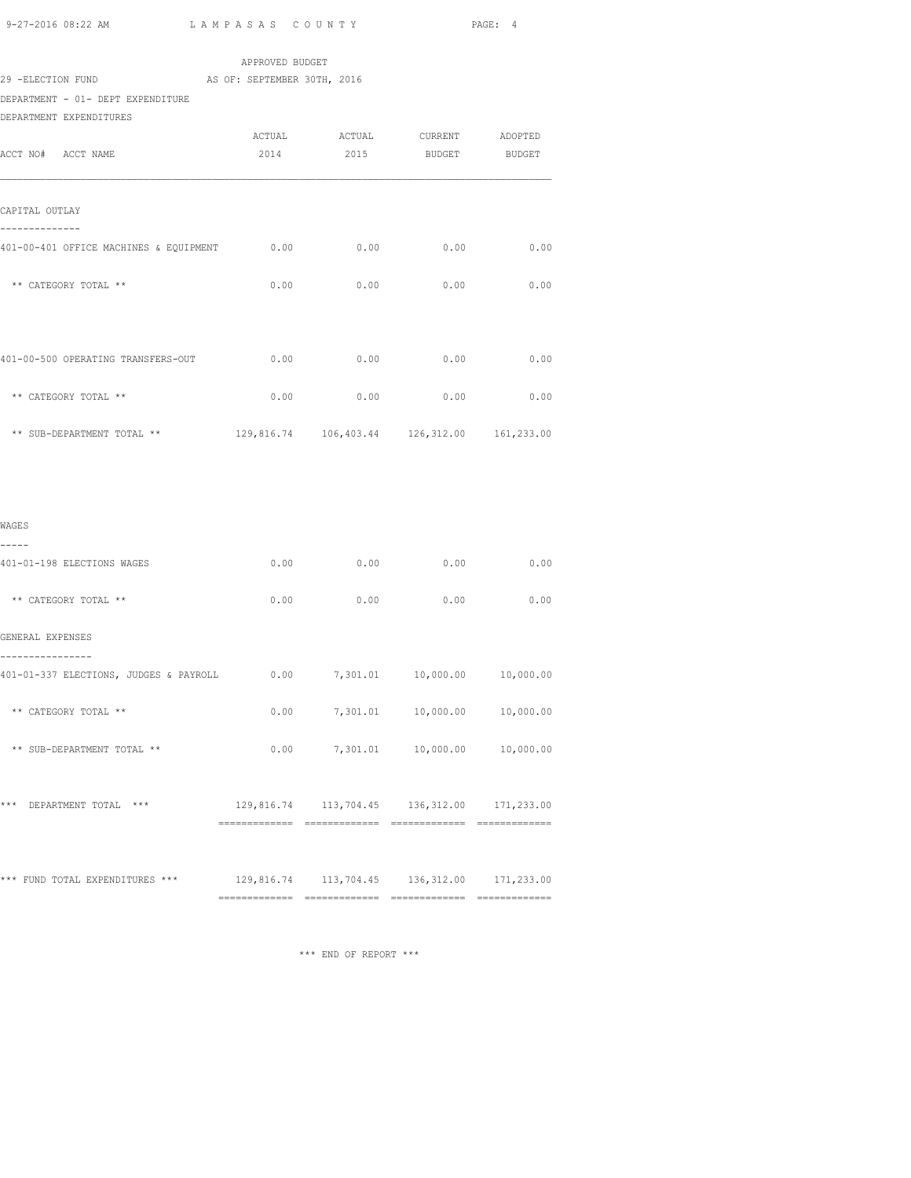APPROVED BUDGET

29 -ELECTION FUND AS OF: SEPTEMBER 30TH, 2016

DEPARTMENT - 01- DEPT EXPENDITURE

DEPARTMENT EXPENDITURES

| ACCT NO# ACCT NAME | ACTUAL 2014 | ACTUAL 2015 | CURRENT BUDGET | ADOPTED BUDGET |
|---|---|---|---|---|
| **CAPITAL OUTLAY** | | | | |
| 401-00-401 OFFICE MACHINES & EQUIPMENT | 0.00 | 0.00 | 0.00 | 0.00 |
| ** CATEGORY TOTAL ** | 0.00 | 0.00 | 0.00 | 0.00 |
| 401-00-500 OPERATING TRANSFERS-OUT | 0.00 | 0.00 | 0.00 | 0.00 |
| ** CATEGORY TOTAL ** | 0.00 | 0.00 | 0.00 | 0.00 |
| ** SUB-DEPARTMENT TOTAL ** | 129,816.74 | 106,403.44 | 126,312.00 | 161,233.00 |
| **WAGES** | | | | |
| 401-01-198 ELECTIONS WAGES | 0.00 | 0.00 | 0.00 | 0.00 |
| ** CATEGORY TOTAL ** | 0.00 | 0.00 | 0.00 | 0.00 |
| **GENERAL EXPENSES** | | | | |
| 401-01-337 ELECTIONS, JUDGES & PAYROLL | 0.00 | 7,301.01 | 10,000.00 | 10,000.00 |
| ** CATEGORY TOTAL ** | 0.00 | 7,301.01 | 10,000.00 | 10,000.00 |
| ** SUB-DEPARTMENT TOTAL ** | 0.00 | 7,301.01 | 10,000.00 | 10,000.00 |
| *** DEPARTMENT TOTAL *** | 129,816.74 | 113,704.45 | 136,312.00 | 171,233.00 |
| *** FUND TOTAL EXPENDITURES *** | 129,816.74 | 113,704.45 | 136,312.00 | 171,233.00 |

*** END OF REPORT ***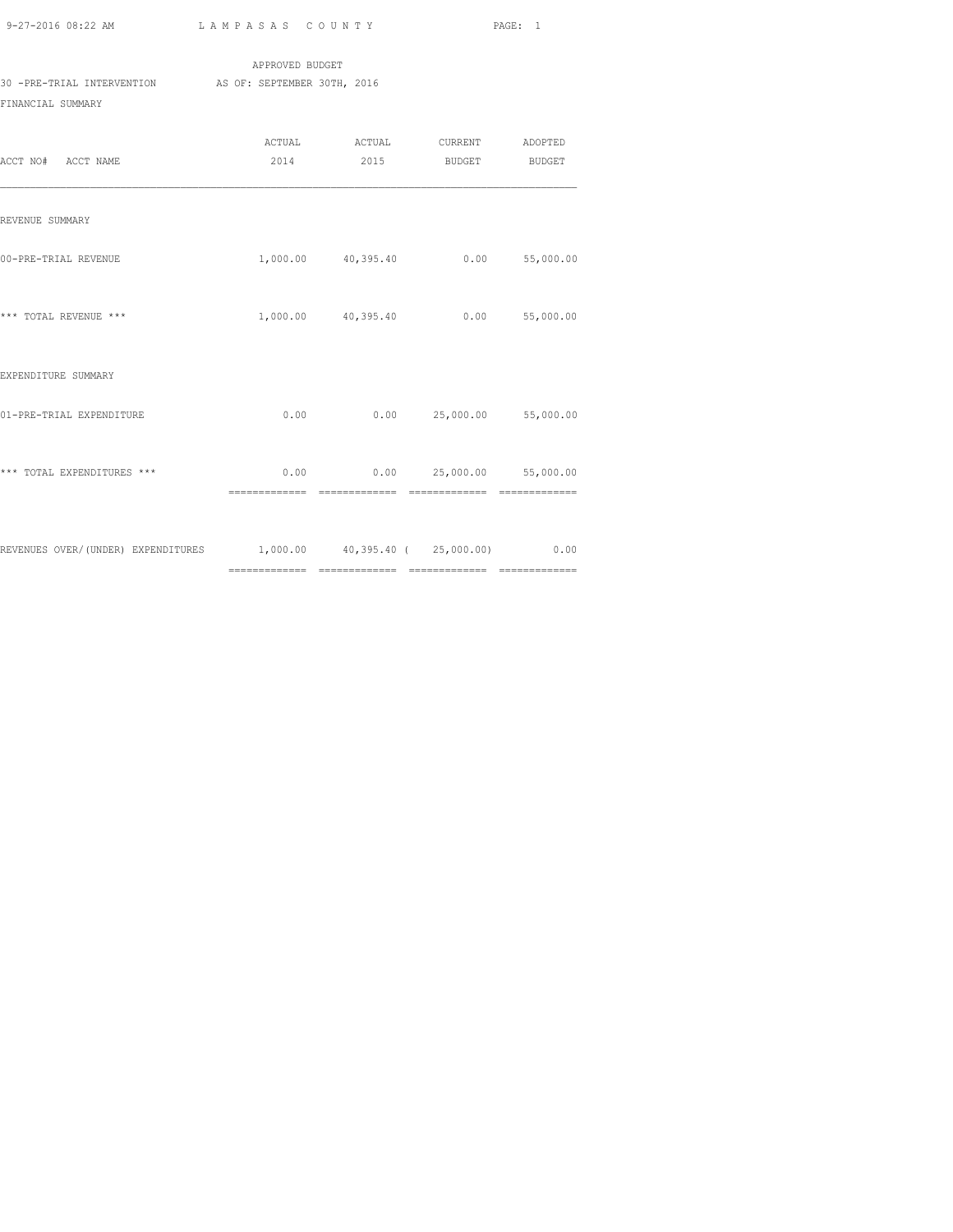APPROVED BUDGET

30 -PRE-TRIAL INTERVENTION AS OF: SEPTEMBER 30TH, 2016

FINANCIAL SUMMARY

| ACCT NO# ACCT NAME | ACTUAL 2014 | ACTUAL 2015 | CURRENT BUDGET | ADOPTED BUDGET |
|---|---|---|---|---|
| REVENUE SUMMARY | | | | |
| 00-PRE-TRIAL REVENUE | 1,000.00 | 40,395.40 | 0.00 | 55,000.00 |
| *** TOTAL REVENUE *** | 1,000.00 | 40,395.40 | 0.00 | 55,000.00 |
| EXPENDITURE SUMMARY | | | | |
| 01-PRE-TRIAL EXPENDITURE | 0.00 | 0.00 | 25,000.00 | 55,000.00 |
| *** TOTAL EXPENDITURES *** | 0.00 | 0.00 | 25,000.00 | 55,000.00 |
| REVENUES OVER/(UNDER) EXPENDITURES | 1,000.00 | 40,395.40 | ( 25,000.00) | 0.00 |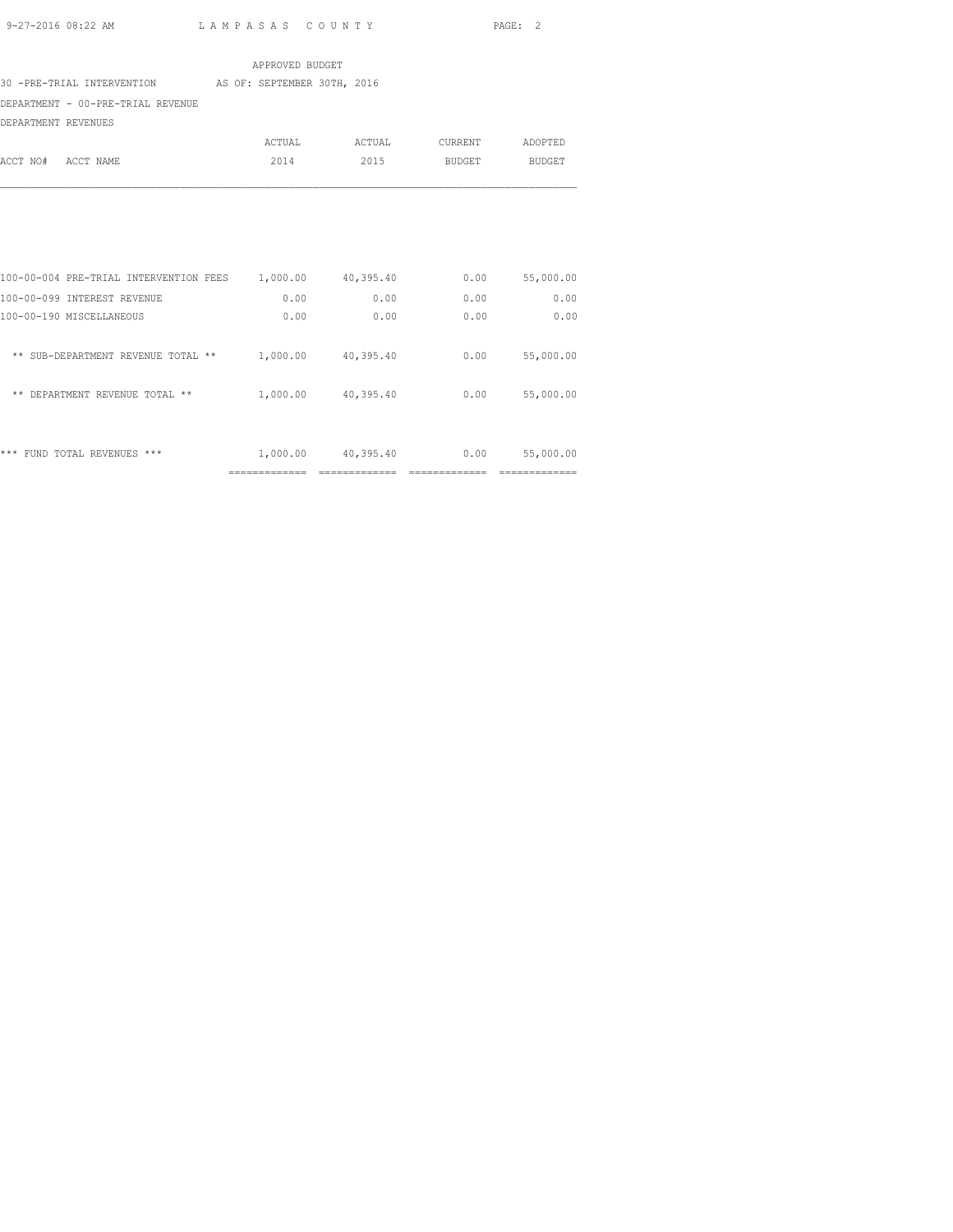APPROVED BUDGET

30 -PRE-TRIAL INTERVENTION AS OF: SEPTEMBER 30TH, 2016

DEPARTMENT - 00-PRE-TRIAL REVENUE

DEPARTMENT REVENUES

| ACCT NO# ACCT NAME | ACTUAL 2014 | ACTUAL 2015 | CURRENT BUDGET | ADOPTED BUDGET |
|---|---|---|---|---|
| 100-00-004 PRE-TRIAL INTERVENTION FEES | 1,000.00 | 40,395.40 | 0.00 | 55,000.00 |
| 100-00-099 INTEREST REVENUE | 0.00 | 0.00 | 0.00 | 0.00 |
| 100-00-190 MISCELLANEOUS | 0.00 | 0.00 | 0.00 | 0.00 |
| ** SUB-DEPARTMENT REVENUE TOTAL ** | 1,000.00 | 40,395.40 | 0.00 | 55,000.00 |
| ** DEPARTMENT REVENUE TOTAL ** | 1,000.00 | 40,395.40 | 0.00 | 55,000.00 |
| *** FUND TOTAL REVENUES *** | 1,000.00 | 40,395.40 | 0.00 | 55,000.00 |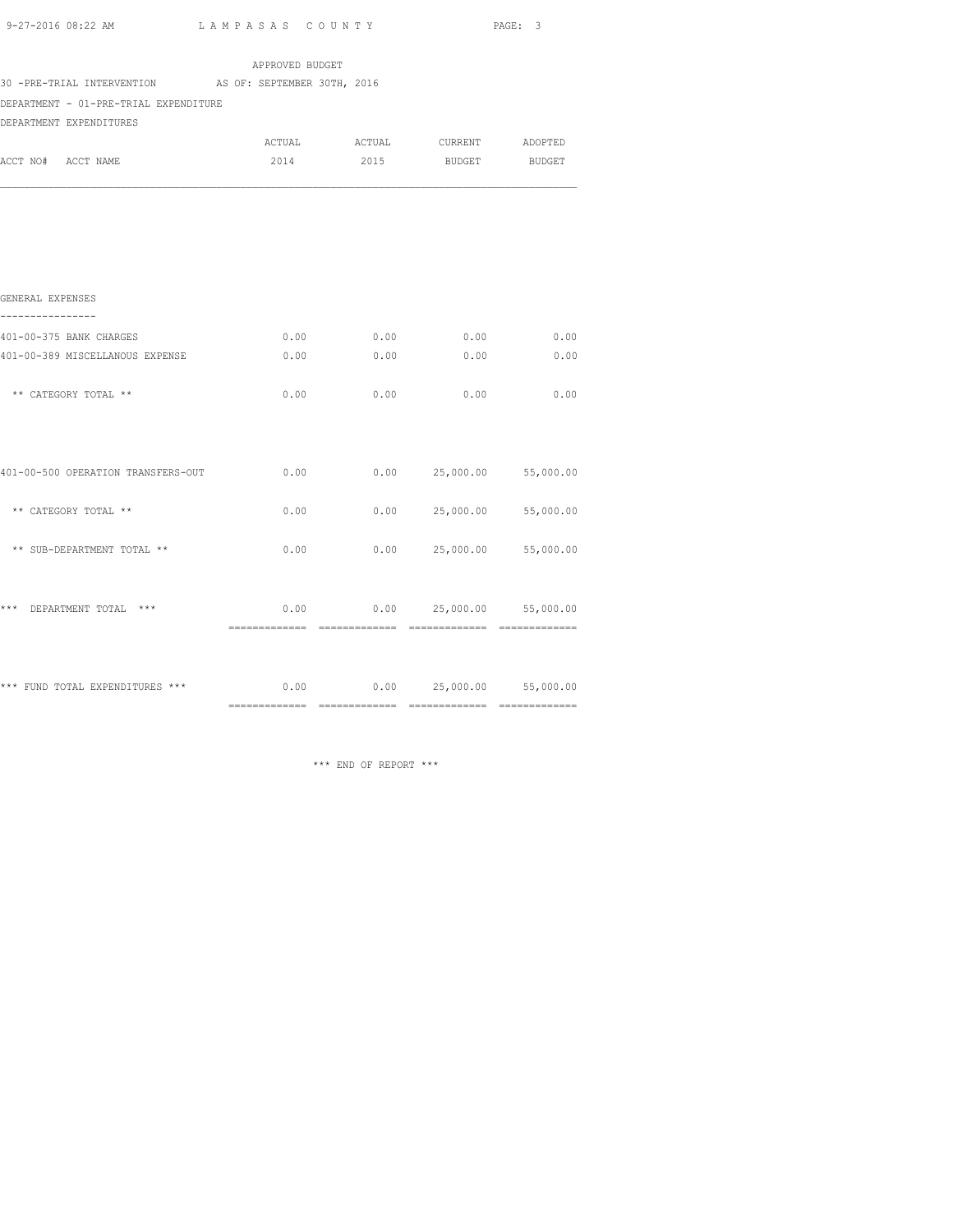APPROVED BUDGET

30 -PRE-TRIAL INTERVENTION AS OF: SEPTEMBER 30TH, 2016

DEPARTMENT - 01-PRE-TRIAL EXPENDITURE

DEPARTMENT EXPENDITURES

| ACCT NO# ACCT NAME | ACTUAL 2014 | ACTUAL 2015 | CURRENT BUDGET | ADOPTED BUDGET |
|---|---|---|---|---|
| GENERAL EXPENSES | | | | |
| 401-00-375 BANK CHARGES | 0.00 | 0.00 | 0.00 | 0.00 |
| 401-00-389 MISCELLANOUS EXPENSE | 0.00 | 0.00 | 0.00 | 0.00 |
| ** CATEGORY TOTAL ** | 0.00 | 0.00 | 0.00 | 0.00 |
| 401-00-500 OPERATION TRANSFERS-OUT | 0.00 | 0.00 | 25,000.00 | 55,000.00 |
| ** CATEGORY TOTAL ** | 0.00 | 0.00 | 25,000.00 | 55,000.00 |
| ** SUB-DEPARTMENT TOTAL ** | 0.00 | 0.00 | 25,000.00 | 55,000.00 |
| *** DEPARTMENT TOTAL *** | 0.00 | 0.00 | 25,000.00 | 55,000.00 |
| *** FUND TOTAL EXPENDITURES *** | 0.00 | 0.00 | 25,000.00 | 55,000.00 |

*** END OF REPORT ***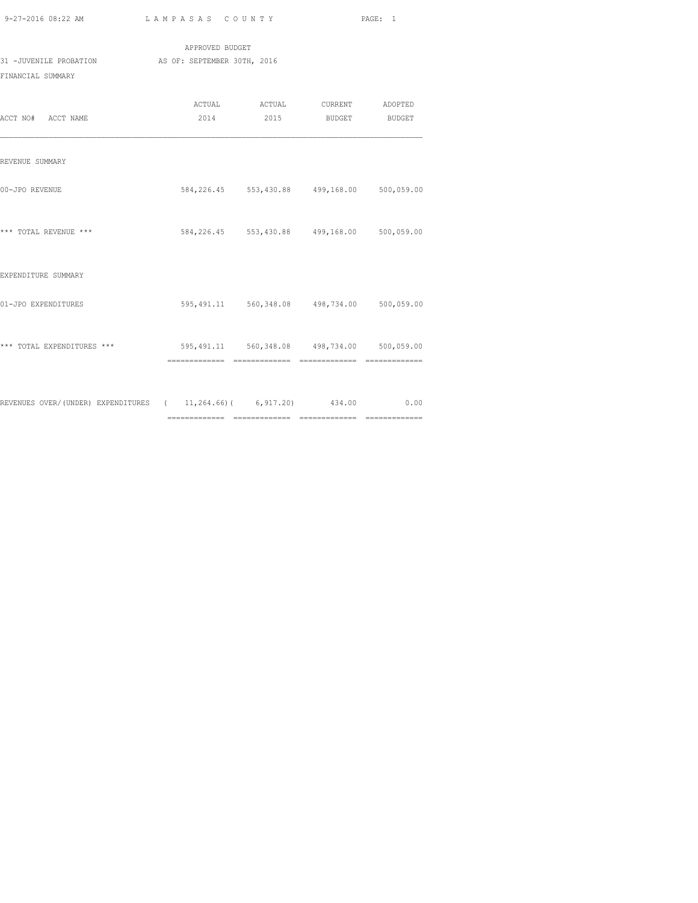LAMPASAS COUNTY

APPROVED BUDGET

31 -JUVENILE PROBATION AS OF: SEPTEMBER 30TH, 2016

FINANCIAL SUMMARY

| ACCT NO# ACCT NAME | ACTUAL 2014 | ACTUAL 2015 | CURRENT BUDGET | ADOPTED BUDGET |
|---|---|---|---|---|
| REVENUE SUMMARY | | | | |
| 00-JPO REVENUE | 584,226.45 | 553,430.88 | 499,168.00 | 500,059.00 |
| *** TOTAL REVENUE *** | 584,226.45 | 553,430.88 | 499,168.00 | 500,059.00 |
| EXPENDITURE SUMMARY | | | | |
| 01-JPO EXPENDITURES | 595,491.11 | 560,348.08 | 498,734.00 | 500,059.00 |
| *** TOTAL EXPENDITURES *** | 595,491.11 | 560,348.08 | 498,734.00 | 500,059.00 |
| REVENUES OVER/(UNDER) EXPENDITURES | ( 11,264.66) | ( 6,917.20) | 434.00 | 0.00 |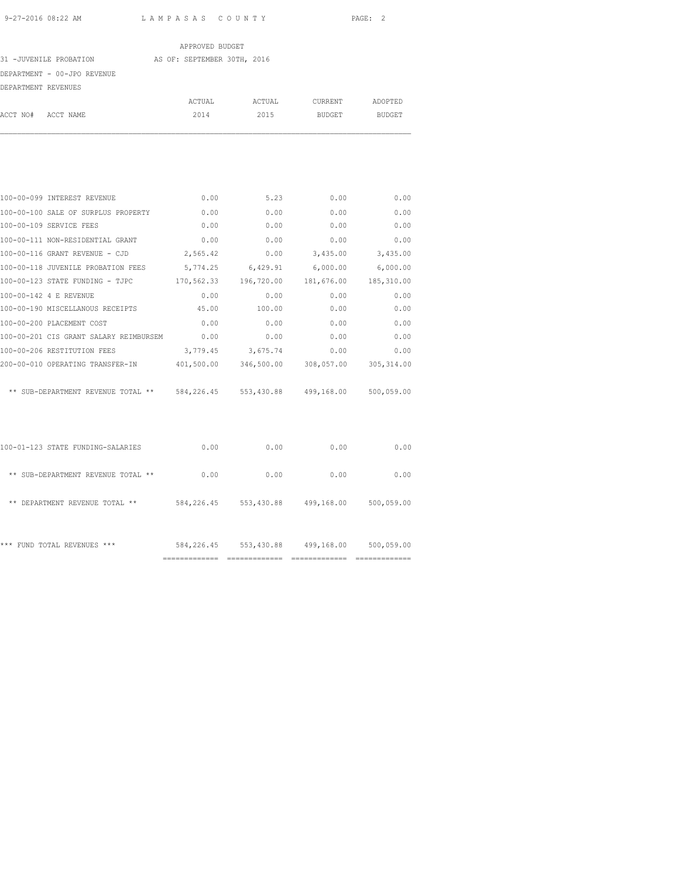APPROVED BUDGET

31 -JUVENILE PROBATION AS OF: SEPTEMBER 30TH, 2016

DEPARTMENT - 00-JPO REVENUE

DEPARTMENT REVENUES

| ACCT NO# ACCT NAME | ACTUAL 2014 | ACTUAL 2015 | CURRENT BUDGET | ADOPTED BUDGET |
|---|---|---|---|---|
| 100-00-099 INTEREST REVENUE | 0.00 | 5.23 | 0.00 | 0.00 |
| 100-00-100 SALE OF SURPLUS PROPERTY | 0.00 | 0.00 | 0.00 | 0.00 |
| 100-00-109 SERVICE FEES | 0.00 | 0.00 | 0.00 | 0.00 |
| 100-00-111 NON-RESIDENTIAL GRANT | 0.00 | 0.00 | 0.00 | 0.00 |
| 100-00-116 GRANT REVENUE - CJD | 2,565.42 | 0.00 | 3,435.00 | 3,435.00 |
| 100-00-118 JUVENILE PROBATION FEES | 5,774.25 | 6,429.91 | 6,000.00 | 6,000.00 |
| 100-00-123 STATE FUNDING - TJPC | 170,562.33 | 196,720.00 | 181,676.00 | 185,310.00 |
| 100-00-142 4 E REVENUE | 0.00 | 0.00 | 0.00 | 0.00 |
| 100-00-190 MISCELLANOUS RECEIPTS | 45.00 | 100.00 | 0.00 | 0.00 |
| 100-00-200 PLACEMENT COST | 0.00 | 0.00 | 0.00 | 0.00 |
| 100-00-201 CIS GRANT SALARY REIMBURSEM | 0.00 | 0.00 | 0.00 | 0.00 |
| 100-00-206 RESTITUTION FEES | 3,779.45 | 3,675.74 | 0.00 | 0.00 |
| 200-00-010 OPERATING TRANSFER-IN | 401,500.00 | 346,500.00 | 308,057.00 | 305,314.00 |
| ** SUB-DEPARTMENT REVENUE TOTAL ** | 584,226.45 | 553,430.88 | 499,168.00 | 500,059.00 |
| 100-01-123 STATE FUNDING-SALARIES | 0.00 | 0.00 | 0.00 | 0.00 |
| ** SUB-DEPARTMENT REVENUE TOTAL ** | 0.00 | 0.00 | 0.00 | 0.00 |
| ** DEPARTMENT REVENUE TOTAL ** | 584,226.45 | 553,430.88 | 499,168.00 | 500,059.00 |
| *** FUND TOTAL REVENUES *** | 584,226.45 | 553,430.88 | 499,168.00 | 500,059.00 |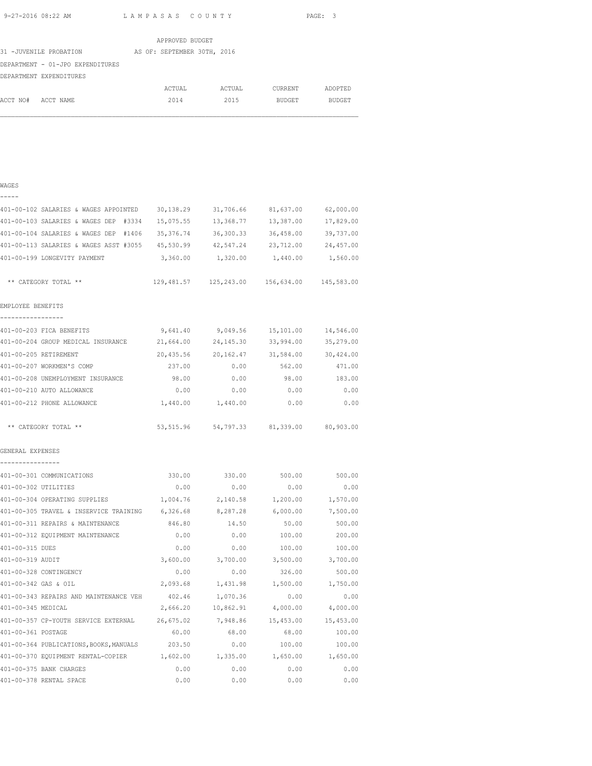APPROVED BUDGET

31 -JUVENILE PROBATION AS OF: SEPTEMBER 30TH, 2016

DEPARTMENT - 01-JPO EXPENDITURES

DEPARTMENT EXPENDITURES

| ACCT NO# ACCT NAME | ACTUAL 2014 | ACTUAL 2015 | CURRENT BUDGET | ADOPTED BUDGET |
|---|---|---|---|---|
| **WAGES** | | | | |
| 401-00-102 SALARIES & WAGES APPOINTED | 30,138.29 | 31,706.66 | 81,637.00 | 62,000.00 |
| 401-00-103 SALARIES & WAGES DEP #3334 | 15,075.55 | 13,368.77 | 13,387.00 | 17,829.00 |
| 401-00-104 SALARIES & WAGES DEP #1406 | 35,376.74 | 36,300.33 | 36,458.00 | 39,737.00 |
| 401-00-113 SALARIES & WAGES ASST #3055 | 45,530.99 | 42,547.24 | 23,712.00 | 24,457.00 |
| 401-00-199 LONGEVITY PAYMENT | 3,360.00 | 1,320.00 | 1,440.00 | 1,560.00 |
| ** CATEGORY TOTAL ** | 129,481.57 | 125,243.00 | 156,634.00 | 145,583.00 |
| **EMPLOYEE BENEFITS** | | | | |
| 401-00-203 FICA BENEFITS | 9,641.40 | 9,049.56 | 15,101.00 | 14,546.00 |
| 401-00-204 GROUP MEDICAL INSURANCE | 21,664.00 | 24,145.30 | 33,994.00 | 35,279.00 |
| 401-00-205 RETIREMENT | 20,435.56 | 20,162.47 | 31,584.00 | 30,424.00 |
| 401-00-207 WORKMEN'S COMP | 237.00 | 0.00 | 562.00 | 471.00 |
| 401-00-208 UNEMPLOYMENT INSURANCE | 98.00 | 0.00 | 98.00 | 183.00 |
| 401-00-210 AUTO ALLOWANCE | 0.00 | 0.00 | 0.00 | 0.00 |
| 401-00-212 PHONE ALLOWANCE | 1,440.00 | 1,440.00 | 0.00 | 0.00 |
| ** CATEGORY TOTAL ** | 53,515.96 | 54,797.33 | 81,339.00 | 80,903.00 |
| **GENERAL EXPENSES** | | | | |
| 401-00-301 COMMUNICATIONS | 330.00 | 330.00 | 500.00 | 500.00 |
| 401-00-302 UTILITIES | 0.00 | 0.00 | 0.00 | 0.00 |
| 401-00-304 OPERATING SUPPLIES | 1,004.76 | 2,140.58 | 1,200.00 | 1,570.00 |
| 401-00-305 TRAVEL & INSERVICE TRAINING | 6,326.68 | 8,287.28 | 6,000.00 | 7,500.00 |
| 401-00-311 REPAIRS & MAINTENANCE | 846.80 | 14.50 | 50.00 | 500.00 |
| 401-00-312 EQUIPMENT MAINTENANCE | 0.00 | 0.00 | 100.00 | 200.00 |
| 401-00-315 DUES | 0.00 | 0.00 | 100.00 | 100.00 |
| 401-00-319 AUDIT | 3,600.00 | 3,700.00 | 3,500.00 | 3,700.00 |
| 401-00-328 CONTINGENCY | 0.00 | 0.00 | 326.00 | 500.00 |
| 401-00-342 GAS & OIL | 2,093.68 | 1,431.98 | 1,500.00 | 1,750.00 |
| 401-00-343 REPAIRS AND MAINTENANCE VEH | 402.46 | 1,070.36 | 0.00 | 0.00 |
| 401-00-345 MEDICAL | 2,666.20 | 10,862.91 | 4,000.00 | 4,000.00 |
| 401-00-357 CP-YOUTH SERVICE EXTERNAL | 26,675.02 | 7,948.86 | 15,453.00 | 15,453.00 |
| 401-00-361 POSTAGE | 60.00 | 68.00 | 68.00 | 100.00 |
| 401-00-364 PUBLICATIONS,BOOKS,MANUALS | 203.50 | 0.00 | 100.00 | 100.00 |
| 401-00-370 EQUIPMENT RENTAL-COPIER | 1,602.00 | 1,335.00 | 1,650.00 | 1,650.00 |
| 401-00-375 BANK CHARGES | 0.00 | 0.00 | 0.00 | 0.00 |
| 401-00-378 RENTAL SPACE | 0.00 | 0.00 | 0.00 | 0.00 |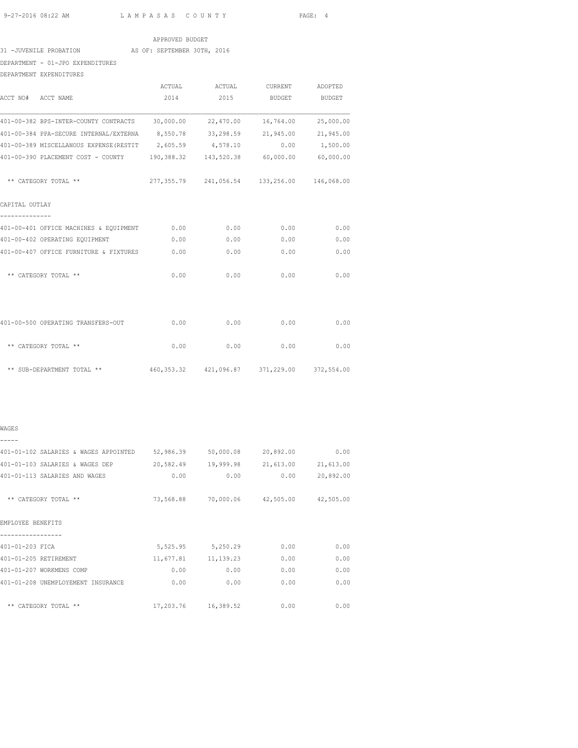APPROVED BUDGET

31 -JUVENILE PROBATION AS OF: SEPTEMBER 30TH, 2016

DEPARTMENT - 01-JPO EXPENDITURES

DEPARTMENT EXPENDITURES

| ACCT NO# ACCT NAME | ACTUAL 2014 | ACTUAL 2015 | CURRENT BUDGET | ADOPTED BUDGET |
|---|---|---|---|---|
| 401-00-382 BPS-INTER-COUNTY CONTRACTS | 30,000.00 | 22,470.00 | 16,764.00 | 25,000.00 |
| 401-00-384 PPA-SECURE INTERNAL/EXTERNA | 8,550.78 | 33,298.59 | 21,945.00 | 21,945.00 |
| 401-00-389 MISCELLANOUS EXPENSE(RESTIT | 2,605.59 | 4,578.10 | 0.00 | 1,500.00 |
| 401-00-390 PLACEMENT COST - COUNTY | 190,388.32 | 143,520.38 | 60,000.00 | 60,000.00 |
| ** CATEGORY TOTAL ** | 277,355.79 | 241,056.54 | 133,256.00 | 146,068.00 |
| **CAPITAL OUTLAY** | | | | |
| 401-00-401 OFFICE MACHINES & EQUIPMENT | 0.00 | 0.00 | 0.00 | 0.00 |
| 401-00-402 OPERATING EQUIPMENT | 0.00 | 0.00 | 0.00 | 0.00 |
| 401-00-407 OFFICE FURNITURE & FIXTURES | 0.00 | 0.00 | 0.00 | 0.00 |
| ** CATEGORY TOTAL ** | 0.00 | 0.00 | 0.00 | 0.00 |
| 401-00-500 OPERATING TRANSFERS-OUT | 0.00 | 0.00 | 0.00 | 0.00 |
| ** CATEGORY TOTAL ** | 0.00 | 0.00 | 0.00 | 0.00 |
| ** SUB-DEPARTMENT TOTAL ** | 460,353.32 | 421,096.87 | 371,229.00 | 372,554.00 |
| **WAGES** | | | | |
| 401-01-102 SALARIES & WAGES APPOINTED | 52,986.39 | 50,000.08 | 20,892.00 | 0.00 |
| 401-01-103 SALARIES & WAGES DEP | 20,582.49 | 19,999.98 | 21,613.00 | 21,613.00 |
| 401-01-113 SALARIES AND WAGES | 0.00 | 0.00 | 0.00 | 20,892.00 |
| ** CATEGORY TOTAL ** | 73,568.88 | 70,000.06 | 42,505.00 | 42,505.00 |
| **EMPLOYEE BENEFITS** | | | | |
| 401-01-203 FICA | 5,525.95 | 5,250.29 | 0.00 | 0.00 |
| 401-01-205 RETIREMENT | 11,677.81 | 11,139.23 | 0.00 | 0.00 |
| 401-01-207 WORKMENS COMP | 0.00 | 0.00 | 0.00 | 0.00 |
| 401-01-208 UNEMPLOYEMENT INSURANCE | 0.00 | 0.00 | 0.00 | 0.00 |
| ** CATEGORY TOTAL ** | 17,203.76 | 16,389.52 | 0.00 | 0.00 |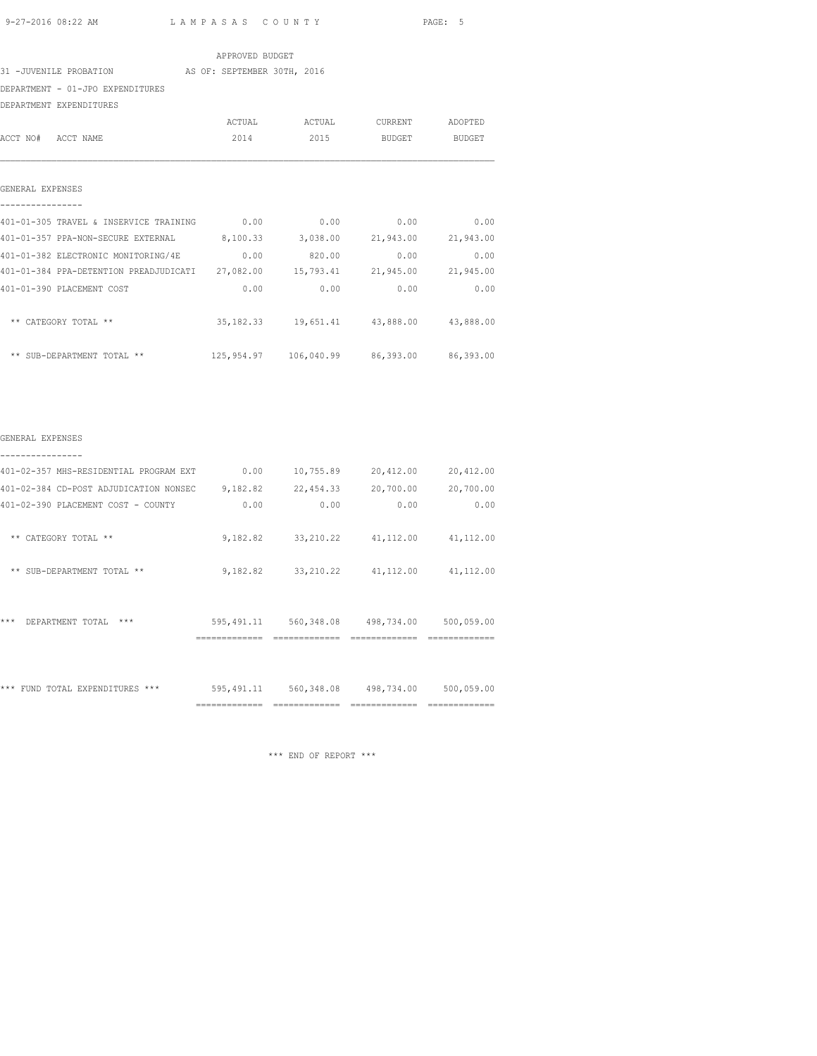APPROVED BUDGET

31 -JUVENILE PROBATION AS OF: SEPTEMBER 30TH, 2016

DEPARTMENT - 01-JPO EXPENDITURES

DEPARTMENT EXPENDITURES

| ACCT NO# ACCT NAME | ACTUAL 2014 | ACTUAL 2015 | CURRENT BUDGET | ADOPTED BUDGET |
|---|---|---|---|---|
| **GENERAL EXPENSES** | | | | |
| 401-01-305 TRAVEL & INSERVICE TRAINING | 0.00 | 0.00 | 0.00 | 0.00 |
| 401-01-357 PPA-NON-SECURE EXTERNAL | 8,100.33 | 3,038.00 | 21,943.00 | 21,943.00 |
| 401-01-382 ELECTRONIC MONITORING/4E | 0.00 | 820.00 | 0.00 | 0.00 |
| 401-01-384 PPA-DETENTION PREADJUDICATI | 27,082.00 | 15,793.41 | 21,945.00 | 21,945.00 |
| 401-01-390 PLACEMENT COST | 0.00 | 0.00 | 0.00 | 0.00 |
| ** CATEGORY TOTAL ** | 35,182.33 | 19,651.41 | 43,888.00 | 43,888.00 |
| ** SUB-DEPARTMENT TOTAL ** | 125,954.97 | 106,040.99 | 86,393.00 | 86,393.00 |
| **GENERAL EXPENSES** | | | | |
| 401-02-357 MHS-RESIDENTIAL PROGRAM EXT | 0.00 | 10,755.89 | 20,412.00 | 20,412.00 |
| 401-02-384 CD-POST ADJUDICATION NONSEC | 9,182.82 | 22,454.33 | 20,700.00 | 20,700.00 |
| 401-02-390 PLACEMENT COST - COUNTY | 0.00 | 0.00 | 0.00 | 0.00 |
| ** CATEGORY TOTAL ** | 9,182.82 | 33,210.22 | 41,112.00 | 41,112.00 |
| ** SUB-DEPARTMENT TOTAL ** | 9,182.82 | 33,210.22 | 41,112.00 | 41,112.00 |
| *** DEPARTMENT TOTAL *** | 595,491.11 | 560,348.08 | 498,734.00 | 500,059.00 |
| *** FUND TOTAL EXPENDITURES *** | 595,491.11 | 560,348.08 | 498,734.00 | 500,059.00 |

*** END OF REPORT ***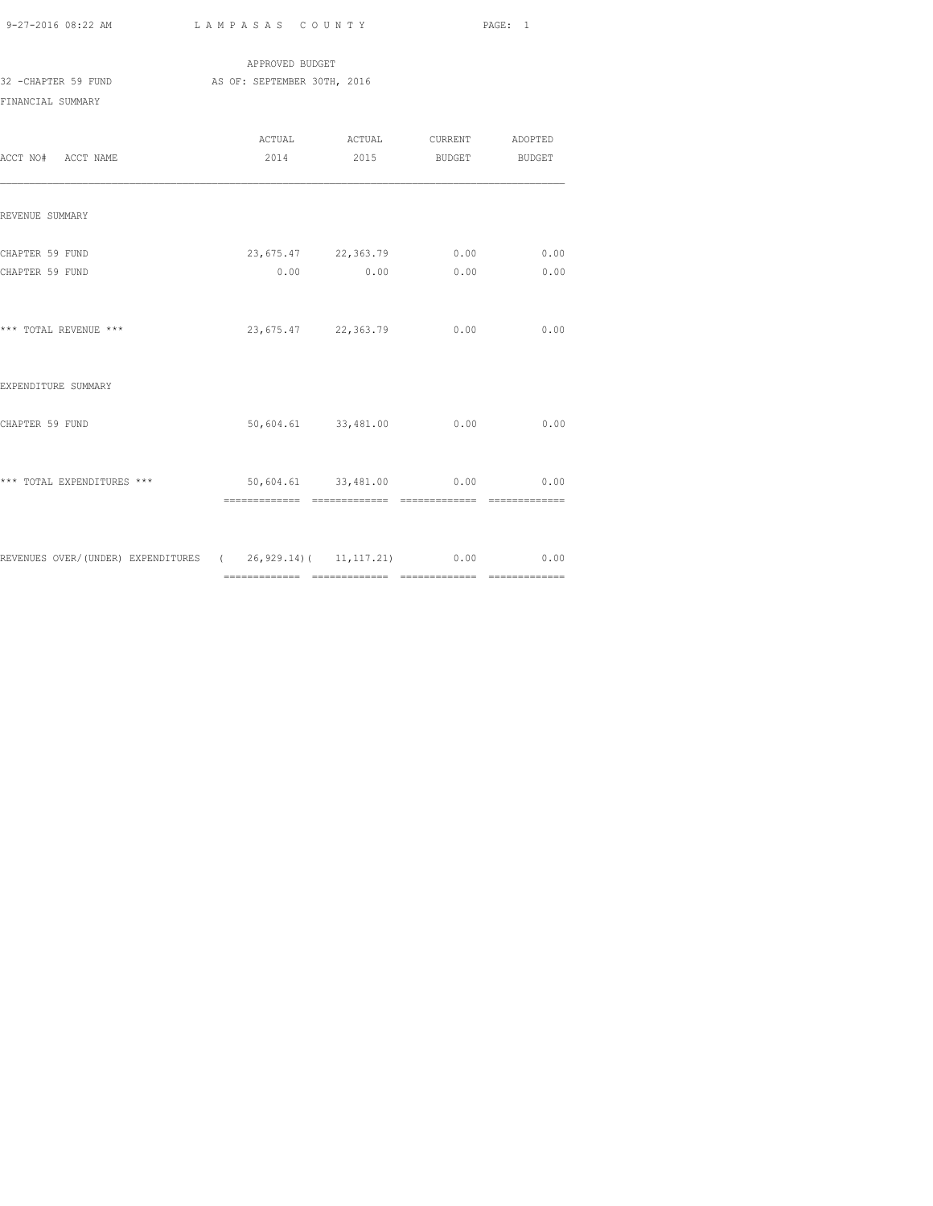APPROVED BUDGET

32 -CHAPTER 59 FUND AS OF: SEPTEMBER 30TH, 2016

FINANCIAL SUMMARY

| ACCT NO# ACCT NAME | ACTUAL 2014 | ACTUAL 2015 | CURRENT BUDGET | ADOPTED BUDGET |
|---|---|---|---|---|
| REVENUE SUMMARY | | | | |
| CHAPTER 59 FUND | 23,675.47 | 22,363.79 | 0.00 | 0.00 |
| CHAPTER 59 FUND | 0.00 | 0.00 | 0.00 | 0.00 |
| *** TOTAL REVENUE *** | 23,675.47 | 22,363.79 | 0.00 | 0.00 |
| EXPENDITURE SUMMARY | | | | |
| CHAPTER 59 FUND | 50,604.61 | 33,481.00 | 0.00 | 0.00 |
| *** TOTAL EXPENDITURES *** | 50,604.61 | 33,481.00 | 0.00 | 0.00 |
| REVENUES OVER/(UNDER) EXPENDITURES | ( 26,929.14) | ( 11,117.21) | 0.00 | 0.00 |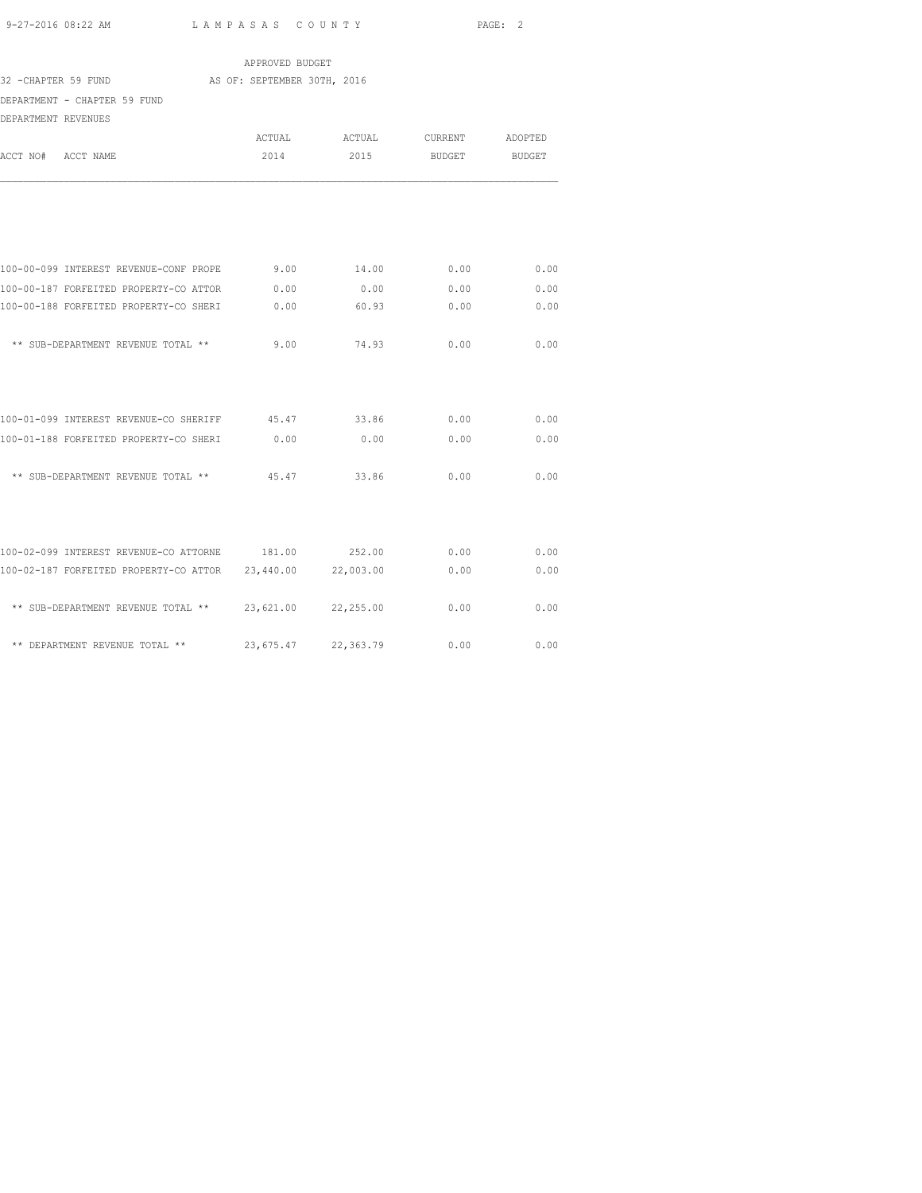APPROVED BUDGET

32 -CHAPTER 59 FUND AS OF: SEPTEMBER 30TH, 2016

DEPARTMENT - CHAPTER 59 FUND

DEPARTMENT REVENUES

| ACCT NO# ACCT NAME | ACTUAL 2014 | ACTUAL 2015 | CURRENT BUDGET | ADOPTED BUDGET |
|---|---|---|---|---|
| 100-00-099 INTEREST REVENUE-CONF PROPE | 9.00 | 14.00 | 0.00 | 0.00 |
| 100-00-187 FORFEITED PROPERTY-CO ATTOR | 0.00 | 0.00 | 0.00 | 0.00 |
| 100-00-188 FORFEITED PROPERTY-CO SHERI | 0.00 | 60.93 | 0.00 | 0.00 |
| ** SUB-DEPARTMENT REVENUE TOTAL ** | 9.00 | 74.93 | 0.00 | 0.00 |
| 100-01-099 INTEREST REVENUE-CO SHERIFF | 45.47 | 33.86 | 0.00 | 0.00 |
| 100-01-188 FORFEITED PROPERTY-CO SHERI | 0.00 | 0.00 | 0.00 | 0.00 |
| ** SUB-DEPARTMENT REVENUE TOTAL ** | 45.47 | 33.86 | 0.00 | 0.00 |
| 100-02-099 INTEREST REVENUE-CO ATTORNE | 181.00 | 252.00 | 0.00 | 0.00 |
| 100-02-187 FORFEITED PROPERTY-CO ATTOR | 23,440.00 | 22,003.00 | 0.00 | 0.00 |
| ** SUB-DEPARTMENT REVENUE TOTAL ** | 23,621.00 | 22,255.00 | 0.00 | 0.00 |
| ** DEPARTMENT REVENUE TOTAL ** | 23,675.47 | 22,363.79 | 0.00 | 0.00 |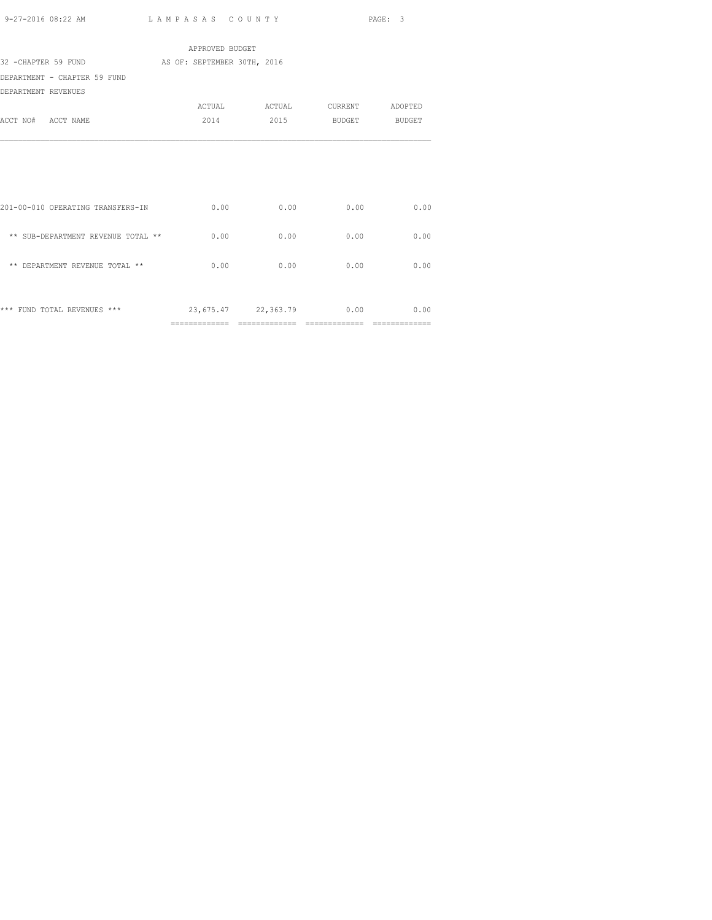APPROVED BUDGET

32 -CHAPTER 59 FUND AS OF: SEPTEMBER 30TH, 2016

DEPARTMENT - CHAPTER 59 FUND

DEPARTMENT REVENUES

| ACCT NO# ACCT NAME | ACTUAL 2014 | ACTUAL 2015 | CURRENT BUDGET | ADOPTED BUDGET |
|---|---|---|---|---|
| 201-00-010 OPERATING TRANSFERS-IN | 0.00 | 0.00 | 0.00 | 0.00 |
| ** SUB-DEPARTMENT REVENUE TOTAL ** | 0.00 | 0.00 | 0.00 | 0.00 |
| ** DEPARTMENT REVENUE TOTAL ** | 0.00 | 0.00 | 0.00 | 0.00 |
| *** FUND TOTAL REVENUES *** | 23,675.47 | 22,363.79 | 0.00 | 0.00 |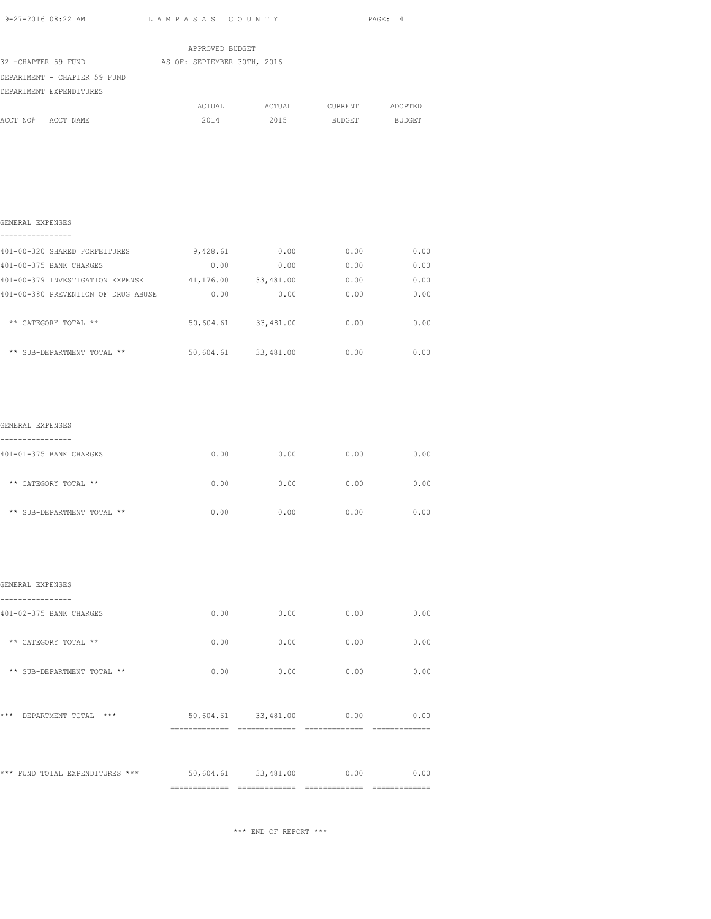APPROVED BUDGET

32 -CHAPTER 59 FUND AS OF: SEPTEMBER 30TH, 2016

DEPARTMENT - CHAPTER 59 FUND

DEPARTMENT EXPENDITURES

| ACCT NO# ACCT NAME | ACTUAL 2014 | ACTUAL 2015 | CURRENT BUDGET | ADOPTED BUDGET |
|---|---|---|---|---|
| **GENERAL EXPENSES** | | | | |
| 401-00-320 SHARED FORFEITURES | 9,428.61 | 0.00 | 0.00 | 0.00 |
| 401-00-375 BANK CHARGES | 0.00 | 0.00 | 0.00 | 0.00 |
| 401-00-379 INVESTIGATION EXPENSE | 41,176.00 | 33,481.00 | 0.00 | 0.00 |
| 401-00-380 PREVENTION OF DRUG ABUSE | 0.00 | 0.00 | 0.00 | 0.00 |
| ** CATEGORY TOTAL ** | 50,604.61 | 33,481.00 | 0.00 | 0.00 |
| ** SUB-DEPARTMENT TOTAL ** | 50,604.61 | 33,481.00 | 0.00 | 0.00 |
| **GENERAL EXPENSES** | | | | |
| 401-01-375 BANK CHARGES | 0.00 | 0.00 | 0.00 | 0.00 |
| ** CATEGORY TOTAL ** | 0.00 | 0.00 | 0.00 | 0.00 |
| ** SUB-DEPARTMENT TOTAL ** | 0.00 | 0.00 | 0.00 | 0.00 |
| **GENERAL EXPENSES** | | | | |
| 401-02-375 BANK CHARGES | 0.00 | 0.00 | 0.00 | 0.00 |
| ** CATEGORY TOTAL ** | 0.00 | 0.00 | 0.00 | 0.00 |
| ** SUB-DEPARTMENT TOTAL ** | 0.00 | 0.00 | 0.00 | 0.00 |
| *** DEPARTMENT TOTAL *** | 50,604.61 | 33,481.00 | 0.00 | 0.00 |
| *** FUND TOTAL EXPENDITURES *** | 50,604.61 | 33,481.00 | 0.00 | 0.00 |

*** END OF REPORT ***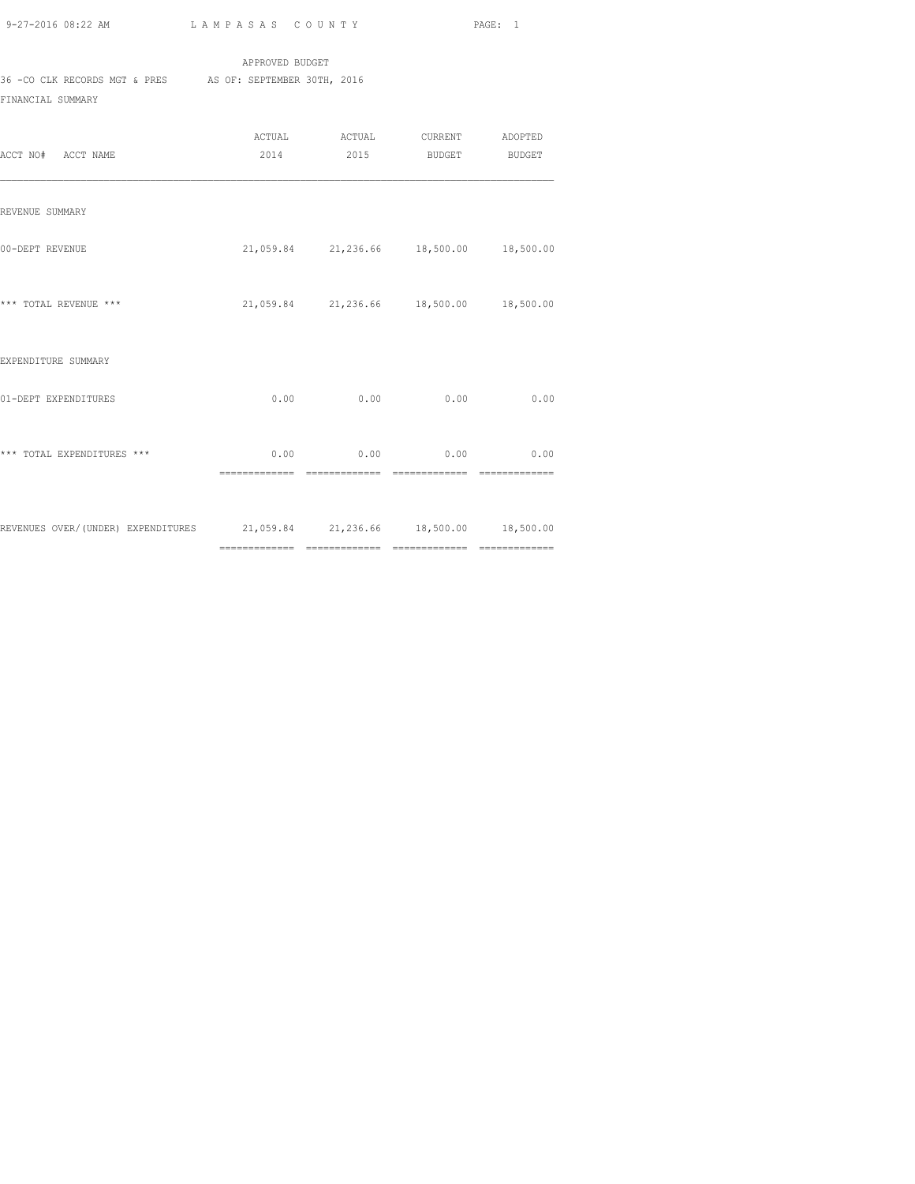APPROVED BUDGET

36 -CO CLK RECORDS MGT & PRES    AS OF: SEPTEMBER 30TH, 2016

FINANCIAL SUMMARY

| ACCT NO# ACCT NAME | ACTUAL 2014 | ACTUAL 2015 | CURRENT BUDGET | ADOPTED BUDGET |
|---|---|---|---|---|
| REVENUE SUMMARY | | | | |
| 00-DEPT REVENUE | 21,059.84 | 21,236.66 | 18,500.00 | 18,500.00 |
| *** TOTAL REVENUE *** | 21,059.84 | 21,236.66 | 18,500.00 | 18,500.00 |
| EXPENDITURE SUMMARY | | | | |
| 01-DEPT EXPENDITURES | 0.00 | 0.00 | 0.00 | 0.00 |
| *** TOTAL EXPENDITURES *** | 0.00 | 0.00 | 0.00 | 0.00 |
| REVENUES OVER/(UNDER) EXPENDITURES | 21,059.84 | 21,236.66 | 18,500.00 | 18,500.00 |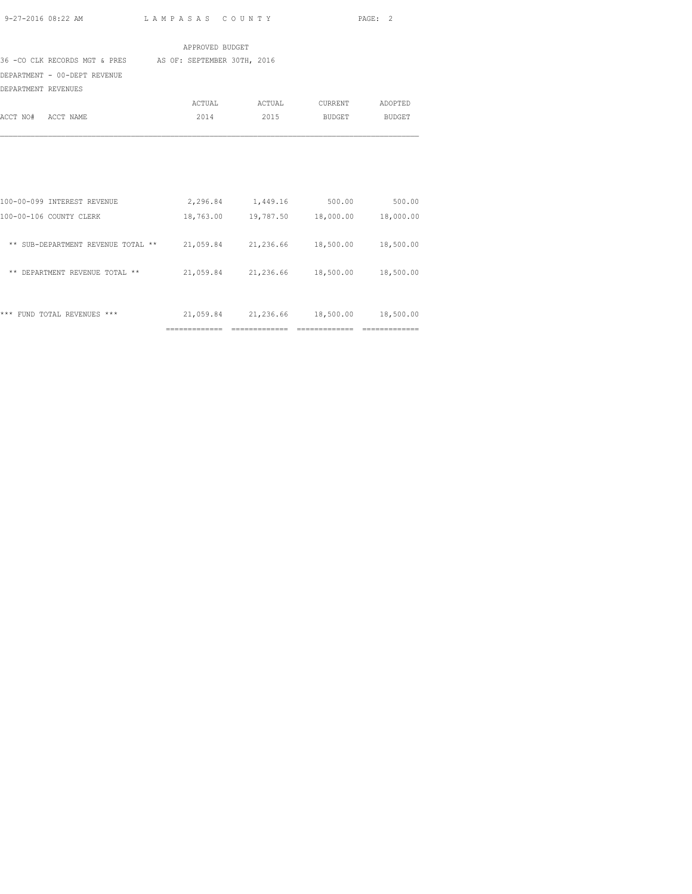APPROVED BUDGET

36 -CO CLK RECORDS MGT & PRES AS OF: SEPTEMBER 30TH, 2016

DEPARTMENT - 00-DEPT REVENUE

DEPARTMENT REVENUES

| ACCT NO# ACCT NAME | ACTUAL 2014 | ACTUAL 2015 | CURRENT BUDGET | ADOPTED BUDGET |
|---|---|---|---|---|
| 100-00-099 INTEREST REVENUE | 2,296.84 | 1,449.16 | 500.00 | 500.00 |
| 100-00-106 COUNTY CLERK | 18,763.00 | 19,787.50 | 18,000.00 | 18,000.00 |
| ** SUB-DEPARTMENT REVENUE TOTAL ** | 21,059.84 | 21,236.66 | 18,500.00 | 18,500.00 |
| ** DEPARTMENT REVENUE TOTAL ** | 21,059.84 | 21,236.66 | 18,500.00 | 18,500.00 |
| *** FUND TOTAL REVENUES *** | 21,059.84 | 21,236.66 | 18,500.00 | 18,500.00 |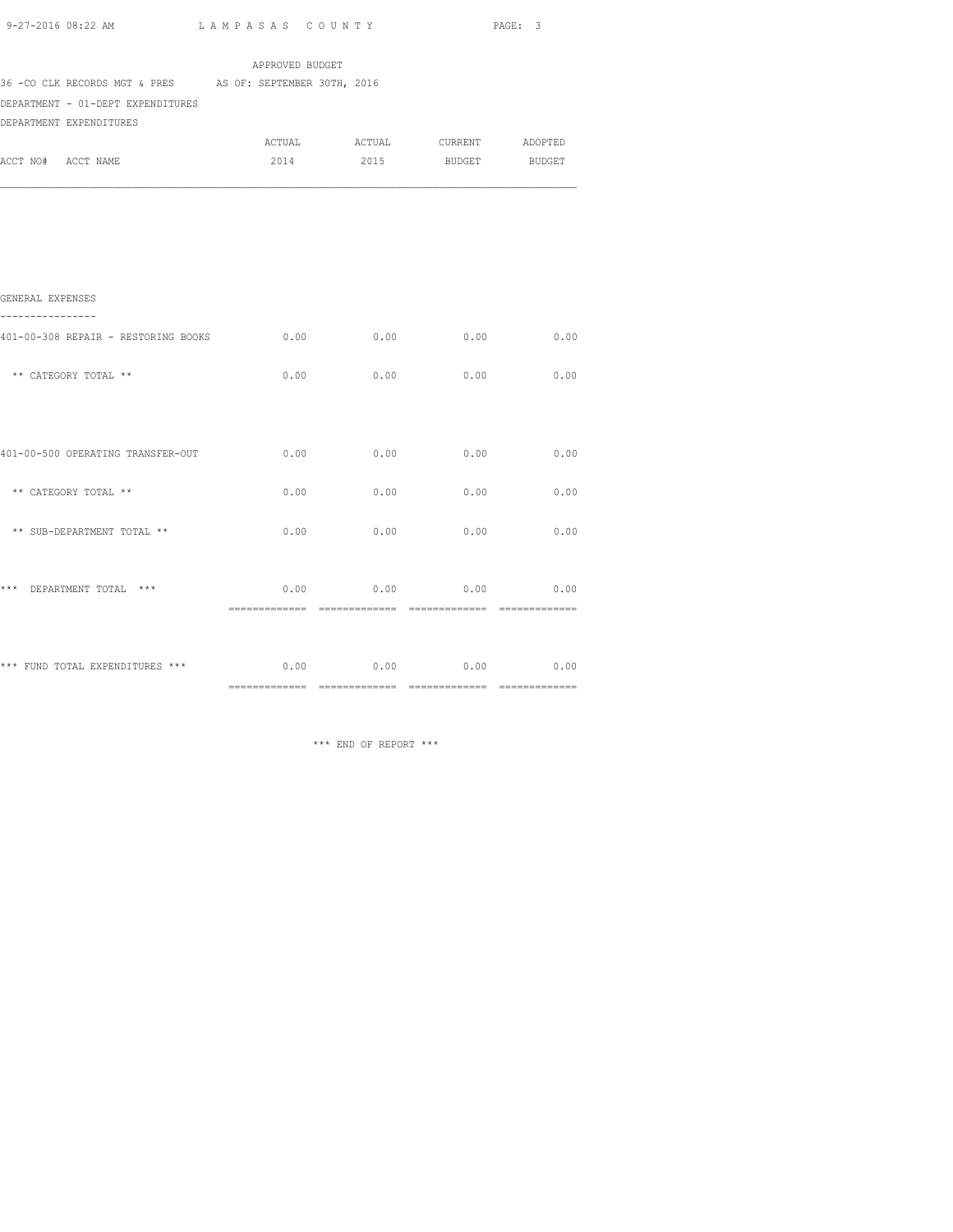APPROVED BUDGET

36 -CO CLK RECORDS MGT & PRES AS OF: SEPTEMBER 30TH, 2016

DEPARTMENT - 01-DEPT EXPENDITURES

DEPARTMENT EXPENDITURES

| ACCT NO# ACCT NAME | ACTUAL 2014 | ACTUAL 2015 | CURRENT BUDGET | ADOPTED BUDGET |
|---|---|---|---|---|
| **GENERAL EXPENSES** | | | | |
| 401-00-308 REPAIR - RESTORING BOOKS | 0.00 | 0.00 | 0.00 | 0.00 |
| ** CATEGORY TOTAL ** | 0.00 | 0.00 | 0.00 | 0.00 |
| 401-00-500 OPERATING TRANSFER-OUT | 0.00 | 0.00 | 0.00 | 0.00 |
| ** CATEGORY TOTAL ** | 0.00 | 0.00 | 0.00 | 0.00 |
| ** SUB-DEPARTMENT TOTAL ** | 0.00 | 0.00 | 0.00 | 0.00 |
| *** DEPARTMENT TOTAL *** | 0.00 | 0.00 | 0.00 | 0.00 |
| *** FUND TOTAL EXPENDITURES *** | 0.00 | 0.00 | 0.00 | 0.00 |

*** END OF REPORT ***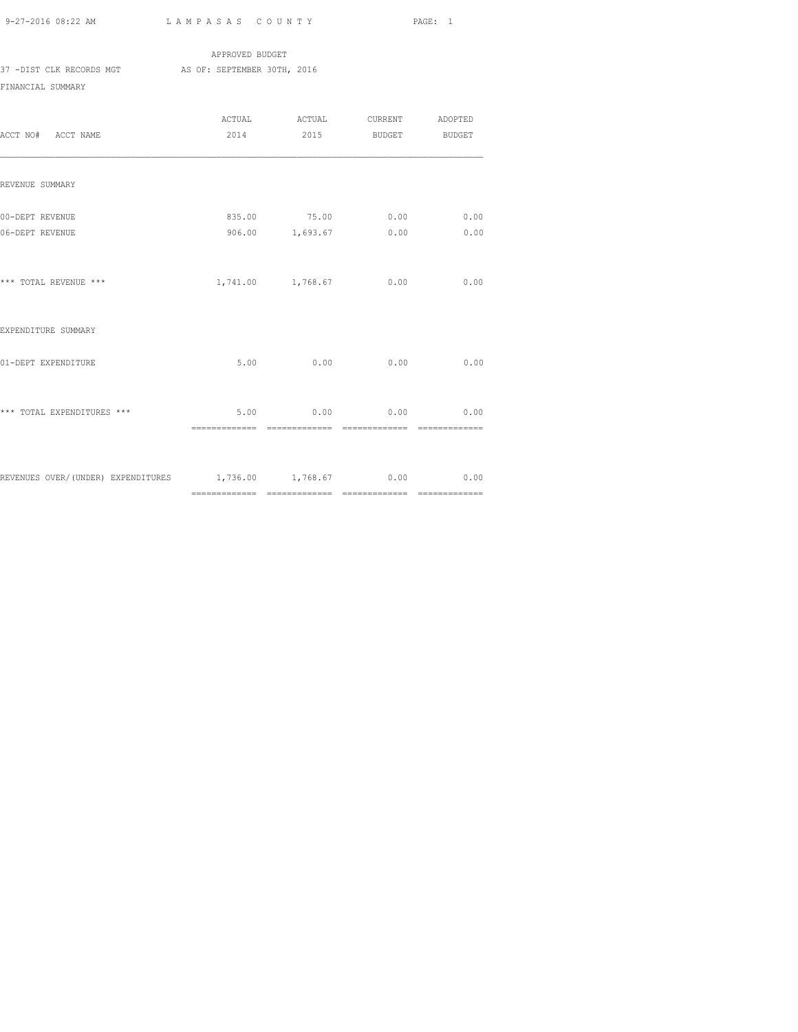APPROVED BUDGET

37 -DIST CLK RECORDS MGT AS OF: SEPTEMBER 30TH, 2016

FINANCIAL SUMMARY

| ACCT NO# ACCT NAME | ACTUAL 2014 | ACTUAL 2015 | CURRENT BUDGET | ADOPTED BUDGET |
|---|---|---|---|---|
| REVENUE SUMMARY | | | | |
| 00-DEPT REVENUE | 835.00 | 75.00 | 0.00 | 0.00 |
| 06-DEPT REVENUE | 906.00 | 1,693.67 | 0.00 | 0.00 |
| *** TOTAL REVENUE *** | 1,741.00 | 1,768.67 | 0.00 | 0.00 |
| EXPENDITURE SUMMARY | | | | |
| 01-DEPT EXPENDITURE | 5.00 | 0.00 | 0.00 | 0.00 |
| *** TOTAL EXPENDITURES *** | 5.00 | 0.00 | 0.00 | 0.00 |
| REVENUES OVER/(UNDER) EXPENDITURES | 1,736.00 | 1,768.67 | 0.00 | 0.00 |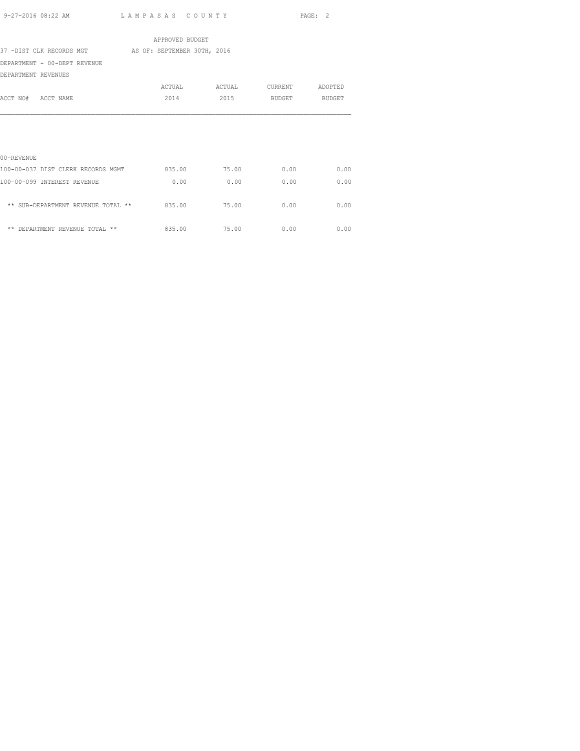APPROVED BUDGET

37 -DIST CLK RECORDS MGT AS OF: SEPTEMBER 30TH, 2016

DEPARTMENT - 00-DEPT REVENUE

DEPARTMENT REVENUES

| ACCT NO# ACCT NAME | ACTUAL 2014 | ACTUAL 2015 | CURRENT BUDGET | ADOPTED BUDGET |
|---|---|---|---|---|
| 00-REVENUE | | | | |
| 100-00-037 DIST CLERK RECORDS MGMT | 835.00 | 75.00 | 0.00 | 0.00 |
| 100-00-099 INTEREST REVENUE | 0.00 | 0.00 | 0.00 | 0.00 |
| ** SUB-DEPARTMENT REVENUE TOTAL ** | 835.00 | 75.00 | 0.00 | 0.00 |
| ** DEPARTMENT REVENUE TOTAL ** | 835.00 | 75.00 | 0.00 | 0.00 |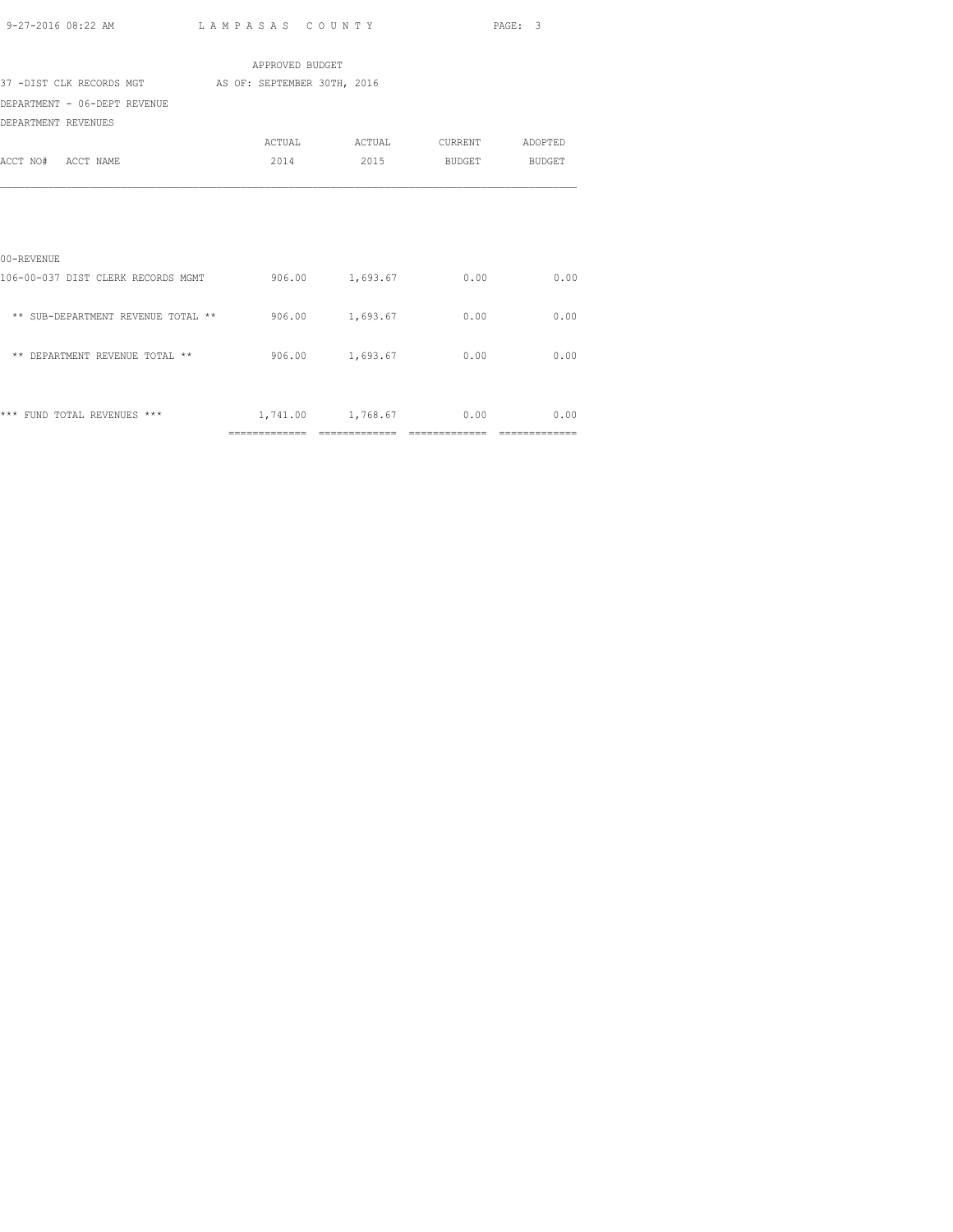LAMPASAS COUNTY

APPROVED BUDGET

37 -DIST CLK RECORDS MGT AS OF: SEPTEMBER 30TH, 2016

DEPARTMENT - 06-DEPT REVENUE

DEPARTMENT REVENUES

| ACCT NO# ACCT NAME | ACTUAL 2014 | ACTUAL 2015 | CURRENT BUDGET | ADOPTED BUDGET |
|---|---|---|---|---|
| 00-REVENUE | | | | |
| 106-00-037 DIST CLERK RECORDS MGMT | 906.00 | 1,693.67 | 0.00 | 0.00 |
| ** SUB-DEPARTMENT REVENUE TOTAL ** | 906.00 | 1,693.67 | 0.00 | 0.00 |
| ** DEPARTMENT REVENUE TOTAL ** | 906.00 | 1,693.67 | 0.00 | 0.00 |
| *** FUND TOTAL REVENUES *** | 1,741.00 | 1,768.67 | 0.00 | 0.00 |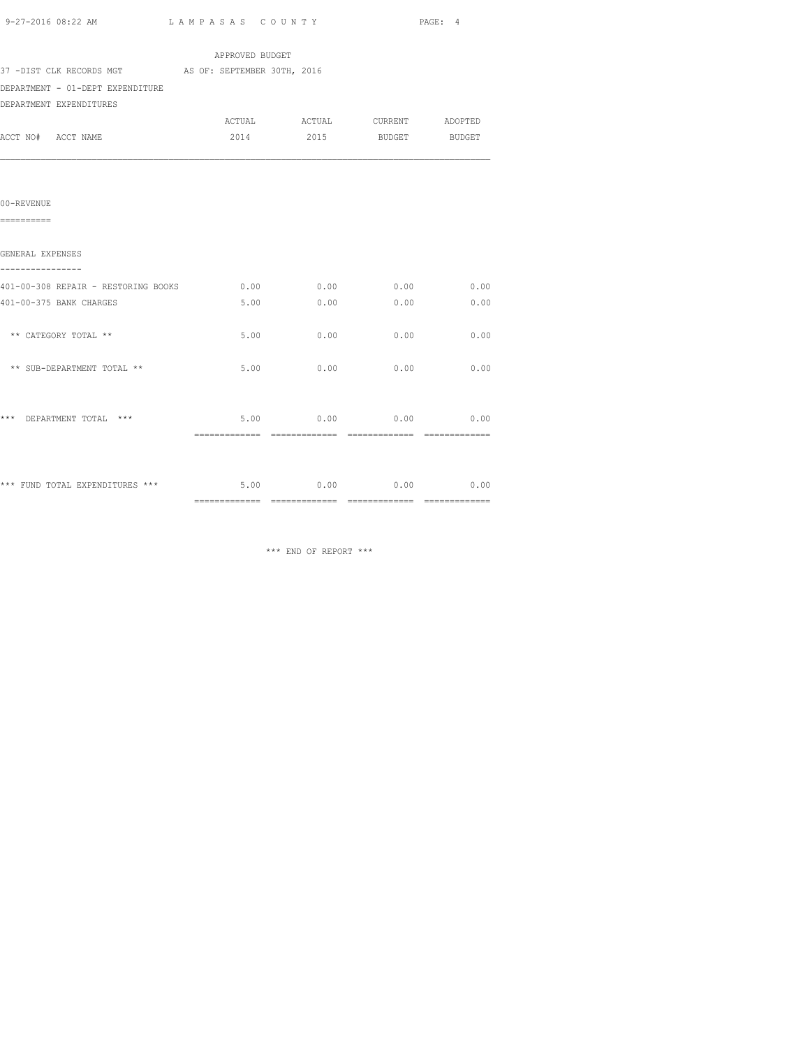APPROVED BUDGET

37 -DIST CLK RECORDS MGT AS OF: SEPTEMBER 30TH, 2016

DEPARTMENT - 01-DEPT EXPENDITURE

DEPARTMENT EXPENDITURES

| ACCT NO# ACCT NAME | ACTUAL 2014 | ACTUAL 2015 | CURRENT BUDGET | ADOPTED BUDGET |
|---|---|---|---|---|
| **00-REVENUE** | | | | |
| **GENERAL EXPENSES** | | | | |
| 401-00-308 REPAIR - RESTORING BOOKS | 0.00 | 0.00 | 0.00 | 0.00 |
| 401-00-375 BANK CHARGES | 5.00 | 0.00 | 0.00 | 0.00 |
| ** CATEGORY TOTAL ** | 5.00 | 0.00 | 0.00 | 0.00 |
| ** SUB-DEPARTMENT TOTAL ** | 5.00 | 0.00 | 0.00 | 0.00 |
| *** DEPARTMENT TOTAL *** | 5.00 | 0.00 | 0.00 | 0.00 |
| *** FUND TOTAL EXPENDITURES *** | 5.00 | 0.00 | 0.00 | 0.00 |

*** END OF REPORT ***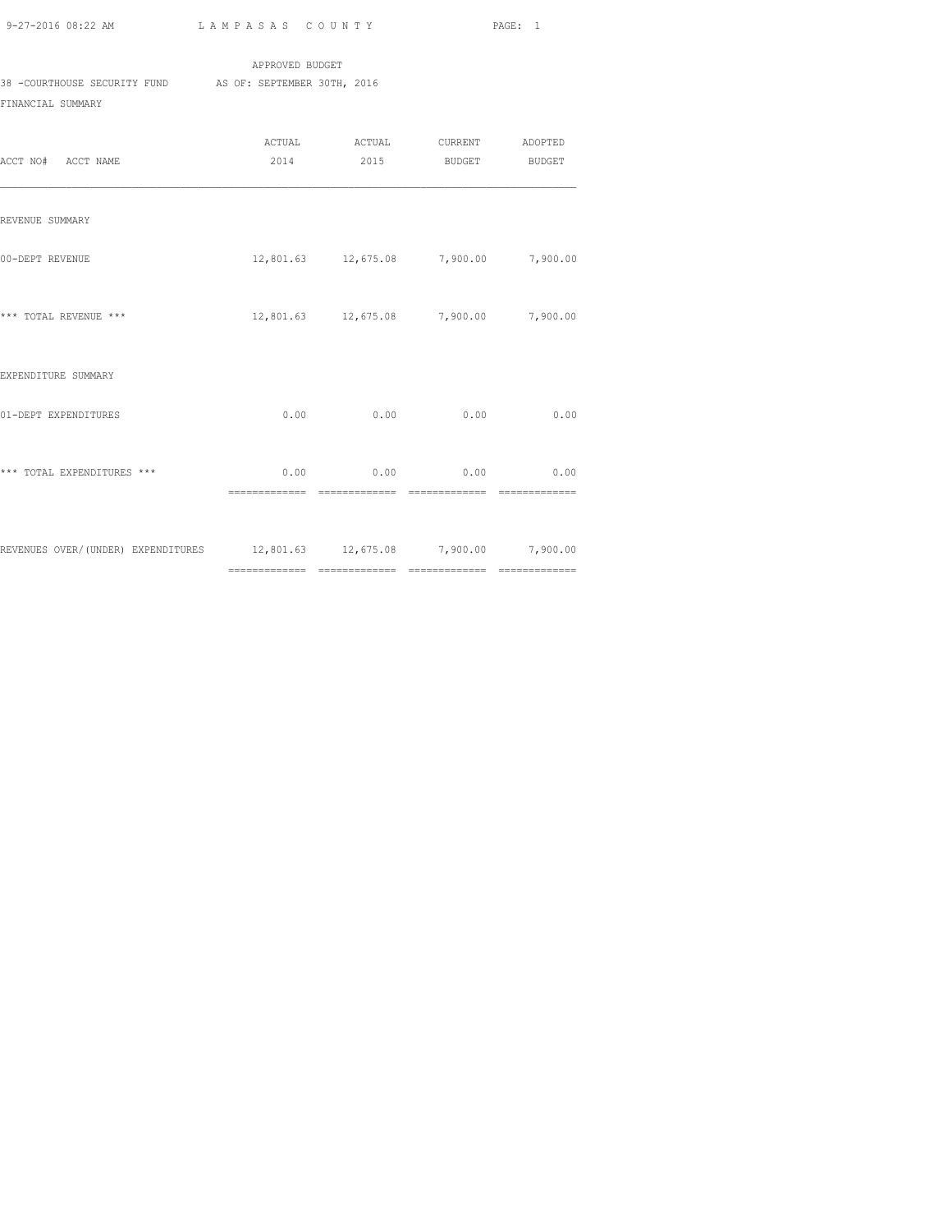APPROVED BUDGET

38 -COURTHOUSE SECURITY FUND AS OF: SEPTEMBER 30TH, 2016

FINANCIAL SUMMARY

| ACCT NO# ACCT NAME | ACTUAL 2014 | ACTUAL 2015 | CURRENT BUDGET | ADOPTED BUDGET |
|---|---|---|---|---|
| REVENUE SUMMARY | | | | |
| 00-DEPT REVENUE | 12,801.63 | 12,675.08 | 7,900.00 | 7,900.00 |
| *** TOTAL REVENUE *** | 12,801.63 | 12,675.08 | 7,900.00 | 7,900.00 |
| EXPENDITURE SUMMARY | | | | |
| 01-DEPT EXPENDITURES | 0.00 | 0.00 | 0.00 | 0.00 |
| *** TOTAL EXPENDITURES *** | 0.00 | 0.00 | 0.00 | 0.00 |
| REVENUES OVER/(UNDER) EXPENDITURES | 12,801.63 | 12,675.08 | 7,900.00 | 7,900.00 |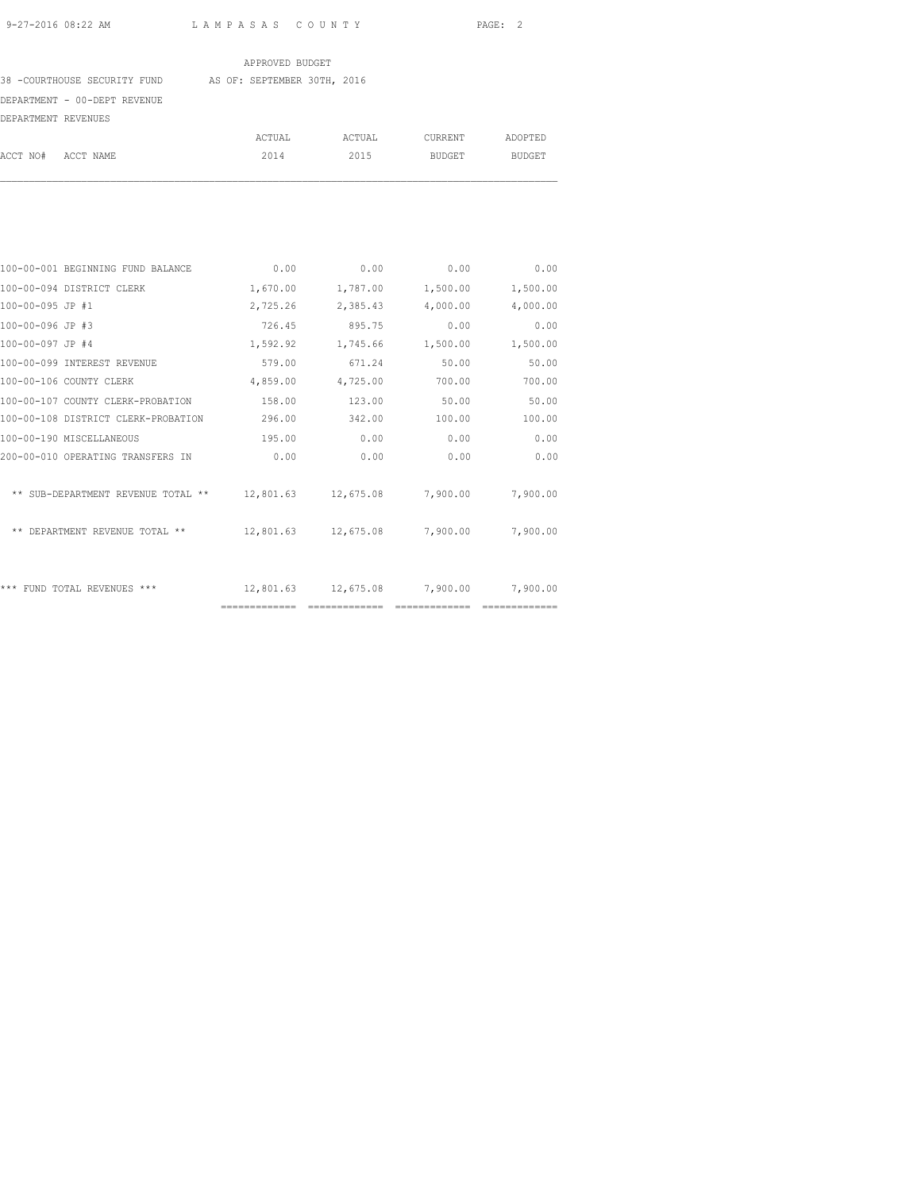APPROVED BUDGET

38 -COURTHOUSE SECURITY FUND AS OF: SEPTEMBER 30TH, 2016

DEPARTMENT - 00-DEPT REVENUE

DEPARTMENT REVENUES

| ACCT NO# ACCT NAME | ACTUAL 2014 | ACTUAL 2015 | CURRENT BUDGET | ADOPTED BUDGET |
|---|---|---|---|---|
| 100-00-001 BEGINNING FUND BALANCE | 0.00 | 0.00 | 0.00 | 0.00 |
| 100-00-094 DISTRICT CLERK | 1,670.00 | 1,787.00 | 1,500.00 | 1,500.00 |
| 100-00-095 JP #1 | 2,725.26 | 2,385.43 | 4,000.00 | 4,000.00 |
| 100-00-096 JP #3 | 726.45 | 895.75 | 0.00 | 0.00 |
| 100-00-097 JP #4 | 1,592.92 | 1,745.66 | 1,500.00 | 1,500.00 |
| 100-00-099 INTEREST REVENUE | 579.00 | 671.24 | 50.00 | 50.00 |
| 100-00-106 COUNTY CLERK | 4,859.00 | 4,725.00 | 700.00 | 700.00 |
| 100-00-107 COUNTY CLERK-PROBATION | 158.00 | 123.00 | 50.00 | 50.00 |
| 100-00-108 DISTRICT CLERK-PROBATION | 296.00 | 342.00 | 100.00 | 100.00 |
| 100-00-190 MISCELLANEOUS | 195.00 | 0.00 | 0.00 | 0.00 |
| 200-00-010 OPERATING TRANSFERS IN | 0.00 | 0.00 | 0.00 | 0.00 |
| ** SUB-DEPARTMENT REVENUE TOTAL ** | 12,801.63 | 12,675.08 | 7,900.00 | 7,900.00 |
| ** DEPARTMENT REVENUE TOTAL ** | 12,801.63 | 12,675.08 | 7,900.00 | 7,900.00 |
| *** FUND TOTAL REVENUES *** | 12,801.63 | 12,675.08 | 7,900.00 | 7,900.00 |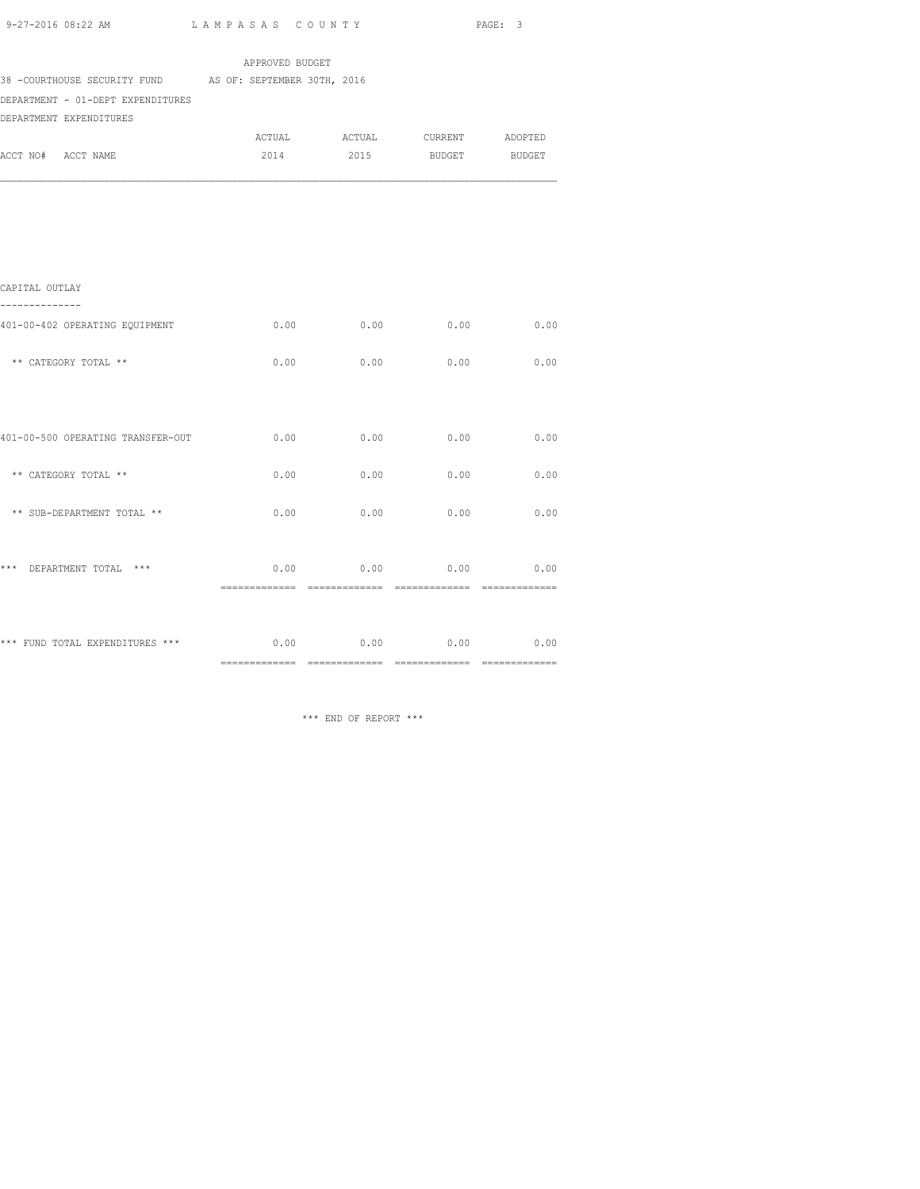APPROVED BUDGET

38 -COURTHOUSE SECURITY FUND AS OF: SEPTEMBER 30TH, 2016

DEPARTMENT - 01-DEPT EXPENDITURES

DEPARTMENT EXPENDITURES

| ACCT NO# ACCT NAME | ACTUAL 2014 | ACTUAL 2015 | CURRENT BUDGET | ADOPTED BUDGET |
|---|---|---|---|---|
| CAPITAL OUTLAY | | | | |
| 401-00-402 OPERATING EQUIPMENT | 0.00 | 0.00 | 0.00 | 0.00 |
| ** CATEGORY TOTAL ** | 0.00 | 0.00 | 0.00 | 0.00 |
| 401-00-500 OPERATING TRANSFER-OUT | 0.00 | 0.00 | 0.00 | 0.00 |
| ** CATEGORY TOTAL ** | 0.00 | 0.00 | 0.00 | 0.00 |
| ** SUB-DEPARTMENT TOTAL ** | 0.00 | 0.00 | 0.00 | 0.00 |
| *** DEPARTMENT TOTAL *** | 0.00 | 0.00 | 0.00 | 0.00 |
| *** FUND TOTAL EXPENDITURES *** | 0.00 | 0.00 | 0.00 | 0.00 |

*** END OF REPORT ***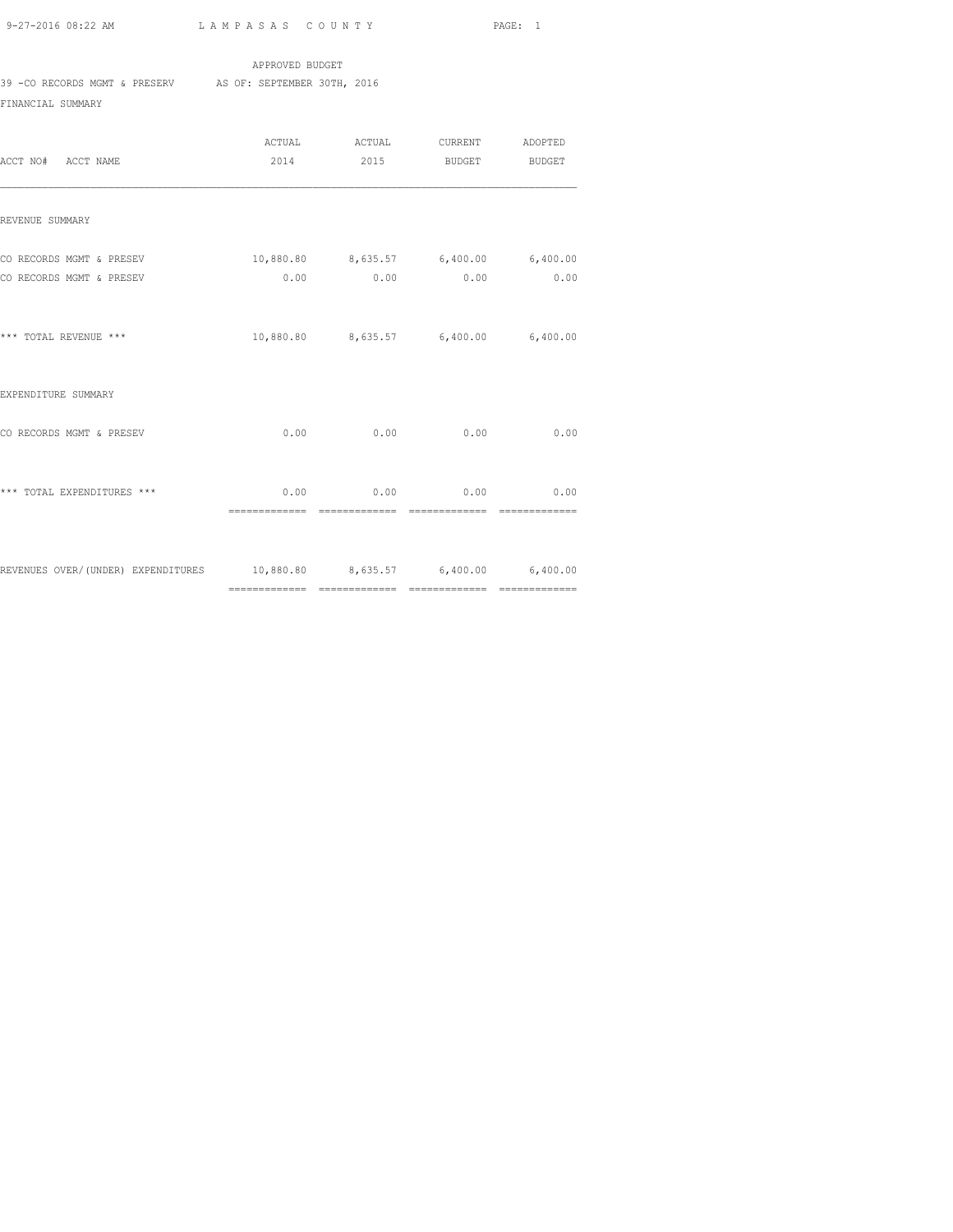APPROVED BUDGET

39 -CO RECORDS MGMT & PRESERV AS OF: SEPTEMBER 30TH, 2016

FINANCIAL SUMMARY

| ACCT NO# ACCT NAME | ACTUAL 2014 | ACTUAL 2015 | CURRENT BUDGET | ADOPTED BUDGET |
|---|---|---|---|---|
| REVENUE SUMMARY | | | | |
| CO RECORDS MGMT & PRESEV | 10,880.80 | 8,635.57 | 6,400.00 | 6,400.00 |
| CO RECORDS MGMT & PRESEV | 0.00 | 0.00 | 0.00 | 0.00 |
| *** TOTAL REVENUE *** | 10,880.80 | 8,635.57 | 6,400.00 | 6,400.00 |
| EXPENDITURE SUMMARY | | | | |
| CO RECORDS MGMT & PRESEV | 0.00 | 0.00 | 0.00 | 0.00 |
| *** TOTAL EXPENDITURES *** | 0.00 | 0.00 | 0.00 | 0.00 |
| REVENUES OVER/(UNDER) EXPENDITURES | 10,880.80 | 8,635.57 | 6,400.00 | 6,400.00 |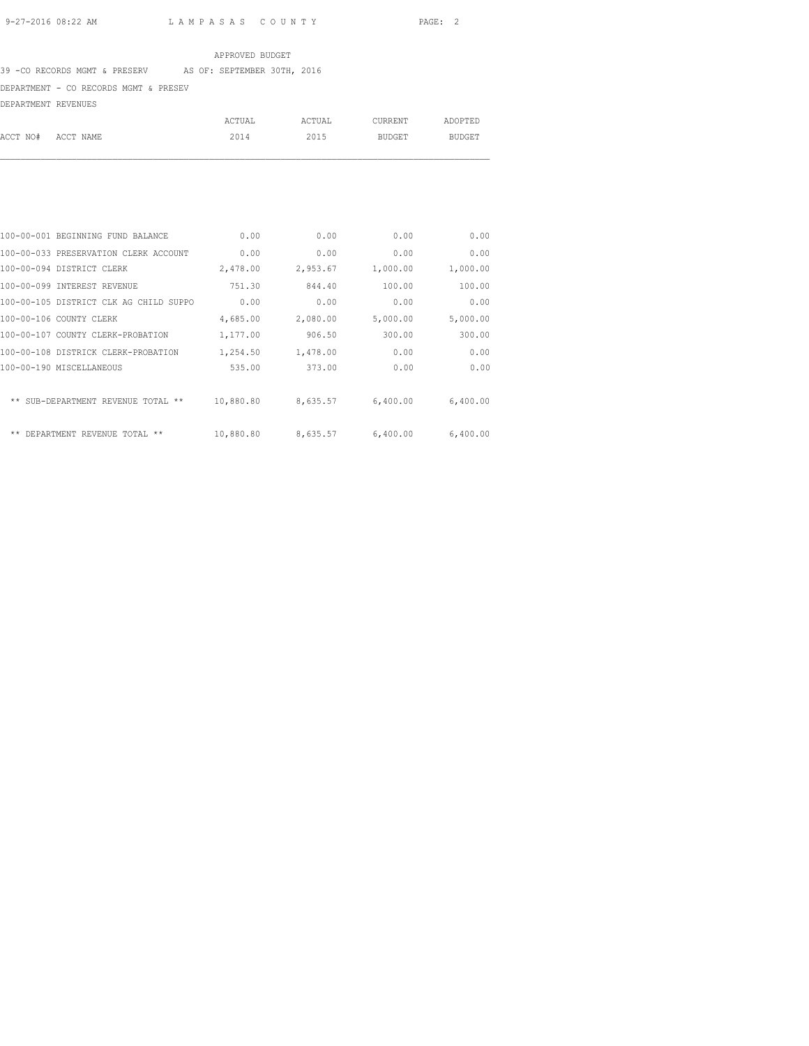APPROVED BUDGET

39 -CO RECORDS MGMT & PRESERV AS OF: SEPTEMBER 30TH, 2016

DEPARTMENT - CO RECORDS MGMT & PRESEV

DEPARTMENT REVENUES

| ACCT NO# ACCT NAME | ACTUAL 2014 | ACTUAL 2015 | CURRENT BUDGET | ADOPTED BUDGET |
|---|---|---|---|---|
| 100-00-001 BEGINNING FUND BALANCE | 0.00 | 0.00 | 0.00 | 0.00 |
| 100-00-033 PRESERVATION CLERK ACCOUNT | 0.00 | 0.00 | 0.00 | 0.00 |
| 100-00-094 DISTRICT CLERK | 2,478.00 | 2,953.67 | 1,000.00 | 1,000.00 |
| 100-00-099 INTEREST REVENUE | 751.30 | 844.40 | 100.00 | 100.00 |
| 100-00-105 DISTRICT CLK AG CHILD SUPPO | 0.00 | 0.00 | 0.00 | 0.00 |
| 100-00-106 COUNTY CLERK | 4,685.00 | 2,080.00 | 5,000.00 | 5,000.00 |
| 100-00-107 COUNTY CLERK-PROBATION | 1,177.00 | 906.50 | 300.00 | 300.00 |
| 100-00-108 DISTRICK CLERK-PROBATION | 1,254.50 | 1,478.00 | 0.00 | 0.00 |
| 100-00-190 MISCELLANEOUS | 535.00 | 373.00 | 0.00 | 0.00 |
| ** SUB-DEPARTMENT REVENUE TOTAL ** | 10,880.80 | 8,635.57 | 6,400.00 | 6,400.00 |
| ** DEPARTMENT REVENUE TOTAL ** | 10,880.80 | 8,635.57 | 6,400.00 | 6,400.00 |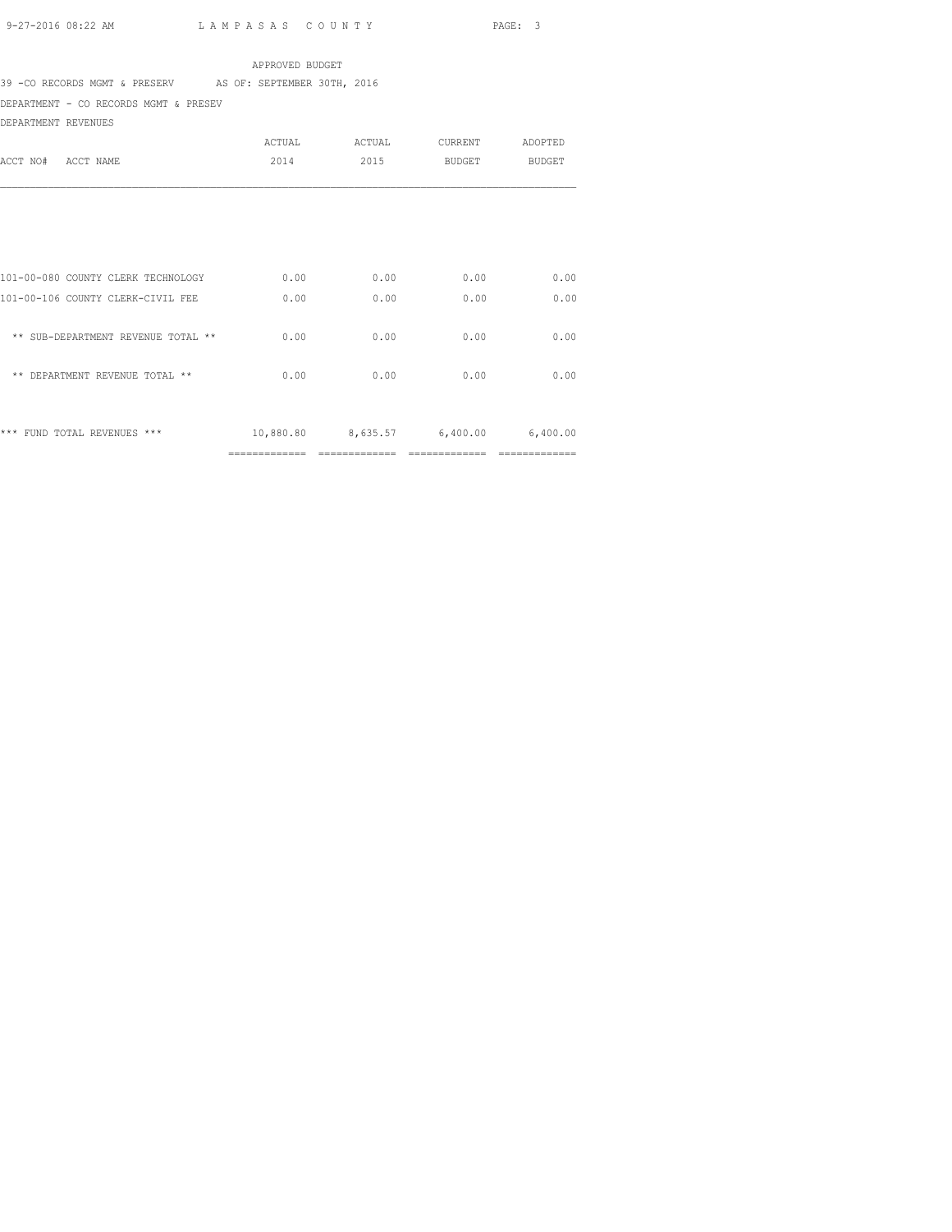APPROVED BUDGET

39 -CO RECORDS MGMT & PRESERV AS OF: SEPTEMBER 30TH, 2016

DEPARTMENT - CO RECORDS MGMT & PRESEV

DEPARTMENT REVENUES

| ACCT NO# ACCT NAME | ACTUAL 2014 | ACTUAL 2015 | CURRENT BUDGET | ADOPTED BUDGET |
|---|---|---|---|---|
| 101-00-080 COUNTY CLERK TECHNOLOGY | 0.00 | 0.00 | 0.00 | 0.00 |
| 101-00-106 COUNTY CLERK-CIVIL FEE | 0.00 | 0.00 | 0.00 | 0.00 |
| ** SUB-DEPARTMENT REVENUE TOTAL ** | 0.00 | 0.00 | 0.00 | 0.00 |
| ** DEPARTMENT REVENUE TOTAL ** | 0.00 | 0.00 | 0.00 | 0.00 |
| *** FUND TOTAL REVENUES *** | 10,880.80 | 8,635.57 | 6,400.00 | 6,400.00 |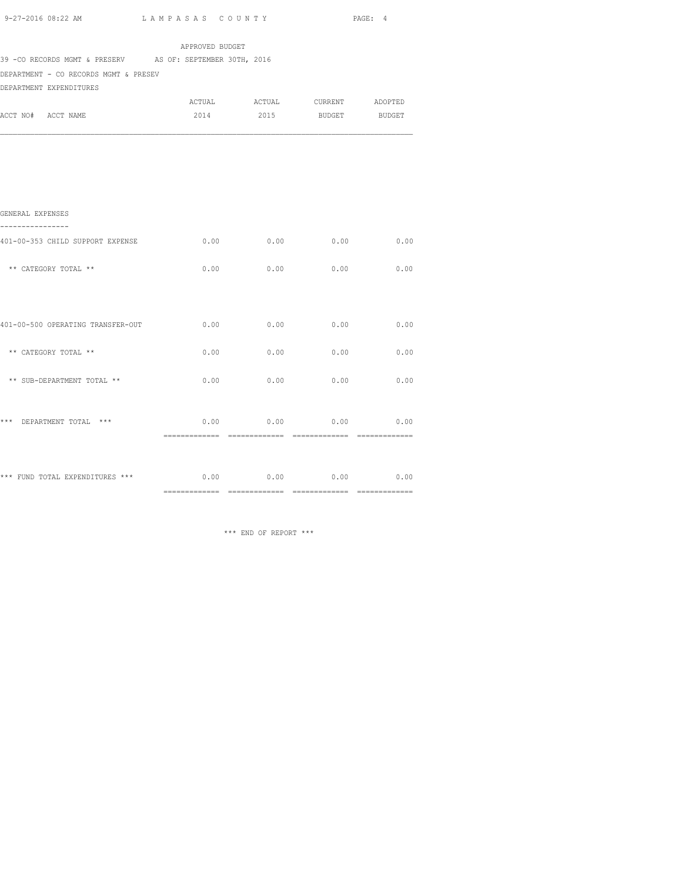APPROVED BUDGET

39 -CO RECORDS MGMT & PRESERV AS OF: SEPTEMBER 30TH, 2016

DEPARTMENT - CO RECORDS MGMT & PRESEV

DEPARTMENT EXPENDITURES

| ACCT NO# ACCT NAME | ACTUAL 2014 | ACTUAL 2015 | CURRENT BUDGET | ADOPTED BUDGET |
|---|---|---|---|---|
| **GENERAL EXPENSES** | | | | |
| 401-00-353 CHILD SUPPORT EXPENSE | 0.00 | 0.00 | 0.00 | 0.00 |
| ** CATEGORY TOTAL ** | 0.00 | 0.00 | 0.00 | 0.00 |
| 401-00-500 OPERATING TRANSFER-OUT | 0.00 | 0.00 | 0.00 | 0.00 |
| ** CATEGORY TOTAL ** | 0.00 | 0.00 | 0.00 | 0.00 |
| ** SUB-DEPARTMENT TOTAL ** | 0.00 | 0.00 | 0.00 | 0.00 |
| *** DEPARTMENT TOTAL *** | 0.00 | 0.00 | 0.00 | 0.00 |
| *** FUND TOTAL EXPENDITURES *** | 0.00 | 0.00 | 0.00 | 0.00 |

*** END OF REPORT ***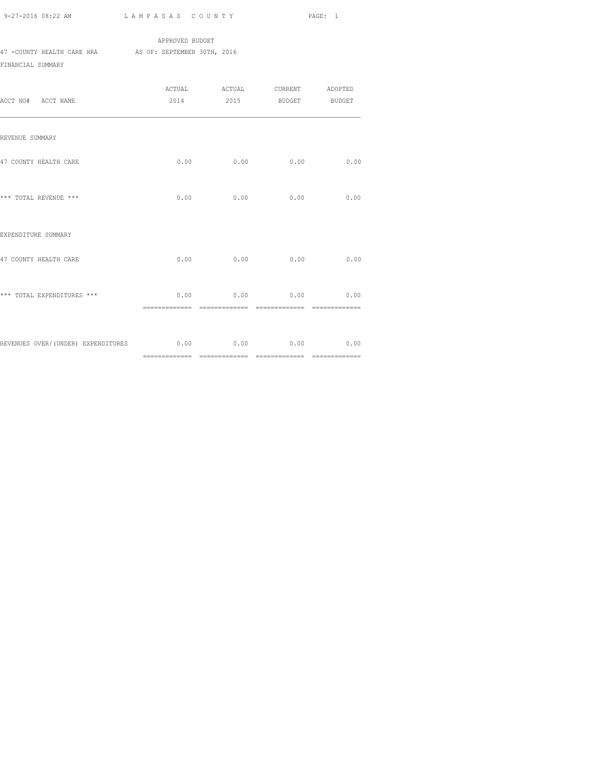APPROVED BUDGET

47 -COUNTY HEALTH CARE HRA AS OF: SEPTEMBER 30TH, 2016

FINANCIAL SUMMARY

| ACCT NO# ACCT NAME | ACTUAL 2014 | ACTUAL 2015 | CURRENT BUDGET | ADOPTED BUDGET |
|---|---|---|---|---|
| REVENUE SUMMARY | | | | |
| 47 COUNTY HEALTH CARE | 0.00 | 0.00 | 0.00 | 0.00 |
| *** TOTAL REVENUE *** | 0.00 | 0.00 | 0.00 | 0.00 |
| EXPENDITURE SUMMARY | | | | |
| 47 COUNTY HEALTH CARE | 0.00 | 0.00 | 0.00 | 0.00 |
| *** TOTAL EXPENDITURES *** | 0.00 | 0.00 | 0.00 | 0.00 |
| REVENUES OVER/(UNDER) EXPENDITURES | 0.00 | 0.00 | 0.00 | 0.00 |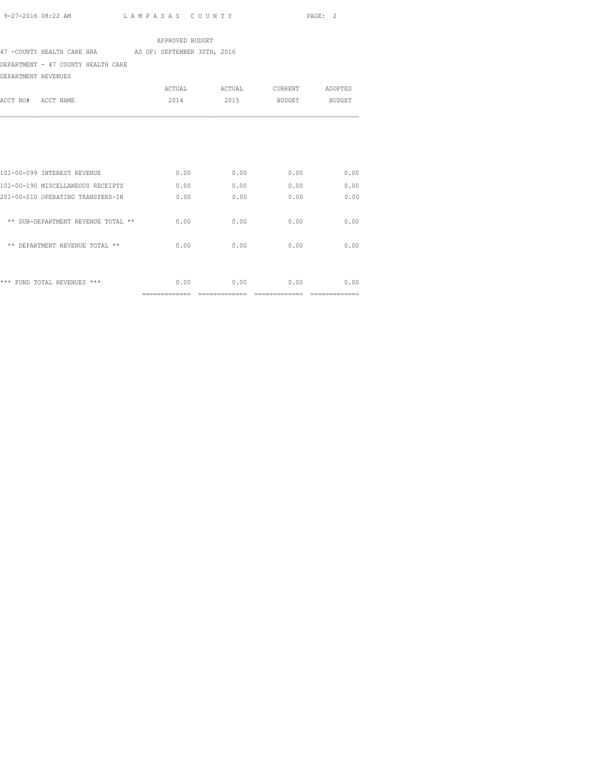APPROVED BUDGET

47 -COUNTY HEALTH CARE HRA AS OF: SEPTEMBER 30TH, 2016

DEPARTMENT - 47 COUNTY HEALTH CARE

DEPARTMENT REVENUES

| ACCT NO# ACCT NAME | ACTUAL 2014 | ACTUAL 2015 | CURRENT BUDGET | ADOPTED BUDGET |
|---|---|---|---|---|
| 101-00-099 INTEREST REVENUE | 0.00 | 0.00 | 0.00 | 0.00 |
| 101-00-190 MISCELLANEOUS RECEIPTS | 0.00 | 0.00 | 0.00 | 0.00 |
| 201-00-010 OPERATING TRANSFERS-IN | 0.00 | 0.00 | 0.00 | 0.00 |
| ** SUB-DEPARTMENT REVENUE TOTAL ** | 0.00 | 0.00 | 0.00 | 0.00 |
| ** DEPARTMENT REVENUE TOTAL ** | 0.00 | 0.00 | 0.00 | 0.00 |
| *** FUND TOTAL REVENUES *** | 0.00 | 0.00 | 0.00 | 0.00 |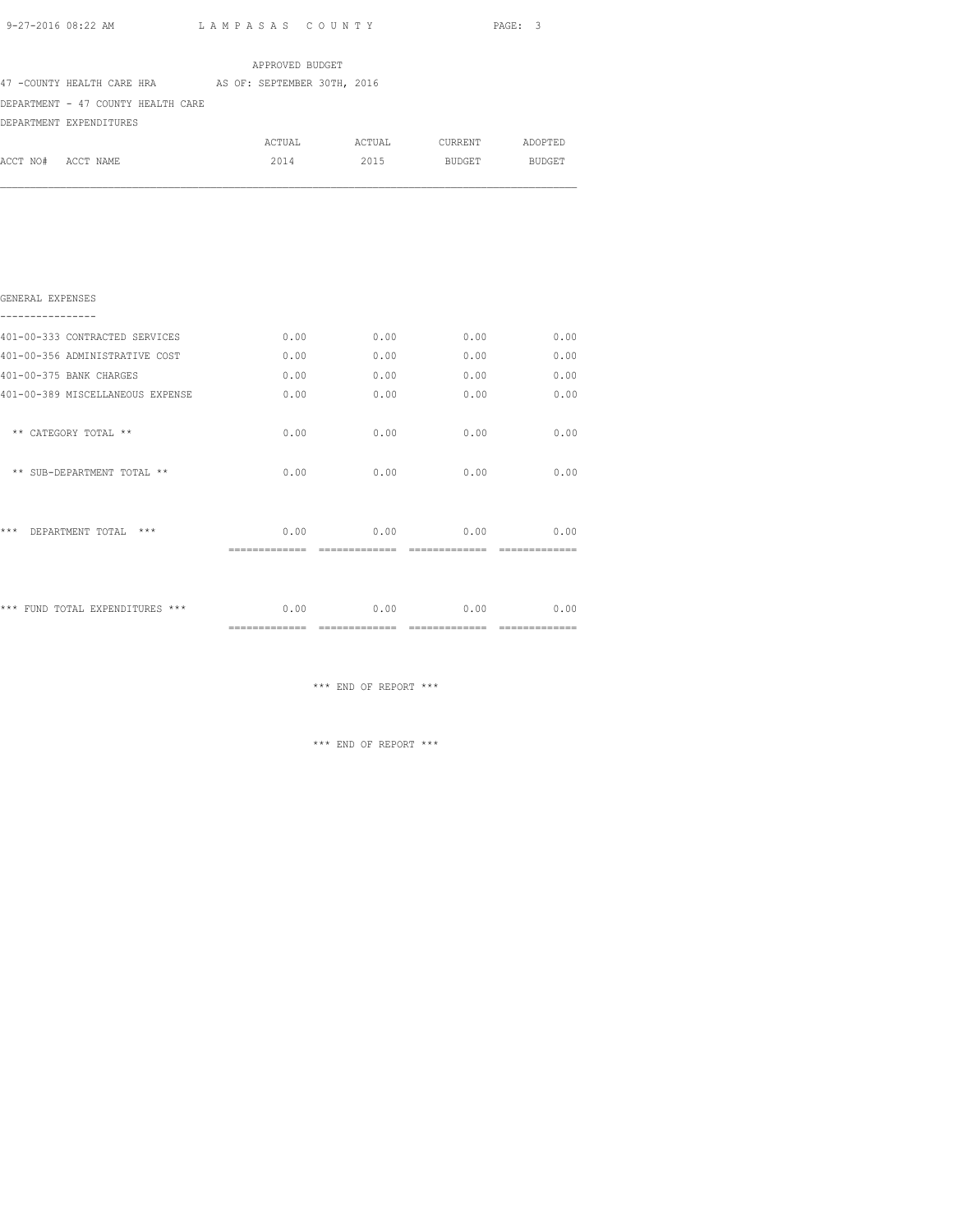APPROVED BUDGET

47 -COUNTY HEALTH CARE HRA AS OF: SEPTEMBER 30TH, 2016

DEPARTMENT - 47 COUNTY HEALTH CARE

DEPARTMENT EXPENDITURES

| ACCT NO# ACCT NAME | ACTUAL 2014 | ACTUAL 2015 | CURRENT BUDGET | ADOPTED BUDGET |
|---|---|---|---|---|
| **GENERAL EXPENSES** | | | | |
| 401-00-333 CONTRACTED SERVICES | 0.00 | 0.00 | 0.00 | 0.00 |
| 401-00-356 ADMINISTRATIVE COST | 0.00 | 0.00 | 0.00 | 0.00 |
| 401-00-375 BANK CHARGES | 0.00 | 0.00 | 0.00 | 0.00 |
| 401-00-389 MISCELLANEOUS EXPENSE | 0.00 | 0.00 | 0.00 | 0.00 |
| ** CATEGORY TOTAL ** | 0.00 | 0.00 | 0.00 | 0.00 |
| ** SUB-DEPARTMENT TOTAL ** | 0.00 | 0.00 | 0.00 | 0.00 |
| *** DEPARTMENT TOTAL *** | 0.00 | 0.00 | 0.00 | 0.00 |
| *** FUND TOTAL EXPENDITURES *** | 0.00 | 0.00 | 0.00 | 0.00 |

*** END OF REPORT ***

*** END OF REPORT ***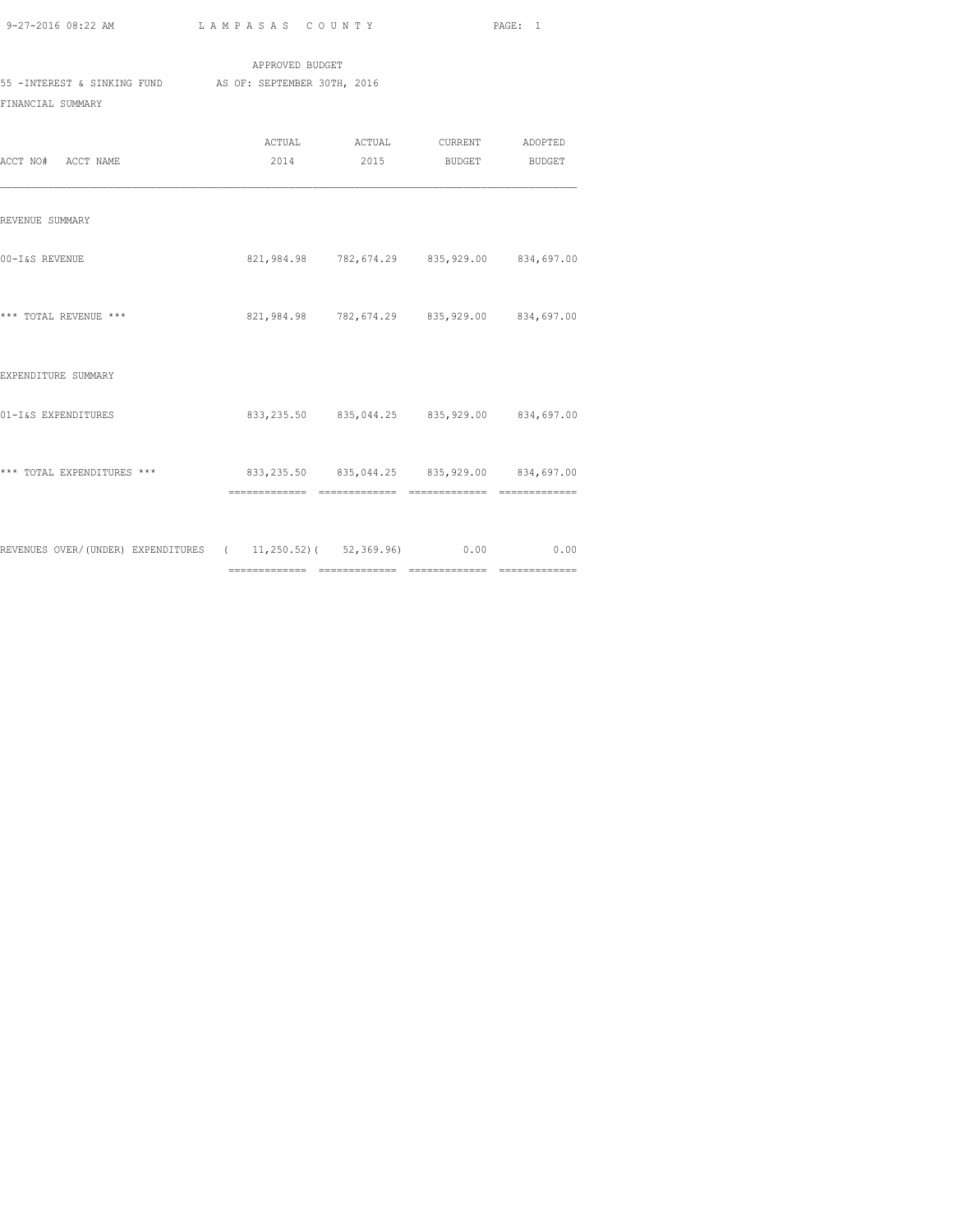APPROVED BUDGET

55 -INTEREST & SINKING FUND AS OF: SEPTEMBER 30TH, 2016

FINANCIAL SUMMARY

| ACCT NO# ACCT NAME | ACTUAL 2014 | ACTUAL 2015 | CURRENT BUDGET | ADOPTED BUDGET |
|---|---|---|---|---|
| REVENUE SUMMARY | | | | |
| 00-I&S REVENUE | 821,984.98 | 782,674.29 | 835,929.00 | 834,697.00 |
| *** TOTAL REVENUE *** | 821,984.98 | 782,674.29 | 835,929.00 | 834,697.00 |
| EXPENDITURE SUMMARY | | | | |
| 01-I&S EXPENDITURES | 833,235.50 | 835,044.25 | 835,929.00 | 834,697.00 |
| *** TOTAL EXPENDITURES *** | 833,235.50 | 835,044.25 | 835,929.00 | 834,697.00 |
| REVENUES OVER/(UNDER) EXPENDITURES | ( 11,250.52) | ( 52,369.96) | 0.00 | 0.00 |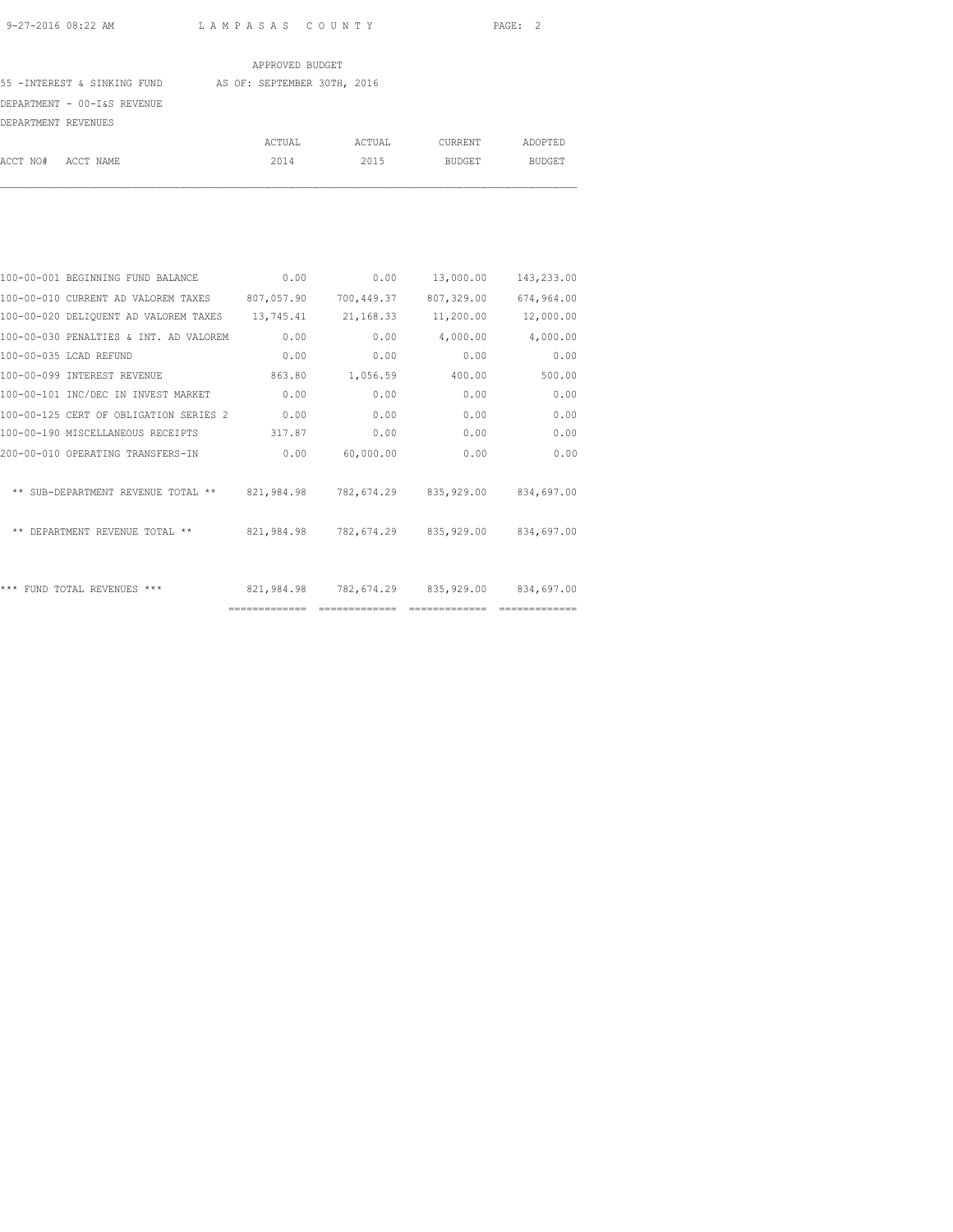APPROVED BUDGET

55 -INTEREST & SINKING FUND AS OF: SEPTEMBER 30TH, 2016

DEPARTMENT - 00-I&S REVENUE

DEPARTMENT REVENUES

| ACCT NO# ACCT NAME | ACTUAL 2014 | ACTUAL 2015 | CURRENT BUDGET | ADOPTED BUDGET |
|---|---|---|---|---|
| 100-00-001 BEGINNING FUND BALANCE | 0.00 | 0.00 | 13,000.00 | 143,233.00 |
| 100-00-010 CURRENT AD VALOREM TAXES | 807,057.90 | 700,449.37 | 807,329.00 | 674,964.00 |
| 100-00-020 DELIQUENT AD VALOREM TAXES | 13,745.41 | 21,168.33 | 11,200.00 | 12,000.00 |
| 100-00-030 PENALTIES & INT. AD VALOREM | 0.00 | 0.00 | 4,000.00 | 4,000.00 |
| 100-00-035 LCAD REFUND | 0.00 | 0.00 | 0.00 | 0.00 |
| 100-00-099 INTEREST REVENUE | 863.80 | 1,056.59 | 400.00 | 500.00 |
| 100-00-101 INC/DEC IN INVEST MARKET | 0.00 | 0.00 | 0.00 | 0.00 |
| 100-00-125 CERT OF OBLIGATION SERIES 2 | 0.00 | 0.00 | 0.00 | 0.00 |
| 100-00-190 MISCELLANEOUS RECEIPTS | 317.87 | 0.00 | 0.00 | 0.00 |
| 200-00-010 OPERATING TRANSFERS-IN | 0.00 | 60,000.00 | 0.00 | 0.00 |
| ** SUB-DEPARTMENT REVENUE TOTAL ** | 821,984.98 | 782,674.29 | 835,929.00 | 834,697.00 |
| ** DEPARTMENT REVENUE TOTAL ** | 821,984.98 | 782,674.29 | 835,929.00 | 834,697.00 |
| *** FUND TOTAL REVENUES *** | 821,984.98 | 782,674.29 | 835,929.00 | 834,697.00 |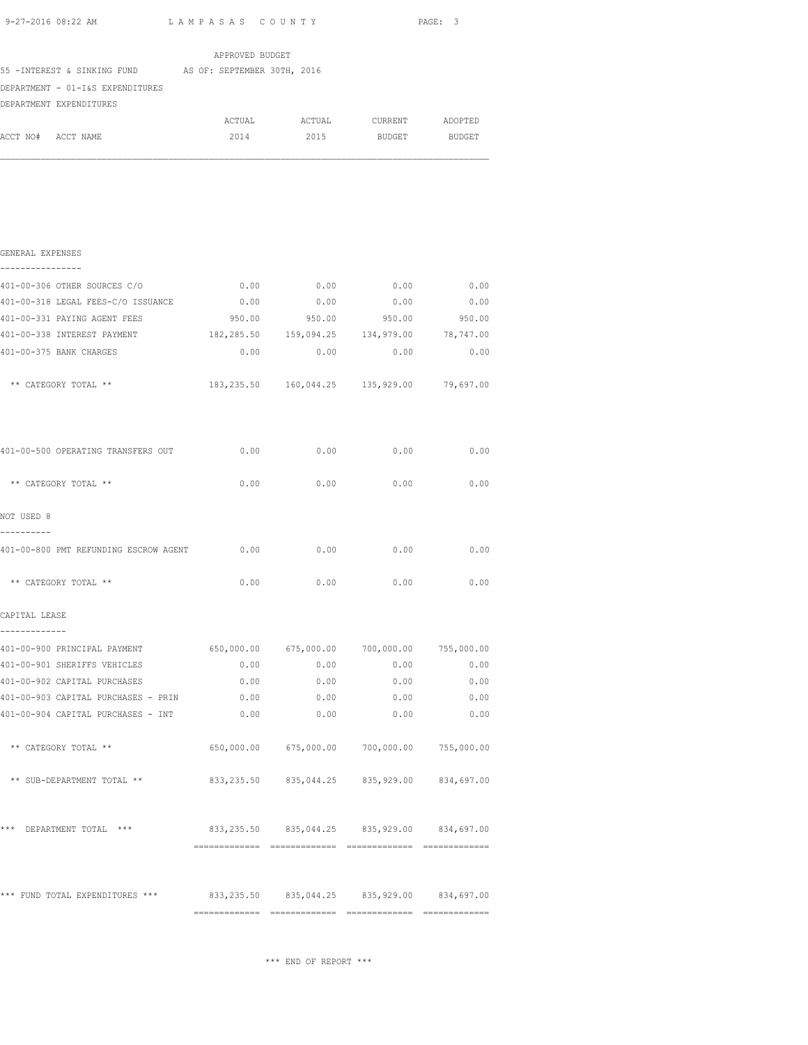APPROVED BUDGET

55 -INTEREST & SINKING FUND AS OF: SEPTEMBER 30TH, 2016

DEPARTMENT - 01-I&S EXPENDITURES

DEPARTMENT EXPENDITURES

| ACCT NO# ACCT NAME | ACTUAL 2014 | ACTUAL 2015 | CURRENT BUDGET | ADOPTED BUDGET |
|---|---|---|---|---|
| **GENERAL EXPENSES** | | | | |
| 401-00-306 OTHER SOURCES C/O | 0.00 | 0.00 | 0.00 | 0.00 |
| 401-00-318 LEGAL FEES-C/O ISSUANCE | 0.00 | 0.00 | 0.00 | 0.00 |
| 401-00-331 PAYING AGENT FEES | 950.00 | 950.00 | 950.00 | 950.00 |
| 401-00-338 INTEREST PAYMENT | 182,285.50 | 159,094.25 | 134,979.00 | 78,747.00 |
| 401-00-375 BANK CHARGES | 0.00 | 0.00 | 0.00 | 0.00 |
| ** CATEGORY TOTAL ** | 183,235.50 | 160,044.25 | 135,929.00 | 79,697.00 |
| 401-00-500 OPERATING TRANSFERS OUT | 0.00 | 0.00 | 0.00 | 0.00 |
| ** CATEGORY TOTAL ** | 0.00 | 0.00 | 0.00 | 0.00 |
| **NOT USED 8** | | | | |
| 401-00-800 PMT REFUNDING ESCROW AGENT | 0.00 | 0.00 | 0.00 | 0.00 |
| ** CATEGORY TOTAL ** | 0.00 | 0.00 | 0.00 | 0.00 |
| **CAPITAL LEASE** | | | | |
| 401-00-900 PRINCIPAL PAYMENT | 650,000.00 | 675,000.00 | 700,000.00 | 755,000.00 |
| 401-00-901 SHERIFFS VEHICLES | 0.00 | 0.00 | 0.00 | 0.00 |
| 401-00-902 CAPITAL PURCHASES | 0.00 | 0.00 | 0.00 | 0.00 |
| 401-00-903 CAPITAL PURCHASES - PRIN | 0.00 | 0.00 | 0.00 | 0.00 |
| 401-00-904 CAPITAL PURCHASES - INT | 0.00 | 0.00 | 0.00 | 0.00 |
| ** CATEGORY TOTAL ** | 650,000.00 | 675,000.00 | 700,000.00 | 755,000.00 |
| ** SUB-DEPARTMENT TOTAL ** | 833,235.50 | 835,044.25 | 835,929.00 | 834,697.00 |
| *** DEPARTMENT TOTAL *** | 833,235.50 | 835,044.25 | 835,929.00 | 834,697.00 |
| *** FUND TOTAL EXPENDITURES *** | 833,235.50 | 835,044.25 | 835,929.00 | 834,697.00 |

*** END OF REPORT ***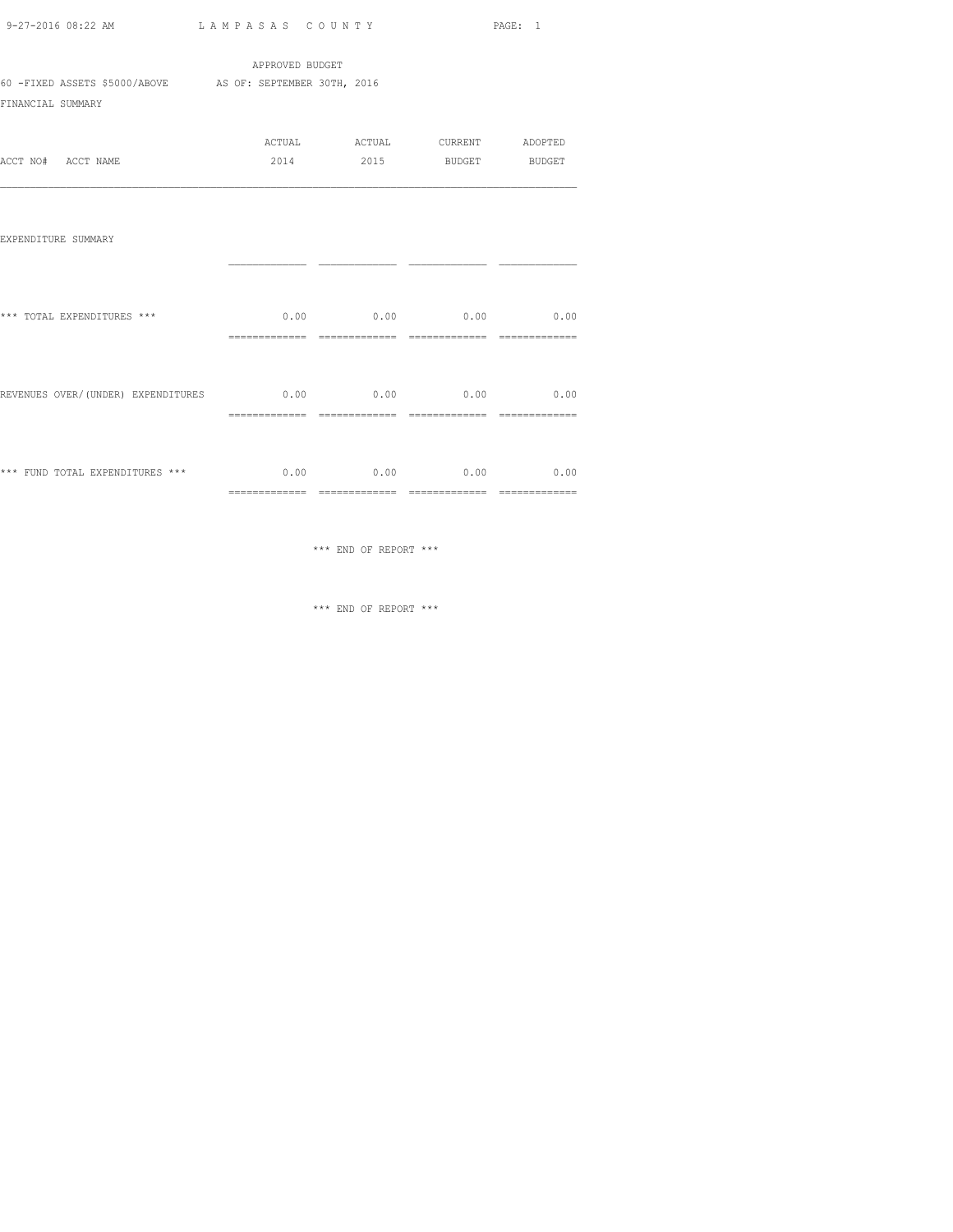9-27-2016 08:22 AM L A M P A S A S C O U N T Y PAGE: 1

APPROVED BUDGET

60 -FIXED ASSETS $5000/ABOVE AS OF: SEPTEMBER 30TH, 2016

FINANCIAL SUMMARY

| ACCT NO# ACCT NAME | ACTUAL 2014 | ACTUAL 2015 | CURRENT BUDGET | ADOPTED BUDGET |
|---|---|---|---|---|
| EXPENDITURE SUMMARY | | | | |
| *** TOTAL EXPENDITURES *** | 0.00 | 0.00 | 0.00 | 0.00 |
| REVENUES OVER/(UNDER) EXPENDITURES | 0.00 | 0.00 | 0.00 | 0.00 |
| *** FUND TOTAL EXPENDITURES *** | 0.00 | 0.00 | 0.00 | 0.00 |

*** END OF REPORT ***

*** END OF REPORT ***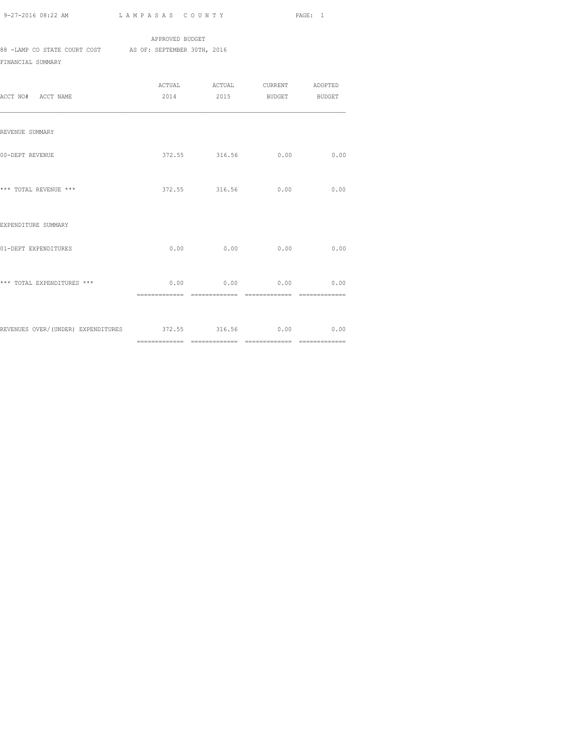APPROVED BUDGET

88 -LAMP CO STATE COURT COST AS OF: SEPTEMBER 30TH, 2016

FINANCIAL SUMMARY

| ACCT NO# ACCT NAME | ACTUAL 2014 | ACTUAL 2015 | CURRENT BUDGET | ADOPTED BUDGET |
|---|---|---|---|---|
| REVENUE SUMMARY | | | | |
| 00-DEPT REVENUE | 372.55 | 316.56 | 0.00 | 0.00 |
| *** TOTAL REVENUE *** | 372.55 | 316.56 | 0.00 | 0.00 |
| EXPENDITURE SUMMARY | | | | |
| 01-DEPT EXPENDITURES | 0.00 | 0.00 | 0.00 | 0.00 |
| *** TOTAL EXPENDITURES *** | 0.00 | 0.00 | 0.00 | 0.00 |
| REVENUES OVER/(UNDER) EXPENDITURES | 372.55 | 316.56 | 0.00 | 0.00 |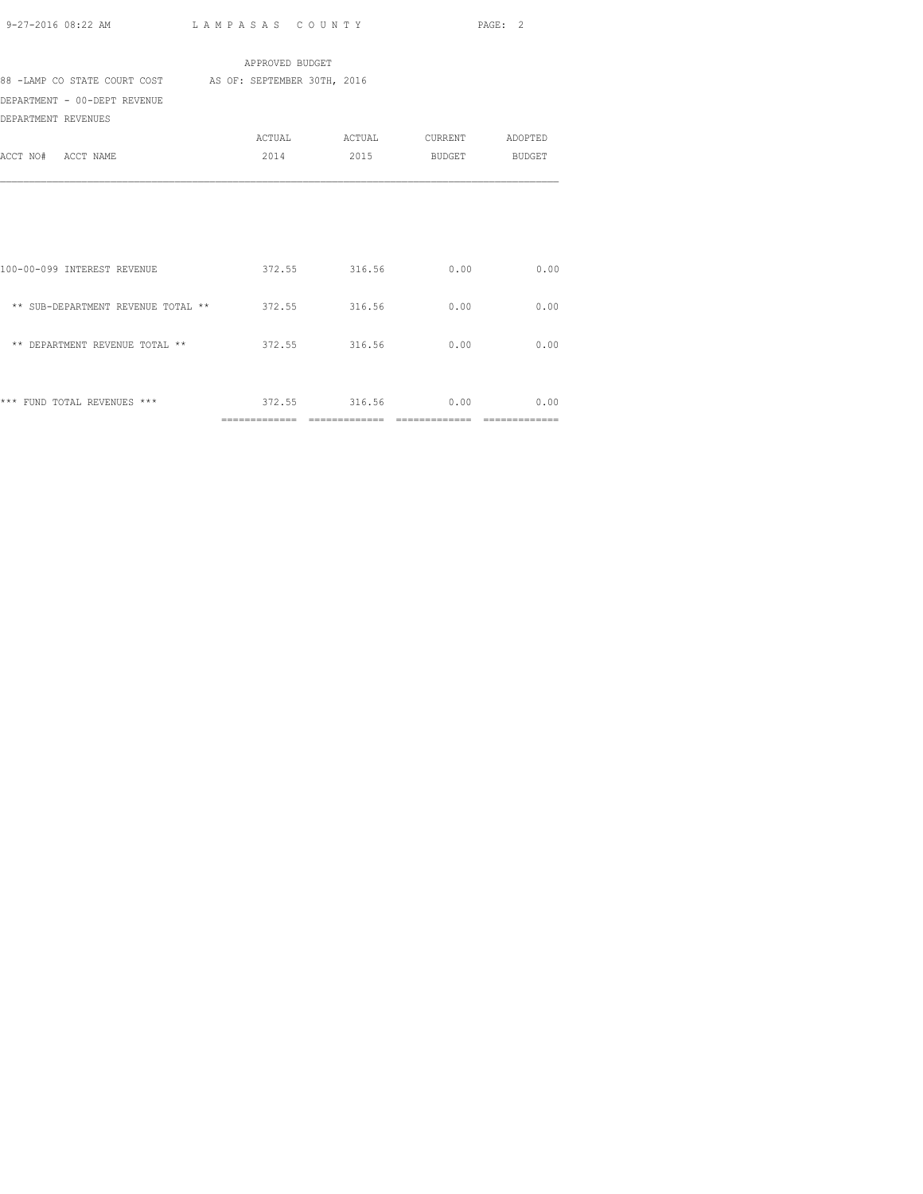APPROVED BUDGET

88 -LAMP CO STATE COURT COST AS OF: SEPTEMBER 30TH, 2016

DEPARTMENT - 00-DEPT REVENUE

DEPARTMENT REVENUES

| ACCT NO# ACCT NAME | ACTUAL 2014 | ACTUAL 2015 | CURRENT BUDGET | ADOPTED BUDGET |
|---|---|---|---|---|
| 100-00-099 INTEREST REVENUE | 372.55 | 316.56 | 0.00 | 0.00 |
| ** SUB-DEPARTMENT REVENUE TOTAL ** | 372.55 | 316.56 | 0.00 | 0.00 |
| ** DEPARTMENT REVENUE TOTAL ** | 372.55 | 316.56 | 0.00 | 0.00 |
| *** FUND TOTAL REVENUES *** | 372.55 | 316.56 | 0.00 | 0.00 |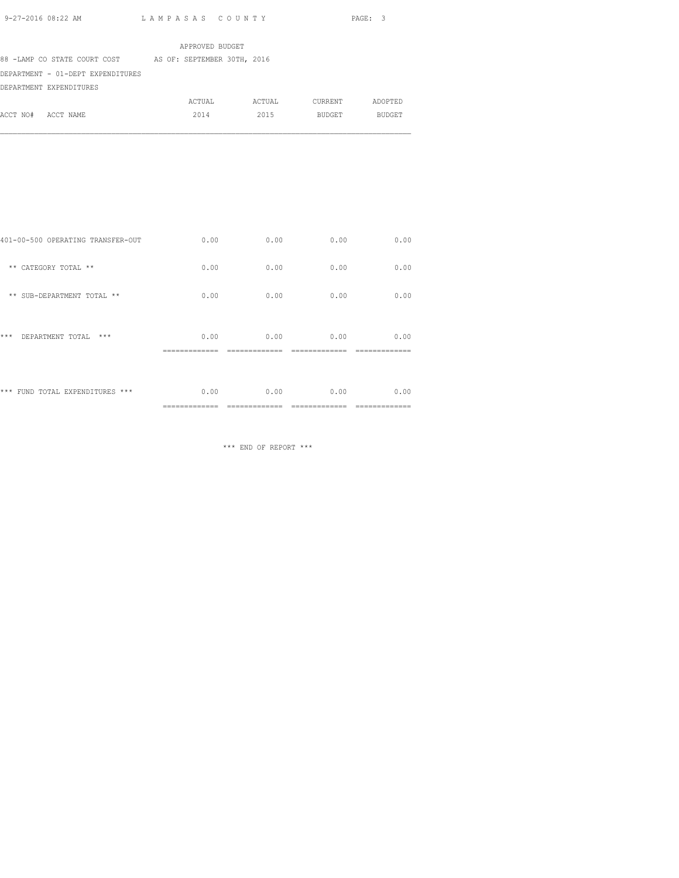APPROVED BUDGET

88 -LAMP CO STATE COURT COST AS OF: SEPTEMBER 30TH, 2016

DEPARTMENT - 01-DEPT EXPENDITURES

DEPARTMENT EXPENDITURES

| ACCT NO# ACCT NAME | ACTUAL 2014 | ACTUAL 2015 | CURRENT BUDGET | ADOPTED BUDGET |
|---|---|---|---|---|
| 401-00-500 OPERATING TRANSFER-OUT | 0.00 | 0.00 | 0.00 | 0.00 |
| ** CATEGORY TOTAL ** | 0.00 | 0.00 | 0.00 | 0.00 |
| ** SUB-DEPARTMENT TOTAL ** | 0.00 | 0.00 | 0.00 | 0.00 |
| *** DEPARTMENT TOTAL *** | 0.00 | 0.00 | 0.00 | 0.00 |
| *** FUND TOTAL EXPENDITURES *** | 0.00 | 0.00 | 0.00 | 0.00 |

*** END OF REPORT ***